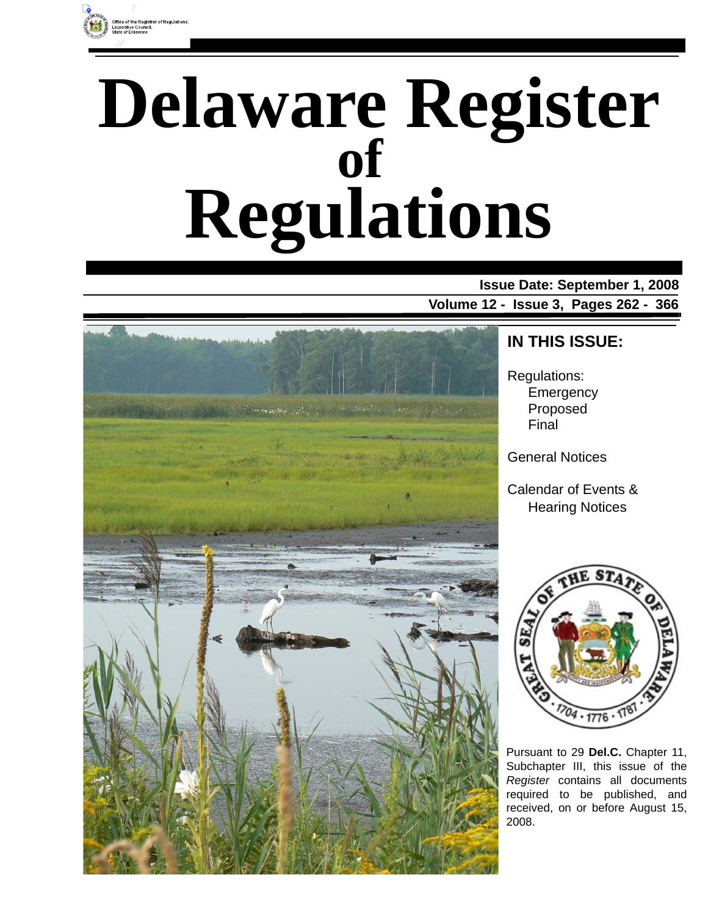Office of the Registrar of Regulations, Legislative Council, State of Delaware

# Delaware Register of Regulations

**Issue Date: September 1, 2008**

**Volume 12 - Issue 3, Pages 262 - 366**

## IN THIS ISSUE:

Regulations:
- Emergency
- Proposed
- Final

General Notices

Calendar of Events & Hearing Notices

Pursuant to 29 **Del.C.** Chapter 11, Subchapter III, this issue of the *Register* contains all documents required to be published, and received, on or before August 15, 2008.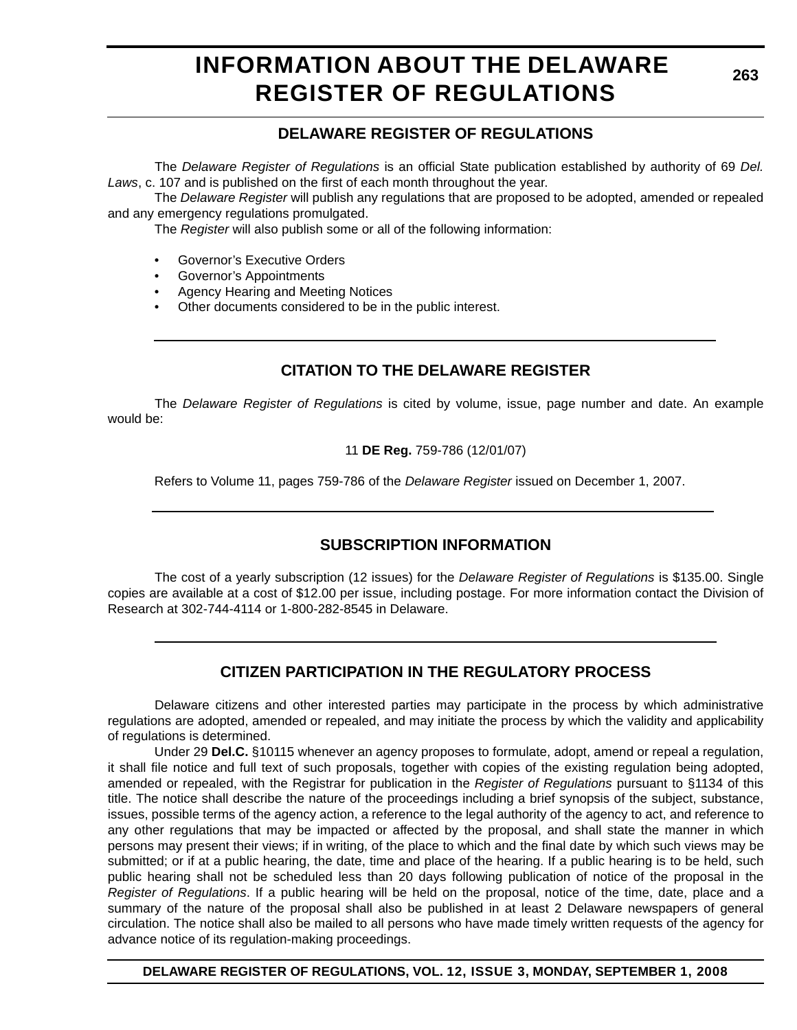# INFORMATION ABOUT THE DELAWARE REGISTER OF REGULATIONS

## DELAWARE REGISTER OF REGULATIONS

The *Delaware Register of Regulations* is an official State publication established by authority of 69 *Del. Laws*, c. 107 and is published on the first of each month throughout the year.

The *Delaware Register* will publish any regulations that are proposed to be adopted, amended or repealed and any emergency regulations promulgated.

The *Register* will also publish some or all of the following information:

- Governor's Executive Orders
- Governor's Appointments
- Agency Hearing and Meeting Notices
- Other documents considered to be in the public interest.

## CITATION TO THE DELAWARE REGISTER

The *Delaware Register of Regulations* is cited by volume, issue, page number and date. An example would be:

11 **DE Reg.** 759-786 (12/01/07)

Refers to Volume 11, pages 759-786 of the *Delaware Register* issued on December 1, 2007.

## SUBSCRIPTION INFORMATION

The cost of a yearly subscription (12 issues) for the *Delaware Register of Regulations* is $135.00. Single copies are available at a cost of $12.00 per issue, including postage. For more information contact the Division of Research at 302-744-4114 or 1-800-282-8545 in Delaware.

## CITIZEN PARTICIPATION IN THE REGULATORY PROCESS

Delaware citizens and other interested parties may participate in the process by which administrative regulations are adopted, amended or repealed, and may initiate the process by which the validity and applicability of regulations is determined.

Under 29 **Del.C.** §10115 whenever an agency proposes to formulate, adopt, amend or repeal a regulation, it shall file notice and full text of such proposals, together with copies of the existing regulation being adopted, amended or repealed, with the Registrar for publication in the *Register of Regulations* pursuant to §1134 of this title. The notice shall describe the nature of the proceedings including a brief synopsis of the subject, substance, issues, possible terms of the agency action, a reference to the legal authority of the agency to act, and reference to any other regulations that may be impacted or affected by the proposal, and shall state the manner in which persons may present their views; if in writing, of the place to which and the final date by which such views may be submitted; or if at a public hearing, the date, time and place of the hearing. If a public hearing is to be held, such public hearing shall not be scheduled less than 20 days following publication of notice of the proposal in the *Register of Regulations*. If a public hearing will be held on the proposal, notice of the time, date, place and a summary of the nature of the proposal shall also be published in at least 2 Delaware newspapers of general circulation. The notice shall also be mailed to all persons who have made timely written requests of the agency for advance notice of its regulation-making proceedings.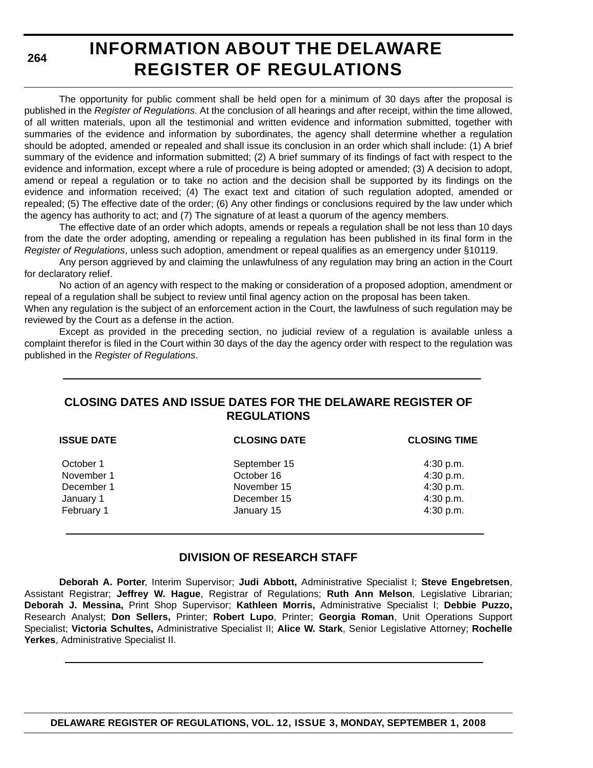# INFORMATION ABOUT THE DELAWARE REGISTER OF REGULATIONS

The opportunity for public comment shall be held open for a minimum of 30 days after the proposal is published in the *Register of Regulations*. At the conclusion of all hearings and after receipt, within the time allowed, of all written materials, upon all the testimonial and written evidence and information submitted, together with summaries of the evidence and information by subordinates, the agency shall determine whether a regulation should be adopted, amended or repealed and shall issue its conclusion in an order which shall include: (1) A brief summary of the evidence and information submitted; (2) A brief summary of its findings of fact with respect to the evidence and information, except where a rule of procedure is being adopted or amended; (3) A decision to adopt, amend or repeal a regulation or to take no action and the decision shall be supported by its findings on the evidence and information received; (4) The exact text and citation of such regulation adopted, amended or repealed; (5) The effective date of the order; (6) Any other findings or conclusions required by the law under which the agency has authority to act; and (7) The signature of at least a quorum of the agency members.

The effective date of an order which adopts, amends or repeals a regulation shall be not less than 10 days from the date the order adopting, amending or repealing a regulation has been published in its final form in the *Register of Regulations*, unless such adoption, amendment or repeal qualifies as an emergency under §10119.

Any person aggrieved by and claiming the unlawfulness of any regulation may bring an action in the Court for declaratory relief.

No action of an agency with respect to the making or consideration of a proposed adoption, amendment or repeal of a regulation shall be subject to review until final agency action on the proposal has been taken.

When any regulation is the subject of an enforcement action in the Court, the lawfulness of such regulation may be reviewed by the Court as a defense in the action.

Except as provided in the preceding section, no judicial review of a regulation is available unless a complaint therefor is filed in the Court within 30 days of the day the agency order with respect to the regulation was published in the *Register of Regulations*.

## CLOSING DATES AND ISSUE DATES FOR THE DELAWARE REGISTER OF REGULATIONS

| ISSUE DATE | CLOSING DATE | CLOSING TIME |
|---|---|---|
| October 1 | September 15 | 4:30 p.m. |
| November 1 | October 16 | 4:30 p.m. |
| December 1 | November 15 | 4:30 p.m. |
| January 1 | December 15 | 4:30 p.m. |
| February 1 | January 15 | 4:30 p.m. |

## DIVISION OF RESEARCH STAFF

**Deborah A. Porter**, Interim Supervisor; **Judi Abbott,** Administrative Specialist I; **Steve Engebretsen**, Assistant Registrar; **Jeffrey W. Hague**, Registrar of Regulations; **Ruth Ann Melson**, Legislative Librarian; **Deborah J. Messina,** Print Shop Supervisor; **Kathleen Morris,** Administrative Specialist I; **Debbie Puzzo,** Research Analyst; **Don Sellers,** Printer; **Robert Lupo**, Printer; **Georgia Roman**, Unit Operations Support Specialist; **Victoria Schultes,** Administrative Specialist II; **Alice W. Stark**, Senior Legislative Attorney; **Rochelle Yerkes**, Administrative Specialist II.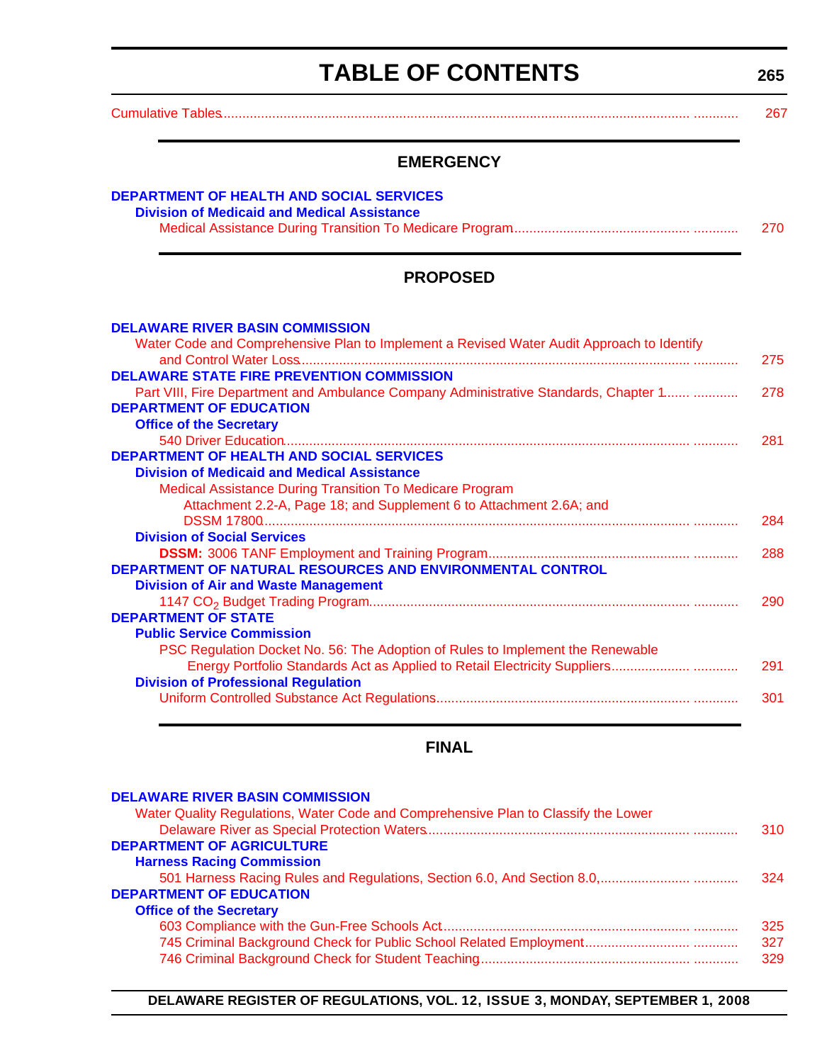# TABLE OF CONTENTS

Cumulative Tables ........................................................................ 267

## EMERGENCY

**DEPARTMENT OF HEALTH AND SOCIAL SERVICES**

**Division of Medicaid and Medical Assistance**

Medical Assistance During Transition To Medicare Program ........................................ 270

## PROPOSED

**DELAWARE RIVER BASIN COMMISSION**

Water Code and Comprehensive Plan to Implement a Revised Water Audit Approach to Identify and Control Water Loss ........................................ 275

**DELAWARE STATE FIRE PREVENTION COMMISSION**

Part VIII, Fire Department and Ambulance Company Administrative Standards, Chapter 1 ........................................ 278

**DEPARTMENT OF EDUCATION**

**Office of the Secretary**

540 Driver Education ........................................ 281

**DEPARTMENT OF HEALTH AND SOCIAL SERVICES**

**Division of Medicaid and Medical Assistance**

Medical Assistance During Transition To Medicare Program Attachment 2.2-A, Page 18; and Supplement 6 to Attachment 2.6A; and DSSM 17800 ........................................ 284

**Division of Social Services**

**DSSM:** 3006 TANF Employment and Training Program ........................................ 288

**DEPARTMENT OF NATURAL RESOURCES AND ENVIRONMENTAL CONTROL**

**Division of Air and Waste Management**

1147 $CO_2$ Budget Trading Program ........................................ 290

**DEPARTMENT OF STATE**

**Public Service Commission**

PSC Regulation Docket No. 56: The Adoption of Rules to Implement the Renewable Energy Portfolio Standards Act as Applied to Retail Electricity Suppliers ........................................ 291

**Division of Professional Regulation**

Uniform Controlled Substance Act Regulations ........................................ 301

## FINAL

**DELAWARE RIVER BASIN COMMISSION**

Water Quality Regulations, Water Code and Comprehensive Plan to Classify the Lower Delaware River as Special Protection Waters ........................................ 310

**DEPARTMENT OF AGRICULTURE**

**Harness Racing Commission**

501 Harness Racing Rules and Regulations, Section 6.0, And Section 8.0, ........................................ 324

**DEPARTMENT OF EDUCATION**

**Office of the Secretary**

603 Compliance with the Gun-Free Schools Act ........................................ 325

745 Criminal Background Check for Public School Related Employment ........................................ 327

746 Criminal Background Check for Student Teaching ........................................ 329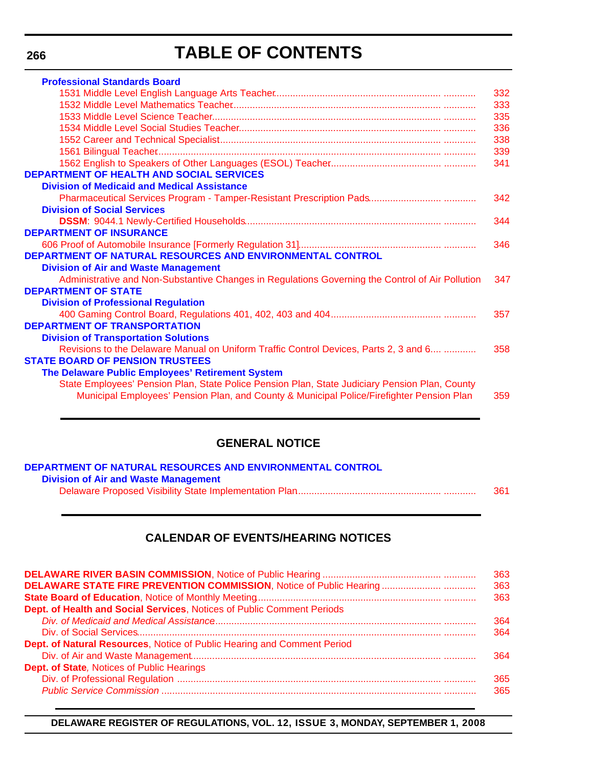# TABLE OF CONTENTS

**Professional Standards Board**

- 1531 Middle Level English Language Arts Teacher ........................ 332
- 1532 Middle Level Mathematics Teacher ........................ 333
- 1533 Middle Level Science Teacher ........................ 335
- 1534 Middle Level Social Studies Teacher ........................ 336
- 1552 Career and Technical Specialist ........................ 338
- 1561 Bilingual Teacher ........................ 339
- 1562 English to Speakers of Other Languages (ESOL) Teacher ........................ 341

**DEPARTMENT OF HEALTH AND SOCIAL SERVICES**

**Division of Medicaid and Medical Assistance**

- Pharmaceutical Services Program - Tamper-Resistant Prescription Pads ........................ 342

**Division of Social Services**

- **DSSM**: 9044.1 Newly-Certified Households ........................ 344

**DEPARTMENT OF INSURANCE**

- 606 Proof of Automobile Insurance [Formerly Regulation 31] ........................ 346

**DEPARTMENT OF NATURAL RESOURCES AND ENVIRONMENTAL CONTROL**

**Division of Air and Waste Management**

- Administrative and Non-Substantive Changes in Regulations Governing the Control of Air Pollution 347

**DEPARTMENT OF STATE**

**Division of Professional Regulation**

- 400 Gaming Control Board, Regulations 401, 402, 403 and 404 ........................ 357

**DEPARTMENT OF TRANSPORTATION**

**Division of Transportation Solutions**

- Revisions to the Delaware Manual on Uniform Traffic Control Devices, Parts 2, 3 and 6.... ........................ 358

**STATE BOARD OF PENSION TRUSTEES**

**The Delaware Public Employees' Retirement System**

- State Employees' Pension Plan, State Police Pension Plan, State Judiciary Pension Plan, County Municipal Employees' Pension Plan, and County & Municipal Police/Firefighter Pension Plan 359

## GENERAL NOTICE

**DEPARTMENT OF NATURAL RESOURCES AND ENVIRONMENTAL CONTROL**

**Division of Air and Waste Management**

- Delaware Proposed Visibility State Implementation Plan ........................ 361

## CALENDAR OF EVENTS/HEARING NOTICES

- **DELAWARE RIVER BASIN COMMISSION**, Notice of Public Hearing ........................ 363
- **DELAWARE STATE FIRE PREVENTION COMMISSION**, Notice of Public Hearing ........................ 363
- **State Board of Education**, Notice of Monthly Meeting ........................ 363

**Dept. of Health and Social Services**, Notices of Public Comment Periods

- *Div. of Medicaid and Medical Assistance* ........................ 364
- Div. of Social Services ........................ 364

**Dept. of Natural Resources**, Notice of Public Hearing and Comment Period

- Div. of Air and Waste Management ........................ 364

**Dept. of State**, Notices of Public Hearings

- Div. of Professional Regulation ........................ 365
- *Public Service Commission* ........................ 365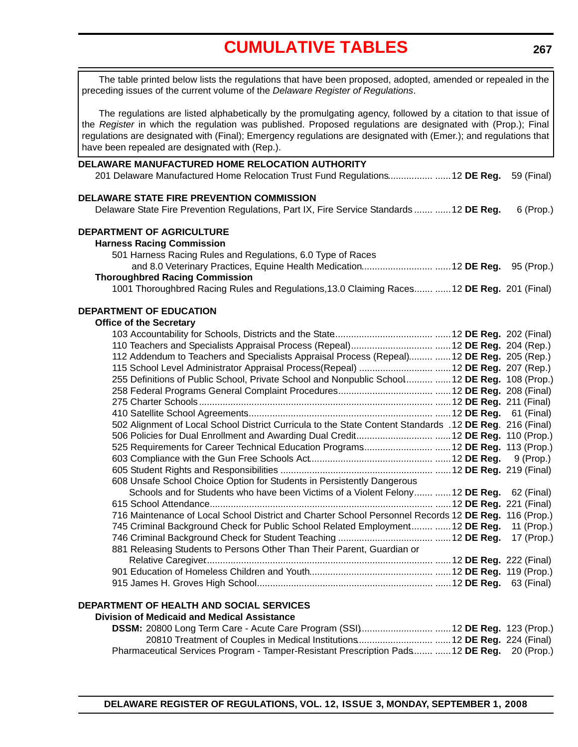# CUMULATIVE TABLES

The table printed below lists the regulations that have been proposed, adopted, amended or repealed in the preceding issues of the current volume of the *Delaware Register of Regulations*.

The regulations are listed alphabetically by the promulgating agency, followed by a citation to that issue of the *Register* in which the regulation was published. Proposed regulations are designated with (Prop.); Final regulations are designated with (Final); Emergency regulations are designated with (Emer.); and regulations that have been repealed are designated with (Rep.).

**DELAWARE MANUFACTURED HOME RELOCATION AUTHORITY**

201 Delaware Manufactured Home Relocation Trust Fund Regulations ...... 12 **DE Reg.** 59 (Final)

**DELAWARE STATE FIRE PREVENTION COMMISSION**

Delaware State Fire Prevention Regulations, Part IX, Fire Service Standards ...... 12 **DE Reg.** 6 (Prop.)

**DEPARTMENT OF AGRICULTURE**

**Harness Racing Commission**

501 Harness Racing Rules and Regulations, 6.0 Type of Races and 8.0 Veterinary Practices, Equine Health Medication ...... 12 **DE Reg.** 95 (Prop.)

**Thoroughbred Racing Commission**

1001 Thoroughbred Racing Rules and Regulations,13.0 Claiming Races ...... 12 **DE Reg.** 201 (Final)

**DEPARTMENT OF EDUCATION**

**Office of the Secretary**

103 Accountability for Schools, Districts and the State ...... 12 **DE Reg.** 202 (Final)
110 Teachers and Specialists Appraisal Process (Repeal) ...... 12 **DE Reg.** 204 (Rep.)
112 Addendum to Teachers and Specialists Appraisal Process (Repeal) ...... 12 **DE Reg.** 205 (Rep.)
115 School Level Administrator Appraisal Process(Repeal) ...... 12 **DE Reg.** 207 (Rep.)
255 Definitions of Public School, Private School and Nonpublic School ...... 12 **DE Reg.** 108 (Prop.)
258 Federal Programs General Complaint Procedures ...... 12 **DE Reg.** 208 (Final)
275 Charter Schools ...... 12 **DE Reg.** 211 (Final)
410 Satellite School Agreements ...... 12 **DE Reg.** 61 (Final)
502 Alignment of Local School District Curricula to the State Content Standards . 12 **DE Reg**. 216 (Final)
506 Policies for Dual Enrollment and Awarding Dual Credit ...... 12 **DE Reg.** 110 (Prop.)
525 Requirements for Career Technical Education Programs ...... 12 **DE Reg.** 113 (Prop.)
603 Compliance with the Gun Free Schools Act ...... 12 **DE Reg.** 9 (Prop.)
605 Student Rights and Responsibilities ...... 12 **DE Reg.** 219 (Final)
608 Unsafe School Choice Option for Students in Persistently Dangerous Schools and for Students who have been Victims of a Violent Felony ...... 12 **DE Reg.** 62 (Final)
615 School Attendance ...... 12 **DE Reg.** 221 (Final)
716 Maintenance of Local School District and Charter School Personnel Records 12 **DE Reg.** 116 (Prop.)
745 Criminal Background Check for Public School Related Employment ...... 12 **DE Reg.** 11 (Prop.)
746 Criminal Background Check for Student Teaching ...... 12 **DE Reg.** 17 (Prop.)
881 Releasing Students to Persons Other Than Their Parent, Guardian or Relative Caregiver ...... 12 **DE Reg.** 222 (Final)
901 Education of Homeless Children and Youth ...... 12 **DE Reg.** 119 (Prop.)
915 James H. Groves High School ...... 12 **DE Reg.** 63 (Final)

**DEPARTMENT OF HEALTH AND SOCIAL SERVICES**

**Division of Medicaid and Medical Assistance**

**DSSM:** 20800 Long Term Care - Acute Care Program (SSI) ...... 12 **DE Reg.** 123 (Prop.)
20810 Treatment of Couples in Medical Institutions ...... 12 **DE Reg.** 224 (Final)
Pharmaceutical Services Program - Tamper-Resistant Prescription Pads ...... 12 **DE Reg.** 20 (Prop.)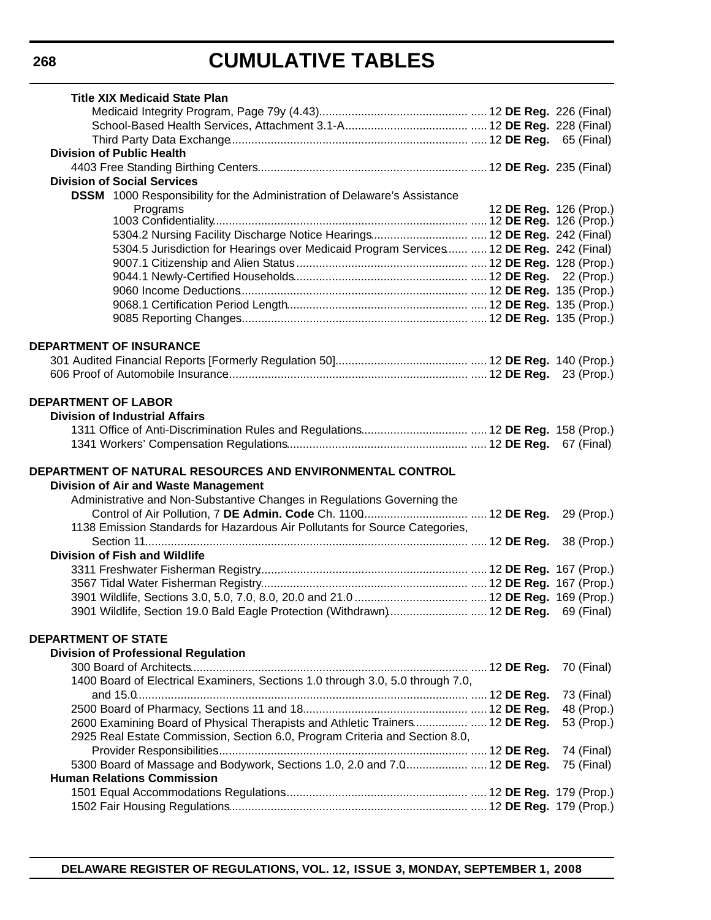# CUMULATIVE TABLES

**Title XIX Medicaid State Plan**

Medicaid Integrity Program, Page 79y (4.43) ........ 12 **DE Reg.** 226 (Final)
School-Based Health Services, Attachment 3.1-A ........ 12 **DE Reg.** 228 (Final)
Third Party Data Exchange ........ 12 **DE Reg.** 65 (Final)

**Division of Public Health**

4403 Free Standing Birthing Centers ........ 12 **DE Reg.** 235 (Final)

**Division of Social Services**

**DSSM** 1000 Responsibility for the Administration of Delaware's Assistance Programs ........ 12 **DE Reg.** 126 (Prop.)
1003 Confidentiality ........ 12 **DE Reg.** 126 (Prop.)
5304.2 Nursing Facility Discharge Notice Hearings ........ 12 **DE Reg.** 242 (Final)
5304.5 Jurisdiction for Hearings over Medicaid Program Services ........ 12 **DE Reg.** 242 (Final)
9007.1 Citizenship and Alien Status ........ 12 **DE Reg.** 128 (Prop.)
9044.1 Newly-Certified Households ........ 12 **DE Reg.** 22 (Prop.)
9060 Income Deductions ........ 12 **DE Reg.** 135 (Prop.)
9068.1 Certification Period Length ........ 12 **DE Reg.** 135 (Prop.)
9085 Reporting Changes ........ 12 **DE Reg.** 135 (Prop.)

**DEPARTMENT OF INSURANCE**

301 Audited Financial Reports [Formerly Regulation 50] ........ 12 **DE Reg.** 140 (Prop.)
606 Proof of Automobile Insurance ........ 12 **DE Reg.** 23 (Prop.)

**DEPARTMENT OF LABOR**

**Division of Industrial Affairs**

1311 Office of Anti-Discrimination Rules and Regulations ........ 12 **DE Reg.** 158 (Prop.)
1341 Workers' Compensation Regulations ........ 12 **DE Reg.** 67 (Final)

**DEPARTMENT OF NATURAL RESOURCES AND ENVIRONMENTAL CONTROL**

**Division of Air and Waste Management**

Administrative and Non-Substantive Changes in Regulations Governing the Control of Air Pollution, 7 **DE Admin. Code** Ch. 1100 ........ 12 **DE Reg.** 29 (Prop.)
1138 Emission Standards for Hazardous Air Pollutants for Source Categories, Section 11 ........ 12 **DE Reg.** 38 (Prop.)

**Division of Fish and Wildlife**

3311 Freshwater Fisherman Registry ........ 12 **DE Reg.** 167 (Prop.)
3567 Tidal Water Fisherman Registry ........ 12 **DE Reg.** 167 (Prop.)
3901 Wildlife, Sections 3.0, 5.0, 7.0, 8.0, 20.0 and 21.0 ........ 12 **DE Reg.** 169 (Prop.)
3901 Wildlife, Section 19.0 Bald Eagle Protection (Withdrawn) ........ 12 **DE Reg.** 69 (Final)

**DEPARTMENT OF STATE**

**Division of Professional Regulation**

300 Board of Architects ........ 12 **DE Reg.** 70 (Final)
1400 Board of Electrical Examiners, Sections 1.0 through 3.0, 5.0 through 7.0, and 15.0 ........ 12 **DE Reg.** 73 (Final)
2500 Board of Pharmacy, Sections 11 and 18 ........ 12 **DE Reg.** 48 (Prop.)
2600 Examining Board of Physical Therapists and Athletic Trainers ........ 12 **DE Reg.** 53 (Prop.)
2925 Real Estate Commission, Section 6.0, Program Criteria and Section 8.0, Provider Responsibilities ........ 12 **DE Reg.** 74 (Final)
5300 Board of Massage and Bodywork, Sections 1.0, 2.0 and 7.0 ........ 12 **DE Reg.** 75 (Final)

**Human Relations Commission**

1501 Equal Accommodations Regulations ........ 12 **DE Reg.** 179 (Prop.)
1502 Fair Housing Regulations ........ 12 **DE Reg.** 179 (Prop.)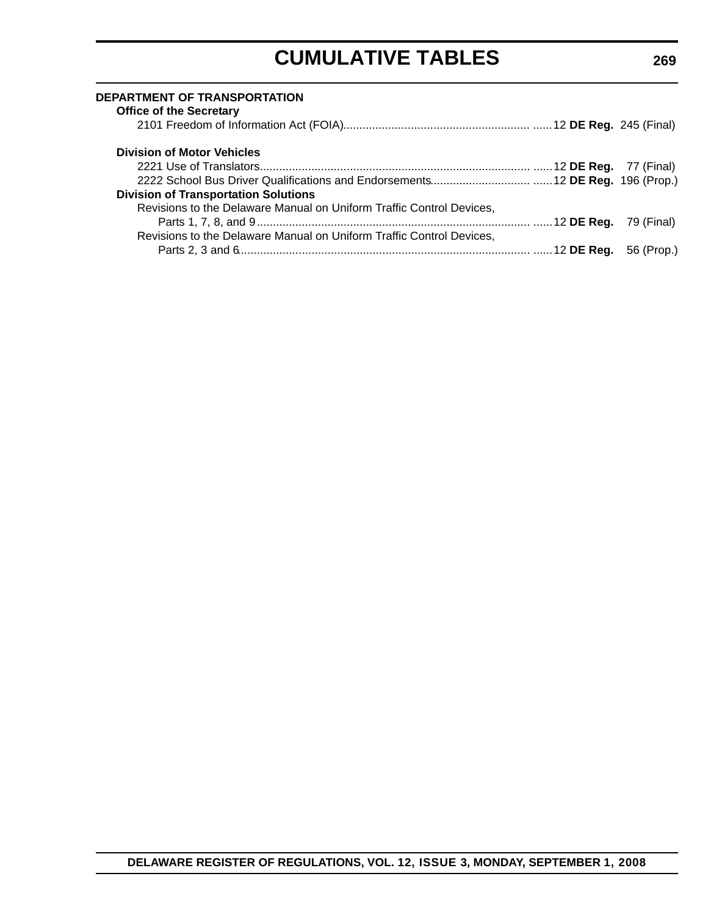# CUMULATIVE TABLES

**DEPARTMENT OF TRANSPORTATION**

**Office of the Secretary**

2101 Freedom of Information Act (FOIA)............................................................ ......12 **DE Reg.** 245 (Final)

**Division of Motor Vehicles**

2221 Use of Translators..................................................................................... ......12 **DE Reg.** 77 (Final)

2222 School Bus Driver Qualifications and Endorsements............................... ......12 **DE Reg.** 196 (Prop.)

**Division of Transportation Solutions**

Revisions to the Delaware Manual on Uniform Traffic Control Devices, Parts 1, 7, 8, and 9...................................................................................... ......12 **DE Reg.** 79 (Final)

Revisions to the Delaware Manual on Uniform Traffic Control Devices, Parts 2, 3 and 6........................................................................................... ......12 **DE Reg.** 56 (Prop.)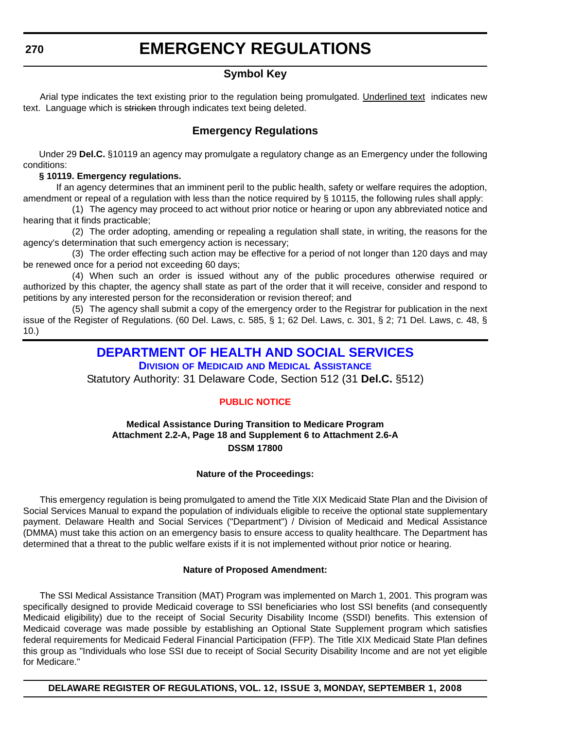# EMERGENCY REGULATIONS

## Symbol Key

Arial type indicates the text existing prior to the regulation being promulgated. Underlined text indicates new text. Language which is ~~stricken~~ through indicates text being deleted.

## Emergency Regulations

Under 29 **Del.C.** §10119 an agency may promulgate a regulatory change as an Emergency under the following conditions:

**§ 10119. Emergency regulations.**

If an agency determines that an imminent peril to the public health, safety or welfare requires the adoption, amendment or repeal of a regulation with less than the notice required by § 10115, the following rules shall apply:

(1) The agency may proceed to act without prior notice or hearing or upon any abbreviated notice and hearing that it finds practicable;

(2) The order adopting, amending or repealing a regulation shall state, in writing, the reasons for the agency's determination that such emergency action is necessary;

(3) The order effecting such action may be effective for a period of not longer than 120 days and may be renewed once for a period not exceeding 60 days;

(4) When such an order is issued without any of the public procedures otherwise required or authorized by this chapter, the agency shall state as part of the order that it will receive, consider and respond to petitions by any interested person for the reconsideration or revision thereof; and

(5) The agency shall submit a copy of the emergency order to the Registrar for publication in the next issue of the Register of Regulations. (60 Del. Laws, c. 585, § 1; 62 Del. Laws, c. 301, § 2; 71 Del. Laws, c. 48, § 10.)

## DEPARTMENT OF HEALTH AND SOCIAL SERVICES

### DIVISION OF MEDICAID AND MEDICAL ASSISTANCE

Statutory Authority: 31 Delaware Code, Section 512 (31 **Del.C.** §512)

### PUBLIC NOTICE

**Medical Assistance During Transition to Medicare Program**
**Attachment 2.2-A, Page 18 and Supplement 6 to Attachment 2.6-A**
**DSSM 17800**

**Nature of the Proceedings:**

This emergency regulation is being promulgated to amend the Title XIX Medicaid State Plan and the Division of Social Services Manual to expand the population of individuals eligible to receive the optional state supplementary payment. Delaware Health and Social Services ("Department") / Division of Medicaid and Medical Assistance (DMMA) must take this action on an emergency basis to ensure access to quality healthcare. The Department has determined that a threat to the public welfare exists if it is not implemented without prior notice or hearing.

**Nature of Proposed Amendment:**

The SSI Medical Assistance Transition (MAT) Program was implemented on March 1, 2001. This program was specifically designed to provide Medicaid coverage to SSI beneficiaries who lost SSI benefits (and consequently Medicaid eligibility) due to the receipt of Social Security Disability Income (SSDI) benefits. This extension of Medicaid coverage was made possible by establishing an Optional State Supplement program which satisfies federal requirements for Medicaid Federal Financial Participation (FFP). The Title XIX Medicaid State Plan defines this group as "Individuals who lose SSI due to receipt of Social Security Disability Income and are not yet eligible for Medicare."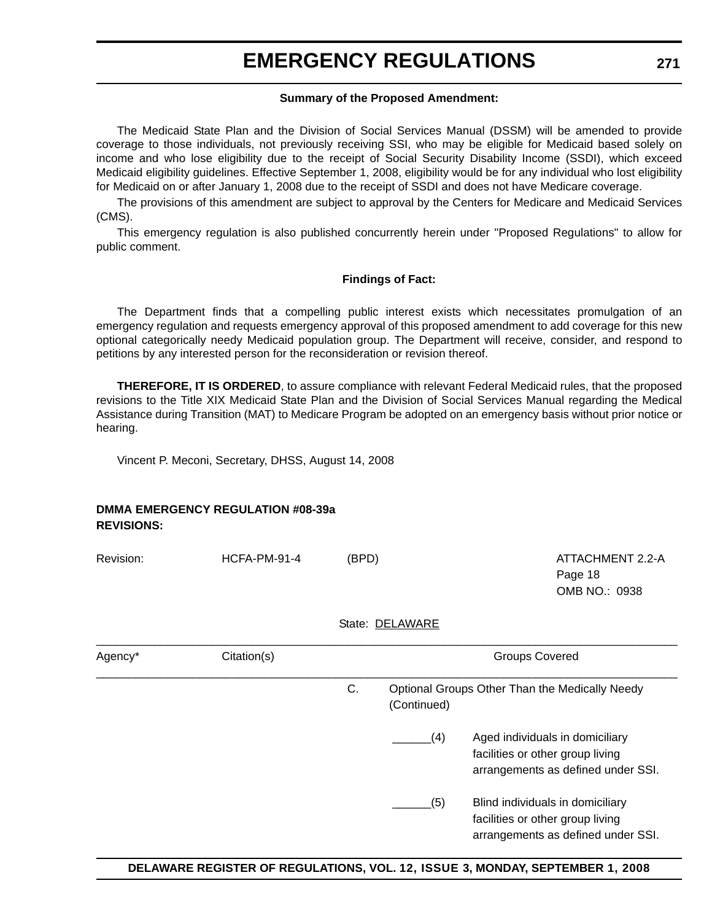**Summary of the Proposed Amendment:**

The Medicaid State Plan and the Division of Social Services Manual (DSSM) will be amended to provide coverage to those individuals, not previously receiving SSI, who may be eligible for Medicaid based solely on income and who lose eligibility due to the receipt of Social Security Disability Income (SSDI), which exceed Medicaid eligibility guidelines. Effective September 1, 2008, eligibility would be for any individual who lost eligibility for Medicaid on or after January 1, 2008 due to the receipt of SSDI and does not have Medicare coverage.

The provisions of this amendment are subject to approval by the Centers for Medicare and Medicaid Services (CMS).

This emergency regulation is also published concurrently herein under "Proposed Regulations" to allow for public comment.

**Findings of Fact:**

The Department finds that a compelling public interest exists which necessitates promulgation of an emergency regulation and requests emergency approval of this proposed amendment to add coverage for this new optional categorically needy Medicaid population group. The Department will receive, consider, and respond to petitions by any interested person for the reconsideration or revision thereof.

**THEREFORE, IT IS ORDERED**, to assure compliance with relevant Federal Medicaid rules, that the proposed revisions to the Title XIX Medicaid State Plan and the Division of Social Services Manual regarding the Medical Assistance during Transition (MAT) to Medicare Program be adopted on an emergency basis without prior notice or hearing.

Vincent P. Meconi, Secretary, DHSS, August 14, 2008

**DMMA EMERGENCY REGULATION #08-39a**
**REVISIONS:**

Revision: HCFA-PM-91-4 (BPD)

ATTACHMENT 2.2-A
Page 18
OMB NO.: 0938

State: DELAWARE

| Agency* | Citation(s) | Groups Covered |
|---|---|---|
| | | C. Optional Groups Other Than the Medically Needy (Continued) |
| | | ______(4) Aged individuals in domiciliary facilities or other group living arrangements as defined under SSI. |
| | | ______(5) Blind individuals in domiciliary facilities or other group living arrangements as defined under SSI. |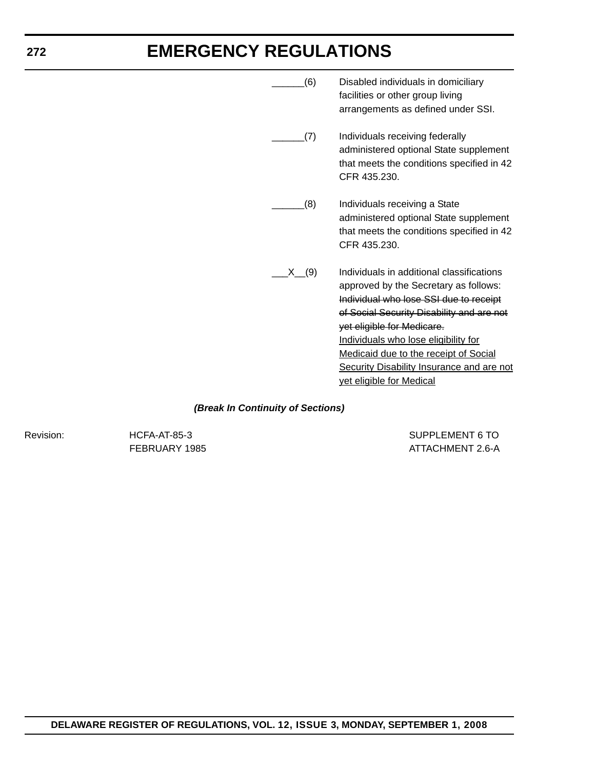______(6) Disabled individuals in domiciliary facilities or other group living arrangements as defined under SSI.

______(7) Individuals receiving federally administered optional State supplement that meets the conditions specified in 42 CFR 435.230.

______(8) Individuals receiving a State administered optional State supplement that meets the conditions specified in 42 CFR 435.230.

___X__(9) Individuals in additional classifications approved by the Secretary as follows: ~~Individual who lose SSI due to receipt of Social Security Disability and are not yet eligible for Medicare.~~ <u>Individuals who lose eligibility for Medicaid due to the receipt of Social Security Disability Insurance and are not yet eligible for Medical</u>

***(Break In Continuity of Sections)***

Revision: HCFA-AT-85-3 FEBRUARY 1985

SUPPLEMENT 6 TO ATTACHMENT 2.6-A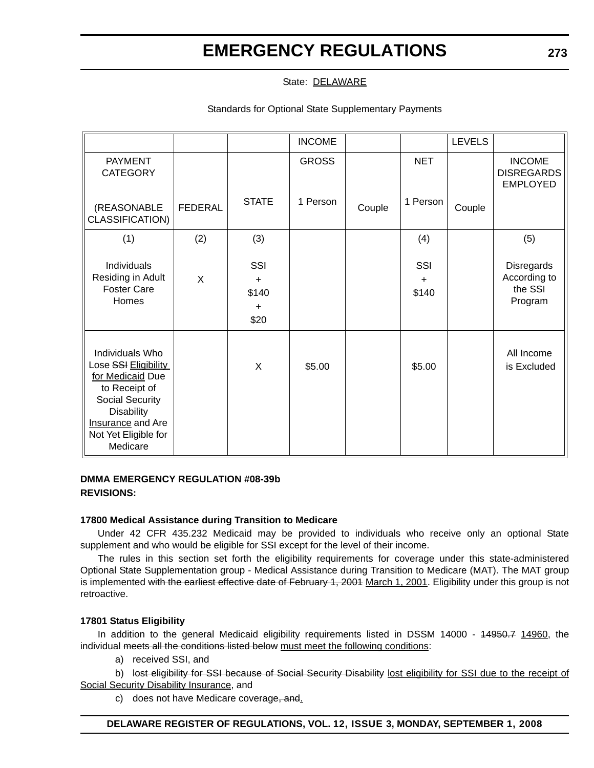State: <u>DELAWARE</u>

Standards for Optional State Supplementary Payments

| | | | INCOME | | | LEVELS | |
|---|---|---|---|---|---|---|---|
| PAYMENT CATEGORY<br><br>(REASONABLE CLASSIFICATION) | FEDERAL | STATE | GROSS<br><br>1 Person | Couple | NET<br><br>1 Person | Couple | INCOME DISREGARDS EMPLOYED |
| (1)<br><br>Individuals Residing in Adult Foster Care Homes | (2)<br><br>X | (3)<br><br>SSI<br>+<br>$140<br>+<br>$20 | | | (4)<br><br>SSI<br>+<br>$140 | | (5)<br><br>Disregards According to the SSI Program |
| Individuals Who Lose ~~SSI~~ <u>Eligibility for Medicaid</u> Due to Receipt of Social Security Disability <u>Insurance</u> and Are Not Yet Eligible for Medicare | | X | $5.00 | | $5.00 | | All Income is Excluded |

**DMMA EMERGENCY REGULATION #08-39b**

**REVISIONS:**

**17800 Medical Assistance during Transition to Medicare**

Under 42 CFR 435.232 Medicaid may be provided to individuals who receive only an optional State supplement and who would be eligible for SSI except for the level of their income.

The rules in this section set forth the eligibility requirements for coverage under this state-administered Optional State Supplementation group - Medical Assistance during Transition to Medicare (MAT). The MAT group is implemented ~~with the earliest effective date of February 1, 2001~~ <u>March 1, 2001</u>. Eligibility under this group is not retroactive.

**17801 Status Eligibility**

In addition to the general Medicaid eligibility requirements listed in DSSM 14000 - ~~14950.7~~ <u>14960</u>, the individual ~~meets all the conditions listed below~~ <u>must meet the following conditions</u>:

a) received SSI, and

b) ~~lost eligibility for SSI because of Social Security Disability~~ <u>lost eligibility for SSI due to the receipt of Social Security Disability Insurance</u>, and

c) does not have Medicare coverage~~, and~~<u>.</u>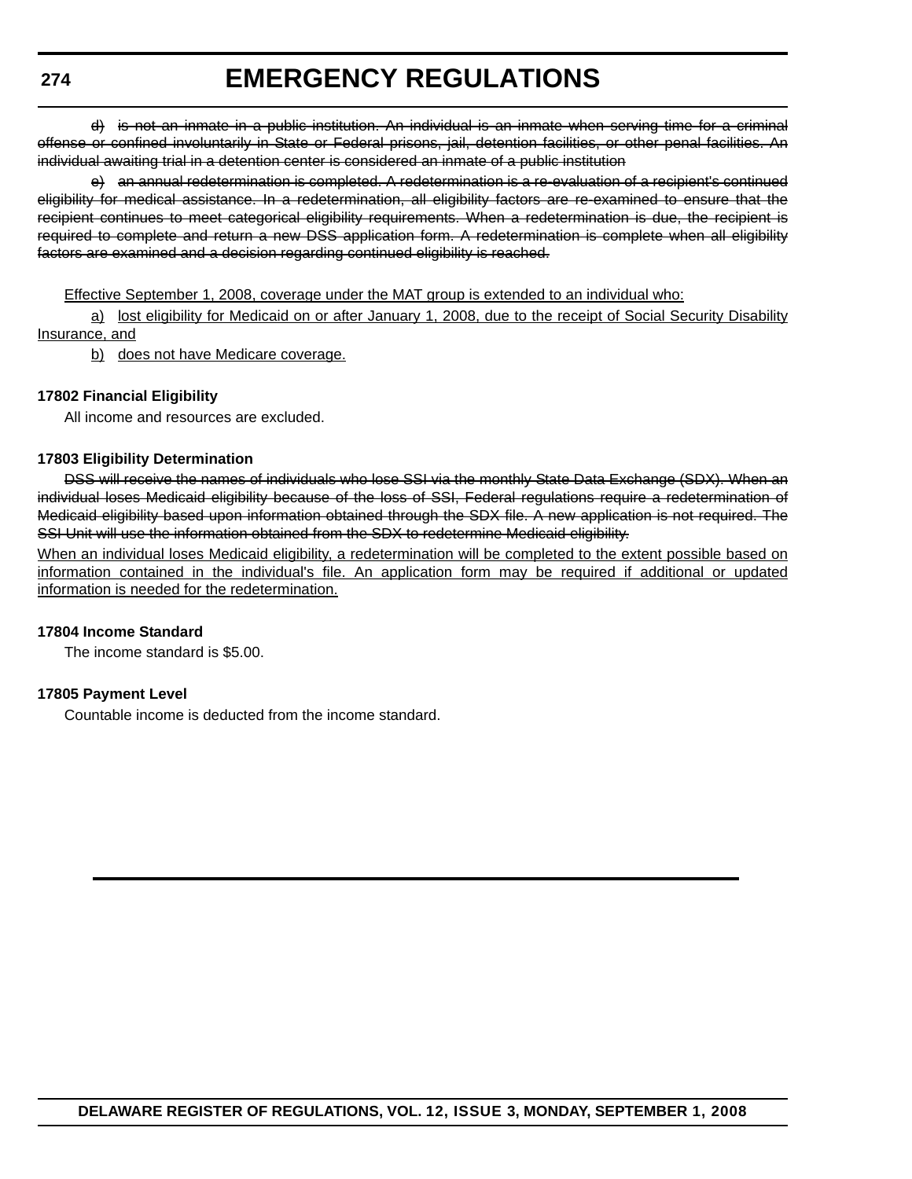~~d) is not an inmate in a public institution. An individual is an inmate when serving time for a criminal offense or confined involuntarily in State or Federal prisons, jail, detention facilities, or other penal facilities. An individual awaiting trial in a detention center is considered an inmate of a public institution~~

~~e) an annual redetermination is completed. A redetermination is a re-evaluation of a recipient's continued eligibility for medical assistance. In a redetermination, all eligibility factors are re-examined to ensure that the recipient continues to meet categorical eligibility requirements. When a redetermination is due, the recipient is required to complete and return a new DSS application form. A redetermination is complete when all eligibility factors are examined and a decision regarding continued eligibility is reached.~~

<u>Effective September 1, 2008, coverage under the MAT group is extended to an individual who:</u>

<u>a) lost eligibility for Medicaid on or after January 1, 2008, due to the receipt of Social Security Disability Insurance, and</u>

<u>b) does not have Medicare coverage.</u>

**17802 Financial Eligibility**

All income and resources are excluded.

**17803 Eligibility Determination**

~~DSS will receive the names of individuals who lose SSI via the monthly State Data Exchange (SDX). When an individual loses Medicaid eligibility because of the loss of SSI, Federal regulations require a redetermination of Medicaid eligibility based upon information obtained through the SDX file. A new application is not required. The SSI Unit will use the information obtained from the SDX to redetermine Medicaid eligibility.~~

<u>When an individual loses Medicaid eligibility, a redetermination will be completed to the extent possible based on information contained in the individual's file. An application form may be required if additional or updated information is needed for the redetermination.</u>

**17804 Income Standard**

The income standard is $5.00.

**17805 Payment Level**

Countable income is deducted from the income standard.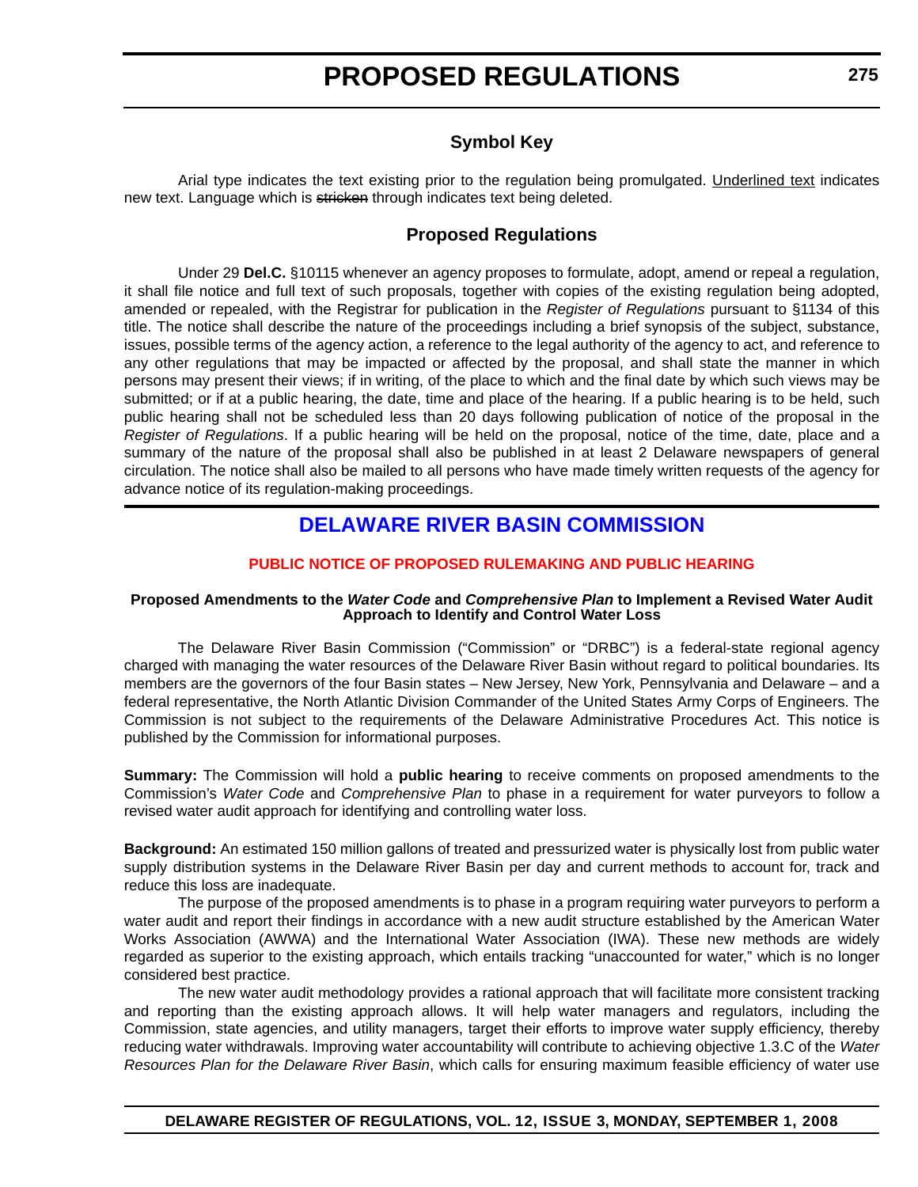# PROPOSED REGULATIONS

## Symbol Key

Arial type indicates the text existing prior to the regulation being promulgated. Underlined text indicates new text. Language which is ~~stricken~~ through indicates text being deleted.

## Proposed Regulations

Under 29 **Del.C.** §10115 whenever an agency proposes to formulate, adopt, amend or repeal a regulation, it shall file notice and full text of such proposals, together with copies of the existing regulation being adopted, amended or repealed, with the Registrar for publication in the *Register of Regulations* pursuant to §1134 of this title. The notice shall describe the nature of the proceedings including a brief synopsis of the subject, substance, issues, possible terms of the agency action, a reference to the legal authority of the agency to act, and reference to any other regulations that may be impacted or affected by the proposal, and shall state the manner in which persons may present their views; if in writing, of the place to which and the final date by which such views may be submitted; or if at a public hearing, the date, time and place of the hearing. If a public hearing is to be held, such public hearing shall not be scheduled less than 20 days following publication of notice of the proposal in the *Register of Regulations*. If a public hearing will be held on the proposal, notice of the time, date, place and a summary of the nature of the proposal shall also be published in at least 2 Delaware newspapers of general circulation. The notice shall also be mailed to all persons who have made timely written requests of the agency for advance notice of its regulation-making proceedings.

## DELAWARE RIVER BASIN COMMISSION

### PUBLIC NOTICE OF PROPOSED RULEMAKING AND PUBLIC HEARING

**Proposed Amendments to the *Water Code* and *Comprehensive Plan* to Implement a Revised Water Audit Approach to Identify and Control Water Loss**

The Delaware River Basin Commission ("Commission" or "DRBC") is a federal-state regional agency charged with managing the water resources of the Delaware River Basin without regard to political boundaries. Its members are the governors of the four Basin states – New Jersey, New York, Pennsylvania and Delaware – and a federal representative, the North Atlantic Division Commander of the United States Army Corps of Engineers. The Commission is not subject to the requirements of the Delaware Administrative Procedures Act. This notice is published by the Commission for informational purposes.

**Summary:** The Commission will hold a **public hearing** to receive comments on proposed amendments to the Commission's *Water Code* and *Comprehensive Plan* to phase in a requirement for water purveyors to follow a revised water audit approach for identifying and controlling water loss.

**Background:** An estimated 150 million gallons of treated and pressurized water is physically lost from public water supply distribution systems in the Delaware River Basin per day and current methods to account for, track and reduce this loss are inadequate.

The purpose of the proposed amendments is to phase in a program requiring water purveyors to perform a water audit and report their findings in accordance with a new audit structure established by the American Water Works Association (AWWA) and the International Water Association (IWA). These new methods are widely regarded as superior to the existing approach, which entails tracking "unaccounted for water," which is no longer considered best practice.

The new water audit methodology provides a rational approach that will facilitate more consistent tracking and reporting than the existing approach allows. It will help water managers and regulators, including the Commission, state agencies, and utility managers, target their efforts to improve water supply efficiency, thereby reducing water withdrawals. Improving water accountability will contribute to achieving objective 1.3.C of the *Water Resources Plan for the Delaware River Basin*, which calls for ensuring maximum feasible efficiency of water use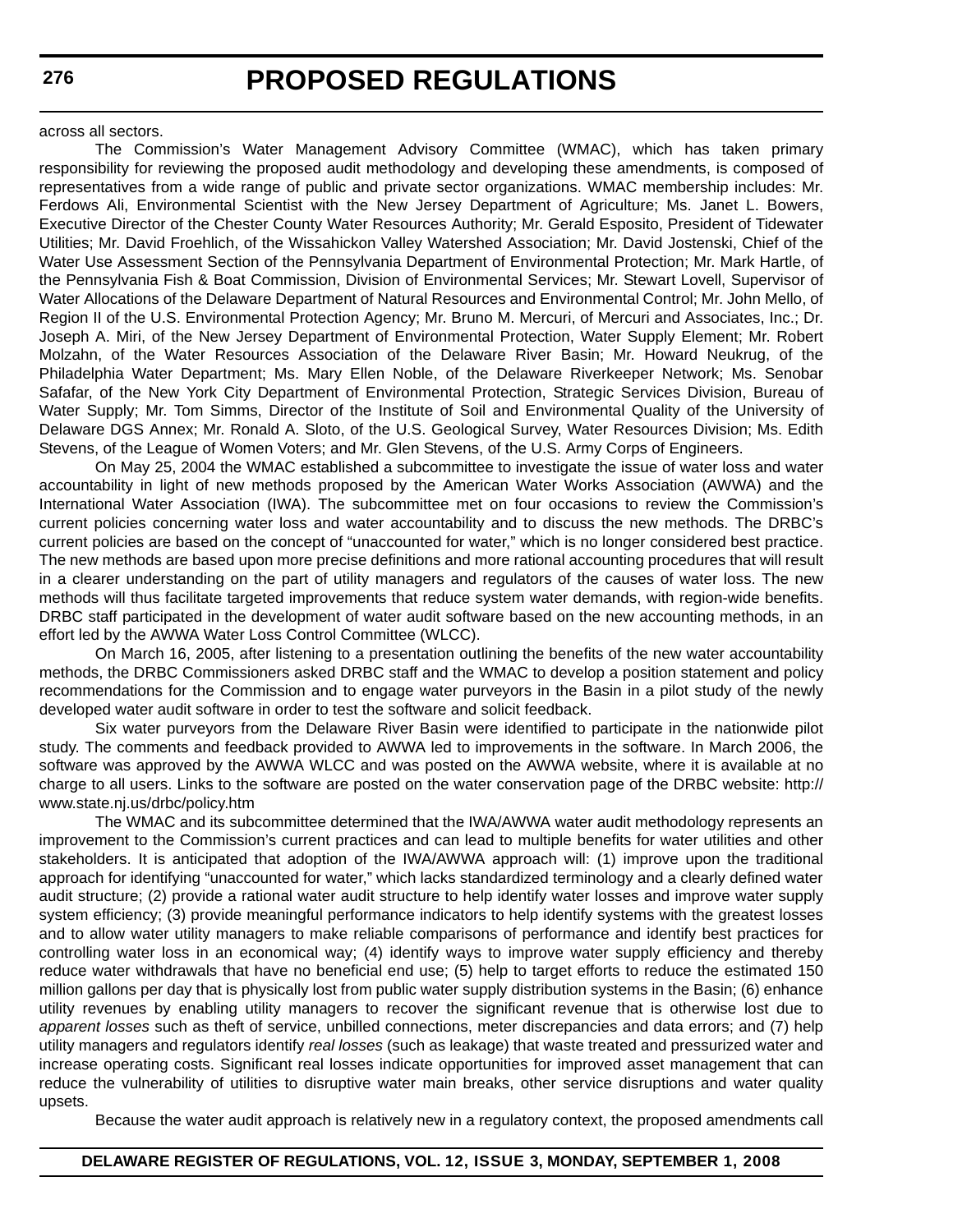across all sectors.

The Commission's Water Management Advisory Committee (WMAC), which has taken primary responsibility for reviewing the proposed audit methodology and developing these amendments, is composed of representatives from a wide range of public and private sector organizations. WMAC membership includes: Mr. Ferdows Ali, Environmental Scientist with the New Jersey Department of Agriculture; Ms. Janet L. Bowers, Executive Director of the Chester County Water Resources Authority; Mr. Gerald Esposito, President of Tidewater Utilities; Mr. David Froehlich, of the Wissahickon Valley Watershed Association; Mr. David Jostenski, Chief of the Water Use Assessment Section of the Pennsylvania Department of Environmental Protection; Mr. Mark Hartle, of the Pennsylvania Fish & Boat Commission, Division of Environmental Services; Mr. Stewart Lovell, Supervisor of Water Allocations of the Delaware Department of Natural Resources and Environmental Control; Mr. John Mello, of Region II of the U.S. Environmental Protection Agency; Mr. Bruno M. Mercuri, of Mercuri and Associates, Inc.; Dr. Joseph A. Miri, of the New Jersey Department of Environmental Protection, Water Supply Element; Mr. Robert Molzahn, of the Water Resources Association of the Delaware River Basin; Mr. Howard Neukrug, of the Philadelphia Water Department; Ms. Mary Ellen Noble, of the Delaware Riverkeeper Network; Ms. Senobar Safafar, of the New York City Department of Environmental Protection, Strategic Services Division, Bureau of Water Supply; Mr. Tom Simms, Director of the Institute of Soil and Environmental Quality of the University of Delaware DGS Annex; Mr. Ronald A. Sloto, of the U.S. Geological Survey, Water Resources Division; Ms. Edith Stevens, of the League of Women Voters; and Mr. Glen Stevens, of the U.S. Army Corps of Engineers.

On May 25, 2004 the WMAC established a subcommittee to investigate the issue of water loss and water accountability in light of new methods proposed by the American Water Works Association (AWWA) and the International Water Association (IWA). The subcommittee met on four occasions to review the Commission's current policies concerning water loss and water accountability and to discuss the new methods. The DRBC's current policies are based on the concept of "unaccounted for water," which is no longer considered best practice. The new methods are based upon more precise definitions and more rational accounting procedures that will result in a clearer understanding on the part of utility managers and regulators of the causes of water loss. The new methods will thus facilitate targeted improvements that reduce system water demands, with region-wide benefits. DRBC staff participated in the development of water audit software based on the new accounting methods, in an effort led by the AWWA Water Loss Control Committee (WLCC).

On March 16, 2005, after listening to a presentation outlining the benefits of the new water accountability methods, the DRBC Commissioners asked DRBC staff and the WMAC to develop a position statement and policy recommendations for the Commission and to engage water purveyors in the Basin in a pilot study of the newly developed water audit software in order to test the software and solicit feedback.

Six water purveyors from the Delaware River Basin were identified to participate in the nationwide pilot study. The comments and feedback provided to AWWA led to improvements in the software. In March 2006, the software was approved by the AWWA WLCC and was posted on the AWWA website, where it is available at no charge to all users. Links to the software are posted on the water conservation page of the DRBC website: http://www.state.nj.us/drbc/policy.htm

The WMAC and its subcommittee determined that the IWA/AWWA water audit methodology represents an improvement to the Commission's current practices and can lead to multiple benefits for water utilities and other stakeholders. It is anticipated that adoption of the IWA/AWWA approach will: (1) improve upon the traditional approach for identifying "unaccounted for water," which lacks standardized terminology and a clearly defined water audit structure; (2) provide a rational water audit structure to help identify water losses and improve water supply system efficiency; (3) provide meaningful performance indicators to help identify systems with the greatest losses and to allow water utility managers to make reliable comparisons of performance and identify best practices for controlling water loss in an economical way; (4) identify ways to improve water supply efficiency and thereby reduce water withdrawals that have no beneficial end use; (5) help to target efforts to reduce the estimated 150 million gallons per day that is physically lost from public water supply distribution systems in the Basin; (6) enhance utility revenues by enabling utility managers to recover the significant revenue that is otherwise lost due to *apparent losses* such as theft of service, unbilled connections, meter discrepancies and data errors; and (7) help utility managers and regulators identify *real losses* (such as leakage) that waste treated and pressurized water and increase operating costs. Significant real losses indicate opportunities for improved asset management that can reduce the vulnerability of utilities to disruptive water main breaks, other service disruptions and water quality upsets.

Because the water audit approach is relatively new in a regulatory context, the proposed amendments call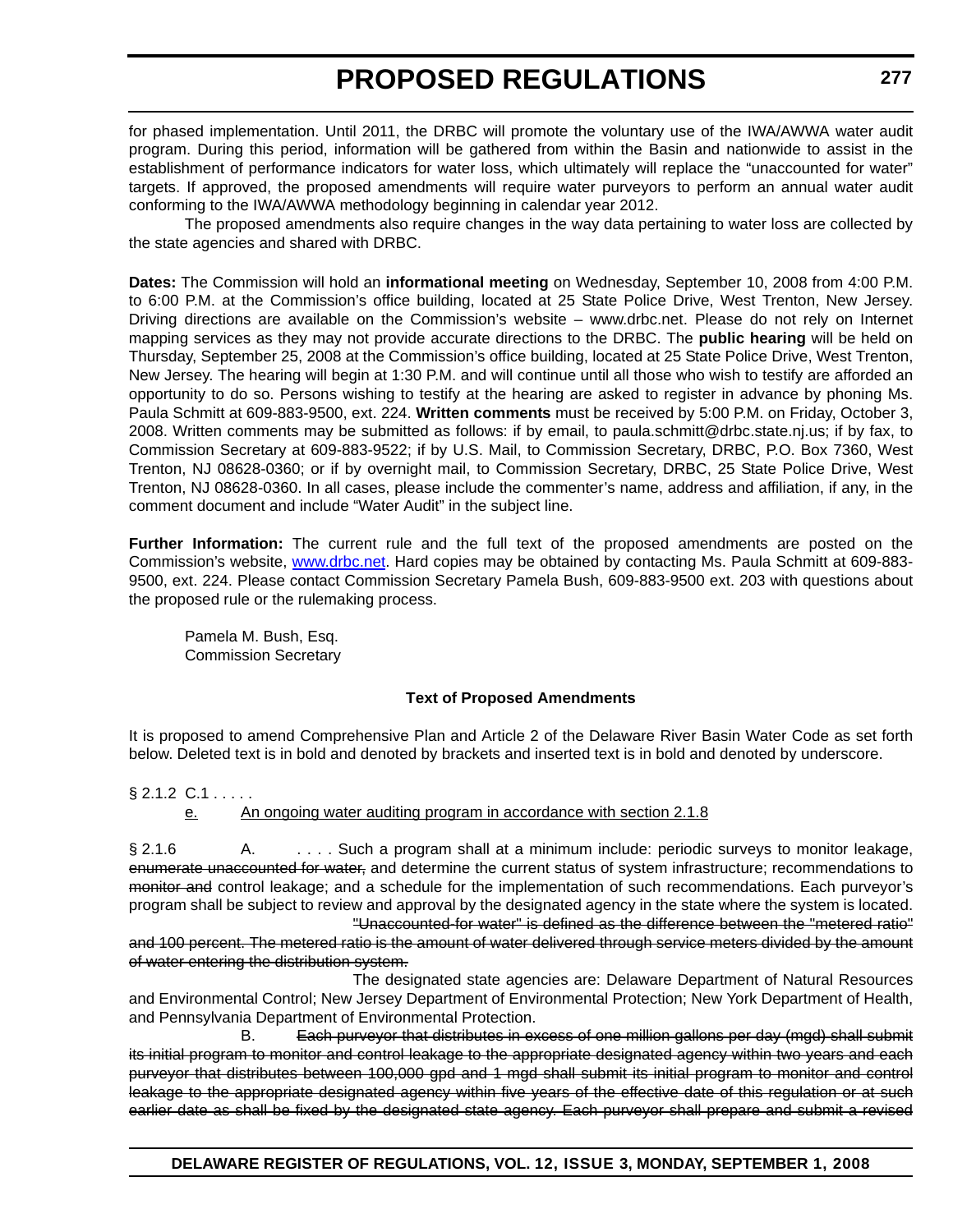for phased implementation. Until 2011, the DRBC will promote the voluntary use of the IWA/AWWA water audit program. During this period, information will be gathered from within the Basin and nationwide to assist in the establishment of performance indicators for water loss, which ultimately will replace the "unaccounted for water" targets. If approved, the proposed amendments will require water purveyors to perform an annual water audit conforming to the IWA/AWWA methodology beginning in calendar year 2012.

The proposed amendments also require changes in the way data pertaining to water loss are collected by the state agencies and shared with DRBC.

**Dates:** The Commission will hold an **informational meeting** on Wednesday, September 10, 2008 from 4:00 P.M. to 6:00 P.M. at the Commission's office building, located at 25 State Police Drive, West Trenton, New Jersey. Driving directions are available on the Commission's website – www.drbc.net. Please do not rely on Internet mapping services as they may not provide accurate directions to the DRBC. The **public hearing** will be held on Thursday, September 25, 2008 at the Commission's office building, located at 25 State Police Drive, West Trenton, New Jersey. The hearing will begin at 1:30 P.M. and will continue until all those who wish to testify are afforded an opportunity to do so. Persons wishing to testify at the hearing are asked to register in advance by phoning Ms. Paula Schmitt at 609-883-9500, ext. 224. **Written comments** must be received by 5:00 P.M. on Friday, October 3, 2008. Written comments may be submitted as follows: if by email, to paula.schmitt@drbc.state.nj.us; if by fax, to Commission Secretary at 609-883-9522; if by U.S. Mail, to Commission Secretary, DRBC, P.O. Box 7360, West Trenton, NJ 08628-0360; or if by overnight mail, to Commission Secretary, DRBC, 25 State Police Drive, West Trenton, NJ 08628-0360. In all cases, please include the commenter's name, address and affiliation, if any, in the comment document and include "Water Audit" in the subject line.

**Further Information:** The current rule and the full text of the proposed amendments are posted on the Commission's website, www.drbc.net. Hard copies may be obtained by contacting Ms. Paula Schmitt at 609-883-9500, ext. 224. Please contact Commission Secretary Pamela Bush, 609-883-9500 ext. 203 with questions about the proposed rule or the rulemaking process.

Pamela M. Bush, Esq.
Commission Secretary

**Text of Proposed Amendments**

It is proposed to amend Comprehensive Plan and Article 2 of the Delaware River Basin Water Code as set forth below. Deleted text is in bold and denoted by brackets and inserted text is in bold and denoted by underscore.

§ 2.1.2 C.1 . . . . .

<u>e.</u> <u>An ongoing water auditing program in accordance with section 2.1.8</u>

§ 2.1.6 A. . . . . Such a program shall at a minimum include: periodic surveys to monitor leakage, ~~enumerate unaccounted for water,~~ and determine the current status of system infrastructure; recommendations to ~~monitor and~~ control leakage; and a schedule for the implementation of such recommendations. Each purveyor's program shall be subject to review and approval by the designated agency in the state where the system is located.

~~"Unaccounted-for water" is defined as the difference between the "metered ratio" and 100 percent. The metered ratio is the amount of water delivered through service meters divided by the amount of water entering the distribution system.~~

The designated state agencies are: Delaware Department of Natural Resources and Environmental Control; New Jersey Department of Environmental Protection; New York Department of Health, and Pennsylvania Department of Environmental Protection.

B. ~~Each purveyor that distributes in excess of one million gallons per day (mgd) shall submit its initial program to monitor and control leakage to the appropriate designated agency within two years and each purveyor that distributes between 100,000 gpd and 1 mgd shall submit its initial program to monitor and control leakage to the appropriate designated agency within five years of the effective date of this regulation or at such earlier date as shall be fixed by the designated state agency. Each purveyor shall prepare and submit a revised~~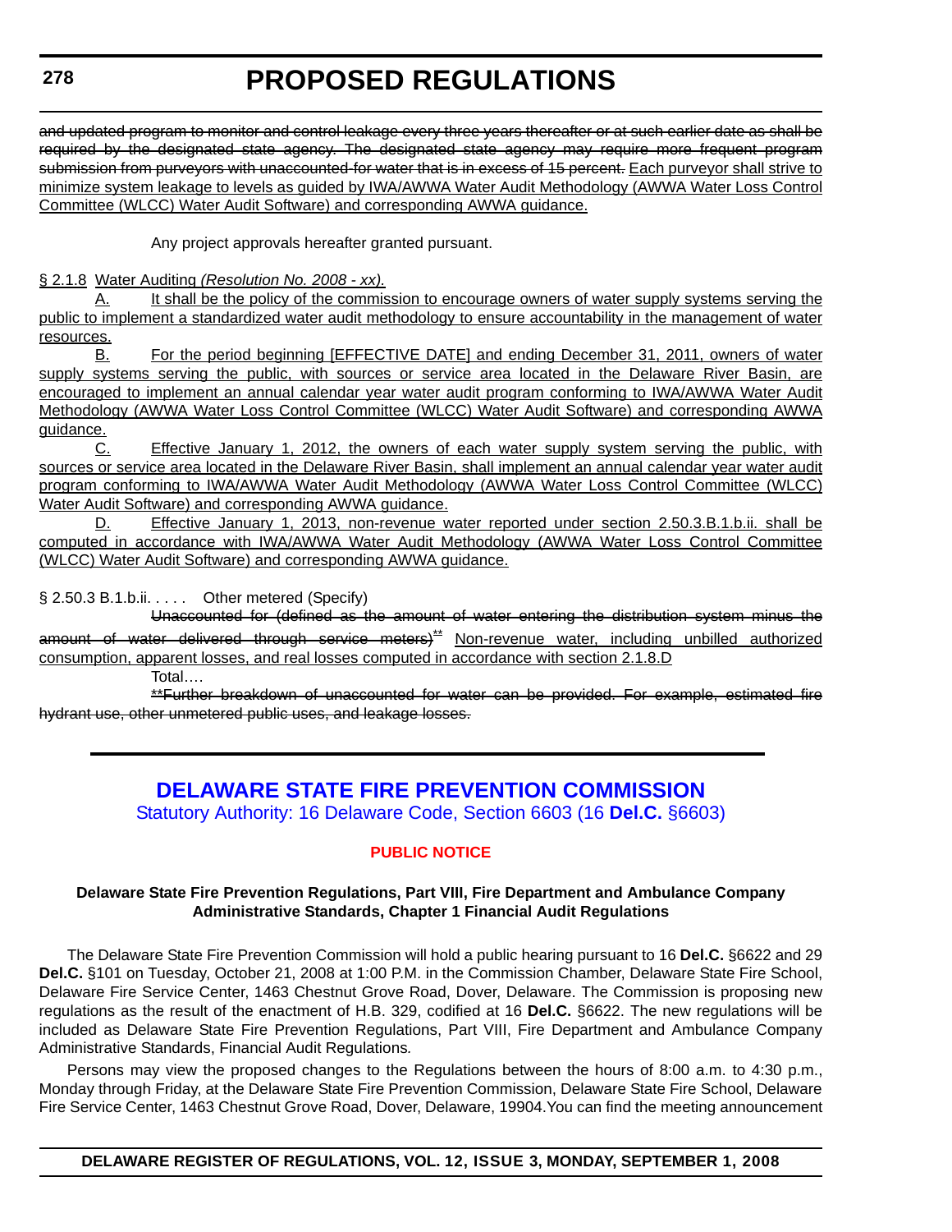~~and updated program to monitor and control leakage every three years thereafter or at such earlier date as shall be required by the designated state agency. The designated state agency may require more frequent program submission from purveyors with unaccounted-for water that is in excess of 15 percent.~~ <u>Each purveyor shall strive to minimize system leakage to levels as guided by IWA/AWWA Water Audit Methodology (AWWA Water Loss Control Committee (WLCC) Water Audit Software) and corresponding AWWA guidance.</u>

Any project approvals hereafter granted pursuant.

<u>§ 2.1.8 Water Auditing *(Resolution No. 2008 - xx).*</u>

<u>A. It shall be the policy of the commission to encourage owners of water supply systems serving the public to implement a standardized water audit methodology to ensure accountability in the management of water resources.</u>

<u>B. For the period beginning [EFFECTIVE DATE] and ending December 31, 2011, owners of water supply systems serving the public, with sources or service area located in the Delaware River Basin, are encouraged to implement an annual calendar year water audit program conforming to IWA/AWWA Water Audit Methodology (AWWA Water Loss Control Committee (WLCC) Water Audit Software) and corresponding AWWA guidance.</u>

<u>C. Effective January 1, 2012, the owners of each water supply system serving the public, with sources or service area located in the Delaware River Basin, shall implement an annual calendar year water audit program conforming to IWA/AWWA Water Audit Methodology (AWWA Water Loss Control Committee (WLCC) Water Audit Software) and corresponding AWWA guidance.</u>

<u>D. Effective January 1, 2013, non-revenue water reported under section 2.50.3.B.1.b.ii. shall be computed in accordance with IWA/AWWA Water Audit Methodology (AWWA Water Loss Control Committee (WLCC) Water Audit Software) and corresponding AWWA guidance.</u>

§ 2.50.3 B.1.b.ii. . . . . Other metered (Specify)

~~Unaccounted for (defined as the amount of water entering the distribution system minus the amount of water delivered through service meters)[\*\*]~~ <u>Non-revenue water, including unbilled authorized consumption, apparent losses, and real losses computed in accordance with section 2.1.8.D</u>

Total….

~~\*\*Further breakdown of unaccounted for water can be provided. For example, estimated fire hydrant use, other unmetered public uses, and leakage losses.~~

---

# DELAWARE STATE FIRE PREVENTION COMMISSION

Statutory Authority: 16 Delaware Code, Section 6603 (16 **Del.C.** §6603)

## PUBLIC NOTICE

**Delaware State Fire Prevention Regulations, Part VIII, Fire Department and Ambulance Company Administrative Standards, Chapter 1 Financial Audit Regulations**

The Delaware State Fire Prevention Commission will hold a public hearing pursuant to 16 **Del.C.** §6622 and 29 **Del.C.** §101 on Tuesday, October 21, 2008 at 1:00 P.M. in the Commission Chamber, Delaware State Fire School, Delaware Fire Service Center, 1463 Chestnut Grove Road, Dover, Delaware. The Commission is proposing new regulations as the result of the enactment of H.B. 329, codified at 16 **Del.C.** §6622. The new regulations will be included as Delaware State Fire Prevention Regulations, Part VIII, Fire Department and Ambulance Company Administrative Standards, Financial Audit Regulations*.*

Persons may view the proposed changes to the Regulations between the hours of 8:00 a.m. to 4:30 p.m., Monday through Friday, at the Delaware State Fire Prevention Commission, Delaware State Fire School, Delaware Fire Service Center, 1463 Chestnut Grove Road, Dover, Delaware, 19904.You can find the meeting announcement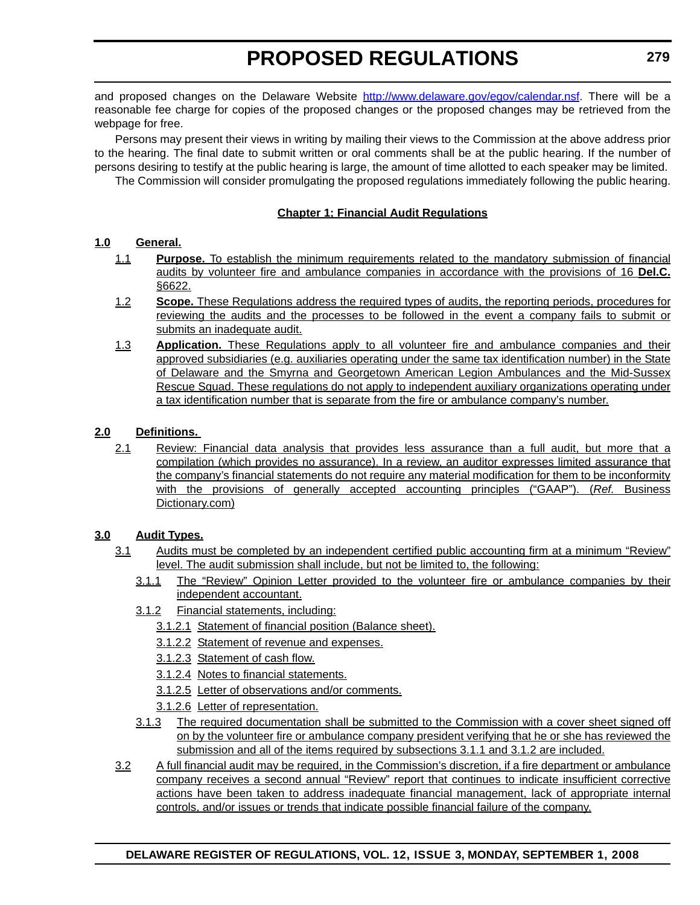and proposed changes on the Delaware Website http://www.delaware.gov/egov/calendar.nsf. There will be a reasonable fee charge for copies of the proposed changes or the proposed changes may be retrieved from the webpage for free.

Persons may present their views in writing by mailing their views to the Commission at the above address prior to the hearing. The final date to submit written or oral comments shall be at the public hearing. If the number of persons desiring to testify at the public hearing is large, the amount of time allotted to each speaker may be limited.

The Commission will consider promulgating the proposed regulations immediately following the public hearing.

**Chapter 1; Financial Audit Regulations**

**1.0 General.**

1.1 **Purpose.** To establish the minimum requirements related to the mandatory submission of financial audits by volunteer fire and ambulance companies in accordance with the provisions of 16 **Del.C.** §6622.

1.2 **Scope.** These Regulations address the required types of audits, the reporting periods, procedures for reviewing the audits and the processes to be followed in the event a company fails to submit or submits an inadequate audit.

1.3 **Application.** These Regulations apply to all volunteer fire and ambulance companies and their approved subsidiaries (e.g. auxiliaries operating under the same tax identification number) in the State of Delaware and the Smyrna and Georgetown American Legion Ambulances and the Mid-Sussex Rescue Squad. These regulations do not apply to independent auxiliary organizations operating under a tax identification number that is separate from the fire or ambulance company's number.

**2.0 Definitions.**

2.1 Review: Financial data analysis that provides less assurance than a full audit, but more that a compilation (which provides no assurance). In a review, an auditor expresses limited assurance that the company's financial statements do not require any material modification for them to be inconformity with the provisions of generally accepted accounting principles ("GAAP"). (*Ref.* Business Dictionary.com)

**3.0 Audit Types.**

3.1 Audits must be completed by an independent certified public accounting firm at a minimum "Review" level. The audit submission shall include, but not be limited to, the following:

3.1.1 The "Review" Opinion Letter provided to the volunteer fire or ambulance companies by their independent accountant.

3.1.2 Financial statements, including:

3.1.2.1 Statement of financial position (Balance sheet).

3.1.2.2 Statement of revenue and expenses.

3.1.2.3 Statement of cash flow.

3.1.2.4 Notes to financial statements.

3.1.2.5 Letter of observations and/or comments.

3.1.2.6 Letter of representation.

3.1.3 The required documentation shall be submitted to the Commission with a cover sheet signed off on by the volunteer fire or ambulance company president verifying that he or she has reviewed the submission and all of the items required by subsections 3.1.1 and 3.1.2 are included.

3.2 A full financial audit may be required, in the Commission's discretion, if a fire department or ambulance company receives a second annual "Review" report that continues to indicate insufficient corrective actions have been taken to address inadequate financial management, lack of appropriate internal controls, and/or issues or trends that indicate possible financial failure of the company.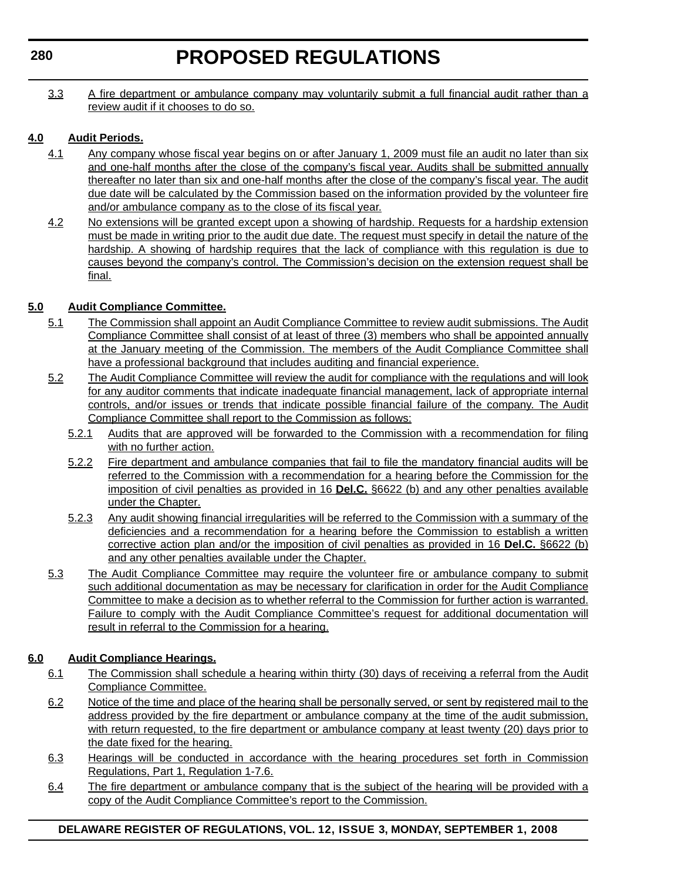3.3 A fire department or ambulance company may voluntarily submit a full financial audit rather than a review audit if it chooses to do so.

**4.0 Audit Periods.**

4.1 Any company whose fiscal year begins on or after January 1, 2009 must file an audit no later than six and one-half months after the close of the company's fiscal year. Audits shall be submitted annually thereafter no later than six and one-half months after the close of the company's fiscal year. The audit due date will be calculated by the Commission based on the information provided by the volunteer fire and/or ambulance company as to the close of its fiscal year.

4.2 No extensions will be granted except upon a showing of hardship. Requests for a hardship extension must be made in writing prior to the audit due date. The request must specify in detail the nature of the hardship. A showing of hardship requires that the lack of compliance with this regulation is due to causes beyond the company's control. The Commission's decision on the extension request shall be final.

**5.0 Audit Compliance Committee.**

5.1 The Commission shall appoint an Audit Compliance Committee to review audit submissions. The Audit Compliance Committee shall consist of at least of three (3) members who shall be appointed annually at the January meeting of the Commission. The members of the Audit Compliance Committee shall have a professional background that includes auditing and financial experience.

5.2 The Audit Compliance Committee will review the audit for compliance with the regulations and will look for any auditor comments that indicate inadequate financial management, lack of appropriate internal controls, and/or issues or trends that indicate possible financial failure of the company. The Audit Compliance Committee shall report to the Commission as follows:

5.2.1 Audits that are approved will be forwarded to the Commission with a recommendation for filing with no further action.

5.2.2 Fire department and ambulance companies that fail to file the mandatory financial audits will be referred to the Commission with a recommendation for a hearing before the Commission for the imposition of civil penalties as provided in 16 **Del.C.** §6622 (b) and any other penalties available under the Chapter.

5.2.3 Any audit showing financial irregularities will be referred to the Commission with a summary of the deficiencies and a recommendation for a hearing before the Commission to establish a written corrective action plan and/or the imposition of civil penalties as provided in 16 **Del.C.** §6622 (b) and any other penalties available under the Chapter.

5.3 The Audit Compliance Committee may require the volunteer fire or ambulance company to submit such additional documentation as may be necessary for clarification in order for the Audit Compliance Committee to make a decision as to whether referral to the Commission for further action is warranted. Failure to comply with the Audit Compliance Committee's request for additional documentation will result in referral to the Commission for a hearing.

**6.0 Audit Compliance Hearings.**

6.1 The Commission shall schedule a hearing within thirty (30) days of receiving a referral from the Audit Compliance Committee.

6.2 Notice of the time and place of the hearing shall be personally served, or sent by registered mail to the address provided by the fire department or ambulance company at the time of the audit submission, with return requested, to the fire department or ambulance company at least twenty (20) days prior to the date fixed for the hearing.

6.3 Hearings will be conducted in accordance with the hearing procedures set forth in Commission Regulations, Part 1, Regulation 1-7.6.

6.4 The fire department or ambulance company that is the subject of the hearing will be provided with a copy of the Audit Compliance Committee's report to the Commission.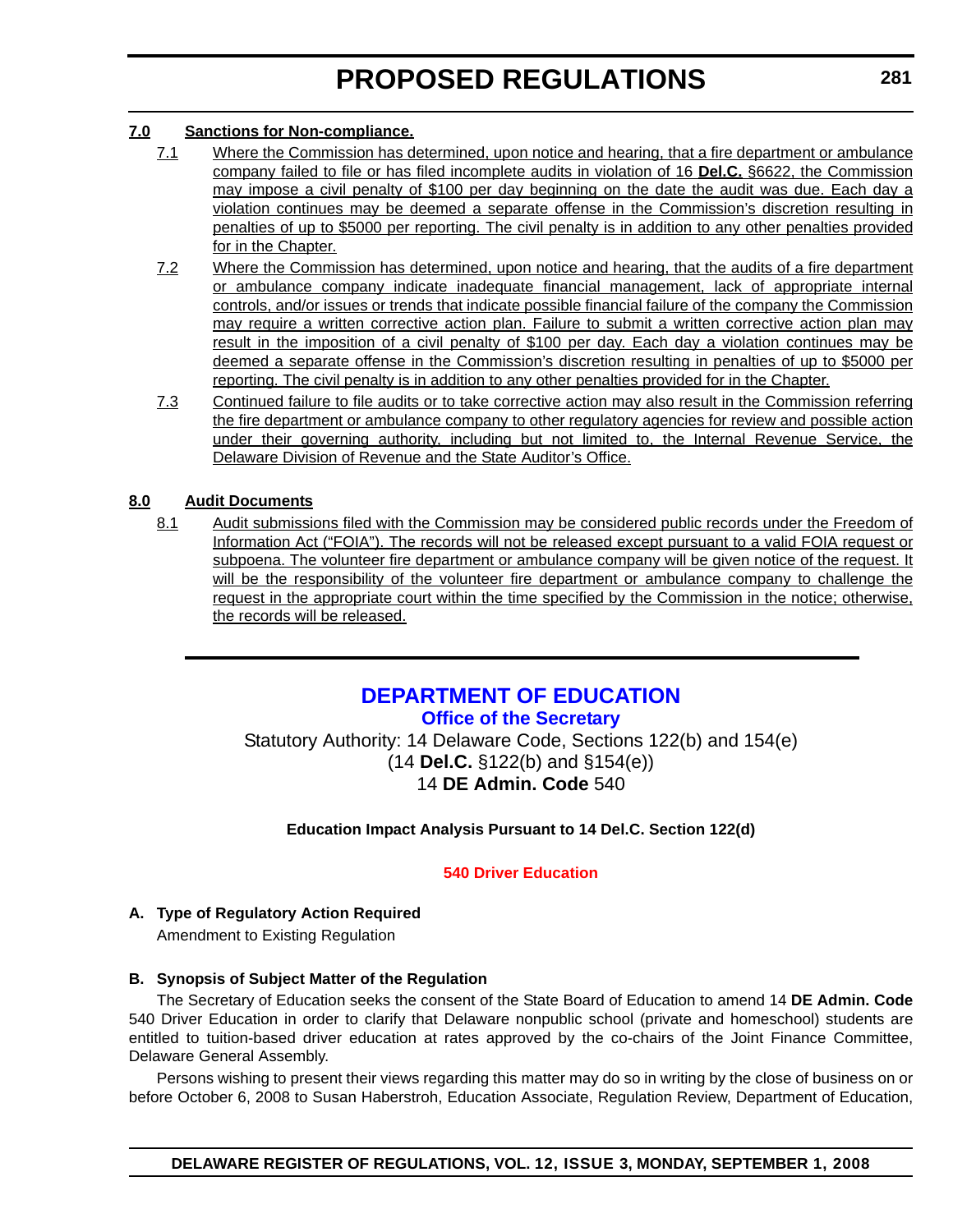**7.0 Sanctions for Non-compliance.**

7.1 Where the Commission has determined, upon notice and hearing, that a fire department or ambulance company failed to file or has filed incomplete audits in violation of 16 **Del.C.** §6622, the Commission may impose a civil penalty of $100 per day beginning on the date the audit was due. Each day a violation continues may be deemed a separate offense in the Commission's discretion resulting in penalties of up to $5000 per reporting. The civil penalty is in addition to any other penalties provided for in the Chapter.

7.2 Where the Commission has determined, upon notice and hearing, that the audits of a fire department or ambulance company indicate inadequate financial management, lack of appropriate internal controls, and/or issues or trends that indicate possible financial failure of the company the Commission may require a written corrective action plan. Failure to submit a written corrective action plan may result in the imposition of a civil penalty of $100 per day. Each day a violation continues may be deemed a separate offense in the Commission's discretion resulting in penalties of up to $5000 per reporting. The civil penalty is in addition to any other penalties provided for in the Chapter.

7.3 Continued failure to file audits or to take corrective action may also result in the Commission referring the fire department or ambulance company to other regulatory agencies for review and possible action under their governing authority, including but not limited to, the Internal Revenue Service, the Delaware Division of Revenue and the State Auditor's Office.

**8.0 Audit Documents**

8.1 Audit submissions filed with the Commission may be considered public records under the Freedom of Information Act ("FOIA"). The records will not be released except pursuant to a valid FOIA request or subpoena. The volunteer fire department or ambulance company will be given notice of the request. It will be the responsibility of the volunteer fire department or ambulance company to challenge the request in the appropriate court within the time specified by the Commission in the notice; otherwise, the records will be released.

---

# DEPARTMENT OF EDUCATION

## Office of the Secretary

Statutory Authority: 14 Delaware Code, Sections 122(b) and 154(e)
(14 **Del.C.** §122(b) and §154(e))
14 **DE Admin. Code** 540

**Education Impact Analysis Pursuant to 14 Del.C. Section 122(d)**

### 540 Driver Education

**A. Type of Regulatory Action Required**

Amendment to Existing Regulation

**B. Synopsis of Subject Matter of the Regulation**

The Secretary of Education seeks the consent of the State Board of Education to amend 14 **DE Admin. Code** 540 Driver Education in order to clarify that Delaware nonpublic school (private and homeschool) students are entitled to tuition-based driver education at rates approved by the co-chairs of the Joint Finance Committee, Delaware General Assembly.

Persons wishing to present their views regarding this matter may do so in writing by the close of business on or before October 6, 2008 to Susan Haberstroh, Education Associate, Regulation Review, Department of Education,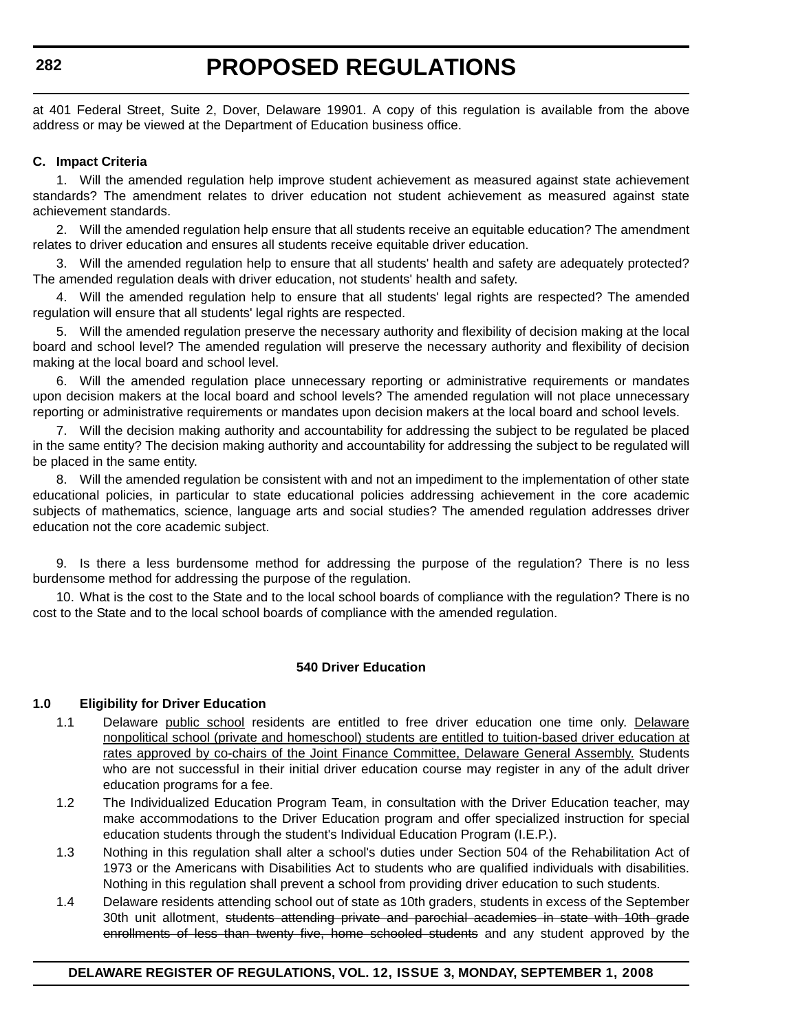at 401 Federal Street, Suite 2, Dover, Delaware 19901. A copy of this regulation is available from the above address or may be viewed at the Department of Education business office.

**C. Impact Criteria**

1. Will the amended regulation help improve student achievement as measured against state achievement standards? The amendment relates to driver education not student achievement as measured against state achievement standards.

2. Will the amended regulation help ensure that all students receive an equitable education? The amendment relates to driver education and ensures all students receive equitable driver education.

3. Will the amended regulation help to ensure that all students' health and safety are adequately protected? The amended regulation deals with driver education, not students' health and safety.

4. Will the amended regulation help to ensure that all students' legal rights are respected? The amended regulation will ensure that all students' legal rights are respected.

5. Will the amended regulation preserve the necessary authority and flexibility of decision making at the local board and school level? The amended regulation will preserve the necessary authority and flexibility of decision making at the local board and school level.

6. Will the amended regulation place unnecessary reporting or administrative requirements or mandates upon decision makers at the local board and school levels? The amended regulation will not place unnecessary reporting or administrative requirements or mandates upon decision makers at the local board and school levels.

7. Will the decision making authority and accountability for addressing the subject to be regulated be placed in the same entity? The decision making authority and accountability for addressing the subject to be regulated will be placed in the same entity.

8. Will the amended regulation be consistent with and not an impediment to the implementation of other state educational policies, in particular to state educational policies addressing achievement in the core academic subjects of mathematics, science, language arts and social studies? The amended regulation addresses driver education not the core academic subject.

9. Is there a less burdensome method for addressing the purpose of the regulation? There is no less burdensome method for addressing the purpose of the regulation.

10. What is the cost to the State and to the local school boards of compliance with the regulation? There is no cost to the State and to the local school boards of compliance with the amended regulation.

**540 Driver Education**

**1.0 Eligibility for Driver Education**

1.1 Delaware <u>public school</u> residents are entitled to free driver education one time only. <u>Delaware nonpolitical school (private and homeschool) students are entitled to tuition-based driver education at rates approved by co-chairs of the Joint Finance Committee, Delaware General Assembly.</u> Students who are not successful in their initial driver education course may register in any of the adult driver education programs for a fee.

1.2 The Individualized Education Program Team, in consultation with the Driver Education teacher, may make accommodations to the Driver Education program and offer specialized instruction for special education students through the student's Individual Education Program (I.E.P.).

1.3 Nothing in this regulation shall alter a school's duties under Section 504 of the Rehabilitation Act of 1973 or the Americans with Disabilities Act to students who are qualified individuals with disabilities. Nothing in this regulation shall prevent a school from providing driver education to such students.

1.4 Delaware residents attending school out of state as 10th graders, students in excess of the September 30th unit allotment, ~~students attending private and parochial academies in state with 10th grade enrollments of less than twenty five, home schooled students~~ and any student approved by the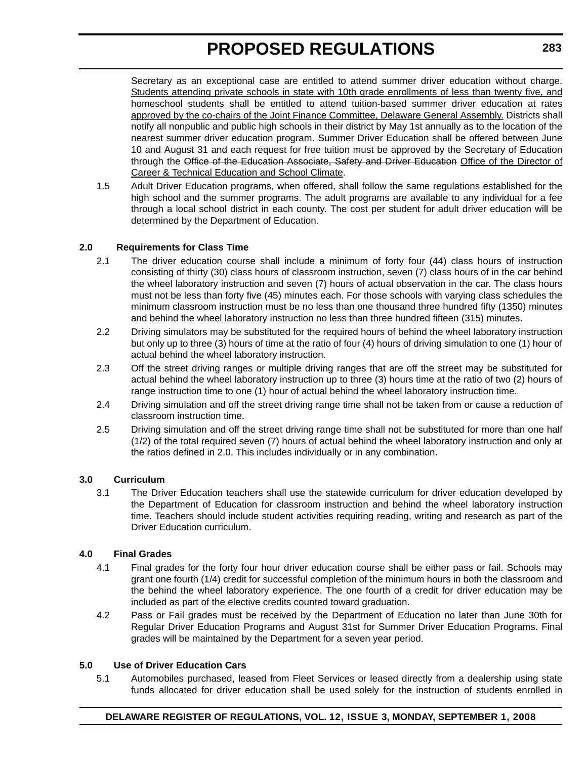Secretary as an exceptional case are entitled to attend summer driver education without charge. Students attending private schools in state with 10th grade enrollments of less than twenty five, and homeschool students shall be entitled to attend tuition-based summer driver education at rates approved by the co-chairs of the Joint Finance Committee, Delaware General Assembly. Districts shall notify all nonpublic and public high schools in their district by May 1st annually as to the location of the nearest summer driver education program. Summer Driver Education shall be offered between June 10 and August 31 and each request for free tuition must be approved by the Secretary of Education through the ~~Office of the Education Associate, Safety and Driver Education~~ Office of the Director of Career & Technical Education and School Climate.

1.5 Adult Driver Education programs, when offered, shall follow the same regulations established for the high school and the summer programs. The adult programs are available to any individual for a fee through a local school district in each county. The cost per student for adult driver education will be determined by the Department of Education.

**2.0 Requirements for Class Time**

2.1 The driver education course shall include a minimum of forty four (44) class hours of instruction consisting of thirty (30) class hours of classroom instruction, seven (7) class hours of in the car behind the wheel laboratory instruction and seven (7) hours of actual observation in the car. The class hours must not be less than forty five (45) minutes each. For those schools with varying class schedules the minimum classroom instruction must be no less than one thousand three hundred fifty (1350) minutes and behind the wheel laboratory instruction no less than three hundred fifteen (315) minutes.

2.2 Driving simulators may be substituted for the required hours of behind the wheel laboratory instruction but only up to three (3) hours of time at the ratio of four (4) hours of driving simulation to one (1) hour of actual behind the wheel laboratory instruction.

2.3 Off the street driving ranges or multiple driving ranges that are off the street may be substituted for actual behind the wheel laboratory instruction up to three (3) hours time at the ratio of two (2) hours of range instruction time to one (1) hour of actual behind the wheel laboratory instruction time.

2.4 Driving simulation and off the street driving range time shall not be taken from or cause a reduction of classroom instruction time.

2.5 Driving simulation and off the street driving range time shall not be substituted for more than one half (1/2) of the total required seven (7) hours of actual behind the wheel laboratory instruction and only at the ratios defined in 2.0. This includes individually or in any combination.

**3.0 Curriculum**

3.1 The Driver Education teachers shall use the statewide curriculum for driver education developed by the Department of Education for classroom instruction and behind the wheel laboratory instruction time. Teachers should include student activities requiring reading, writing and research as part of the Driver Education curriculum.

**4.0 Final Grades**

4.1 Final grades for the forty four hour driver education course shall be either pass or fail. Schools may grant one fourth (1/4) credit for successful completion of the minimum hours in both the classroom and the behind the wheel laboratory experience. The one fourth of a credit for driver education may be included as part of the elective credits counted toward graduation.

4.2 Pass or Fail grades must be received by the Department of Education no later than June 30th for Regular Driver Education Programs and August 31st for Summer Driver Education Programs. Final grades will be maintained by the Department for a seven year period.

**5.0 Use of Driver Education Cars**

5.1 Automobiles purchased, leased from Fleet Services or leased directly from a dealership using state funds allocated for driver education shall be used solely for the instruction of students enrolled in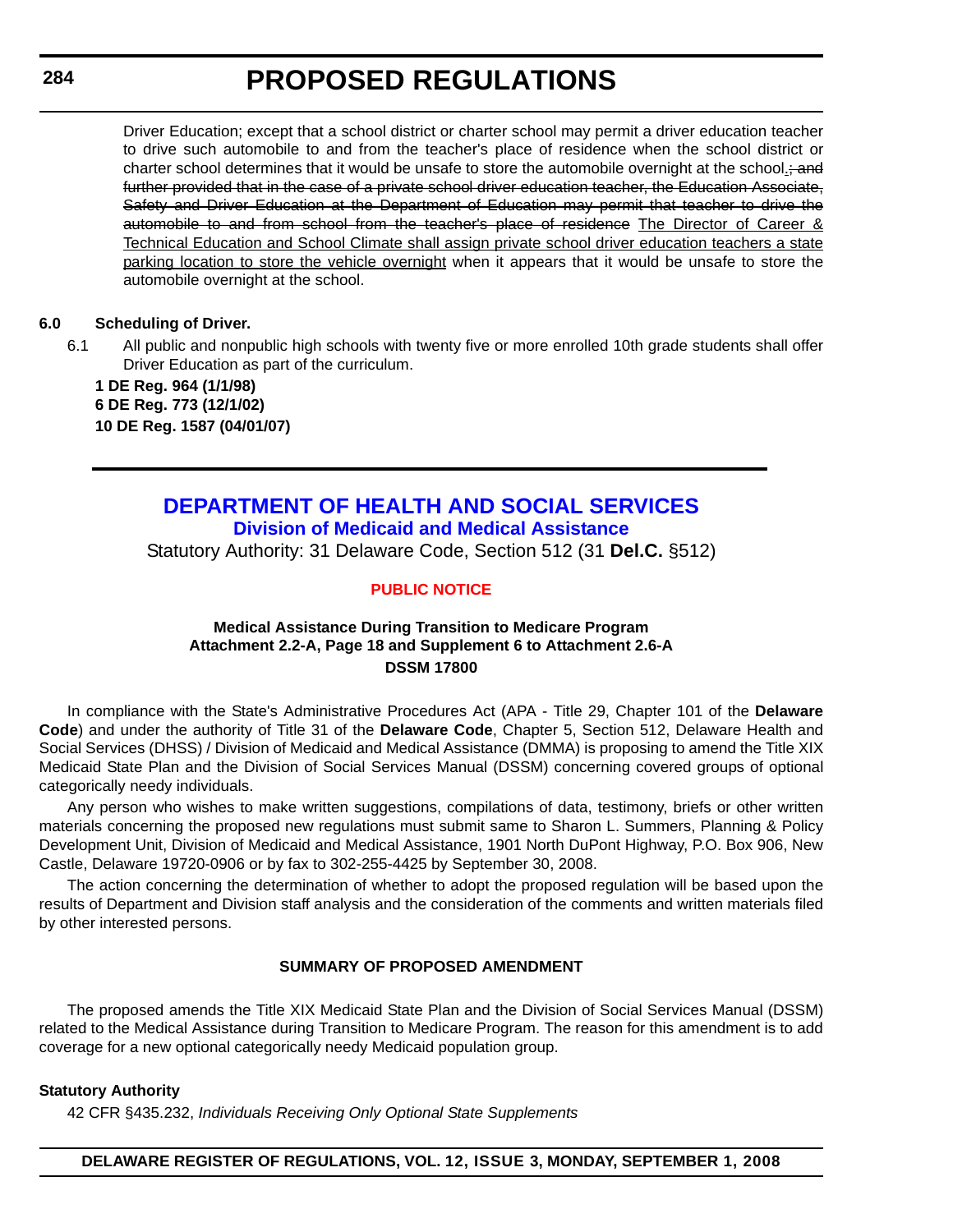Driver Education; except that a school district or charter school may permit a driver education teacher to drive such automobile to and from the teacher's place of residence when the school district or charter school determines that it would be unsafe to store the automobile overnight at the school.~~; and further provided that in the case of a private school driver education teacher, the Education Associate, Safety and Driver Education at the Department of Education may permit that teacher to drive the automobile to and from school from the teacher's place of residence~~ <u>The Director of Career & Technical Education and School Climate shall assign private school driver education teachers a state parking location to store the vehicle overnight</u> when it appears that it would be unsafe to store the automobile overnight at the school.

**6.0 Scheduling of Driver.**

6.1 All public and nonpublic high schools with twenty five or more enrolled 10th grade students shall offer Driver Education as part of the curriculum.

**1 DE Reg. 964 (1/1/98)**
**6 DE Reg. 773 (12/1/02)**
**10 DE Reg. 1587 (04/01/07)**

---

# DEPARTMENT OF HEALTH AND SOCIAL SERVICES

## Division of Medicaid and Medical Assistance

Statutory Authority: 31 Delaware Code, Section 512 (31 **Del.C.** §512)

### PUBLIC NOTICE

**Medical Assistance During Transition to Medicare Program**
**Attachment 2.2-A, Page 18 and Supplement 6 to Attachment 2.6-A**
**DSSM 17800**

In compliance with the State's Administrative Procedures Act (APA - Title 29, Chapter 101 of the **Delaware Code**) and under the authority of Title 31 of the **Delaware Code**, Chapter 5, Section 512, Delaware Health and Social Services (DHSS) / Division of Medicaid and Medical Assistance (DMMA) is proposing to amend the Title XIX Medicaid State Plan and the Division of Social Services Manual (DSSM) concerning covered groups of optional categorically needy individuals.

Any person who wishes to make written suggestions, compilations of data, testimony, briefs or other written materials concerning the proposed new regulations must submit same to Sharon L. Summers, Planning & Policy Development Unit, Division of Medicaid and Medical Assistance, 1901 North DuPont Highway, P.O. Box 906, New Castle, Delaware 19720-0906 or by fax to 302-255-4425 by September 30, 2008.

The action concerning the determination of whether to adopt the proposed regulation will be based upon the results of Department and Division staff analysis and the consideration of the comments and written materials filed by other interested persons.

**SUMMARY OF PROPOSED AMENDMENT**

The proposed amends the Title XIX Medicaid State Plan and the Division of Social Services Manual (DSSM) related to the Medical Assistance during Transition to Medicare Program. The reason for this amendment is to add coverage for a new optional categorically needy Medicaid population group.

**Statutory Authority**

42 CFR §435.232, *Individuals Receiving Only Optional State Supplements*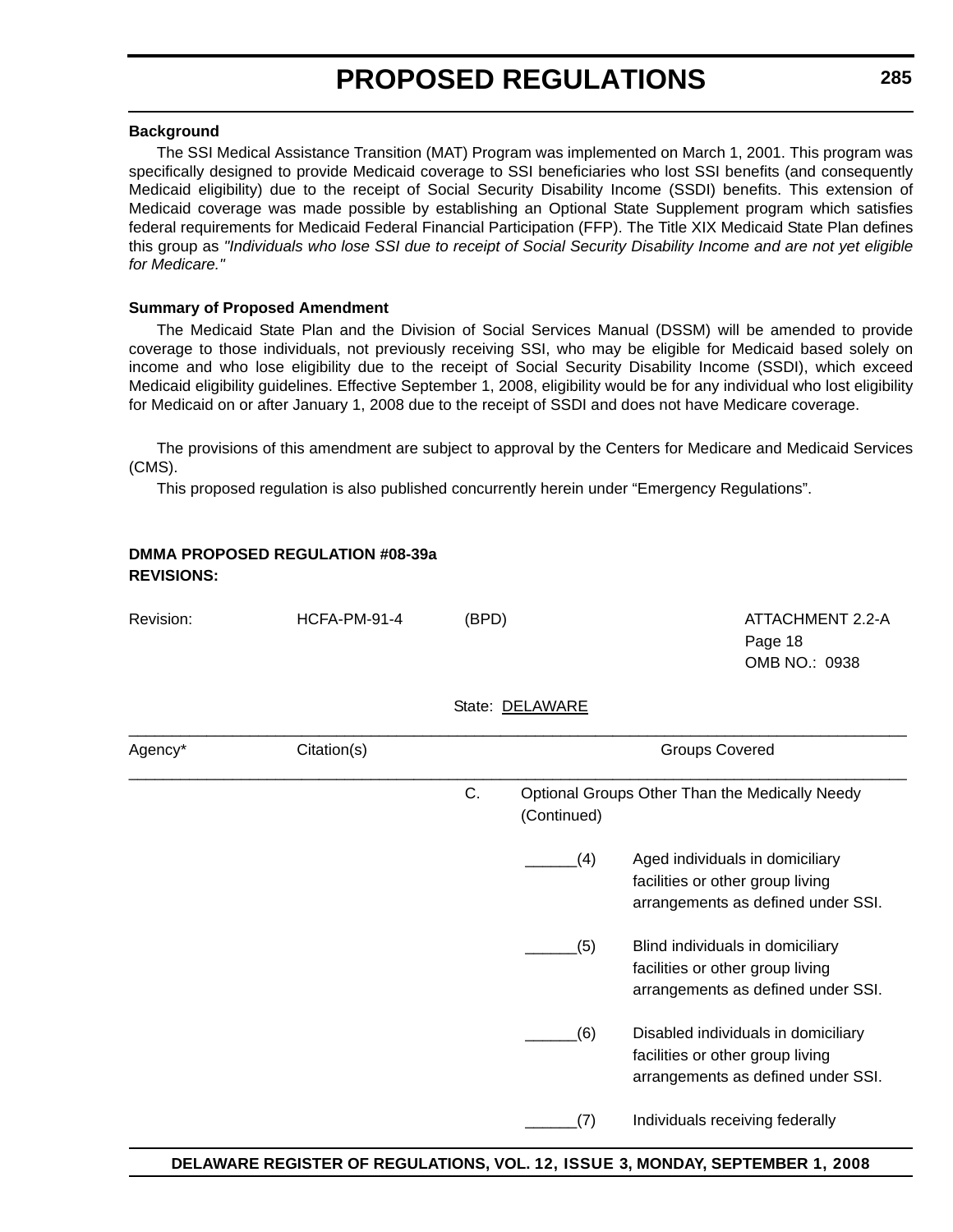**Background**

The SSI Medical Assistance Transition (MAT) Program was implemented on March 1, 2001. This program was specifically designed to provide Medicaid coverage to SSI beneficiaries who lost SSI benefits (and consequently Medicaid eligibility) due to the receipt of Social Security Disability Income (SSDI) benefits. This extension of Medicaid coverage was made possible by establishing an Optional State Supplement program which satisfies federal requirements for Medicaid Federal Financial Participation (FFP). The Title XIX Medicaid State Plan defines this group as *"Individuals who lose SSI due to receipt of Social Security Disability Income and are not yet eligible for Medicare."*

**Summary of Proposed Amendment**

The Medicaid State Plan and the Division of Social Services Manual (DSSM) will be amended to provide coverage to those individuals, not previously receiving SSI, who may be eligible for Medicaid based solely on income and who lose eligibility due to the receipt of Social Security Disability Income (SSDI), which exceed Medicaid eligibility guidelines. Effective September 1, 2008, eligibility would be for any individual who lost eligibility for Medicaid on or after January 1, 2008 due to the receipt of SSDI and does not have Medicare coverage.

The provisions of this amendment are subject to approval by the Centers for Medicare and Medicaid Services (CMS).

This proposed regulation is also published concurrently herein under “Emergency Regulations”.

**DMMA PROPOSED REGULATION #08-39a**
**REVISIONS:**

Revision: HCFA-PM-91-4 (BPD)

ATTACHMENT 2.2-A
Page 18
OMB NO.: 0938

State: DELAWARE

| Agency* | Citation(s) | Groups Covered |
|---|---|---|
| | | C. Optional Groups Other Than the Medically Needy (Continued) |
| | | ______(4) Aged individuals in domiciliary facilities or other group living arrangements as defined under SSI. |
| | | ______(5) Blind individuals in domiciliary facilities or other group living arrangements as defined under SSI. |
| | | ______(6) Disabled individuals in domiciliary facilities or other group living arrangements as defined under SSI. |
| | | ______(7) Individuals receiving federally |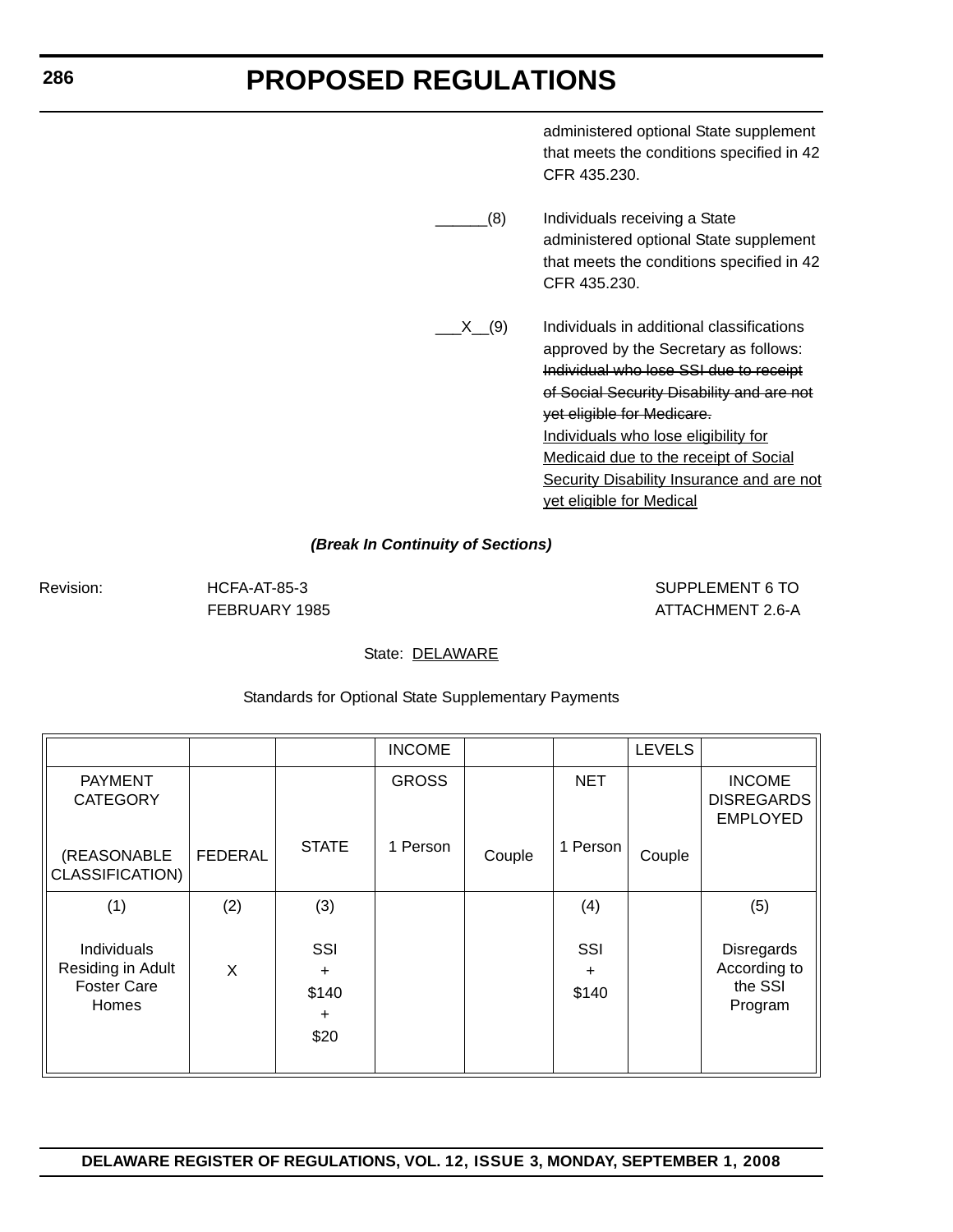administered optional State supplement that meets the conditions specified in 42 CFR 435.230.

______(8) Individuals receiving a State administered optional State supplement that meets the conditions specified in 42 CFR 435.230.

___X__(9) Individuals in additional classifications approved by the Secretary as follows: ~~Individual who lose SSI due to receipt of Social Security Disability and are not yet eligible for Medicare.~~ <u>Individuals who lose eligibility for Medicaid due to the receipt of Social Security Disability Insurance and are not yet eligible for Medical</u>

***(Break In Continuity of Sections)***

Revision: HCFA-AT-85-3 FEBRUARY 1985

SUPPLEMENT 6 TO ATTACHMENT 2.6-A

State: <u>DELAWARE</u>

Standards for Optional State Supplementary Payments

| | | | INCOME | | | LEVELS | |
|---|---|---|---|---|---|---|---|
| PAYMENT CATEGORY (REASONABLE CLASSIFICATION) | FEDERAL | STATE | GROSS 1 Person | Couple | NET 1 Person | Couple | INCOME DISREGARDS EMPLOYED |
| (1) Individuals Residing in Adult Foster Care Homes | (2) X | (3) SSI + $140 + $20 | | | (4) SSI + $140 | | (5) Disregards According to the SSI Program |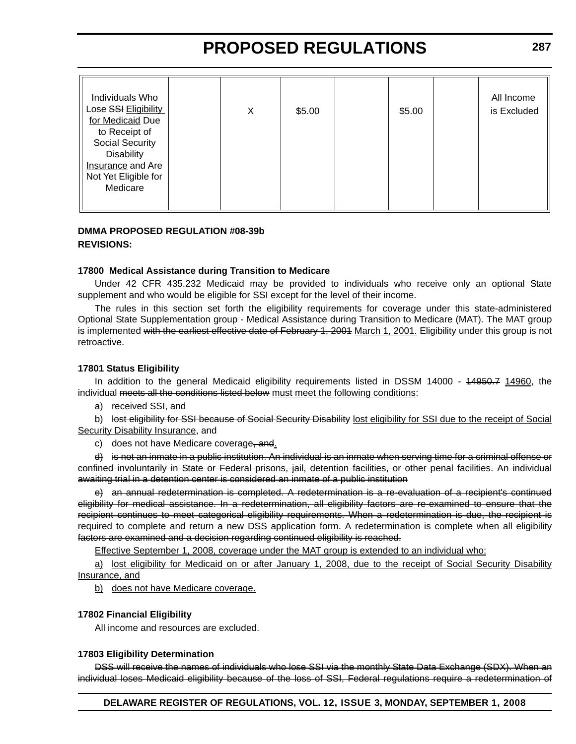| | | | | | | | |
|---|---|---|---|---|---|---|---|
| Individuals Who Lose ~~SSI~~ <u>Eligibility for Medicaid</u> Due to Receipt of Social Security Disability <u>Insurance</u> and Are Not Yet Eligible for Medicare | | X | $5.00 | | $5.00 | | All Income is Excluded |

**DMMA PROPOSED REGULATION #08-39b**

**REVISIONS:**

**17800 Medical Assistance during Transition to Medicare**

Under 42 CFR 435.232 Medicaid may be provided to individuals who receive only an optional State supplement and who would be eligible for SSI except for the level of their income.

The rules in this section set forth the eligibility requirements for coverage under this state-administered Optional State Supplementation group - Medical Assistance during Transition to Medicare (MAT). The MAT group is implemented ~~with the earliest effective date of February 1, 2001~~ <u>March 1, 2001.</u> Eligibility under this group is not retroactive.

**17801 Status Eligibility**

In addition to the general Medicaid eligibility requirements listed in DSSM 14000 - ~~14950.7~~ <u>14960</u>, the individual ~~meets all the conditions listed below~~ <u>must meet the following conditions</u>:

a) received SSI, and

b) ~~lost eligibility for SSI because of Social Security Disability~~ <u>lost eligibility for SSI due to the receipt of Social Security Disability Insurance</u>, and

c) does not have Medicare coverage~~, and~~<u>.</u>

~~d) is not an inmate in a public institution. An individual is an inmate when serving time for a criminal offense or confined involuntarily in State or Federal prisons, jail, detention facilities, or other penal facilities. An individual awaiting trial in a detention center is considered an inmate of a public institution~~

~~e) an annual redetermination is completed. A redetermination is a re-evaluation of a recipient's continued eligibility for medical assistance. In a redetermination, all eligibility factors are re-examined to ensure that the recipient continues to meet categorical eligibility requirements. When a redetermination is due, the recipient is required to complete and return a new DSS application form. A redetermination is complete when all eligibility factors are examined and a decision regarding continued eligibility is reached.~~

<u>Effective September 1, 2008, coverage under the MAT group is extended to an individual who:</u>

<u>a) lost eligibility for Medicaid on or after January 1, 2008, due to the receipt of Social Security Disability Insurance, and</u>

<u>b) does not have Medicare coverage.</u>

**17802 Financial Eligibility**

All income and resources are excluded.

**17803 Eligibility Determination**

~~DSS will receive the names of individuals who lose SSI via the monthly State Data Exchange (SDX). When an individual loses Medicaid eligibility because of the loss of SSI, Federal regulations require a redetermination of~~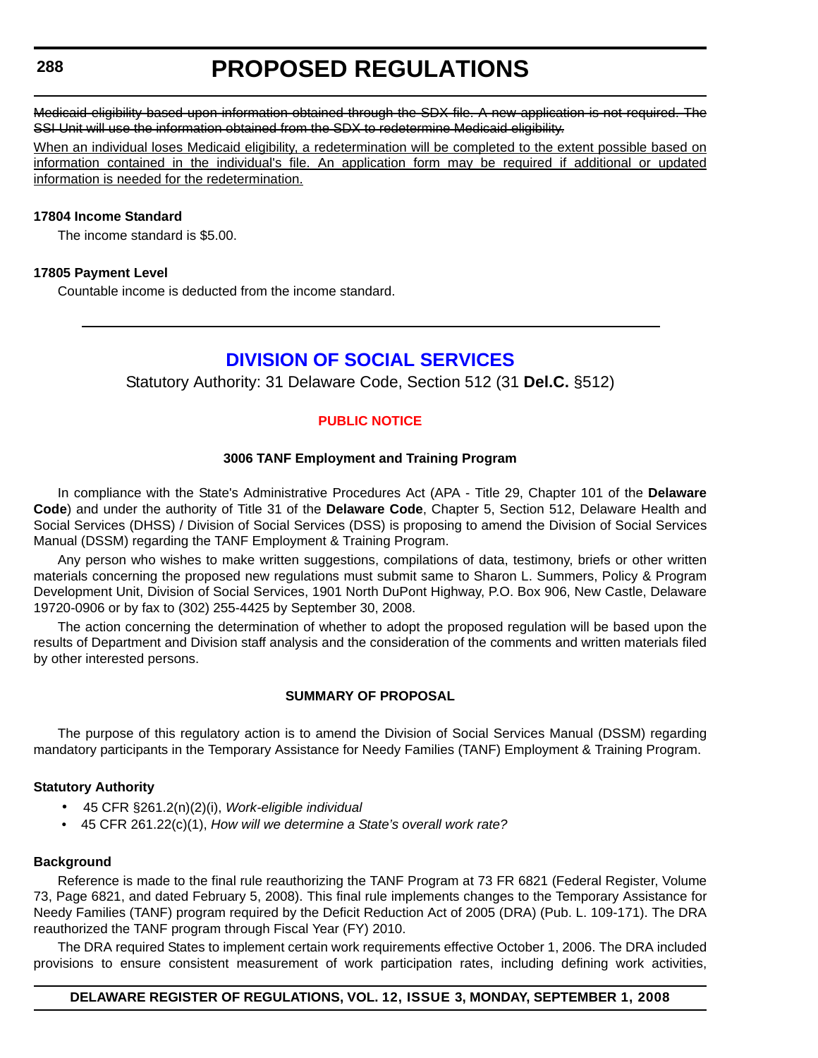~~Medicaid eligibility based upon information obtained through the SDX file. A new application is not required. The SSI Unit will use the information obtained from the SDX to redetermine Medicaid eligibility.~~

<u>When an individual loses Medicaid eligibility, a redetermination will be completed to the extent possible based on information contained in the individual's file. An application form may be required if additional or updated information is needed for the redetermination.</u>

**17804 Income Standard**

The income standard is $5.00.

**17805 Payment Level**

Countable income is deducted from the income standard.

---

## DIVISION OF SOCIAL SERVICES

Statutory Authority: 31 Delaware Code, Section 512 (31 **Del.C.** §512)

### PUBLIC NOTICE

**3006 TANF Employment and Training Program**

In compliance with the State's Administrative Procedures Act (APA - Title 29, Chapter 101 of the **Delaware Code**) and under the authority of Title 31 of the **Delaware Code**, Chapter 5, Section 512, Delaware Health and Social Services (DHSS) / Division of Social Services (DSS) is proposing to amend the Division of Social Services Manual (DSSM) regarding the TANF Employment & Training Program.

Any person who wishes to make written suggestions, compilations of data, testimony, briefs or other written materials concerning the proposed new regulations must submit same to Sharon L. Summers, Policy & Program Development Unit, Division of Social Services, 1901 North DuPont Highway, P.O. Box 906, New Castle, Delaware 19720-0906 or by fax to (302) 255-4425 by September 30, 2008.

The action concerning the determination of whether to adopt the proposed regulation will be based upon the results of Department and Division staff analysis and the consideration of the comments and written materials filed by other interested persons.

**SUMMARY OF PROPOSAL**

The purpose of this regulatory action is to amend the Division of Social Services Manual (DSSM) regarding mandatory participants in the Temporary Assistance for Needy Families (TANF) Employment & Training Program.

**Statutory Authority**

- 45 CFR §261.2(n)(2)(i), *Work-eligible individual*
- 45 CFR 261.22(c)(1), *How will we determine a State's overall work rate?*

**Background**

Reference is made to the final rule reauthorizing the TANF Program at 73 FR 6821 (Federal Register, Volume 73, Page 6821, and dated February 5, 2008). This final rule implements changes to the Temporary Assistance for Needy Families (TANF) program required by the Deficit Reduction Act of 2005 (DRA) (Pub. L. 109-171). The DRA reauthorized the TANF program through Fiscal Year (FY) 2010.

The DRA required States to implement certain work requirements effective October 1, 2006. The DRA included provisions to ensure consistent measurement of work participation rates, including defining work activities,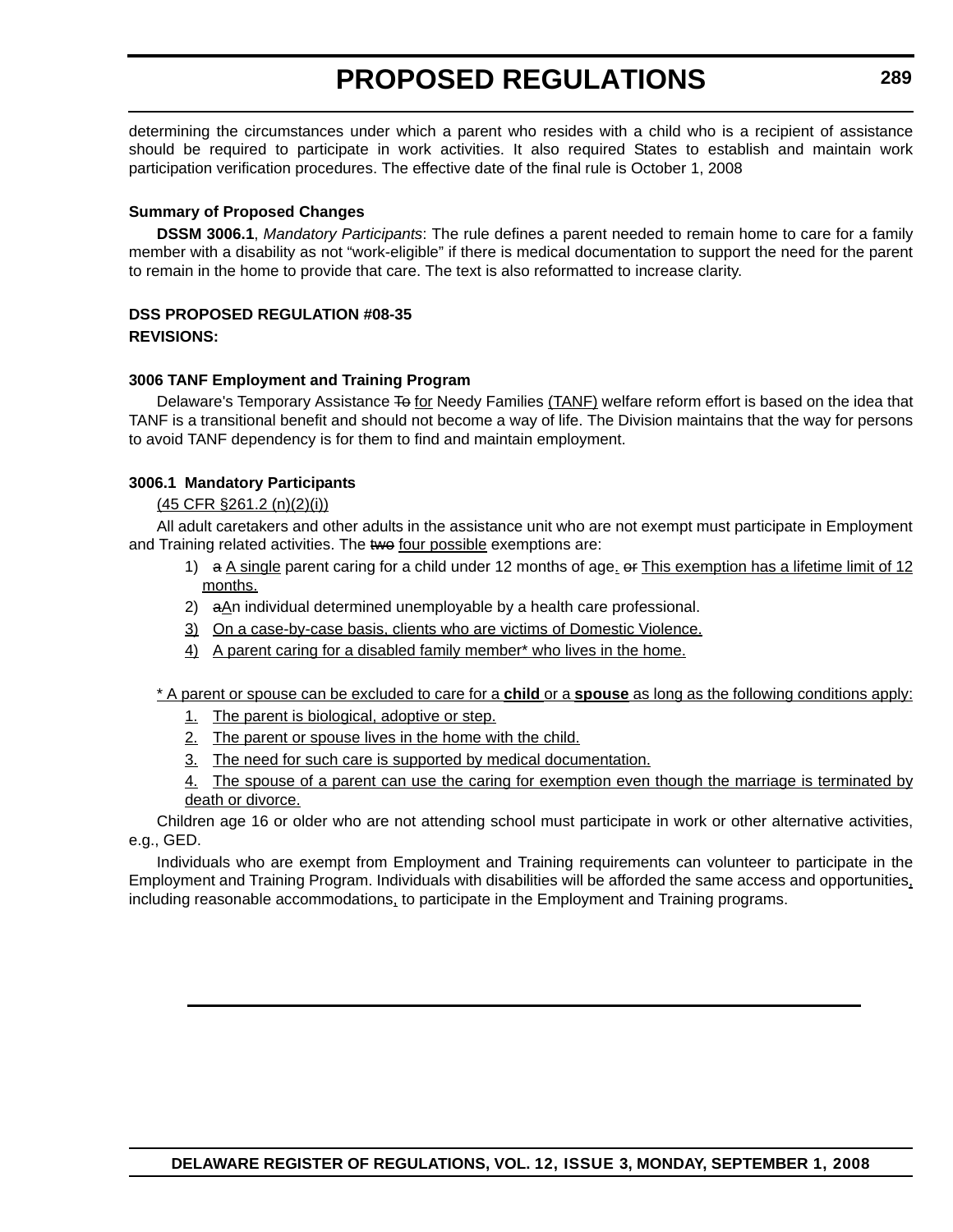determining the circumstances under which a parent who resides with a child who is a recipient of assistance should be required to participate in work activities. It also required States to establish and maintain work participation verification procedures. The effective date of the final rule is October 1, 2008

**Summary of Proposed Changes**

**DSSM 3006.1**, *Mandatory Participants*: The rule defines a parent needed to remain home to care for a family member with a disability as not "work-eligible" if there is medical documentation to support the need for the parent to remain in the home to provide that care. The text is also reformatted to increase clarity.

**DSS PROPOSED REGULATION #08-35**

**REVISIONS:**

**3006 TANF Employment and Training Program**

Delaware's Temporary Assistance ~~To~~ for Needy Families (TANF) welfare reform effort is based on the idea that TANF is a transitional benefit and should not become a way of life. The Division maintains that the way for persons to avoid TANF dependency is for them to find and maintain employment.

**3006.1 Mandatory Participants**

(45 CFR §261.2 (n)(2)(i))

All adult caretakers and other adults in the assistance unit who are not exempt must participate in Employment and Training related activities. The ~~two~~ four possible exemptions are:

1) ~~a~~ A single parent caring for a child under 12 months of age. ~~or~~ This exemption has a lifetime limit of 12 months.
2) ~~a~~An individual determined unemployable by a health care professional.
3) On a case-by-case basis, clients who are victims of Domestic Violence.
4) A parent caring for a disabled family member* who lives in the home.

* A parent or spouse can be excluded to care for a **child** or a **spouse** as long as the following conditions apply:

1. The parent is biological, adoptive or step.
2. The parent or spouse lives in the home with the child.
3. The need for such care is supported by medical documentation.
4. The spouse of a parent can use the caring for exemption even though the marriage is terminated by death or divorce.

Children age 16 or older who are not attending school must participate in work or other alternative activities, e.g., GED.

Individuals who are exempt from Employment and Training requirements can volunteer to participate in the Employment and Training Program. Individuals with disabilities will be afforded the same access and opportunities, including reasonable accommodations, to participate in the Employment and Training programs.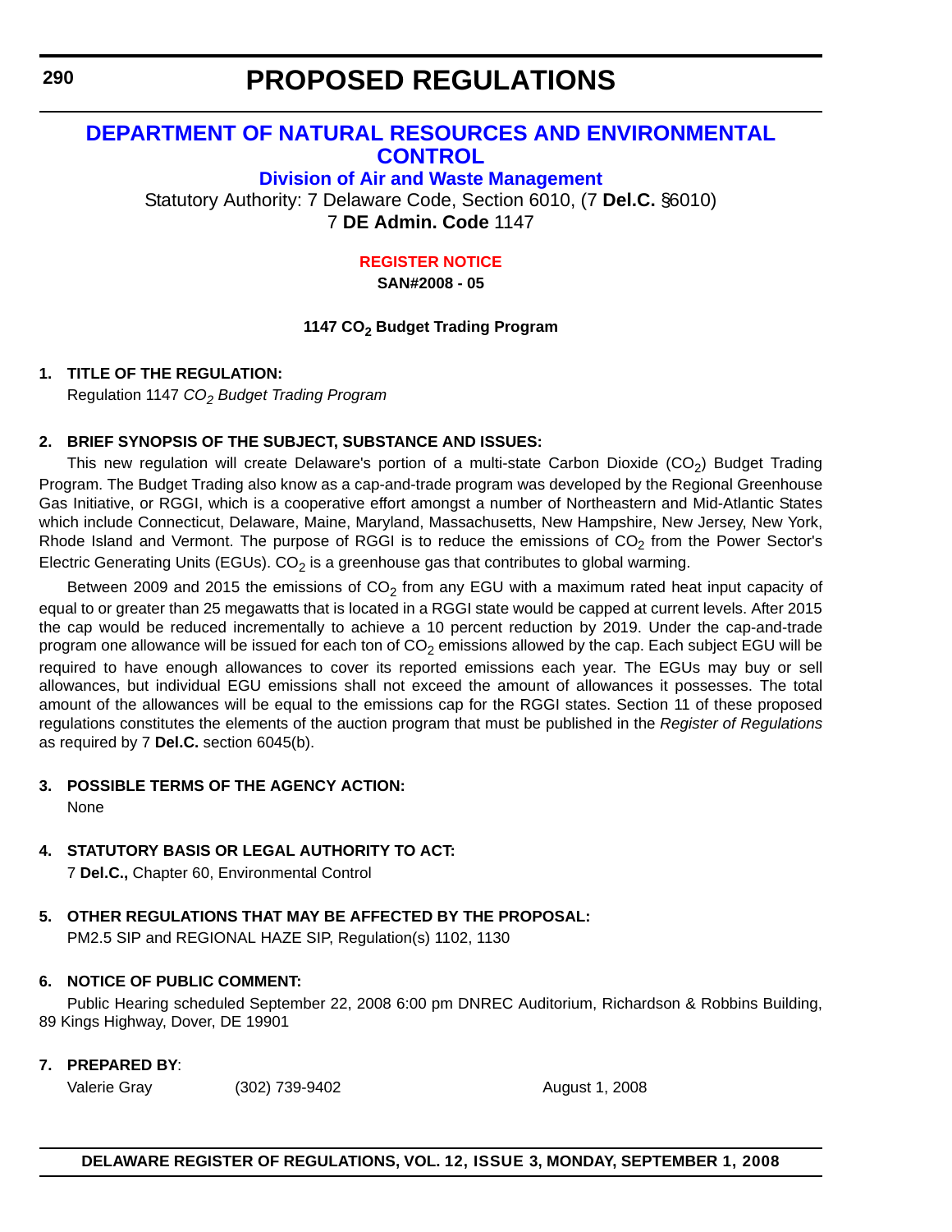# PROPOSED REGULATIONS

## DEPARTMENT OF NATURAL RESOURCES AND ENVIRONMENTAL CONTROL

### Division of Air and Waste Management

Statutory Authority: 7 Delaware Code, Section 6010, (7 **Del.C.** §6010)
7 **DE Admin. Code** 1147

**REGISTER NOTICE**

**SAN#2008 - 05**

**1147 $CO_2$ Budget Trading Program**

**1. TITLE OF THE REGULATION:**

Regulation 1147 *$CO_2$ Budget Trading Program*

**2. BRIEF SYNOPSIS OF THE SUBJECT, SUBSTANCE AND ISSUES:**

This new regulation will create Delaware's portion of a multi-state Carbon Dioxide ($CO_2$) Budget Trading Program. The Budget Trading also know as a cap-and-trade program was developed by the Regional Greenhouse Gas Initiative, or RGGI, which is a cooperative effort amongst a number of Northeastern and Mid-Atlantic States which include Connecticut, Delaware, Maine, Maryland, Massachusetts, New Hampshire, New Jersey, New York, Rhode Island and Vermont. The purpose of RGGI is to reduce the emissions of $CO_2$ from the Power Sector's Electric Generating Units (EGUs). $CO_2$ is a greenhouse gas that contributes to global warming.

Between 2009 and 2015 the emissions of $CO_2$ from any EGU with a maximum rated heat input capacity of equal to or greater than 25 megawatts that is located in a RGGI state would be capped at current levels. After 2015 the cap would be reduced incrementally to achieve a 10 percent reduction by 2019. Under the cap-and-trade program one allowance will be issued for each ton of $CO_2$ emissions allowed by the cap. Each subject EGU will be required to have enough allowances to cover its reported emissions each year. The EGUs may buy or sell allowances, but individual EGU emissions shall not exceed the amount of allowances it possesses. The total amount of the allowances will be equal to the emissions cap for the RGGI states. Section 11 of these proposed regulations constitutes the elements of the auction program that must be published in the *Register of Regulations* as required by 7 **Del.C.** section 6045(b).

**3. POSSIBLE TERMS OF THE AGENCY ACTION:**

None

**4. STATUTORY BASIS OR LEGAL AUTHORITY TO ACT:**

7 **Del.C.,** Chapter 60, Environmental Control

**5. OTHER REGULATIONS THAT MAY BE AFFECTED BY THE PROPOSAL:**

PM2.5 SIP and REGIONAL HAZE SIP, Regulation(s) 1102, 1130

**6. NOTICE OF PUBLIC COMMENT:**

Public Hearing scheduled September 22, 2008 6:00 pm DNREC Auditorium, Richardson & Robbins Building, 89 Kings Highway, Dover, DE 19901

**7. PREPARED BY**:

Valerie Gray (302) 739-9402 August 1, 2008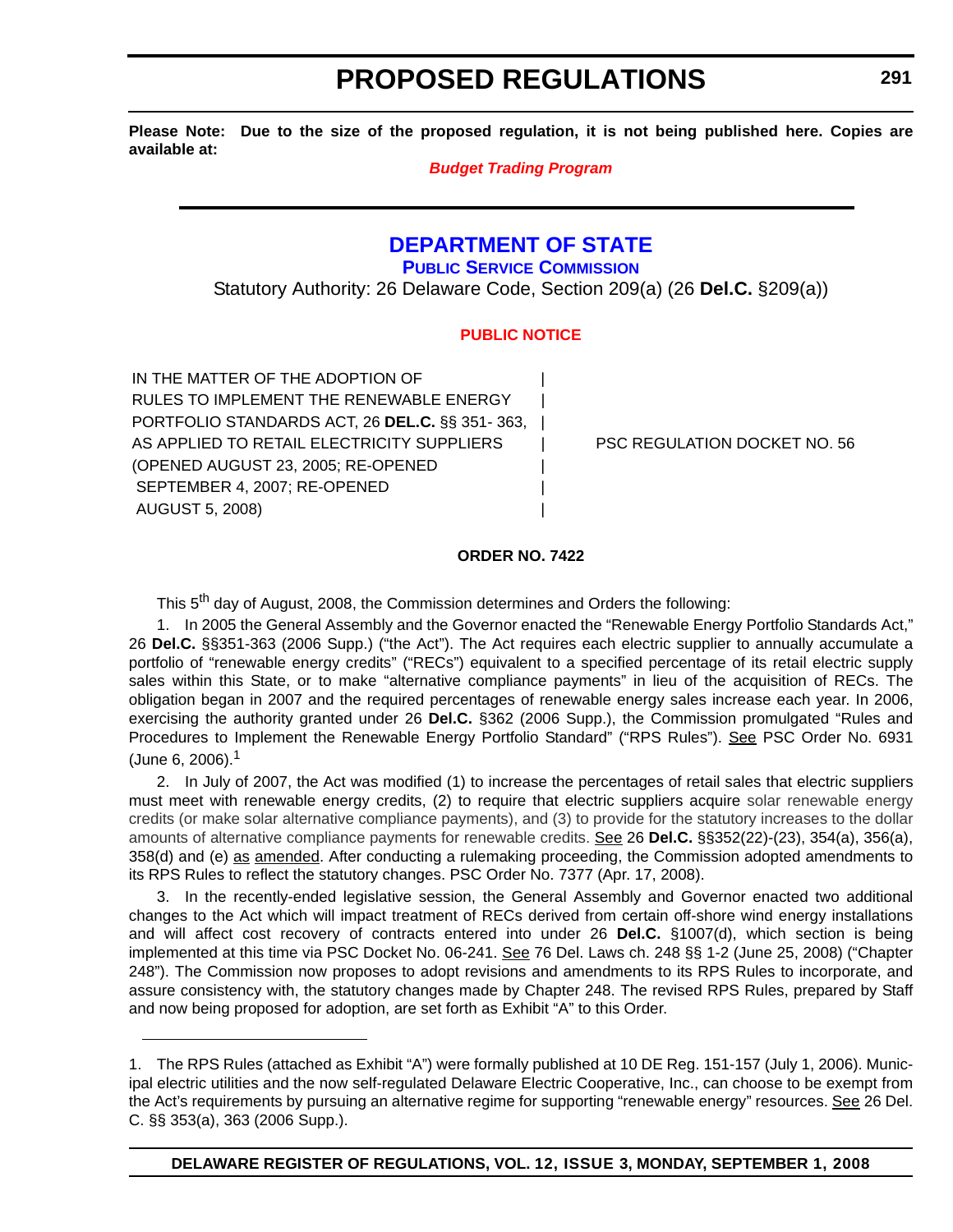**Please Note: Due to the size of the proposed regulation, it is not being published here. Copies are available at:**

***Budget Trading Program***

---

## DEPARTMENT OF STATE

### PUBLIC SERVICE COMMISSION

Statutory Authority: 26 Delaware Code, Section 209(a) (26 **Del.C.** §209(a))

#### PUBLIC NOTICE

| | |
|---|---|
| IN THE MATTER OF THE ADOPTION OF RULES TO IMPLEMENT THE RENEWABLE ENERGY PORTFOLIO STANDARDS ACT, 26 **DEL.C.** §§ 351- 363, AS APPLIED TO RETAIL ELECTRICITY SUPPLIERS (OPENED AUGUST 23, 2005; RE-OPENED SEPTEMBER 4, 2007; RE-OPENED AUGUST 5, 2008) | PSC REGULATION DOCKET NO. 56 |

**ORDER NO. 7422**

This 5th day of August, 2008, the Commission determines and Orders the following:

1. In 2005 the General Assembly and the Governor enacted the "Renewable Energy Portfolio Standards Act," 26 **Del.C.** §§351-363 (2006 Supp.) ("the Act"). The Act requires each electric supplier to annually accumulate a portfolio of "renewable energy credits" ("RECs") equivalent to a specified percentage of its retail electric supply sales within this State, or to make "alternative compliance payments" in lieu of the acquisition of RECs. The obligation began in 2007 and the required percentages of renewable energy sales increase each year. In 2006, exercising the authority granted under 26 **Del.C.** §362 (2006 Supp.), the Commission promulgated "Rules and Procedures to Implement the Renewable Energy Portfolio Standard" ("RPS Rules"). See PSC Order No. 6931 (June 6, 2006).[1]

2. In July of 2007, the Act was modified (1) to increase the percentages of retail sales that electric suppliers must meet with renewable energy credits, (2) to require that electric suppliers acquire solar renewable energy credits (or make solar alternative compliance payments), and (3) to provide for the statutory increases to the dollar amounts of alternative compliance payments for renewable credits. See 26 **Del.C.** §§352(22)-(23), 354(a), 356(a), 358(d) and (e) as amended. After conducting a rulemaking proceeding, the Commission adopted amendments to its RPS Rules to reflect the statutory changes. PSC Order No. 7377 (Apr. 17, 2008).

3. In the recently-ended legislative session, the General Assembly and Governor enacted two additional changes to the Act which will impact treatment of RECs derived from certain off-shore wind energy installations and will affect cost recovery of contracts entered into under 26 **Del.C.** §1007(d), which section is being implemented at this time via PSC Docket No. 06-241. See 76 Del. Laws ch. 248 §§ 1-2 (June 25, 2008) ("Chapter 248"). The Commission now proposes to adopt revisions and amendments to its RPS Rules to incorporate, and assure consistency with, the statutory changes made by Chapter 248. The revised RPS Rules, prepared by Staff and now being proposed for adoption, are set forth as Exhibit "A" to this Order.

---

1. The RPS Rules (attached as Exhibit "A") were formally published at 10 DE Reg. 151-157 (July 1, 2006). Municipal electric utilities and the now self-regulated Delaware Electric Cooperative, Inc., can choose to be exempt from the Act's requirements by pursuing an alternative regime for supporting "renewable energy" resources. See 26 Del. C. §§ 353(a), 363 (2006 Supp.).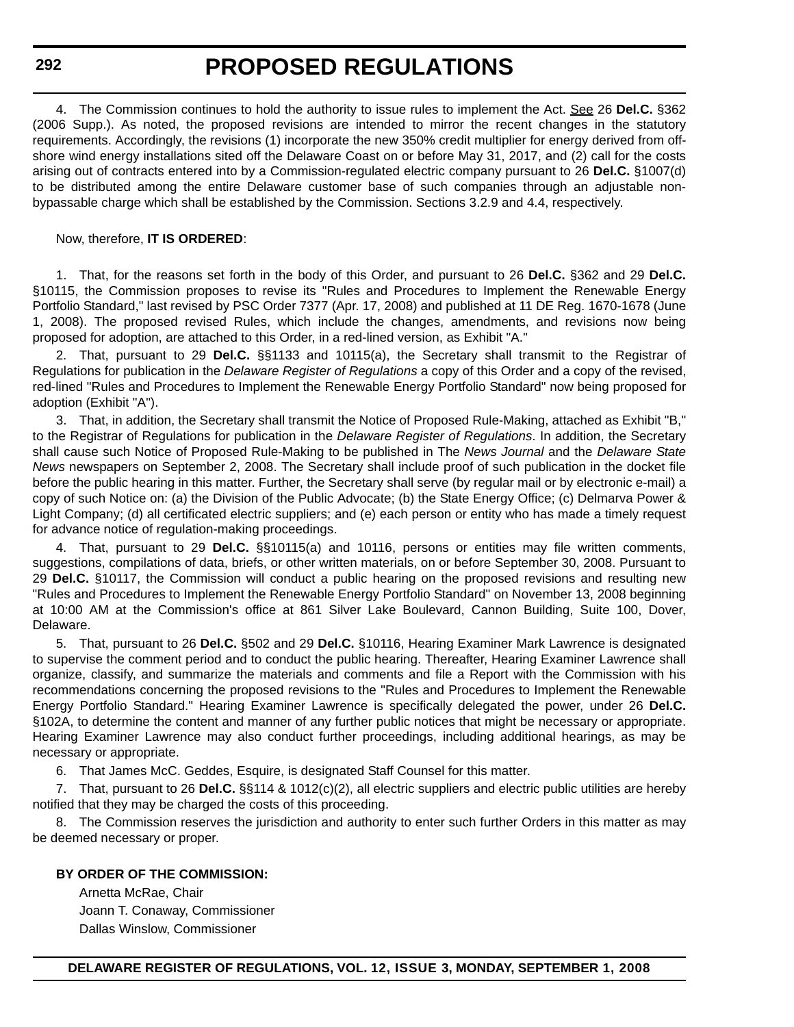4. The Commission continues to hold the authority to issue rules to implement the Act. See 26 **Del.C.** §362 (2006 Supp.). As noted, the proposed revisions are intended to mirror the recent changes in the statutory requirements. Accordingly, the revisions (1) incorporate the new 350% credit multiplier for energy derived from off-shore wind energy installations sited off the Delaware Coast on or before May 31, 2017, and (2) call for the costs arising out of contracts entered into by a Commission-regulated electric company pursuant to 26 **Del.C.** §1007(d) to be distributed among the entire Delaware customer base of such companies through an adjustable non-bypassable charge which shall be established by the Commission. Sections 3.2.9 and 4.4, respectively.

Now, therefore, **IT IS ORDERED**:

1. That, for the reasons set forth in the body of this Order, and pursuant to 26 **Del.C.** §362 and 29 **Del.C.** §10115, the Commission proposes to revise its "Rules and Procedures to Implement the Renewable Energy Portfolio Standard," last revised by PSC Order 7377 (Apr. 17, 2008) and published at 11 DE Reg. 1670-1678 (June 1, 2008). The proposed revised Rules, which include the changes, amendments, and revisions now being proposed for adoption, are attached to this Order, in a red-lined version, as Exhibit "A."

2. That, pursuant to 29 **Del.C.** §§1133 and 10115(a), the Secretary shall transmit to the Registrar of Regulations for publication in the *Delaware Register of Regulations* a copy of this Order and a copy of the revised, red-lined "Rules and Procedures to Implement the Renewable Energy Portfolio Standard" now being proposed for adoption (Exhibit "A").

3. That, in addition, the Secretary shall transmit the Notice of Proposed Rule-Making, attached as Exhibit "B," to the Registrar of Regulations for publication in the *Delaware Register of Regulations*. In addition, the Secretary shall cause such Notice of Proposed Rule-Making to be published in The *News Journal* and the *Delaware State News* newspapers on September 2, 2008. The Secretary shall include proof of such publication in the docket file before the public hearing in this matter. Further, the Secretary shall serve (by regular mail or by electronic e-mail) a copy of such Notice on: (a) the Division of the Public Advocate; (b) the State Energy Office; (c) Delmarva Power & Light Company; (d) all certificated electric suppliers; and (e) each person or entity who has made a timely request for advance notice of regulation-making proceedings.

4. That, pursuant to 29 **Del.C.** §§10115(a) and 10116, persons or entities may file written comments, suggestions, compilations of data, briefs, or other written materials, on or before September 30, 2008. Pursuant to 29 **Del.C.** §10117, the Commission will conduct a public hearing on the proposed revisions and resulting new "Rules and Procedures to Implement the Renewable Energy Portfolio Standard" on November 13, 2008 beginning at 10:00 AM at the Commission's office at 861 Silver Lake Boulevard, Cannon Building, Suite 100, Dover, Delaware.

5. That, pursuant to 26 **Del.C.** §502 and 29 **Del.C.** §10116, Hearing Examiner Mark Lawrence is designated to supervise the comment period and to conduct the public hearing. Thereafter, Hearing Examiner Lawrence shall organize, classify, and summarize the materials and comments and file a Report with the Commission with his recommendations concerning the proposed revisions to the "Rules and Procedures to Implement the Renewable Energy Portfolio Standard." Hearing Examiner Lawrence is specifically delegated the power, under 26 **Del.C.** §102A, to determine the content and manner of any further public notices that might be necessary or appropriate. Hearing Examiner Lawrence may also conduct further proceedings, including additional hearings, as may be necessary or appropriate.

6. That James McC. Geddes, Esquire, is designated Staff Counsel for this matter.

7. That, pursuant to 26 **Del.C.** §§114 & 1012(c)(2), all electric suppliers and electric public utilities are hereby notified that they may be charged the costs of this proceeding.

8. The Commission reserves the jurisdiction and authority to enter such further Orders in this matter as may be deemed necessary or proper.

**BY ORDER OF THE COMMISSION:**

Arnetta McRae, Chair
Joann T. Conaway, Commissioner
Dallas Winslow, Commissioner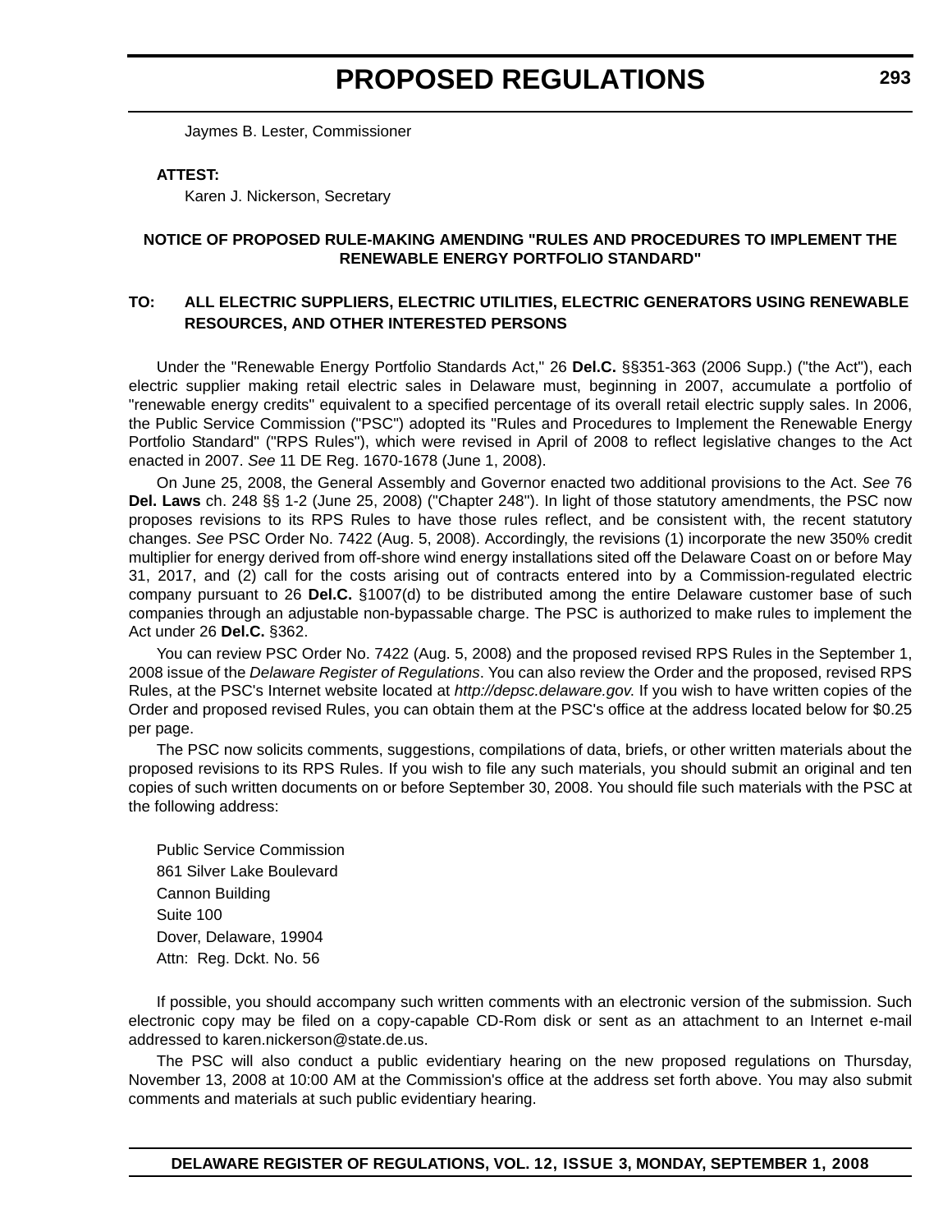Jaymes B. Lester, Commissioner

**ATTEST:**

Karen J. Nickerson, Secretary

**NOTICE OF PROPOSED RULE-MAKING AMENDING "RULES AND PROCEDURES TO IMPLEMENT THE RENEWABLE ENERGY PORTFOLIO STANDARD"**

**TO: ALL ELECTRIC SUPPLIERS, ELECTRIC UTILITIES, ELECTRIC GENERATORS USING RENEWABLE RESOURCES, AND OTHER INTERESTED PERSONS**

Under the "Renewable Energy Portfolio Standards Act," 26 **Del.C.** §§351-363 (2006 Supp.) ("the Act"), each electric supplier making retail electric sales in Delaware must, beginning in 2007, accumulate a portfolio of "renewable energy credits" equivalent to a specified percentage of its overall retail electric supply sales. In 2006, the Public Service Commission ("PSC") adopted its "Rules and Procedures to Implement the Renewable Energy Portfolio Standard" ("RPS Rules"), which were revised in April of 2008 to reflect legislative changes to the Act enacted in 2007. *See* 11 DE Reg. 1670-1678 (June 1, 2008).

On June 25, 2008, the General Assembly and Governor enacted two additional provisions to the Act. *See* 76 **Del. Laws** ch. 248 §§ 1-2 (June 25, 2008) ("Chapter 248"). In light of those statutory amendments, the PSC now proposes revisions to its RPS Rules to have those rules reflect, and be consistent with, the recent statutory changes. *See* PSC Order No. 7422 (Aug. 5, 2008). Accordingly, the revisions (1) incorporate the new 350% credit multiplier for energy derived from off-shore wind energy installations sited off the Delaware Coast on or before May 31, 2017, and (2) call for the costs arising out of contracts entered into by a Commission-regulated electric company pursuant to 26 **Del.C.** §1007(d) to be distributed among the entire Delaware customer base of such companies through an adjustable non-bypassable charge. The PSC is authorized to make rules to implement the Act under 26 **Del.C.** §362.

You can review PSC Order No. 7422 (Aug. 5, 2008) and the proposed revised RPS Rules in the September 1, 2008 issue of the *Delaware Register of Regulations*. You can also review the Order and the proposed, revised RPS Rules, at the PSC's Internet website located at *http://depsc.delaware.gov.* If you wish to have written copies of the Order and proposed revised Rules, you can obtain them at the PSC's office at the address located below for $0.25 per page.

The PSC now solicits comments, suggestions, compilations of data, briefs, or other written materials about the proposed revisions to its RPS Rules. If you wish to file any such materials, you should submit an original and ten copies of such written documents on or before September 30, 2008. You should file such materials with the PSC at the following address:

Public Service Commission
861 Silver Lake Boulevard
Cannon Building
Suite 100
Dover, Delaware, 19904
Attn: Reg. Dckt. No. 56

If possible, you should accompany such written comments with an electronic version of the submission. Such electronic copy may be filed on a copy-capable CD-Rom disk or sent as an attachment to an Internet e-mail addressed to karen.nickerson@state.de.us.

The PSC will also conduct a public evidentiary hearing on the new proposed regulations on Thursday, November 13, 2008 at 10:00 AM at the Commission's office at the address set forth above. You may also submit comments and materials at such public evidentiary hearing.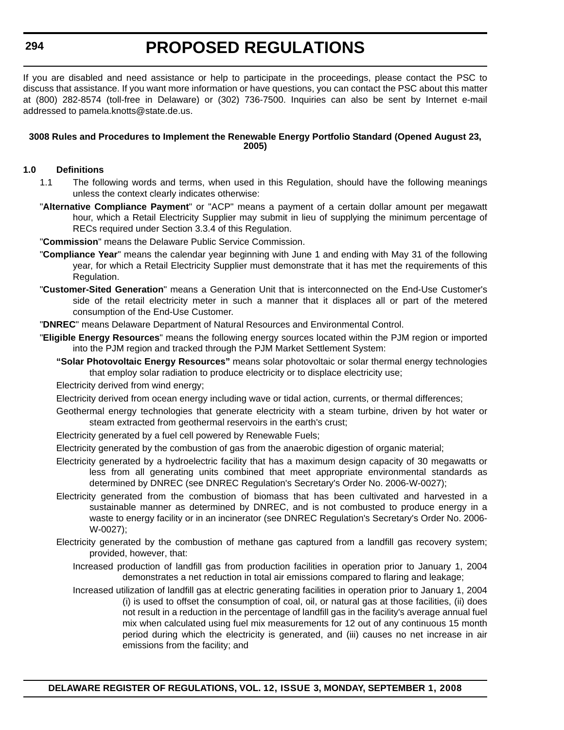If you are disabled and need assistance or help to participate in the proceedings, please contact the PSC to discuss that assistance. If you want more information or have questions, you can contact the PSC about this matter at (800) 282-8574 (toll-free in Delaware) or (302) 736-7500. Inquiries can also be sent by Internet e-mail addressed to pamela.knotts@state.de.us.

**3008 Rules and Procedures to Implement the Renewable Energy Portfolio Standard (Opened August 23, 2005)**

**1.0 Definitions**

1.1 The following words and terms, when used in this Regulation, should have the following meanings unless the context clearly indicates otherwise:

"**Alternative Compliance Payment**" or "ACP" means a payment of a certain dollar amount per megawatt hour, which a Retail Electricity Supplier may submit in lieu of supplying the minimum percentage of RECs required under Section 3.3.4 of this Regulation.

"**Commission**" means the Delaware Public Service Commission.

"**Compliance Year**" means the calendar year beginning with June 1 and ending with May 31 of the following year, for which a Retail Electricity Supplier must demonstrate that it has met the requirements of this Regulation.

"**Customer-Sited Generation**" means a Generation Unit that is interconnected on the End-Use Customer's side of the retail electricity meter in such a manner that it displaces all or part of the metered consumption of the End-Use Customer.

"**DNREC**" means Delaware Department of Natural Resources and Environmental Control.

"**Eligible Energy Resources**" means the following energy sources located within the PJM region or imported into the PJM region and tracked through the PJM Market Settlement System:

**"Solar Photovoltaic Energy Resources"** means solar photovoltaic or solar thermal energy technologies that employ solar radiation to produce electricity or to displace electricity use;

Electricity derived from wind energy;

Electricity derived from ocean energy including wave or tidal action, currents, or thermal differences;

Geothermal energy technologies that generate electricity with a steam turbine, driven by hot water or steam extracted from geothermal reservoirs in the earth's crust;

Electricity generated by a fuel cell powered by Renewable Fuels;

Electricity generated by the combustion of gas from the anaerobic digestion of organic material;

Electricity generated by a hydroelectric facility that has a maximum design capacity of 30 megawatts or less from all generating units combined that meet appropriate environmental standards as determined by DNREC (see DNREC Regulation's Secretary's Order No. 2006-W-0027);

Electricity generated from the combustion of biomass that has been cultivated and harvested in a sustainable manner as determined by DNREC, and is not combusted to produce energy in a waste to energy facility or in an incinerator (see DNREC Regulation's Secretary's Order No. 2006-W-0027);

Electricity generated by the combustion of methane gas captured from a landfill gas recovery system; provided, however, that:

Increased production of landfill gas from production facilities in operation prior to January 1, 2004 demonstrates a net reduction in total air emissions compared to flaring and leakage;

Increased utilization of landfill gas at electric generating facilities in operation prior to January 1, 2004 (i) is used to offset the consumption of coal, oil, or natural gas at those facilities, (ii) does not result in a reduction in the percentage of landfill gas in the facility's average annual fuel mix when calculated using fuel mix measurements for 12 out of any continuous 15 month period during which the electricity is generated, and (iii) causes no net increase in air emissions from the facility; and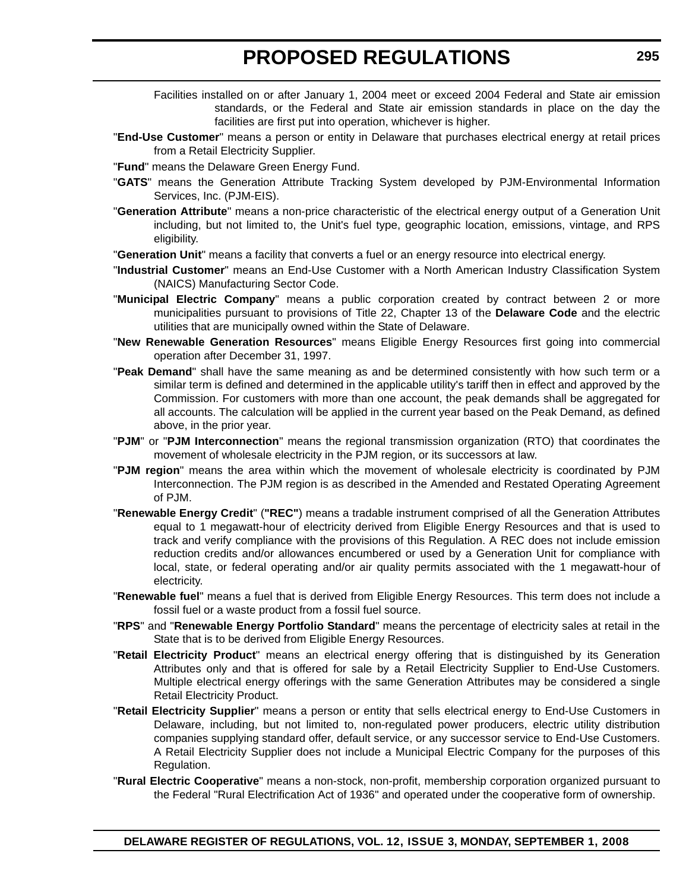Facilities installed on or after January 1, 2004 meet or exceed 2004 Federal and State air emission standards, or the Federal and State air emission standards in place on the day the facilities are first put into operation, whichever is higher.

"**End-Use Customer**" means a person or entity in Delaware that purchases electrical energy at retail prices from a Retail Electricity Supplier.

"**Fund**" means the Delaware Green Energy Fund.

"**GATS**" means the Generation Attribute Tracking System developed by PJM-Environmental Information Services, Inc. (PJM-EIS).

"**Generation Attribute**" means a non-price characteristic of the electrical energy output of a Generation Unit including, but not limited to, the Unit's fuel type, geographic location, emissions, vintage, and RPS eligibility.

"**Generation Unit**" means a facility that converts a fuel or an energy resource into electrical energy.

"**Industrial Customer**" means an End-Use Customer with a North American Industry Classification System (NAICS) Manufacturing Sector Code.

"**Municipal Electric Company**" means a public corporation created by contract between 2 or more municipalities pursuant to provisions of Title 22, Chapter 13 of the **Delaware Code** and the electric utilities that are municipally owned within the State of Delaware.

"**New Renewable Generation Resources**" means Eligible Energy Resources first going into commercial operation after December 31, 1997.

"**Peak Demand**" shall have the same meaning as and be determined consistently with how such term or a similar term is defined and determined in the applicable utility's tariff then in effect and approved by the Commission. For customers with more than one account, the peak demands shall be aggregated for all accounts. The calculation will be applied in the current year based on the Peak Demand, as defined above, in the prior year.

"**PJM**" or "**PJM Interconnection**" means the regional transmission organization (RTO) that coordinates the movement of wholesale electricity in the PJM region, or its successors at law.

"**PJM region**" means the area within which the movement of wholesale electricity is coordinated by PJM Interconnection. The PJM region is as described in the Amended and Restated Operating Agreement of PJM.

"**Renewable Energy Credit**" (**"REC"**) means a tradable instrument comprised of all the Generation Attributes equal to 1 megawatt-hour of electricity derived from Eligible Energy Resources and that is used to track and verify compliance with the provisions of this Regulation. A REC does not include emission reduction credits and/or allowances encumbered or used by a Generation Unit for compliance with local, state, or federal operating and/or air quality permits associated with the 1 megawatt-hour of electricity.

"**Renewable fuel**" means a fuel that is derived from Eligible Energy Resources. This term does not include a fossil fuel or a waste product from a fossil fuel source.

"**RPS**" and "**Renewable Energy Portfolio Standard**" means the percentage of electricity sales at retail in the State that is to be derived from Eligible Energy Resources.

"**Retail Electricity Product**" means an electrical energy offering that is distinguished by its Generation Attributes only and that is offered for sale by a Retail Electricity Supplier to End-Use Customers. Multiple electrical energy offerings with the same Generation Attributes may be considered a single Retail Electricity Product.

"**Retail Electricity Supplier**" means a person or entity that sells electrical energy to End-Use Customers in Delaware, including, but not limited to, non-regulated power producers, electric utility distribution companies supplying standard offer, default service, or any successor service to End-Use Customers. A Retail Electricity Supplier does not include a Municipal Electric Company for the purposes of this Regulation.

"**Rural Electric Cooperative**" means a non-stock, non-profit, membership corporation organized pursuant to the Federal "Rural Electrification Act of 1936" and operated under the cooperative form of ownership.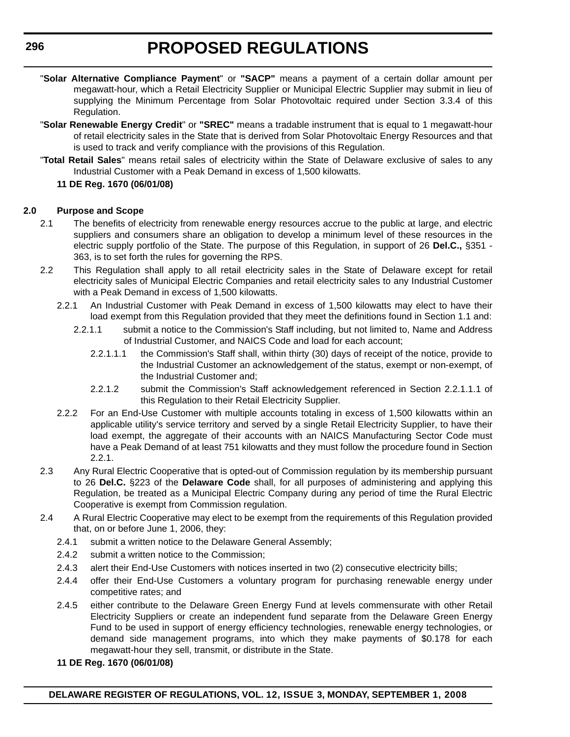"**Solar Alternative Compliance Payment**" or **"SACP"** means a payment of a certain dollar amount per megawatt-hour, which a Retail Electricity Supplier or Municipal Electric Supplier may submit in lieu of supplying the Minimum Percentage from Solar Photovoltaic required under Section 3.3.4 of this Regulation.

"**Solar Renewable Energy Credit**" or **"SREC"** means a tradable instrument that is equal to 1 megawatt-hour of retail electricity sales in the State that is derived from Solar Photovoltaic Energy Resources and that is used to track and verify compliance with the provisions of this Regulation.

"**Total Retail Sales**" means retail sales of electricity within the State of Delaware exclusive of sales to any Industrial Customer with a Peak Demand in excess of 1,500 kilowatts.

**11 DE Reg. 1670 (06/01/08)**

**2.0 Purpose and Scope**

2.1 The benefits of electricity from renewable energy resources accrue to the public at large, and electric suppliers and consumers share an obligation to develop a minimum level of these resources in the electric supply portfolio of the State. The purpose of this Regulation, in support of 26 **Del.C.,** §351 - 363, is to set forth the rules for governing the RPS.

2.2 This Regulation shall apply to all retail electricity sales in the State of Delaware except for retail electricity sales of Municipal Electric Companies and retail electricity sales to any Industrial Customer with a Peak Demand in excess of 1,500 kilowatts.

2.2.1 An Industrial Customer with Peak Demand in excess of 1,500 kilowatts may elect to have their load exempt from this Regulation provided that they meet the definitions found in Section 1.1 and:

2.2.1.1 submit a notice to the Commission's Staff including, but not limited to, Name and Address of Industrial Customer, and NAICS Code and load for each account;

2.2.1.1.1 the Commission's Staff shall, within thirty (30) days of receipt of the notice, provide to the Industrial Customer an acknowledgement of the status, exempt or non-exempt, of the Industrial Customer and;

2.2.1.2 submit the Commission's Staff acknowledgement referenced in Section 2.2.1.1.1 of this Regulation to their Retail Electricity Supplier.

2.2.2 For an End-Use Customer with multiple accounts totaling in excess of 1,500 kilowatts within an applicable utility's service territory and served by a single Retail Electricity Supplier, to have their load exempt, the aggregate of their accounts with an NAICS Manufacturing Sector Code must have a Peak Demand of at least 751 kilowatts and they must follow the procedure found in Section 2.2.1.

2.3 Any Rural Electric Cooperative that is opted-out of Commission regulation by its membership pursuant to 26 **Del.C.** §223 of the **Delaware Code** shall, for all purposes of administering and applying this Regulation, be treated as a Municipal Electric Company during any period of time the Rural Electric Cooperative is exempt from Commission regulation.

2.4 A Rural Electric Cooperative may elect to be exempt from the requirements of this Regulation provided that, on or before June 1, 2006, they:

2.4.1 submit a written notice to the Delaware General Assembly;

2.4.2 submit a written notice to the Commission;

2.4.3 alert their End-Use Customers with notices inserted in two (2) consecutive electricity bills;

2.4.4 offer their End-Use Customers a voluntary program for purchasing renewable energy under competitive rates; and

2.4.5 either contribute to the Delaware Green Energy Fund at levels commensurate with other Retail Electricity Suppliers or create an independent fund separate from the Delaware Green Energy Fund to be used in support of energy efficiency technologies, renewable energy technologies, or demand side management programs, into which they make payments of $0.178 for each megawatt-hour they sell, transmit, or distribute in the State.

**11 DE Reg. 1670 (06/01/08)**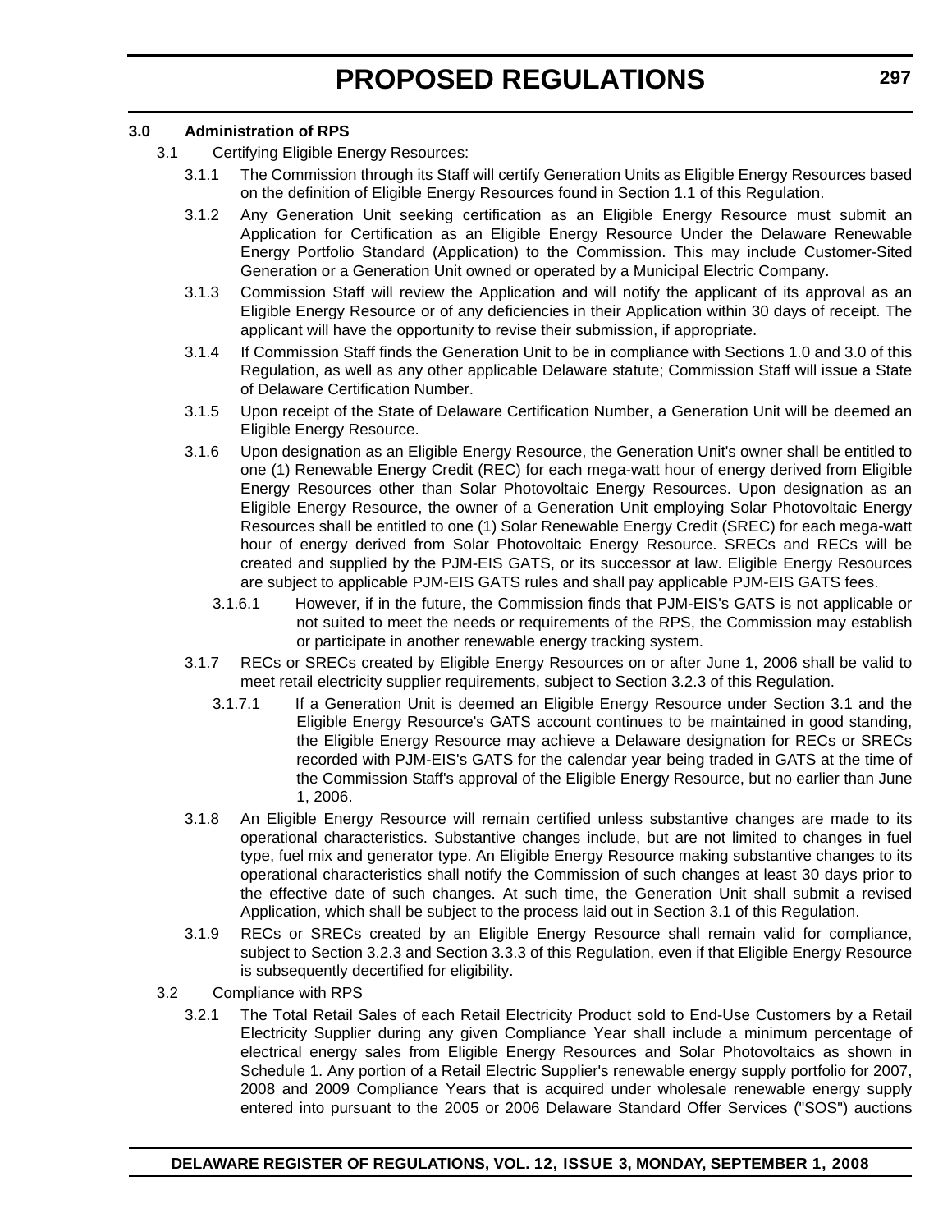**3.0 Administration of RPS**

3.1 Certifying Eligible Energy Resources:

3.1.1 The Commission through its Staff will certify Generation Units as Eligible Energy Resources based on the definition of Eligible Energy Resources found in Section 1.1 of this Regulation.

3.1.2 Any Generation Unit seeking certification as an Eligible Energy Resource must submit an Application for Certification as an Eligible Energy Resource Under the Delaware Renewable Energy Portfolio Standard (Application) to the Commission. This may include Customer-Sited Generation or a Generation Unit owned or operated by a Municipal Electric Company.

3.1.3 Commission Staff will review the Application and will notify the applicant of its approval as an Eligible Energy Resource or of any deficiencies in their Application within 30 days of receipt. The applicant will have the opportunity to revise their submission, if appropriate.

3.1.4 If Commission Staff finds the Generation Unit to be in compliance with Sections 1.0 and 3.0 of this Regulation, as well as any other applicable Delaware statute; Commission Staff will issue a State of Delaware Certification Number.

3.1.5 Upon receipt of the State of Delaware Certification Number, a Generation Unit will be deemed an Eligible Energy Resource.

3.1.6 Upon designation as an Eligible Energy Resource, the Generation Unit's owner shall be entitled to one (1) Renewable Energy Credit (REC) for each mega-watt hour of energy derived from Eligible Energy Resources other than Solar Photovoltaic Energy Resources. Upon designation as an Eligible Energy Resource, the owner of a Generation Unit employing Solar Photovoltaic Energy Resources shall be entitled to one (1) Solar Renewable Energy Credit (SREC) for each mega-watt hour of energy derived from Solar Photovoltaic Energy Resource. SRECs and RECs will be created and supplied by the PJM-EIS GATS, or its successor at law. Eligible Energy Resources are subject to applicable PJM-EIS GATS rules and shall pay applicable PJM-EIS GATS fees.

3.1.6.1 However, if in the future, the Commission finds that PJM-EIS's GATS is not applicable or not suited to meet the needs or requirements of the RPS, the Commission may establish or participate in another renewable energy tracking system.

3.1.7 RECs or SRECs created by Eligible Energy Resources on or after June 1, 2006 shall be valid to meet retail electricity supplier requirements, subject to Section 3.2.3 of this Regulation.

3.1.7.1 If a Generation Unit is deemed an Eligible Energy Resource under Section 3.1 and the Eligible Energy Resource's GATS account continues to be maintained in good standing, the Eligible Energy Resource may achieve a Delaware designation for RECs or SRECs recorded with PJM-EIS's GATS for the calendar year being traded in GATS at the time of the Commission Staff's approval of the Eligible Energy Resource, but no earlier than June 1, 2006.

3.1.8 An Eligible Energy Resource will remain certified unless substantive changes are made to its operational characteristics. Substantive changes include, but are not limited to changes in fuel type, fuel mix and generator type. An Eligible Energy Resource making substantive changes to its operational characteristics shall notify the Commission of such changes at least 30 days prior to the effective date of such changes. At such time, the Generation Unit shall submit a revised Application, which shall be subject to the process laid out in Section 3.1 of this Regulation.

3.1.9 RECs or SRECs created by an Eligible Energy Resource shall remain valid for compliance, subject to Section 3.2.3 and Section 3.3.3 of this Regulation, even if that Eligible Energy Resource is subsequently decertified for eligibility.

3.2 Compliance with RPS

3.2.1 The Total Retail Sales of each Retail Electricity Product sold to End-Use Customers by a Retail Electricity Supplier during any given Compliance Year shall include a minimum percentage of electrical energy sales from Eligible Energy Resources and Solar Photovoltaics as shown in Schedule 1. Any portion of a Retail Electric Supplier's renewable energy supply portfolio for 2007, 2008 and 2009 Compliance Years that is acquired under wholesale renewable energy supply entered into pursuant to the 2005 or 2006 Delaware Standard Offer Services ("SOS") auctions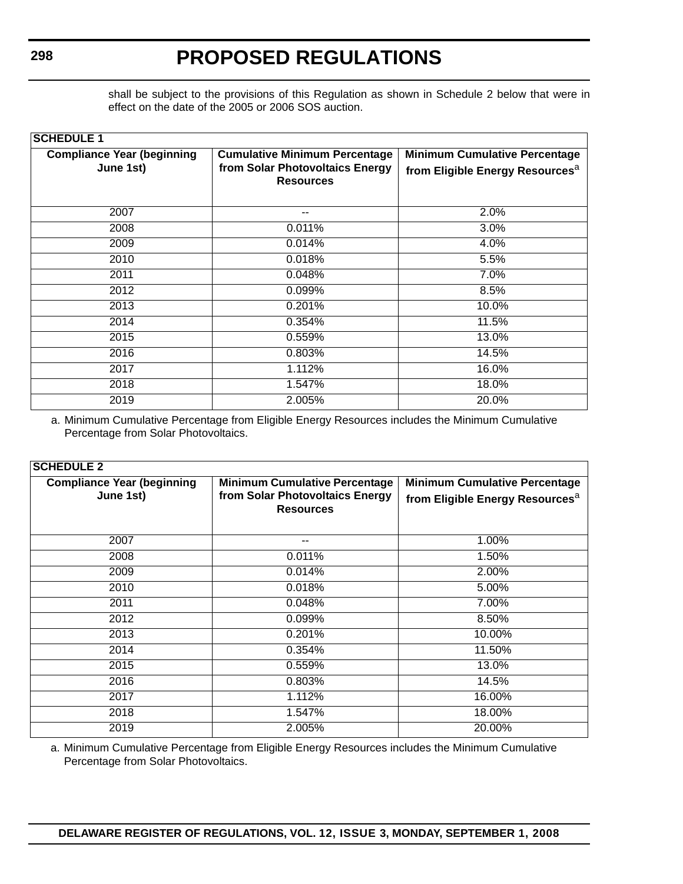shall be subject to the provisions of this Regulation as shown in Schedule 2 below that were in effect on the date of the 2005 or 2006 SOS auction.

| **SCHEDULE 1** | | |
|---|---|---|
| **Compliance Year (beginning June 1st)** | **Cumulative Minimum Percentage from Solar Photovoltaics Energy Resources** | **Minimum Cumulative Percentage from Eligible Energy Resources**[a] |
| 2007 | -- | 2.0% |
| 2008 | 0.011% | 3.0% |
| 2009 | 0.014% | 4.0% |
| 2010 | 0.018% | 5.5% |
| 2011 | 0.048% | 7.0% |
| 2012 | 0.099% | 8.5% |
| 2013 | 0.201% | 10.0% |
| 2014 | 0.354% | 11.5% |
| 2015 | 0.559% | 13.0% |
| 2016 | 0.803% | 14.5% |
| 2017 | 1.112% | 16.0% |
| 2018 | 1.547% | 18.0% |
| 2019 | 2.005% | 20.0% |

a. Minimum Cumulative Percentage from Eligible Energy Resources includes the Minimum Cumulative Percentage from Solar Photovoltaics.

| **SCHEDULE 2** | | |
|---|---|---|
| **Compliance Year (beginning June 1st)** | **Minimum Cumulative Percentage from Solar Photovoltaics Energy Resources** | **Minimum Cumulative Percentage from Eligible Energy Resources**[a] |
| 2007 | -- | 1.00% |
| 2008 | 0.011% | 1.50% |
| 2009 | 0.014% | 2.00% |
| 2010 | 0.018% | 5.00% |
| 2011 | 0.048% | 7.00% |
| 2012 | 0.099% | 8.50% |
| 2013 | 0.201% | 10.00% |
| 2014 | 0.354% | 11.50% |
| 2015 | 0.559% | 13.0% |
| 2016 | 0.803% | 14.5% |
| 2017 | 1.112% | 16.00% |
| 2018 | 1.547% | 18.00% |
| 2019 | 2.005% | 20.00% |

a. Minimum Cumulative Percentage from Eligible Energy Resources includes the Minimum Cumulative Percentage from Solar Photovoltaics.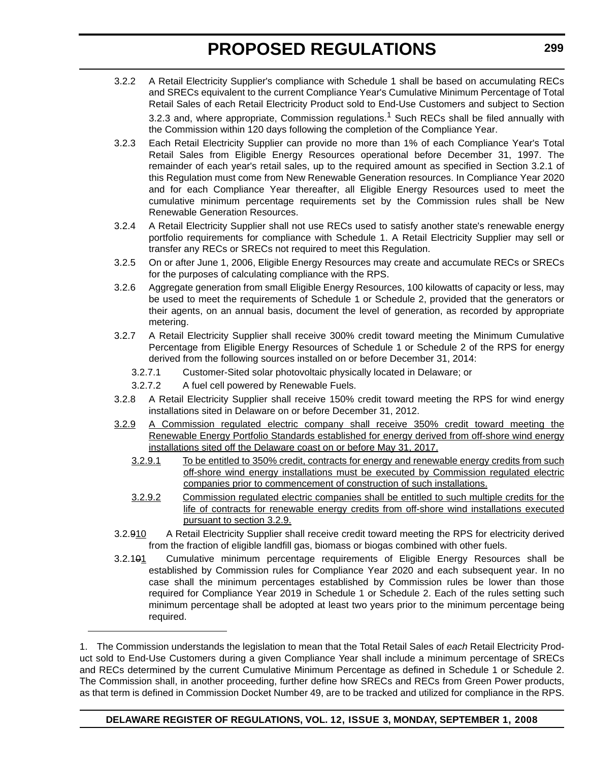3.2.2 A Retail Electricity Supplier's compliance with Schedule 1 shall be based on accumulating RECs and SRECs equivalent to the current Compliance Year's Cumulative Minimum Percentage of Total Retail Sales of each Retail Electricity Product sold to End-Use Customers and subject to Section 3.2.3 and, where appropriate, Commission regulations.[1] Such RECs shall be filed annually with the Commission within 120 days following the completion of the Compliance Year.

3.2.3 Each Retail Electricity Supplier can provide no more than 1% of each Compliance Year's Total Retail Sales from Eligible Energy Resources operational before December 31, 1997. The remainder of each year's retail sales, up to the required amount as specified in Section 3.2.1 of this Regulation must come from New Renewable Generation resources. In Compliance Year 2020 and for each Compliance Year thereafter, all Eligible Energy Resources used to meet the cumulative minimum percentage requirements set by the Commission rules shall be New Renewable Generation Resources.

3.2.4 A Retail Electricity Supplier shall not use RECs used to satisfy another state's renewable energy portfolio requirements for compliance with Schedule 1. A Retail Electricity Supplier may sell or transfer any RECs or SRECs not required to meet this Regulation.

3.2.5 On or after June 1, 2006, Eligible Energy Resources may create and accumulate RECs or SRECs for the purposes of calculating compliance with the RPS.

3.2.6 Aggregate generation from small Eligible Energy Resources, 100 kilowatts of capacity or less, may be used to meet the requirements of Schedule 1 or Schedule 2, provided that the generators or their agents, on an annual basis, document the level of generation, as recorded by appropriate metering.

3.2.7 A Retail Electricity Supplier shall receive 300% credit toward meeting the Minimum Cumulative Percentage from Eligible Energy Resources of Schedule 1 or Schedule 2 of the RPS for energy derived from the following sources installed on or before December 31, 2014:

3.2.7.1 Customer-Sited solar photovoltaic physically located in Delaware; or

3.2.7.2 A fuel cell powered by Renewable Fuels.

3.2.8 A Retail Electricity Supplier shall receive 150% credit toward meeting the RPS for wind energy installations sited in Delaware on or before December 31, 2012.

<u>3.2.9 A Commission regulated electric company shall receive 350% credit toward meeting the Renewable Energy Portfolio Standards established for energy derived from off-shore wind energy installations sited off the Delaware coast on or before May 31, 2017.</u>

<u>3.2.9.1 To be entitled to 350% credit, contracts for energy and renewable energy credits from such off-shore wind energy installations must be executed by Commission regulated electric companies prior to commencement of construction of such installations.</u>

<u>3.2.9.2 Commission regulated electric companies shall be entitled to such multiple credits for the life of contracts for renewable energy credits from off-shore wind installations executed pursuant to section 3.2.9.</u>

3.2.~~9~~<u>10</u> A Retail Electricity Supplier shall receive credit toward meeting the RPS for electricity derived from the fraction of eligible landfill gas, biomass or biogas combined with other fuels.

3.2.1~~0~~<u>1</u> Cumulative minimum percentage requirements of Eligible Energy Resources shall be established by Commission rules for Compliance Year 2020 and each subsequent year. In no case shall the minimum percentages established by Commission rules be lower than those required for Compliance Year 2019 in Schedule 1 or Schedule 2. Each of the rules setting such minimum percentage shall be adopted at least two years prior to the minimum percentage being required.

---

1. The Commission understands the legislation to mean that the Total Retail Sales of *each* Retail Electricity Product sold to End-Use Customers during a given Compliance Year shall include a minimum percentage of SRECs and RECs determined by the current Cumulative Minimum Percentage as defined in Schedule 1 or Schedule 2. The Commission shall, in another proceeding, further define how SRECs and RECs from Green Power products, as that term is defined in Commission Docket Number 49, are to be tracked and utilized for compliance in the RPS.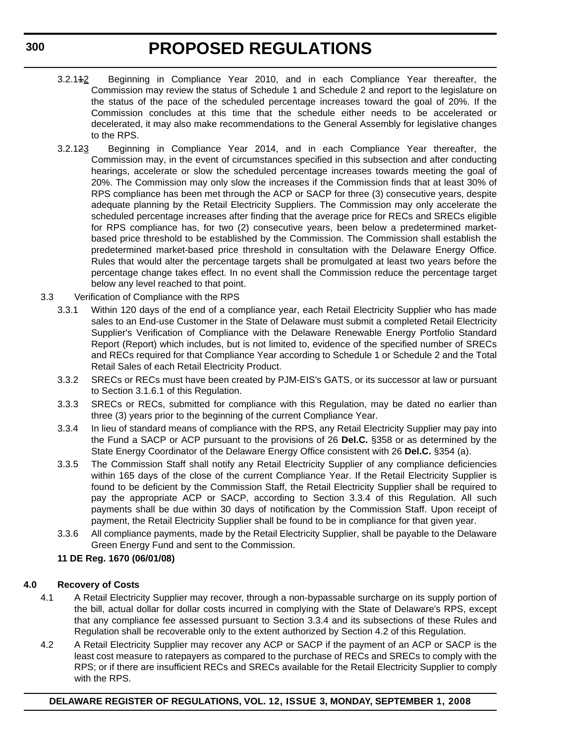3.2.1~~1~~2 Beginning in Compliance Year 2010, and in each Compliance Year thereafter, the Commission may review the status of Schedule 1 and Schedule 2 and report to the legislature on the status of the pace of the scheduled percentage increases toward the goal of 20%. If the Commission concludes at this time that the schedule either needs to be accelerated or decelerated, it may also make recommendations to the General Assembly for legislative changes to the RPS.

3.2.1~~2~~3 Beginning in Compliance Year 2014, and in each Compliance Year thereafter, the Commission may, in the event of circumstances specified in this subsection and after conducting hearings, accelerate or slow the scheduled percentage increases towards meeting the goal of 20%. The Commission may only slow the increases if the Commission finds that at least 30% of RPS compliance has been met through the ACP or SACP for three (3) consecutive years, despite adequate planning by the Retail Electricity Suppliers. The Commission may only accelerate the scheduled percentage increases after finding that the average price for RECs and SRECs eligible for RPS compliance has, for two (2) consecutive years, been below a predetermined market-based price threshold to be established by the Commission. The Commission shall establish the predetermined market-based price threshold in consultation with the Delaware Energy Office. Rules that would alter the percentage targets shall be promulgated at least two years before the percentage change takes effect. In no event shall the Commission reduce the percentage target below any level reached to that point.

3.3 Verification of Compliance with the RPS

3.3.1 Within 120 days of the end of a compliance year, each Retail Electricity Supplier who has made sales to an End-use Customer in the State of Delaware must submit a completed Retail Electricity Supplier's Verification of Compliance with the Delaware Renewable Energy Portfolio Standard Report (Report) which includes, but is not limited to, evidence of the specified number of SRECs and RECs required for that Compliance Year according to Schedule 1 or Schedule 2 and the Total Retail Sales of each Retail Electricity Product.

3.3.2 SRECs or RECs must have been created by PJM-EIS's GATS, or its successor at law or pursuant to Section 3.1.6.1 of this Regulation.

3.3.3 SRECs or RECs, submitted for compliance with this Regulation, may be dated no earlier than three (3) years prior to the beginning of the current Compliance Year.

3.3.4 In lieu of standard means of compliance with the RPS, any Retail Electricity Supplier may pay into the Fund a SACP or ACP pursuant to the provisions of 26 **Del.C.** §358 or as determined by the State Energy Coordinator of the Delaware Energy Office consistent with 26 **Del.C.** §354 (a).

3.3.5 The Commission Staff shall notify any Retail Electricity Supplier of any compliance deficiencies within 165 days of the close of the current Compliance Year. If the Retail Electricity Supplier is found to be deficient by the Commission Staff, the Retail Electricity Supplier shall be required to pay the appropriate ACP or SACP, according to Section 3.3.4 of this Regulation. All such payments shall be due within 30 days of notification by the Commission Staff. Upon receipt of payment, the Retail Electricity Supplier shall be found to be in compliance for that given year.

3.3.6 All compliance payments, made by the Retail Electricity Supplier, shall be payable to the Delaware Green Energy Fund and sent to the Commission.

**11 DE Reg. 1670 (06/01/08)**

**4.0 Recovery of Costs**

4.1 A Retail Electricity Supplier may recover, through a non-bypassable surcharge on its supply portion of the bill, actual dollar for dollar costs incurred in complying with the State of Delaware's RPS, except that any compliance fee assessed pursuant to Section 3.3.4 and its subsections of these Rules and Regulation shall be recoverable only to the extent authorized by Section 4.2 of this Regulation.

4.2 A Retail Electricity Supplier may recover any ACP or SACP if the payment of an ACP or SACP is the least cost measure to ratepayers as compared to the purchase of RECs and SRECs to comply with the RPS; or if there are insufficient RECs and SRECs available for the Retail Electricity Supplier to comply with the RPS.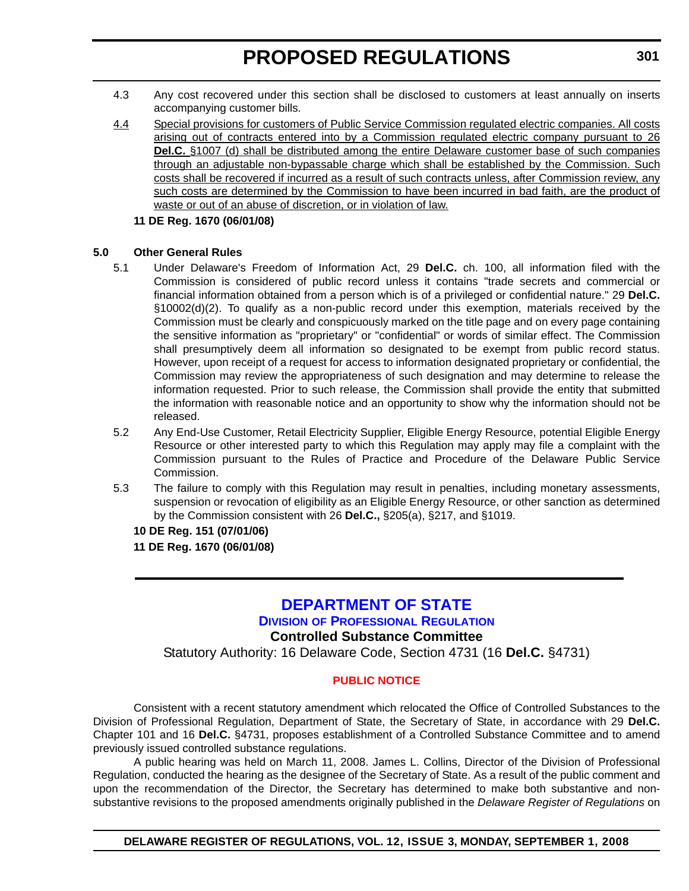4.3 Any cost recovered under this section shall be disclosed to customers at least annually on inserts accompanying customer bills.

<u>4.4</u> <u>Special provisions for customers of Public Service Commission regulated electric companies. All costs arising out of contracts entered into by a Commission regulated electric company pursuant to 26 **Del.C.** §1007 (d) shall be distributed among the entire Delaware customer base of such companies through an adjustable non-bypassable charge which shall be established by the Commission. Such costs shall be recovered if incurred as a result of such contracts unless, after Commission review, any such costs are determined by the Commission to have been incurred in bad faith, are the product of waste or out of an abuse of discretion, or in violation of law.</u>

**11 DE Reg. 1670 (06/01/08)**

**5.0 Other General Rules**

5.1 Under Delaware's Freedom of Information Act, 29 **Del.C.** ch. 100, all information filed with the Commission is considered of public record unless it contains "trade secrets and commercial or financial information obtained from a person which is of a privileged or confidential nature." 29 **Del.C.** §10002(d)(2). To qualify as a non-public record under this exemption, materials received by the Commission must be clearly and conspicuously marked on the title page and on every page containing the sensitive information as "proprietary" or "confidential" or words of similar effect. The Commission shall presumptively deem all information so designated to be exempt from public record status. However, upon receipt of a request for access to information designated proprietary or confidential, the Commission may review the appropriateness of such designation and may determine to release the information requested. Prior to such release, the Commission shall provide the entity that submitted the information with reasonable notice and an opportunity to show why the information should not be released.

5.2 Any End-Use Customer, Retail Electricity Supplier, Eligible Energy Resource, potential Eligible Energy Resource or other interested party to which this Regulation may apply may file a complaint with the Commission pursuant to the Rules of Practice and Procedure of the Delaware Public Service Commission.

5.3 The failure to comply with this Regulation may result in penalties, including monetary assessments, suspension or revocation of eligibility as an Eligible Energy Resource, or other sanction as determined by the Commission consistent with 26 **Del.C.,** §205(a), §217, and §1019.

**10 DE Reg. 151 (07/01/06)**

**11 DE Reg. 1670 (06/01/08)**

---

# DEPARTMENT OF STATE

## DIVISION OF PROFESSIONAL REGULATION

### Controlled Substance Committee

Statutory Authority: 16 Delaware Code, Section 4731 (16 **Del.C.** §4731)

#### PUBLIC NOTICE

Consistent with a recent statutory amendment which relocated the Office of Controlled Substances to the Division of Professional Regulation, Department of State, the Secretary of State, in accordance with 29 **Del.C.** Chapter 101 and 16 **Del.C.** §4731, proposes establishment of a Controlled Substance Committee and to amend previously issued controlled substance regulations.

A public hearing was held on March 11, 2008. James L. Collins, Director of the Division of Professional Regulation, conducted the hearing as the designee of the Secretary of State. As a result of the public comment and upon the recommendation of the Director, the Secretary has determined to make both substantive and non-substantive revisions to the proposed amendments originally published in the *Delaware Register of Regulations* on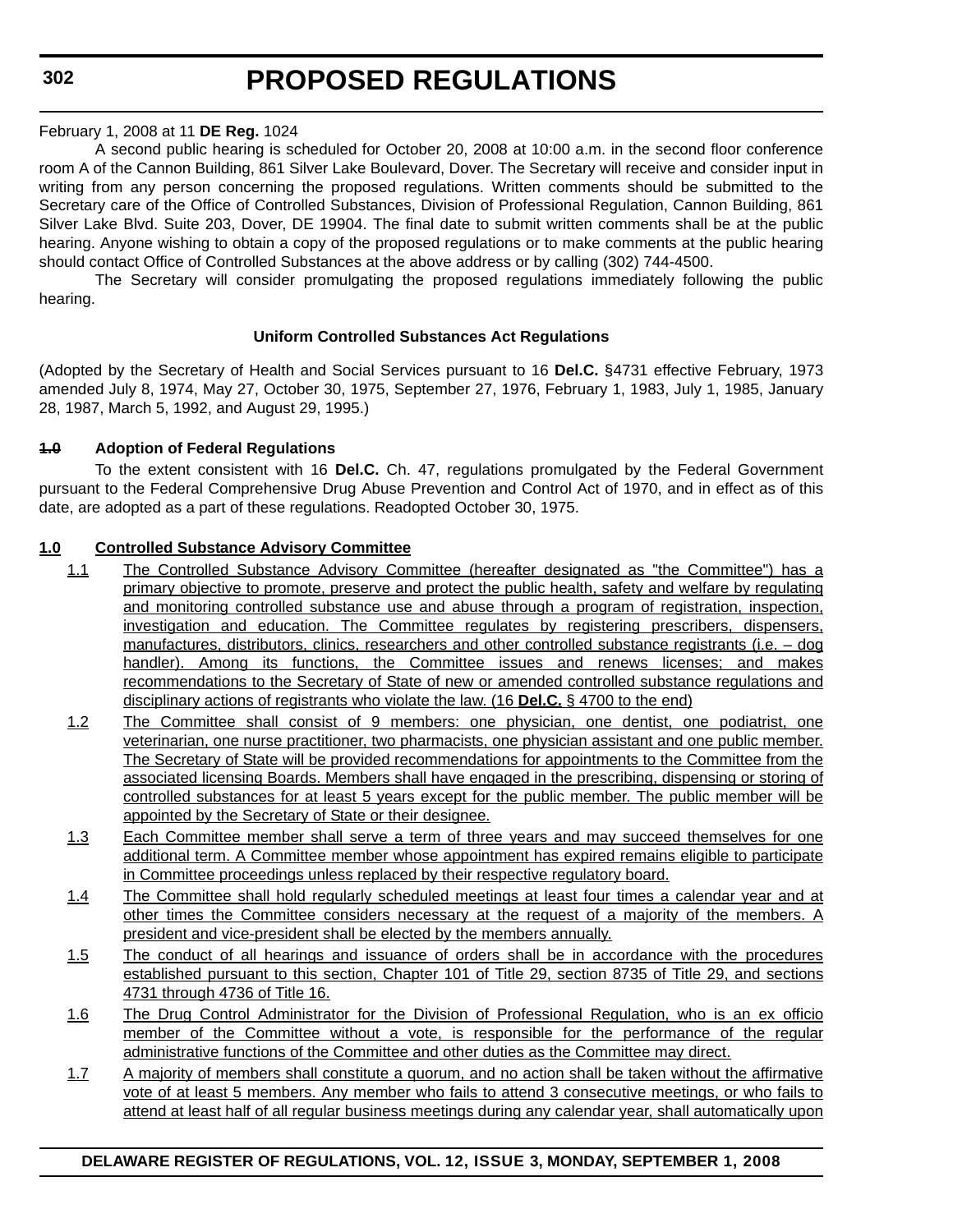February 1, 2008 at 11 **DE Reg.** 1024

A second public hearing is scheduled for October 20, 2008 at 10:00 a.m. in the second floor conference room A of the Cannon Building, 861 Silver Lake Boulevard, Dover. The Secretary will receive and consider input in writing from any person concerning the proposed regulations. Written comments should be submitted to the Secretary care of the Office of Controlled Substances, Division of Professional Regulation, Cannon Building, 861 Silver Lake Blvd. Suite 203, Dover, DE 19904. The final date to submit written comments shall be at the public hearing. Anyone wishing to obtain a copy of the proposed regulations or to make comments at the public hearing should contact Office of Controlled Substances at the above address or by calling (302) 744-4500.

The Secretary will consider promulgating the proposed regulations immediately following the public hearing.

**Uniform Controlled Substances Act Regulations**

(Adopted by the Secretary of Health and Social Services pursuant to 16 **Del.C.** §4731 effective February, 1973 amended July 8, 1974, May 27, October 30, 1975, September 27, 1976, February 1, 1983, July 1, 1985, January 28, 1987, March 5, 1992, and August 29, 1995.)

**~~1.0~~ Adoption of Federal Regulations**

To the extent consistent with 16 **Del.C.** Ch. 47, regulations promulgated by the Federal Government pursuant to the Federal Comprehensive Drug Abuse Prevention and Control Act of 1970, and in effect as of this date, are adopted as a part of these regulations. Readopted October 30, 1975.

**<u>1.0 Controlled Substance Advisory Committee</u>**

<u>1.1 The Controlled Substance Advisory Committee (hereafter designated as "the Committee") has a primary objective to promote, preserve and protect the public health, safety and welfare by regulating and monitoring controlled substance use and abuse through a program of registration, inspection, investigation and education. The Committee regulates by registering prescribers, dispensers, manufactures, distributors, clinics, researchers and other controlled substance registrants (i.e. – dog handler). Among its functions, the Committee issues and renews licenses; and makes recommendations to the Secretary of State of new or amended controlled substance regulations and disciplinary actions of registrants who violate the law. (16 **Del.C.** § 4700 to the end)</u>

<u>1.2 The Committee shall consist of 9 members: one physician, one dentist, one podiatrist, one veterinarian, one nurse practitioner, two pharmacists, one physician assistant and one public member. The Secretary of State will be provided recommendations for appointments to the Committee from the associated licensing Boards. Members shall have engaged in the prescribing, dispensing or storing of controlled substances for at least 5 years except for the public member. The public member will be appointed by the Secretary of State or their designee.</u>

<u>1.3 Each Committee member shall serve a term of three years and may succeed themselves for one additional term. A Committee member whose appointment has expired remains eligible to participate in Committee proceedings unless replaced by their respective regulatory board.</u>

<u>1.4 The Committee shall hold regularly scheduled meetings at least four times a calendar year and at other times the Committee considers necessary at the request of a majority of the members. A president and vice-president shall be elected by the members annually.</u>

<u>1.5 The conduct of all hearings and issuance of orders shall be in accordance with the procedures established pursuant to this section, Chapter 101 of Title 29, section 8735 of Title 29, and sections 4731 through 4736 of Title 16.</u>

<u>1.6 The Drug Control Administrator for the Division of Professional Regulation, who is an ex officio member of the Committee without a vote, is responsible for the performance of the regular administrative functions of the Committee and other duties as the Committee may direct.</u>

<u>1.7 A majority of members shall constitute a quorum, and no action shall be taken without the affirmative vote of at least 5 members. Any member who fails to attend 3 consecutive meetings, or who fails to attend at least half of all regular business meetings during any calendar year, shall automatically upon</u>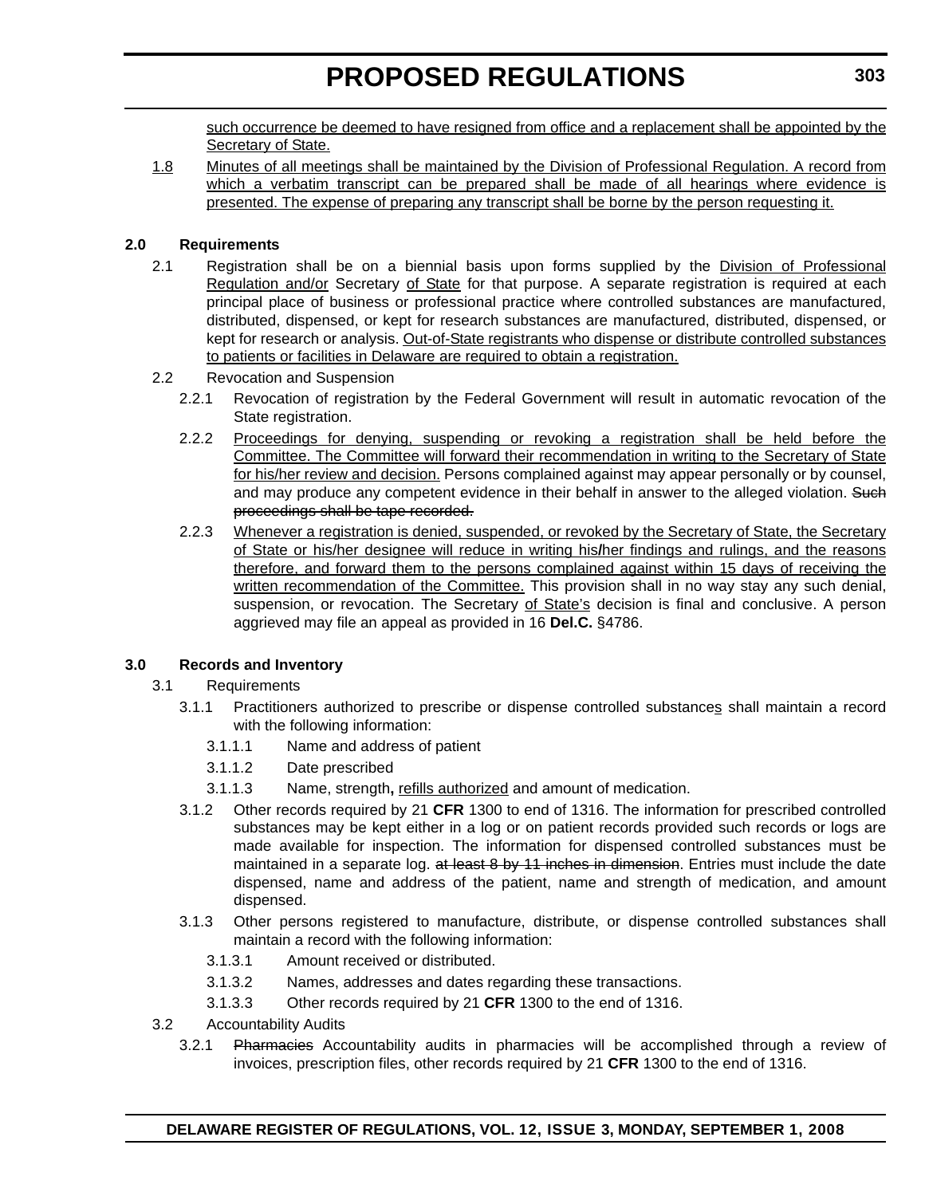such occurrence be deemed to have resigned from office and a replacement shall be appointed by the Secretary of State.

1.8 Minutes of all meetings shall be maintained by the Division of Professional Regulation. A record from which a verbatim transcript can be prepared shall be made of all hearings where evidence is presented. The expense of preparing any transcript shall be borne by the person requesting it.

**2.0 Requirements**

2.1 Registration shall be on a biennial basis upon forms supplied by the Division of Professional Regulation and/or Secretary of State for that purpose. A separate registration is required at each principal place of business or professional practice where controlled substances are manufactured, distributed, dispensed, or kept for research substances are manufactured, distributed, dispensed, or kept for research or analysis. Out-of-State registrants who dispense or distribute controlled substances to patients or facilities in Delaware are required to obtain a registration.

2.2 Revocation and Suspension

2.2.1 Revocation of registration by the Federal Government will result in automatic revocation of the State registration.

2.2.2 Proceedings for denying, suspending or revoking a registration shall be held before the Committee. The Committee will forward their recommendation in writing to the Secretary of State for his/her review and decision. Persons complained against may appear personally or by counsel, and may produce any competent evidence in their behalf in answer to the alleged violation. ~~Such proceedings shall be tape recorded.~~

2.2.3 Whenever a registration is denied, suspended, or revoked by the Secretary of State, the Secretary of State or his/her designee will reduce in writing his**/**her findings and rulings, and the reasons therefore, and forward them to the persons complained against within 15 days of receiving the written recommendation of the Committee. This provision shall in no way stay any such denial, suspension, or revocation. The Secretary of State's decision is final and conclusive. A person aggrieved may file an appeal as provided in 16 **Del.C.** §4786.

**3.0 Records and Inventory**

3.1 Requirements

3.1.1 Practitioners authorized to prescribe or dispense controlled substances shall maintain a record with the following information:

3.1.1.1 Name and address of patient

3.1.1.2 Date prescribed

3.1.1.3 Name, strength**,** refills authorized and amount of medication.

3.1.2 Other records required by 21 **CFR** 1300 to end of 1316. The information for prescribed controlled substances may be kept either in a log or on patient records provided such records or logs are made available for inspection. The information for dispensed controlled substances must be maintained in a separate log. ~~at least 8 by 11 inches in dimension~~. Entries must include the date dispensed, name and address of the patient, name and strength of medication, and amount dispensed.

3.1.3 Other persons registered to manufacture, distribute, or dispense controlled substances shall maintain a record with the following information:

3.1.3.1 Amount received or distributed.

3.1.3.2 Names, addresses and dates regarding these transactions.

3.1.3.3 Other records required by 21 **CFR** 1300 to the end of 1316.

3.2 Accountability Audits

3.2.1 ~~Pharmacies~~ Accountability audits in pharmacies will be accomplished through a review of invoices, prescription files, other records required by 21 **CFR** 1300 to the end of 1316.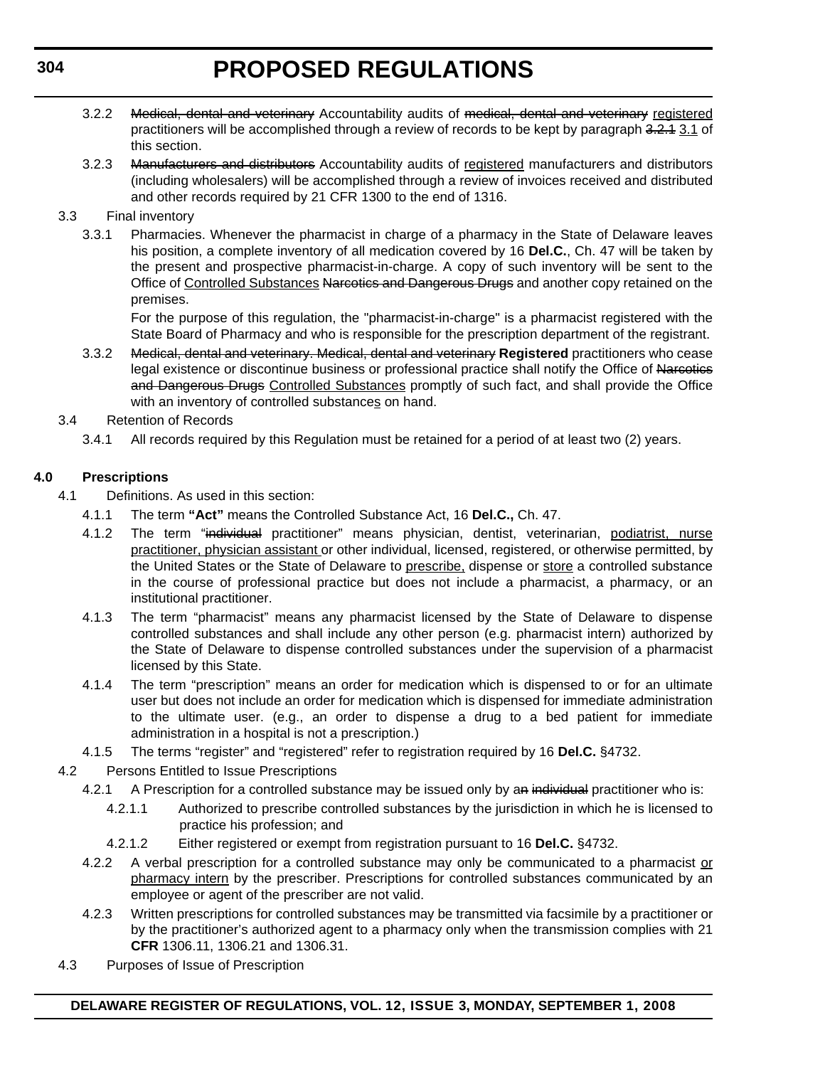3.2.2 ~~Medical, dental and veterinary~~ Accountability audits of ~~medical, dental and veterinary~~ registered practitioners will be accomplished through a review of records to be kept by paragraph ~~3.2.1~~ 3.1 of this section.

3.2.3 ~~Manufacturers and distributors~~ Accountability audits of registered manufacturers and distributors (including wholesalers) will be accomplished through a review of invoices received and distributed and other records required by 21 CFR 1300 to the end of 1316.

3.3 Final inventory

3.3.1 Pharmacies. Whenever the pharmacist in charge of a pharmacy in the State of Delaware leaves his position, a complete inventory of all medication covered by 16 **Del.C.**, Ch. 47 will be taken by the present and prospective pharmacist-in-charge. A copy of such inventory will be sent to the Office of Controlled Substances ~~Narcotics and Dangerous Drugs~~ and another copy retained on the premises.

For the purpose of this regulation, the "pharmacist-in-charge" is a pharmacist registered with the State Board of Pharmacy and who is responsible for the prescription department of the registrant.

3.3.2 ~~Medical, dental and veterinary. Medical, dental and veterinary~~ **Registered** practitioners who cease legal existence or discontinue business or professional practice shall notify the Office of ~~Narcotics and Dangerous Drugs~~ Controlled Substances promptly of such fact, and shall provide the Office with an inventory of controlled substances on hand.

3.4 Retention of Records

3.4.1 All records required by this Regulation must be retained for a period of at least two (2) years.

## 4.0 Prescriptions

4.1 Definitions. As used in this section:

4.1.1 The term **"Act"** means the Controlled Substance Act, 16 **Del.C.,** Ch. 47.

4.1.2 The term "~~individual~~ practitioner" means physician, dentist, veterinarian, podiatrist, nurse practitioner, physician assistant or other individual, licensed, registered, or otherwise permitted, by the United States or the State of Delaware to prescribe, dispense or store a controlled substance in the course of professional practice but does not include a pharmacist, a pharmacy, or an institutional practitioner.

4.1.3 The term "pharmacist" means any pharmacist licensed by the State of Delaware to dispense controlled substances and shall include any other person (e.g. pharmacist intern) authorized by the State of Delaware to dispense controlled substances under the supervision of a pharmacist licensed by this State.

4.1.4 The term "prescription" means an order for medication which is dispensed to or for an ultimate user but does not include an order for medication which is dispensed for immediate administration to the ultimate user. (e.g., an order to dispense a drug to a bed patient for immediate administration in a hospital is not a prescription.)

4.1.5 The terms "register" and "registered" refer to registration required by 16 **Del.C.** §4732.

4.2 Persons Entitled to Issue Prescriptions

4.2.1 A Prescription for a controlled substance may be issued only by a~~n~~ ~~individual~~ practitioner who is:

4.2.1.1 Authorized to prescribe controlled substances by the jurisdiction in which he is licensed to practice his profession; and

4.2.1.2 Either registered or exempt from registration pursuant to 16 **Del.C.** §4732.

4.2.2 A verbal prescription for a controlled substance may only be communicated to a pharmacist or pharmacy intern by the prescriber. Prescriptions for controlled substances communicated by an employee or agent of the prescriber are not valid.

4.2.3 Written prescriptions for controlled substances may be transmitted via facsimile by a practitioner or by the practitioner's authorized agent to a pharmacy only when the transmission complies with 21 **CFR** 1306.11, 1306.21 and 1306.31.

4.3 Purposes of Issue of Prescription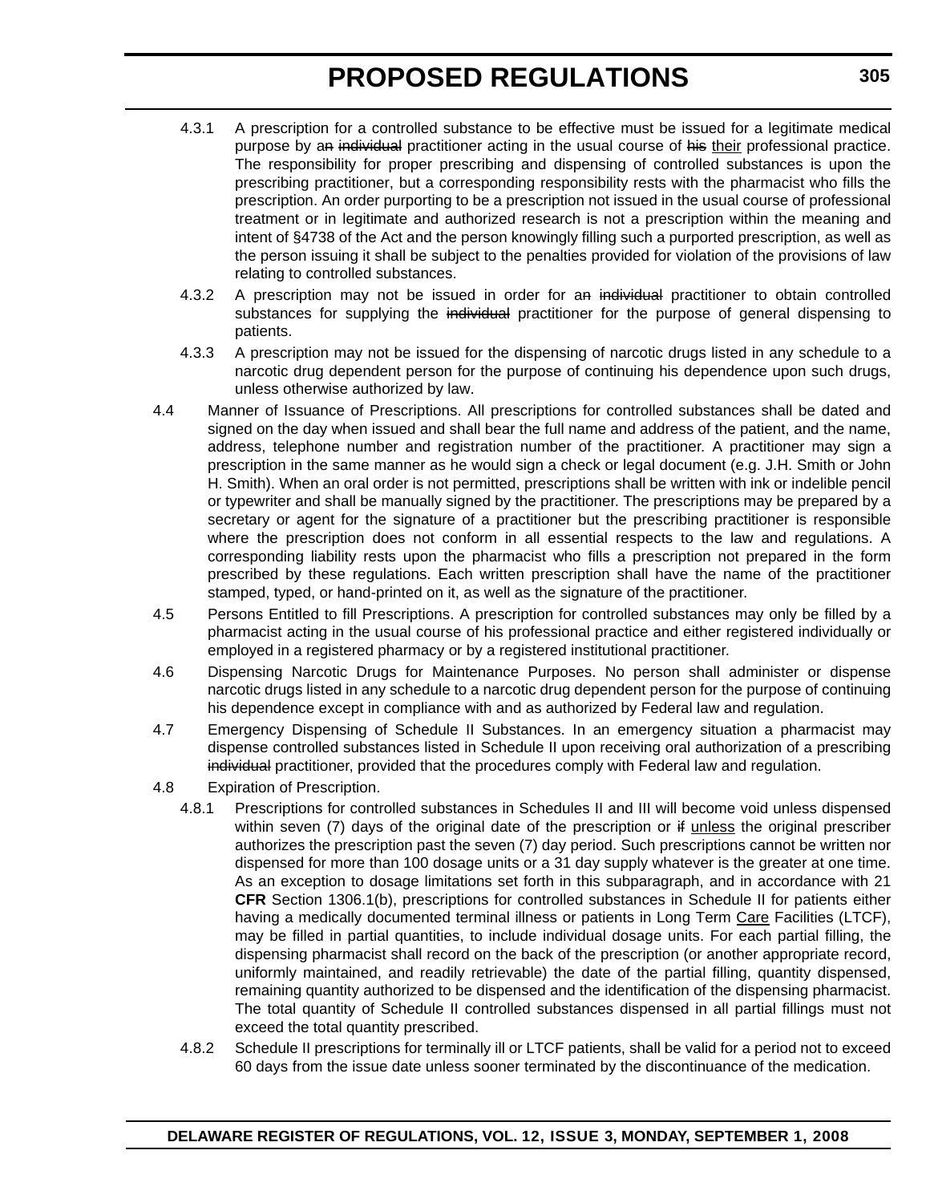4.3.1 A prescription for a controlled substance to be effective must be issued for a legitimate medical purpose by ~~an individual~~ a practitioner acting in the usual course of ~~his~~ their professional practice. The responsibility for proper prescribing and dispensing of controlled substances is upon the prescribing practitioner, but a corresponding responsibility rests with the pharmacist who fills the prescription. An order purporting to be a prescription not issued in the usual course of professional treatment or in legitimate and authorized research is not a prescription within the meaning and intent of §4738 of the Act and the person knowingly filling such a purported prescription, as well as the person issuing it shall be subject to the penalties provided for violation of the provisions of law relating to controlled substances.

4.3.2 A prescription may not be issued in order for ~~an individual~~ a practitioner to obtain controlled substances for supplying the ~~individual~~ practitioner for the purpose of general dispensing to patients.

4.3.3 A prescription may not be issued for the dispensing of narcotic drugs listed in any schedule to a narcotic drug dependent person for the purpose of continuing his dependence upon such drugs, unless otherwise authorized by law.

4.4 Manner of Issuance of Prescriptions. All prescriptions for controlled substances shall be dated and signed on the day when issued and shall bear the full name and address of the patient, and the name, address, telephone number and registration number of the practitioner. A practitioner may sign a prescription in the same manner as he would sign a check or legal document (e.g. J.H. Smith or John H. Smith). When an oral order is not permitted, prescriptions shall be written with ink or indelible pencil or typewriter and shall be manually signed by the practitioner. The prescriptions may be prepared by a secretary or agent for the signature of a practitioner but the prescribing practitioner is responsible where the prescription does not conform in all essential respects to the law and regulations. A corresponding liability rests upon the pharmacist who fills a prescription not prepared in the form prescribed by these regulations. Each written prescription shall have the name of the practitioner stamped, typed, or hand-printed on it, as well as the signature of the practitioner.

4.5 Persons Entitled to fill Prescriptions. A prescription for controlled substances may only be filled by a pharmacist acting in the usual course of his professional practice and either registered individually or employed in a registered pharmacy or by a registered institutional practitioner.

4.6 Dispensing Narcotic Drugs for Maintenance Purposes. No person shall administer or dispense narcotic drugs listed in any schedule to a narcotic drug dependent person for the purpose of continuing his dependence except in compliance with and as authorized by Federal law and regulation.

4.7 Emergency Dispensing of Schedule II Substances. In an emergency situation a pharmacist may dispense controlled substances listed in Schedule II upon receiving oral authorization of a prescribing ~~individual~~ practitioner, provided that the procedures comply with Federal law and regulation.

4.8 Expiration of Prescription.

4.8.1 Prescriptions for controlled substances in Schedules II and III will become void unless dispensed within seven (7) days of the original date of the prescription or ~~if~~ unless the original prescriber authorizes the prescription past the seven (7) day period. Such prescriptions cannot be written nor dispensed for more than 100 dosage units or a 31 day supply whatever is the greater at one time. As an exception to dosage limitations set forth in this subparagraph, and in accordance with 21 **CFR** Section 1306.1(b), prescriptions for controlled substances in Schedule II for patients either having a medically documented terminal illness or patients in Long Term Care Facilities (LTCF), may be filled in partial quantities, to include individual dosage units. For each partial filling, the dispensing pharmacist shall record on the back of the prescription (or another appropriate record, uniformly maintained, and readily retrievable) the date of the partial filling, quantity dispensed, remaining quantity authorized to be dispensed and the identification of the dispensing pharmacist. The total quantity of Schedule II controlled substances dispensed in all partial fillings must not exceed the total quantity prescribed.

4.8.2 Schedule II prescriptions for terminally ill or LTCF patients, shall be valid for a period not to exceed 60 days from the issue date unless sooner terminated by the discontinuance of the medication.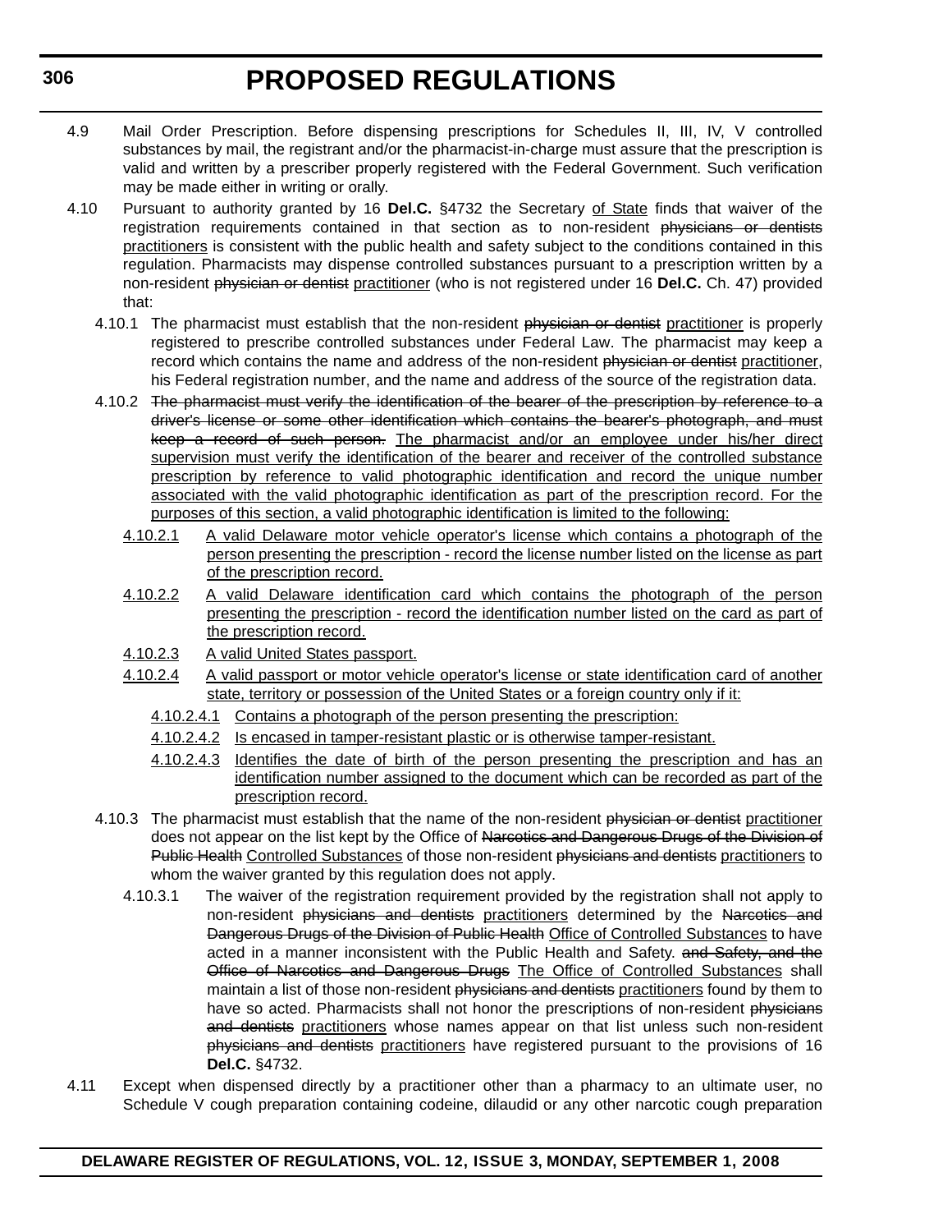4.9 Mail Order Prescription. Before dispensing prescriptions for Schedules II, III, IV, V controlled substances by mail, the registrant and/or the pharmacist-in-charge must assure that the prescription is valid and written by a prescriber properly registered with the Federal Government. Such verification may be made either in writing or orally.

4.10 Pursuant to authority granted by 16 **Del.C.** §4732 the Secretary <u>of State</u> finds that waiver of the registration requirements contained in that section as to non-resident ~~physicians or dentists~~ <u>practitioners</u> is consistent with the public health and safety subject to the conditions contained in this regulation. Pharmacists may dispense controlled substances pursuant to a prescription written by a non-resident ~~physician or dentist~~ <u>practitioner</u> (who is not registered under 16 **Del.C.** Ch. 47) provided that:

4.10.1 The pharmacist must establish that the non-resident ~~physician or dentist~~ <u>practitioner</u> is properly registered to prescribe controlled substances under Federal Law. The pharmacist may keep a record which contains the name and address of the non-resident ~~physician or dentist~~ <u>practitioner</u>, his Federal registration number, and the name and address of the source of the registration data.

4.10.2 ~~The pharmacist must verify the identification of the bearer of the prescription by reference to a driver's license or some other identification which contains the bearer's photograph, and must keep a record of such person.~~ <u>The pharmacist and/or an employee under his/her direct supervision must verify the identification of the bearer and receiver of the controlled substance prescription by reference to valid photographic identification and record the unique number associated with the valid photographic identification as part of the prescription record. For the purposes of this section, a valid photographic identification is limited to the following:</u>

<u>4.10.2.1</u> <u>A valid Delaware motor vehicle operator's license which contains a photograph of the person presenting the prescription - record the license number listed on the license as part of the prescription record.</u>

<u>4.10.2.2</u> <u>A valid Delaware identification card which contains the photograph of the person presenting the prescription - record the identification number listed on the card as part of the prescription record.</u>

<u>4.10.2.3</u> <u>A valid United States passport.</u>

<u>4.10.2.4</u> <u>A valid passport or motor vehicle operator's license or state identification card of another state, territory or possession of the United States or a foreign country only if it:</u>

<u>4.10.2.4.1</u> <u>Contains a photograph of the person presenting the prescription:</u>

<u>4.10.2.4.2</u> <u>Is encased in tamper-resistant plastic or is otherwise tamper-resistant.</u>

<u>4.10.2.4.3</u> <u>Identifies the date of birth of the person presenting the prescription and has an identification number assigned to the document which can be recorded as part of the prescription record.</u>

4.10.3 The pharmacist must establish that the name of the non-resident ~~physician or dentist~~ <u>practitioner</u> does not appear on the list kept by the Office of ~~Narcotics and Dangerous Drugs of the Division of Public Health~~ <u>Controlled Substances</u> of those non-resident ~~physicians and dentists~~ <u>practitioners</u> to whom the waiver granted by this regulation does not apply.

4.10.3.1 The waiver of the registration requirement provided by the registration shall not apply to non-resident ~~physicians and dentists~~ <u>practitioners</u> determined by the ~~Narcotics and Dangerous Drugs of the Division of Public Health~~ <u>Office of Controlled Substances</u> to have acted in a manner inconsistent with the Public Health and Safety. ~~and Safety, and the Office of Narcotics and Dangerous Drugs~~ <u>The Office of Controlled Substances</u> shall maintain a list of those non-resident ~~physicians and dentists~~ <u>practitioners</u> found by them to have so acted. Pharmacists shall not honor the prescriptions of non-resident ~~physicians and dentists~~ <u>practitioners</u> whose names appear on that list unless such non-resident ~~physicians and dentists~~ <u>practitioners</u> have registered pursuant to the provisions of 16 **Del.C.** §4732.

4.11 Except when dispensed directly by a practitioner other than a pharmacy to an ultimate user, no Schedule V cough preparation containing codeine, dilaudid or any other narcotic cough preparation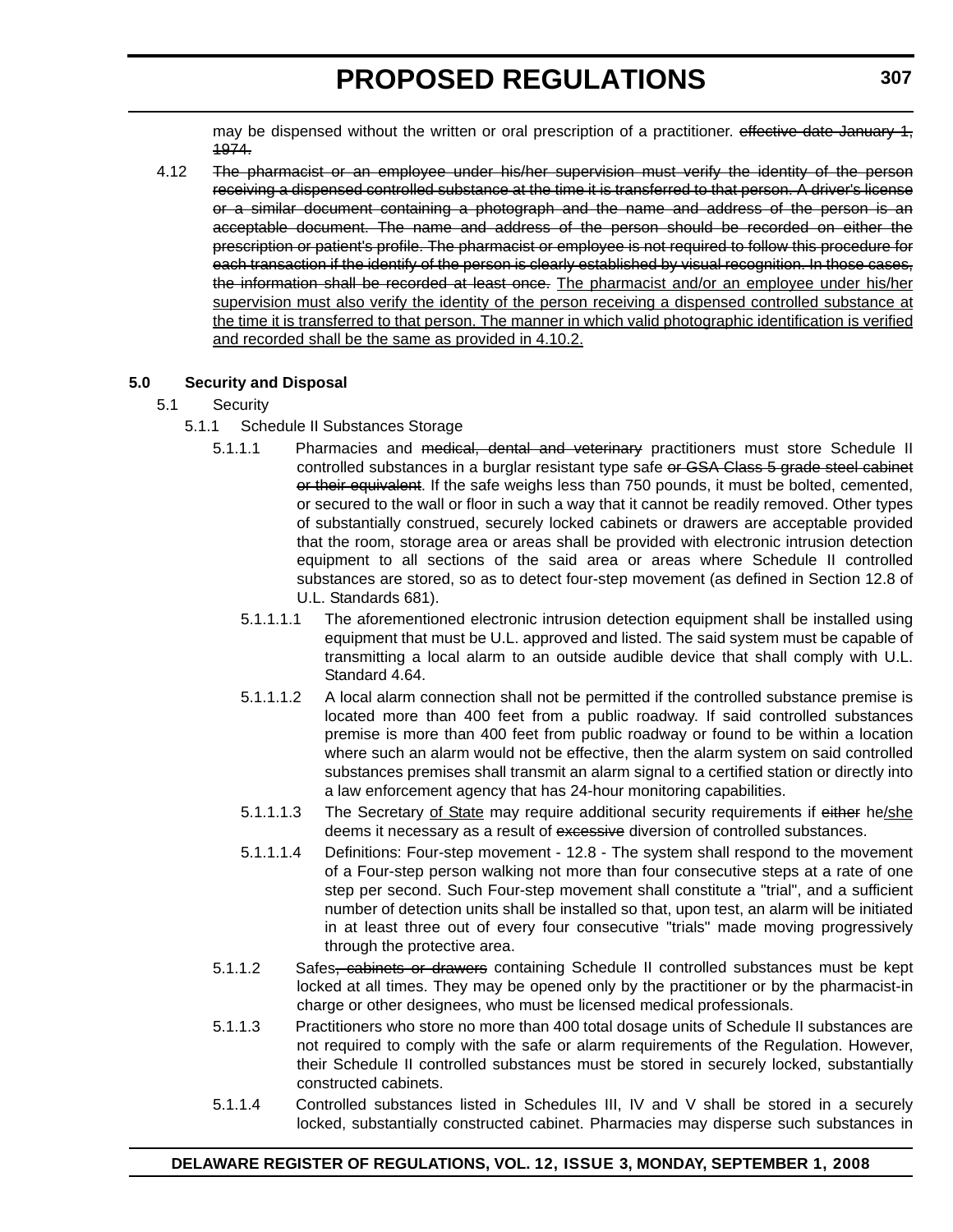may be dispensed without the written or oral prescription of a practitioner. ~~effective date January 1, 1974.~~

4.12 ~~The pharmacist or an employee under his/her supervision must verify the identity of the person receiving a dispensed controlled substance at the time it is transferred to that person. A driver's license or a similar document containing a photograph and the name and address of the person is an acceptable document. The name and address of the person should be recorded on either the prescription or patient's profile. The pharmacist or employee is not required to follow this procedure for each transaction if the identify of the person is clearly established by visual recognition. In those cases, the information shall be recorded at least once.~~ <u>The pharmacist and/or an employee under his/her supervision must also verify the identity of the person receiving a dispensed controlled substance at the time it is transferred to that person. The manner in which valid photographic identification is verified and recorded shall be the same as provided in 4.10.2.</u>

**5.0 Security and Disposal**

5.1 Security

5.1.1 Schedule II Substances Storage

5.1.1.1 Pharmacies and ~~medical, dental and veterinary~~ practitioners must store Schedule II controlled substances in a burglar resistant type safe ~~or GSA Class 5 grade steel cabinet or their equivalent~~. If the safe weighs less than 750 pounds, it must be bolted, cemented, or secured to the wall or floor in such a way that it cannot be readily removed. Other types of substantially construed, securely locked cabinets or drawers are acceptable provided that the room, storage area or areas shall be provided with electronic intrusion detection equipment to all sections of the said area or areas where Schedule II controlled substances are stored, so as to detect four-step movement (as defined in Section 12.8 of U.L. Standards 681).

5.1.1.1.1 The aforementioned electronic intrusion detection equipment shall be installed using equipment that must be U.L. approved and listed. The said system must be capable of transmitting a local alarm to an outside audible device that shall comply with U.L. Standard 4.64.

5.1.1.1.2 A local alarm connection shall not be permitted if the controlled substance premise is located more than 400 feet from a public roadway. If said controlled substances premise is more than 400 feet from public roadway or found to be within a location where such an alarm would not be effective, then the alarm system on said controlled substances premises shall transmit an alarm signal to a certified station or directly into a law enforcement agency that has 24-hour monitoring capabilities.

5.1.1.1.3 The Secretary <u>of State</u> may require additional security requirements if ~~either~~ he<u>/she</u> deems it necessary as a result of ~~excessive~~ diversion of controlled substances.

5.1.1.1.4 Definitions: Four-step movement - 12.8 - The system shall respond to the movement of a Four-step person walking not more than four consecutive steps at a rate of one step per second. Such Four-step movement shall constitute a "trial", and a sufficient number of detection units shall be installed so that, upon test, an alarm will be initiated in at least three out of every four consecutive "trials" made moving progressively through the protective area.

5.1.1.2 Safes~~, cabinets or drawers~~ containing Schedule II controlled substances must be kept locked at all times. They may be opened only by the practitioner or by the pharmacist-in charge or other designees, who must be licensed medical professionals.

5.1.1.3 Practitioners who store no more than 400 total dosage units of Schedule II substances are not required to comply with the safe or alarm requirements of the Regulation. However, their Schedule II controlled substances must be stored in securely locked, substantially constructed cabinets.

5.1.1.4 Controlled substances listed in Schedules III, IV and V shall be stored in a securely locked, substantially constructed cabinet. Pharmacies may disperse such substances in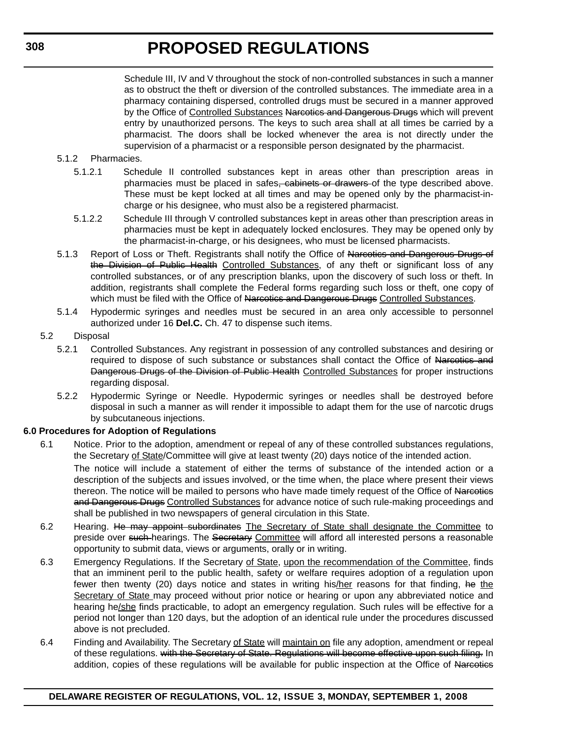Schedule III, IV and V throughout the stock of non-controlled substances in such a manner as to obstruct the theft or diversion of the controlled substances. The immediate area in a pharmacy containing dispersed, controlled drugs must be secured in a manner approved by the Office of <u>Controlled Substances</u> ~~Narcotics and Dangerous Drugs~~ which will prevent entry by unauthorized persons. The keys to such area shall at all times be carried by a pharmacist. The doors shall be locked whenever the area is not directly under the supervision of a pharmacist or a responsible person designated by the pharmacist.

5.1.2 Pharmacies.

5.1.2.1 Schedule II controlled substances kept in areas other than prescription areas in pharmacies must be placed in safes~~, cabinets or drawers~~ of the type described above. These must be kept locked at all times and may be opened only by the pharmacist-in-charge or his designee, who must also be a registered pharmacist.

5.1.2.2 Schedule III through V controlled substances kept in areas other than prescription areas in pharmacies must be kept in adequately locked enclosures. They may be opened only by the pharmacist-in-charge, or his designees, who must be licensed pharmacists.

5.1.3 Report of Loss or Theft. Registrants shall notify the Office of ~~Narcotics and Dangerous Drugs of the Division of Public Health~~ <u>Controlled Substances</u>, of any theft or significant loss of any controlled substances, or of any prescription blanks, upon the discovery of such loss or theft. In addition, registrants shall complete the Federal forms regarding such loss or theft, one copy of which must be filed with the Office of ~~Narcotics and Dangerous Drugs~~ <u>Controlled Substances</u>.

5.1.4 Hypodermic syringes and needles must be secured in an area only accessible to personnel authorized under 16 **Del.C.** Ch. 47 to dispense such items.

5.2 Disposal

5.2.1 Controlled Substances. Any registrant in possession of any controlled substances and desiring or required to dispose of such substance or substances shall contact the Office of ~~Narcotics and Dangerous Drugs of the Division of Public Health~~ <u>Controlled Substances</u> for proper instructions regarding disposal.

5.2.2 Hypodermic Syringe or Needle. Hypodermic syringes or needles shall be destroyed before disposal in such a manner as will render it impossible to adapt them for the use of narcotic drugs by subcutaneous injections.

**6.0 Procedures for Adoption of Regulations**

6.1 Notice. Prior to the adoption, amendment or repeal of any of these controlled substances regulations, the Secretary <u>of State</u>/Committee will give at least twenty (20) days notice of the intended action.

The notice will include a statement of either the terms of substance of the intended action or a description of the subjects and issues involved, or the time when, the place where present their views thereon. The notice will be mailed to persons who have made timely request of the Office of ~~Narcotics and Dangerous Drugs~~ <u>Controlled Substances</u> for advance notice of such rule-making proceedings and shall be published in two newspapers of general circulation in this State.

6.2 Hearing. ~~He may appoint subordinates~~ <u>The Secretary of State shall designate the Committee</u> to preside over ~~such~~ hearings. The ~~Secretary~~ <u>Committee</u> will afford all interested persons a reasonable opportunity to submit data, views or arguments, orally or in writing.

6.3 Emergency Regulations. If the Secretary <u>of State</u>, <u>upon the recommendation of the Committee</u>, finds that an imminent peril to the public health, safety or welfare requires adoption of a regulation upon fewer then twenty (20) days notice and states in writing his<u>/her</u> reasons for that finding, ~~he~~ <u>the Secretary of State</u> may proceed without prior notice or hearing or upon any abbreviated notice and hearing he<u>/she</u> finds practicable, to adopt an emergency regulation. Such rules will be effective for a period not longer than 120 days, but the adoption of an identical rule under the procedures discussed above is not precluded.

6.4 Finding and Availability. The Secretary <u>of State</u> will <u>maintain on</u> file any adoption, amendment or repeal of these regulations. ~~with the Secretary of State. Regulations will become effective upon such filing.~~ In addition, copies of these regulations will be available for public inspection at the Office of ~~Narcotics~~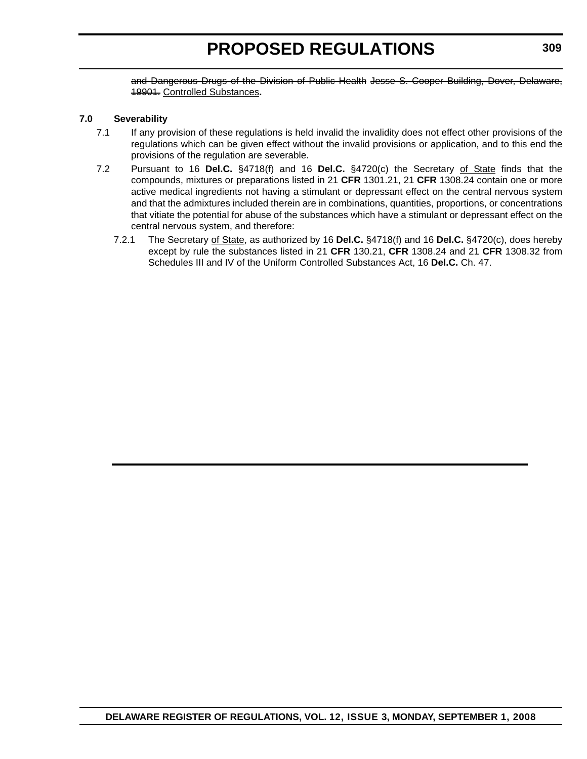~~and Dangerous Drugs of the Division of Public Health Jesse S. Cooper Building, Dover, Delaware, 19901.~~ <u>Controlled Substances</u>**.**

**7.0 Severability**

7.1 If any provision of these regulations is held invalid the invalidity does not effect other provisions of the regulations which can be given effect without the invalid provisions or application, and to this end the provisions of the regulation are severable.

7.2 Pursuant to 16 **Del.C.** §4718(f) and 16 **Del.C.** §4720(c) the Secretary <u>of State</u> finds that the compounds, mixtures or preparations listed in 21 **CFR** 1301.21, 21 **CFR** 1308.24 contain one or more active medical ingredients not having a stimulant or depressant effect on the central nervous system and that the admixtures included therein are in combinations, quantities, proportions, or concentrations that vitiate the potential for abuse of the substances which have a stimulant or depressant effect on the central nervous system, and therefore:

7.2.1 The Secretary <u>of State</u>, as authorized by 16 **Del.C.** §4718(f) and 16 **Del.C.** §4720(c), does hereby except by rule the substances listed in 21 **CFR** 130.21, **CFR** 1308.24 and 21 **CFR** 1308.32 from Schedules III and IV of the Uniform Controlled Substances Act, 16 **Del.C.** Ch. 47.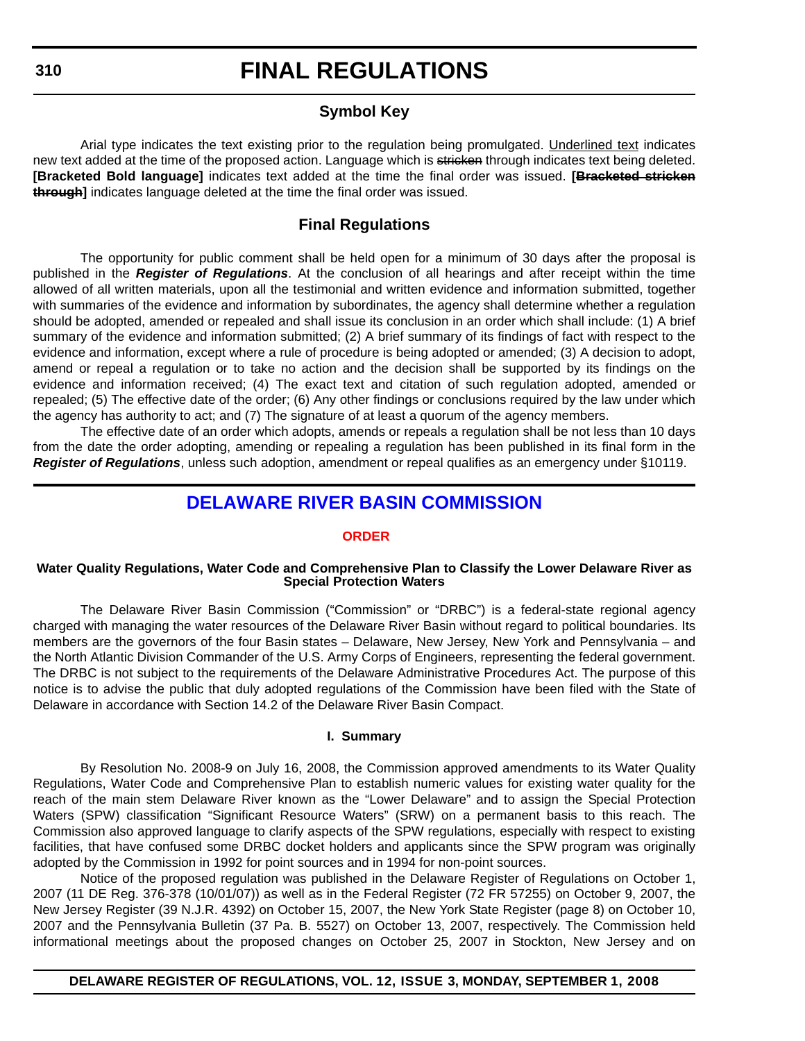# FINAL REGULATIONS

## Symbol Key

Arial type indicates the text existing prior to the regulation being promulgated. <u>Underlined text</u> indicates new text added at the time of the proposed action. Language which is ~~stricken~~ through indicates text being deleted. **[Bracketed Bold language]** indicates text added at the time the final order was issued. **[~~Bracketed stricken through~~]** indicates language deleted at the time the final order was issued.

## Final Regulations

The opportunity for public comment shall be held open for a minimum of 30 days after the proposal is published in the ***Register of Regulations***. At the conclusion of all hearings and after receipt within the time allowed of all written materials, upon all the testimonial and written evidence and information submitted, together with summaries of the evidence and information by subordinates, the agency shall determine whether a regulation should be adopted, amended or repealed and shall issue its conclusion in an order which shall include: (1) A brief summary of the evidence and information submitted; (2) A brief summary of its findings of fact with respect to the evidence and information, except where a rule of procedure is being adopted or amended; (3) A decision to adopt, amend or repeal a regulation or to take no action and the decision shall be supported by its findings on the evidence and information received; (4) The exact text and citation of such regulation adopted, amended or repealed; (5) The effective date of the order; (6) Any other findings or conclusions required by the law under which the agency has authority to act; and (7) The signature of at least a quorum of the agency members.

The effective date of an order which adopts, amends or repeals a regulation shall be not less than 10 days from the date the order adopting, amending or repealing a regulation has been published in its final form in the ***Register of Regulations***, unless such adoption, amendment or repeal qualifies as an emergency under §10119.

## DELAWARE RIVER BASIN COMMISSION

### ORDER

#### Water Quality Regulations, Water Code and Comprehensive Plan to Classify the Lower Delaware River as Special Protection Waters

The Delaware River Basin Commission ("Commission" or "DRBC") is a federal-state regional agency charged with managing the water resources of the Delaware River Basin without regard to political boundaries. Its members are the governors of the four Basin states – Delaware, New Jersey, New York and Pennsylvania – and the North Atlantic Division Commander of the U.S. Army Corps of Engineers, representing the federal government. The DRBC is not subject to the requirements of the Delaware Administrative Procedures Act. The purpose of this notice is to advise the public that duly adopted regulations of the Commission have been filed with the State of Delaware in accordance with Section 14.2 of the Delaware River Basin Compact.

#### I. Summary

By Resolution No. 2008-9 on July 16, 2008, the Commission approved amendments to its Water Quality Regulations, Water Code and Comprehensive Plan to establish numeric values for existing water quality for the reach of the main stem Delaware River known as the "Lower Delaware" and to assign the Special Protection Waters (SPW) classification "Significant Resource Waters" (SRW) on a permanent basis to this reach. The Commission also approved language to clarify aspects of the SPW regulations, especially with respect to existing facilities, that have confused some DRBC docket holders and applicants since the SPW program was originally adopted by the Commission in 1992 for point sources and in 1994 for non-point sources.

Notice of the proposed regulation was published in the Delaware Register of Regulations on October 1, 2007 (11 DE Reg. 376-378 (10/01/07)) as well as in the Federal Register (72 FR 57255) on October 9, 2007, the New Jersey Register (39 N.J.R. 4392) on October 15, 2007, the New York State Register (page 8) on October 10, 2007 and the Pennsylvania Bulletin (37 Pa. B. 5527) on October 13, 2007, respectively. The Commission held informational meetings about the proposed changes on October 25, 2007 in Stockton, New Jersey and on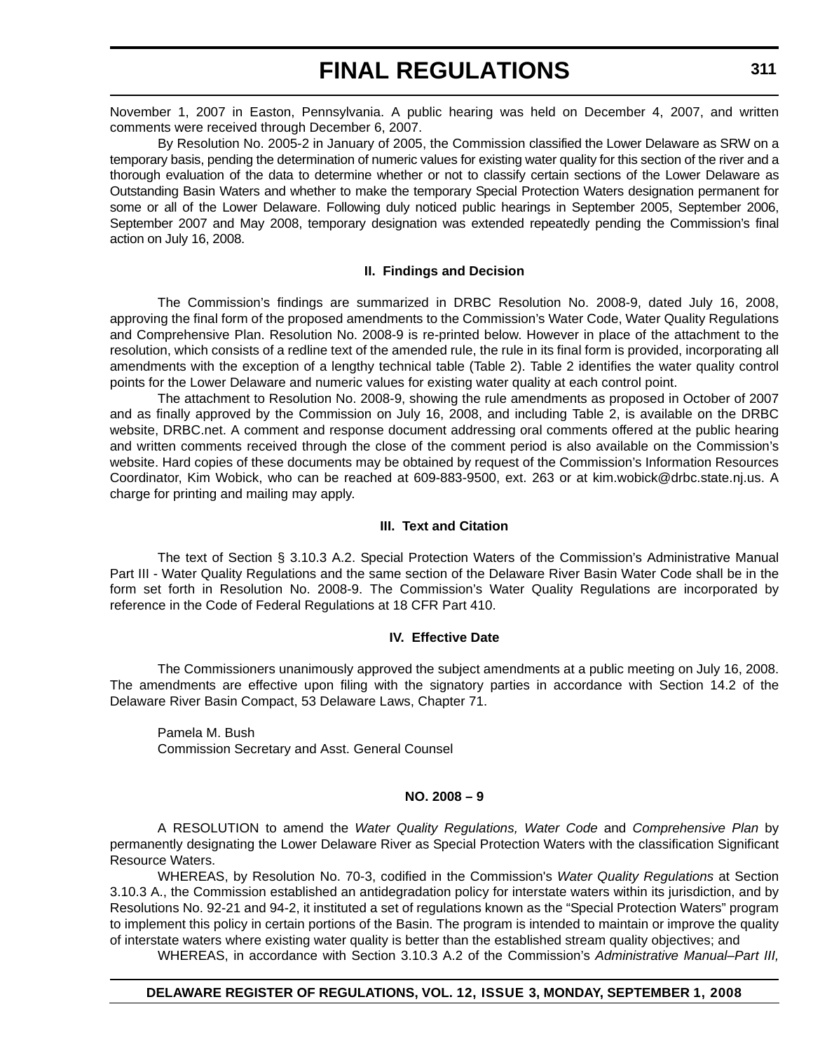November 1, 2007 in Easton, Pennsylvania. A public hearing was held on December 4, 2007, and written comments were received through December 6, 2007.

By Resolution No. 2005-2 in January of 2005, the Commission classified the Lower Delaware as SRW on a temporary basis, pending the determination of numeric values for existing water quality for this section of the river and a thorough evaluation of the data to determine whether or not to classify certain sections of the Lower Delaware as Outstanding Basin Waters and whether to make the temporary Special Protection Waters designation permanent for some or all of the Lower Delaware. Following duly noticed public hearings in September 2005, September 2006, September 2007 and May 2008, temporary designation was extended repeatedly pending the Commission's final action on July 16, 2008.

#### II. Findings and Decision

The Commission's findings are summarized in DRBC Resolution No. 2008-9, dated July 16, 2008, approving the final form of the proposed amendments to the Commission's Water Code, Water Quality Regulations and Comprehensive Plan. Resolution No. 2008-9 is re-printed below. However in place of the attachment to the resolution, which consists of a redline text of the amended rule, the rule in its final form is provided, incorporating all amendments with the exception of a lengthy technical table (Table 2). Table 2 identifies the water quality control points for the Lower Delaware and numeric values for existing water quality at each control point.

The attachment to Resolution No. 2008-9, showing the rule amendments as proposed in October of 2007 and as finally approved by the Commission on July 16, 2008, and including Table 2, is available on the DRBC website, DRBC.net. A comment and response document addressing oral comments offered at the public hearing and written comments received through the close of the comment period is also available on the Commission's website. Hard copies of these documents may be obtained by request of the Commission's Information Resources Coordinator, Kim Wobick, who can be reached at 609-883-9500, ext. 263 or at kim.wobick@drbc.state.nj.us. A charge for printing and mailing may apply.

#### III. Text and Citation

The text of Section § 3.10.3 A.2. Special Protection Waters of the Commission's Administrative Manual Part III - Water Quality Regulations and the same section of the Delaware River Basin Water Code shall be in the form set forth in Resolution No. 2008-9. The Commission's Water Quality Regulations are incorporated by reference in the Code of Federal Regulations at 18 CFR Part 410.

#### IV. Effective Date

The Commissioners unanimously approved the subject amendments at a public meeting on July 16, 2008. The amendments are effective upon filing with the signatory parties in accordance with Section 14.2 of the Delaware River Basin Compact, 53 Delaware Laws, Chapter 71.

Pamela M. Bush
Commission Secretary and Asst. General Counsel

#### NO. 2008 – 9

A RESOLUTION to amend the *Water Quality Regulations, Water Code* and *Comprehensive Plan* by permanently designating the Lower Delaware River as Special Protection Waters with the classification Significant Resource Waters.

WHEREAS, by Resolution No. 70-3, codified in the Commission's *Water Quality Regulations* at Section 3.10.3 A., the Commission established an antidegradation policy for interstate waters within its jurisdiction, and by Resolutions No. 92-21 and 94-2, it instituted a set of regulations known as the "Special Protection Waters" program to implement this policy in certain portions of the Basin. The program is intended to maintain or improve the quality of interstate waters where existing water quality is better than the established stream quality objectives; and

WHEREAS, in accordance with Section 3.10.3 A.2 of the Commission's *Administrative Manual–Part III,*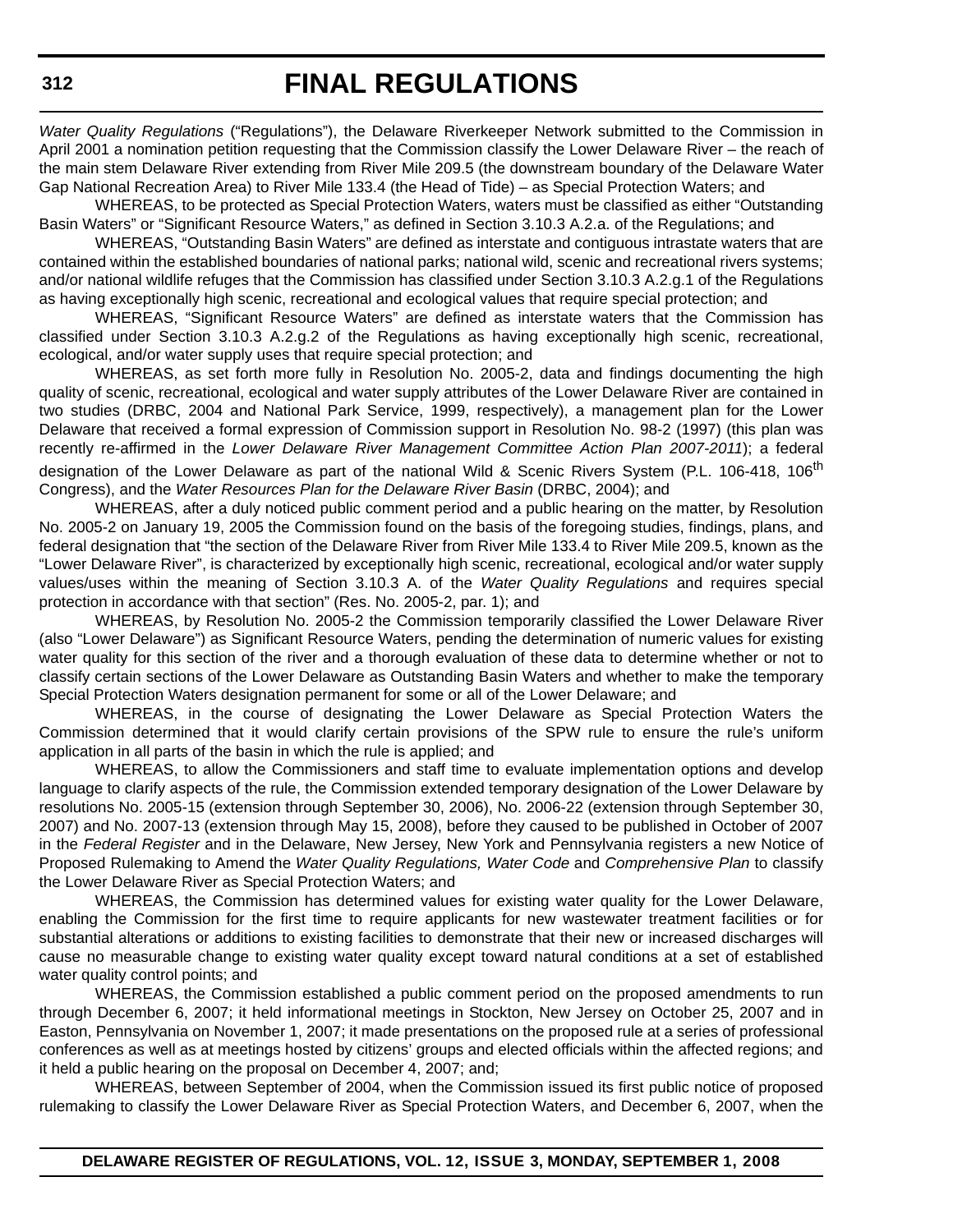*Water Quality Regulations* ("Regulations"), the Delaware Riverkeeper Network submitted to the Commission in April 2001 a nomination petition requesting that the Commission classify the Lower Delaware River – the reach of the main stem Delaware River extending from River Mile 209.5 (the downstream boundary of the Delaware Water Gap National Recreation Area) to River Mile 133.4 (the Head of Tide) – as Special Protection Waters; and

WHEREAS, to be protected as Special Protection Waters, waters must be classified as either "Outstanding Basin Waters" or "Significant Resource Waters," as defined in Section 3.10.3 A.2.a. of the Regulations; and

WHEREAS, "Outstanding Basin Waters" are defined as interstate and contiguous intrastate waters that are contained within the established boundaries of national parks; national wild, scenic and recreational rivers systems; and/or national wildlife refuges that the Commission has classified under Section 3.10.3 A.2.g.1 of the Regulations as having exceptionally high scenic, recreational and ecological values that require special protection; and

WHEREAS, "Significant Resource Waters" are defined as interstate waters that the Commission has classified under Section 3.10.3 A.2.g.2 of the Regulations as having exceptionally high scenic, recreational, ecological, and/or water supply uses that require special protection; and

WHEREAS, as set forth more fully in Resolution No. 2005-2, data and findings documenting the high quality of scenic, recreational, ecological and water supply attributes of the Lower Delaware River are contained in two studies (DRBC, 2004 and National Park Service, 1999, respectively), a management plan for the Lower Delaware that received a formal expression of Commission support in Resolution No. 98-2 (1997) (this plan was recently re-affirmed in the *Lower Delaware River Management Committee Action Plan 2007-2011*); a federal designation of the Lower Delaware as part of the national Wild & Scenic Rivers System (P.L. 106-418, 106th Congress), and the *Water Resources Plan for the Delaware River Basin* (DRBC, 2004); and

WHEREAS, after a duly noticed public comment period and a public hearing on the matter, by Resolution No. 2005-2 on January 19, 2005 the Commission found on the basis of the foregoing studies, findings, plans, and federal designation that "the section of the Delaware River from River Mile 133.4 to River Mile 209.5, known as the "Lower Delaware River", is characterized by exceptionally high scenic, recreational, ecological and/or water supply values/uses within the meaning of Section 3.10.3 A. of the *Water Quality Regulations* and requires special protection in accordance with that section" (Res. No. 2005-2, par. 1); and

WHEREAS, by Resolution No. 2005-2 the Commission temporarily classified the Lower Delaware River (also "Lower Delaware") as Significant Resource Waters, pending the determination of numeric values for existing water quality for this section of the river and a thorough evaluation of these data to determine whether or not to classify certain sections of the Lower Delaware as Outstanding Basin Waters and whether to make the temporary Special Protection Waters designation permanent for some or all of the Lower Delaware; and

WHEREAS, in the course of designating the Lower Delaware as Special Protection Waters the Commission determined that it would clarify certain provisions of the SPW rule to ensure the rule's uniform application in all parts of the basin in which the rule is applied; and

WHEREAS, to allow the Commissioners and staff time to evaluate implementation options and develop language to clarify aspects of the rule, the Commission extended temporary designation of the Lower Delaware by resolutions No. 2005-15 (extension through September 30, 2006), No. 2006-22 (extension through September 30, 2007) and No. 2007-13 (extension through May 15, 2008), before they caused to be published in October of 2007 in the *Federal Register* and in the Delaware, New Jersey, New York and Pennsylvania registers a new Notice of Proposed Rulemaking to Amend the *Water Quality Regulations, Water Code* and *Comprehensive Plan* to classify the Lower Delaware River as Special Protection Waters; and

WHEREAS, the Commission has determined values for existing water quality for the Lower Delaware, enabling the Commission for the first time to require applicants for new wastewater treatment facilities or for substantial alterations or additions to existing facilities to demonstrate that their new or increased discharges will cause no measurable change to existing water quality except toward natural conditions at a set of established water quality control points; and

WHEREAS, the Commission established a public comment period on the proposed amendments to run through December 6, 2007; it held informational meetings in Stockton, New Jersey on October 25, 2007 and in Easton, Pennsylvania on November 1, 2007; it made presentations on the proposed rule at a series of professional conferences as well as at meetings hosted by citizens' groups and elected officials within the affected regions; and it held a public hearing on the proposal on December 4, 2007; and;

WHEREAS, between September of 2004, when the Commission issued its first public notice of proposed rulemaking to classify the Lower Delaware River as Special Protection Waters, and December 6, 2007, when the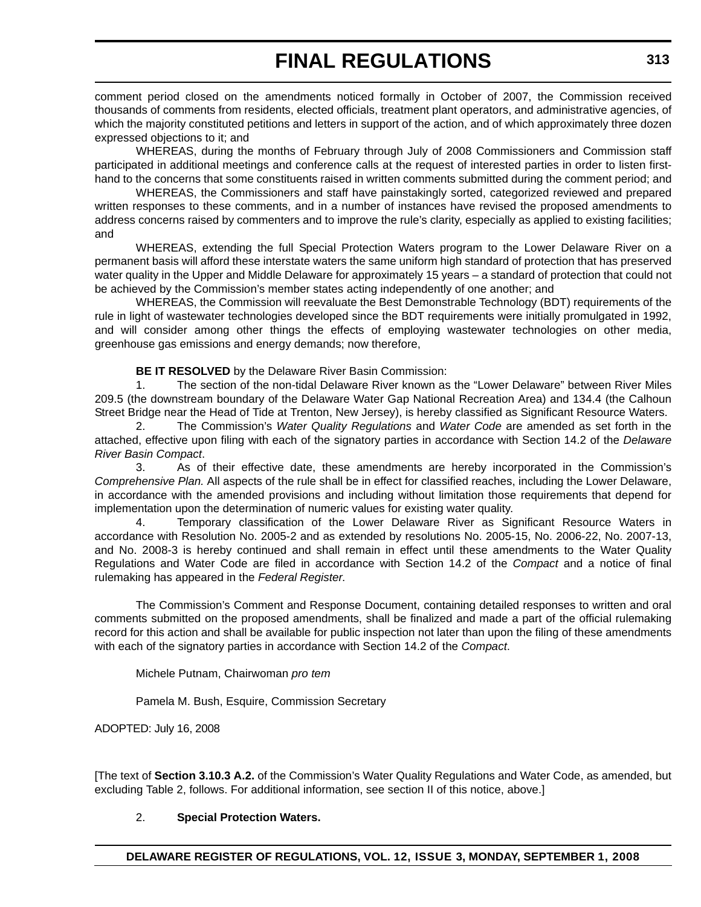comment period closed on the amendments noticed formally in October of 2007, the Commission received thousands of comments from residents, elected officials, treatment plant operators, and administrative agencies, of which the majority constituted petitions and letters in support of the action, and of which approximately three dozen expressed objections to it; and

WHEREAS, during the months of February through July of 2008 Commissioners and Commission staff participated in additional meetings and conference calls at the request of interested parties in order to listen first-hand to the concerns that some constituents raised in written comments submitted during the comment period; and

WHEREAS, the Commissioners and staff have painstakingly sorted, categorized reviewed and prepared written responses to these comments, and in a number of instances have revised the proposed amendments to address concerns raised by commenters and to improve the rule's clarity, especially as applied to existing facilities; and

WHEREAS, extending the full Special Protection Waters program to the Lower Delaware River on a permanent basis will afford these interstate waters the same uniform high standard of protection that has preserved water quality in the Upper and Middle Delaware for approximately 15 years – a standard of protection that could not be achieved by the Commission's member states acting independently of one another; and

WHEREAS, the Commission will reevaluate the Best Demonstrable Technology (BDT) requirements of the rule in light of wastewater technologies developed since the BDT requirements were initially promulgated in 1992, and will consider among other things the effects of employing wastewater technologies on other media, greenhouse gas emissions and energy demands; now therefore,

**BE IT RESOLVED** by the Delaware River Basin Commission:

1. The section of the non-tidal Delaware River known as the "Lower Delaware" between River Miles 209.5 (the downstream boundary of the Delaware Water Gap National Recreation Area) and 134.4 (the Calhoun Street Bridge near the Head of Tide at Trenton, New Jersey), is hereby classified as Significant Resource Waters.

2. The Commission's *Water Quality Regulations* and *Water Code* are amended as set forth in the attached, effective upon filing with each of the signatory parties in accordance with Section 14.2 of the *Delaware River Basin Compact*.

3. As of their effective date, these amendments are hereby incorporated in the Commission's *Comprehensive Plan.* All aspects of the rule shall be in effect for classified reaches, including the Lower Delaware, in accordance with the amended provisions and including without limitation those requirements that depend for implementation upon the determination of numeric values for existing water quality.

4. Temporary classification of the Lower Delaware River as Significant Resource Waters in accordance with Resolution No. 2005-2 and as extended by resolutions No. 2005-15, No. 2006-22, No. 2007-13, and No. 2008-3 is hereby continued and shall remain in effect until these amendments to the Water Quality Regulations and Water Code are filed in accordance with Section 14.2 of the *Compact* and a notice of final rulemaking has appeared in the *Federal Register*.

The Commission's Comment and Response Document, containing detailed responses to written and oral comments submitted on the proposed amendments, shall be finalized and made a part of the official rulemaking record for this action and shall be available for public inspection not later than upon the filing of these amendments with each of the signatory parties in accordance with Section 14.2 of the *Compact*.

Michele Putnam, Chairwoman *pro tem*

Pamela M. Bush, Esquire, Commission Secretary

ADOPTED: July 16, 2008

[The text of **Section 3.10.3 A.2.** of the Commission's Water Quality Regulations and Water Code, as amended, but excluding Table 2, follows. For additional information, see section II of this notice, above.]

2. **Special Protection Waters.**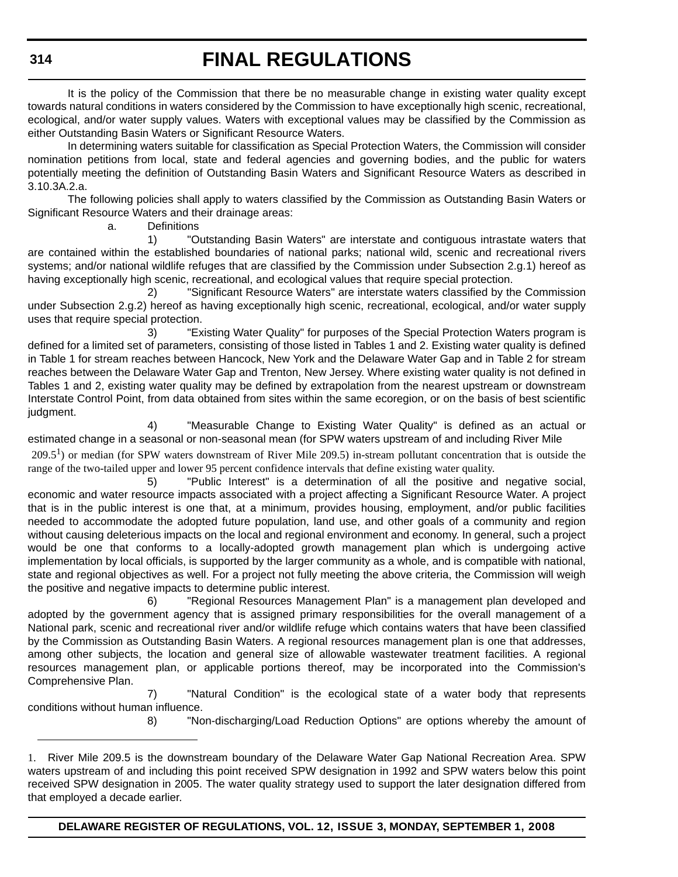It is the policy of the Commission that there be no measurable change in existing water quality except towards natural conditions in waters considered by the Commission to have exceptionally high scenic, recreational, ecological, and/or water supply values. Waters with exceptional values may be classified by the Commission as either Outstanding Basin Waters or Significant Resource Waters.

In determining waters suitable for classification as Special Protection Waters, the Commission will consider nomination petitions from local, state and federal agencies and governing bodies, and the public for waters potentially meeting the definition of Outstanding Basin Waters and Significant Resource Waters as described in 3.10.3A.2.a.

The following policies shall apply to waters classified by the Commission as Outstanding Basin Waters or Significant Resource Waters and their drainage areas:

a. Definitions

1) "Outstanding Basin Waters" are interstate and contiguous intrastate waters that are contained within the established boundaries of national parks; national wild, scenic and recreational rivers systems; and/or national wildlife refuges that are classified by the Commission under Subsection 2.g.1) hereof as having exceptionally high scenic, recreational, and ecological values that require special protection.

2) "Significant Resource Waters" are interstate waters classified by the Commission under Subsection 2.g.2) hereof as having exceptionally high scenic, recreational, ecological, and/or water supply uses that require special protection.

3) "Existing Water Quality" for purposes of the Special Protection Waters program is defined for a limited set of parameters, consisting of those listed in Tables 1 and 2. Existing water quality is defined in Table 1 for stream reaches between Hancock, New York and the Delaware Water Gap and in Table 2 for stream reaches between the Delaware Water Gap and Trenton, New Jersey. Where existing water quality is not defined in Tables 1 and 2, existing water quality may be defined by extrapolation from the nearest upstream or downstream Interstate Control Point, from data obtained from sites within the same ecoregion, or on the basis of best scientific judgment.

4) "Measurable Change to Existing Water Quality" is defined as an actual or estimated change in a seasonal or non-seasonal mean (for SPW waters upstream of and including River Mile 209.5[1]) or median (for SPW waters downstream of River Mile 209.5) in-stream pollutant concentration that is outside the range of the two-tailed upper and lower 95 percent confidence intervals that define existing water quality.

5) "Public Interest" is a determination of all the positive and negative social, economic and water resource impacts associated with a project affecting a Significant Resource Water. A project that is in the public interest is one that, at a minimum, provides housing, employment, and/or public facilities needed to accommodate the adopted future population, land use, and other goals of a community and region without causing deleterious impacts on the local and regional environment and economy. In general, such a project would be one that conforms to a locally-adopted growth management plan which is undergoing active implementation by local officials, is supported by the larger community as a whole, and is compatible with national, state and regional objectives as well. For a project not fully meeting the above criteria, the Commission will weigh the positive and negative impacts to determine public interest.

6) "Regional Resources Management Plan" is a management plan developed and adopted by the government agency that is assigned primary responsibilities for the overall management of a National park, scenic and recreational river and/or wildlife refuge which contains waters that have been classified by the Commission as Outstanding Basin Waters. A regional resources management plan is one that addresses, among other subjects, the location and general size of allowable wastewater treatment facilities. A regional resources management plan, or applicable portions thereof, may be incorporated into the Commission's Comprehensive Plan.

7) "Natural Condition" is the ecological state of a water body that represents conditions without human influence.

8) "Non-discharging/Load Reduction Options" are options whereby the amount of

---

1. River Mile 209.5 is the downstream boundary of the Delaware Water Gap National Recreation Area. SPW waters upstream of and including this point received SPW designation in 1992 and SPW waters below this point received SPW designation in 2005. The water quality strategy used to support the later designation differed from that employed a decade earlier.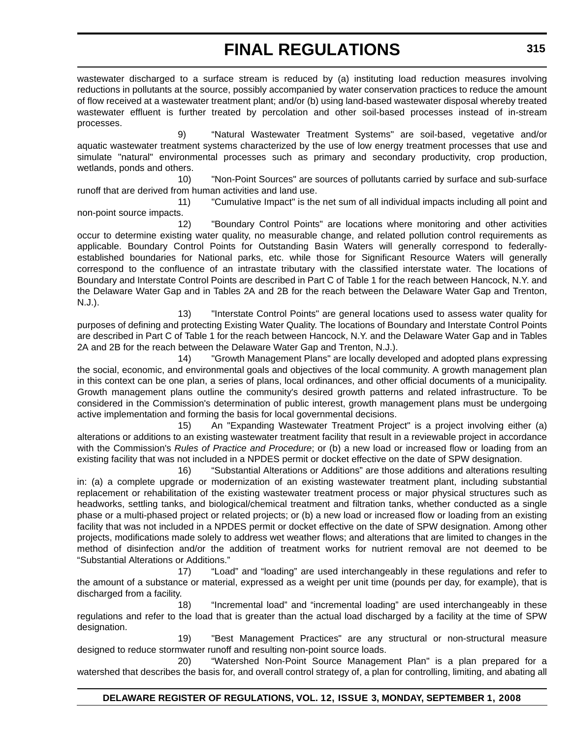wastewater discharged to a surface stream is reduced by (a) instituting load reduction measures involving reductions in pollutants at the source, possibly accompanied by water conservation practices to reduce the amount of flow received at a wastewater treatment plant; and/or (b) using land-based wastewater disposal whereby treated wastewater effluent is further treated by percolation and other soil-based processes instead of in-stream processes.

9) “Natural Wastewater Treatment Systems" are soil-based, vegetative and/or aquatic wastewater treatment systems characterized by the use of low energy treatment processes that use and simulate "natural" environmental processes such as primary and secondary productivity, crop production, wetlands, ponds and others.

10) "Non-Point Sources" are sources of pollutants carried by surface and sub-surface runoff that are derived from human activities and land use.

11) "Cumulative Impact" is the net sum of all individual impacts including all point and non-point source impacts.

12) "Boundary Control Points" are locations where monitoring and other activities occur to determine existing water quality, no measurable change, and related pollution control requirements as applicable. Boundary Control Points for Outstanding Basin Waters will generally correspond to federally-established boundaries for National parks, etc. while those for Significant Resource Waters will generally correspond to the confluence of an intrastate tributary with the classified interstate water. The locations of Boundary and Interstate Control Points are described in Part C of Table 1 for the reach between Hancock, N.Y. and the Delaware Water Gap and in Tables 2A and 2B for the reach between the Delaware Water Gap and Trenton, N.J.).

13) "Interstate Control Points" are general locations used to assess water quality for purposes of defining and protecting Existing Water Quality. The locations of Boundary and Interstate Control Points are described in Part C of Table 1 for the reach between Hancock, N.Y. and the Delaware Water Gap and in Tables 2A and 2B for the reach between the Delaware Water Gap and Trenton, N.J.).

14) "Growth Management Plans" are locally developed and adopted plans expressing the social, economic, and environmental goals and objectives of the local community. A growth management plan in this context can be one plan, a series of plans, local ordinances, and other official documents of a municipality. Growth management plans outline the community's desired growth patterns and related infrastructure. To be considered in the Commission's determination of public interest, growth management plans must be undergoing active implementation and forming the basis for local governmental decisions.

15) An "Expanding Wastewater Treatment Project" is a project involving either (a) alterations or additions to an existing wastewater treatment facility that result in a reviewable project in accordance with the Commission's *Rules of Practice and Procedure*; or (b) a new load or increased flow or loading from an existing facility that was not included in a NPDES permit or docket effective on the date of SPW designation.

16) “Substantial Alterations or Additions” are those additions and alterations resulting in: (a) a complete upgrade or modernization of an existing wastewater treatment plant, including substantial replacement or rehabilitation of the existing wastewater treatment process or major physical structures such as headworks, settling tanks, and biological/chemical treatment and filtration tanks, whether conducted as a single phase or a multi-phased project or related projects; or (b) a new load or increased flow or loading from an existing facility that was not included in a NPDES permit or docket effective on the date of SPW designation. Among other projects, modifications made solely to address wet weather flows; and alterations that are limited to changes in the method of disinfection and/or the addition of treatment works for nutrient removal are not deemed to be “Substantial Alterations or Additions.”

17) “Load” and “loading” are used interchangeably in these regulations and refer to the amount of a substance or material, expressed as a weight per unit time (pounds per day, for example), that is discharged from a facility.

18) “Incremental load” and “incremental loading” are used interchangeably in these regulations and refer to the load that is greater than the actual load discharged by a facility at the time of SPW designation.

19) "Best Management Practices" are any structural or non-structural measure designed to reduce stormwater runoff and resulting non-point source loads.

20) “Watershed Non-Point Source Management Plan" is a plan prepared for a watershed that describes the basis for, and overall control strategy of, a plan for controlling, limiting, and abating all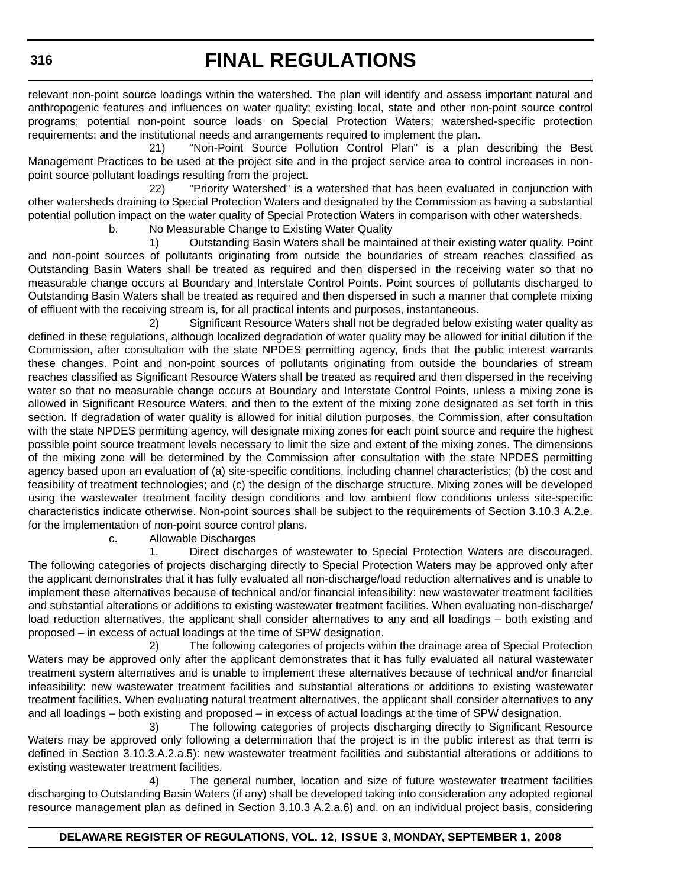relevant non-point source loadings within the watershed. The plan will identify and assess important natural and anthropogenic features and influences on water quality; existing local, state and other non-point source control programs; potential non-point source loads on Special Protection Waters; watershed-specific protection requirements; and the institutional needs and arrangements required to implement the plan.

21) "Non-Point Source Pollution Control Plan" is a plan describing the Best Management Practices to be used at the project site and in the project service area to control increases in non-point source pollutant loadings resulting from the project.

22) "Priority Watershed" is a watershed that has been evaluated in conjunction with other watersheds draining to Special Protection Waters and designated by the Commission as having a substantial potential pollution impact on the water quality of Special Protection Waters in comparison with other watersheds.

b. No Measurable Change to Existing Water Quality

1) Outstanding Basin Waters shall be maintained at their existing water quality. Point and non-point sources of pollutants originating from outside the boundaries of stream reaches classified as Outstanding Basin Waters shall be treated as required and then dispersed in the receiving water so that no measurable change occurs at Boundary and Interstate Control Points. Point sources of pollutants discharged to Outstanding Basin Waters shall be treated as required and then dispersed in such a manner that complete mixing of effluent with the receiving stream is, for all practical intents and purposes, instantaneous.

2) Significant Resource Waters shall not be degraded below existing water quality as defined in these regulations, although localized degradation of water quality may be allowed for initial dilution if the Commission, after consultation with the state NPDES permitting agency, finds that the public interest warrants these changes. Point and non-point sources of pollutants originating from outside the boundaries of stream reaches classified as Significant Resource Waters shall be treated as required and then dispersed in the receiving water so that no measurable change occurs at Boundary and Interstate Control Points, unless a mixing zone is allowed in Significant Resource Waters, and then to the extent of the mixing zone designated as set forth in this section. If degradation of water quality is allowed for initial dilution purposes, the Commission, after consultation with the state NPDES permitting agency, will designate mixing zones for each point source and require the highest possible point source treatment levels necessary to limit the size and extent of the mixing zones. The dimensions of the mixing zone will be determined by the Commission after consultation with the state NPDES permitting agency based upon an evaluation of (a) site-specific conditions, including channel characteristics; (b) the cost and feasibility of treatment technologies; and (c) the design of the discharge structure. Mixing zones will be developed using the wastewater treatment facility design conditions and low ambient flow conditions unless site-specific characteristics indicate otherwise. Non-point sources shall be subject to the requirements of Section 3.10.3 A.2.e. for the implementation of non-point source control plans.

c. Allowable Discharges

1. Direct discharges of wastewater to Special Protection Waters are discouraged. The following categories of projects discharging directly to Special Protection Waters may be approved only after the applicant demonstrates that it has fully evaluated all non-discharge/load reduction alternatives and is unable to implement these alternatives because of technical and/or financial infeasibility: new wastewater treatment facilities and substantial alterations or additions to existing wastewater treatment facilities. When evaluating non-discharge/ load reduction alternatives, the applicant shall consider alternatives to any and all loadings – both existing and proposed – in excess of actual loadings at the time of SPW designation.

2) The following categories of projects within the drainage area of Special Protection Waters may be approved only after the applicant demonstrates that it has fully evaluated all natural wastewater treatment system alternatives and is unable to implement these alternatives because of technical and/or financial infeasibility: new wastewater treatment facilities and substantial alterations or additions to existing wastewater treatment facilities. When evaluating natural treatment alternatives, the applicant shall consider alternatives to any and all loadings – both existing and proposed – in excess of actual loadings at the time of SPW designation.

3) The following categories of projects discharging directly to Significant Resource Waters may be approved only following a determination that the project is in the public interest as that term is defined in Section 3.10.3.A.2.a.5): new wastewater treatment facilities and substantial alterations or additions to existing wastewater treatment facilities.

4) The general number, location and size of future wastewater treatment facilities discharging to Outstanding Basin Waters (if any) shall be developed taking into consideration any adopted regional resource management plan as defined in Section 3.10.3 A.2.a.6) and, on an individual project basis, considering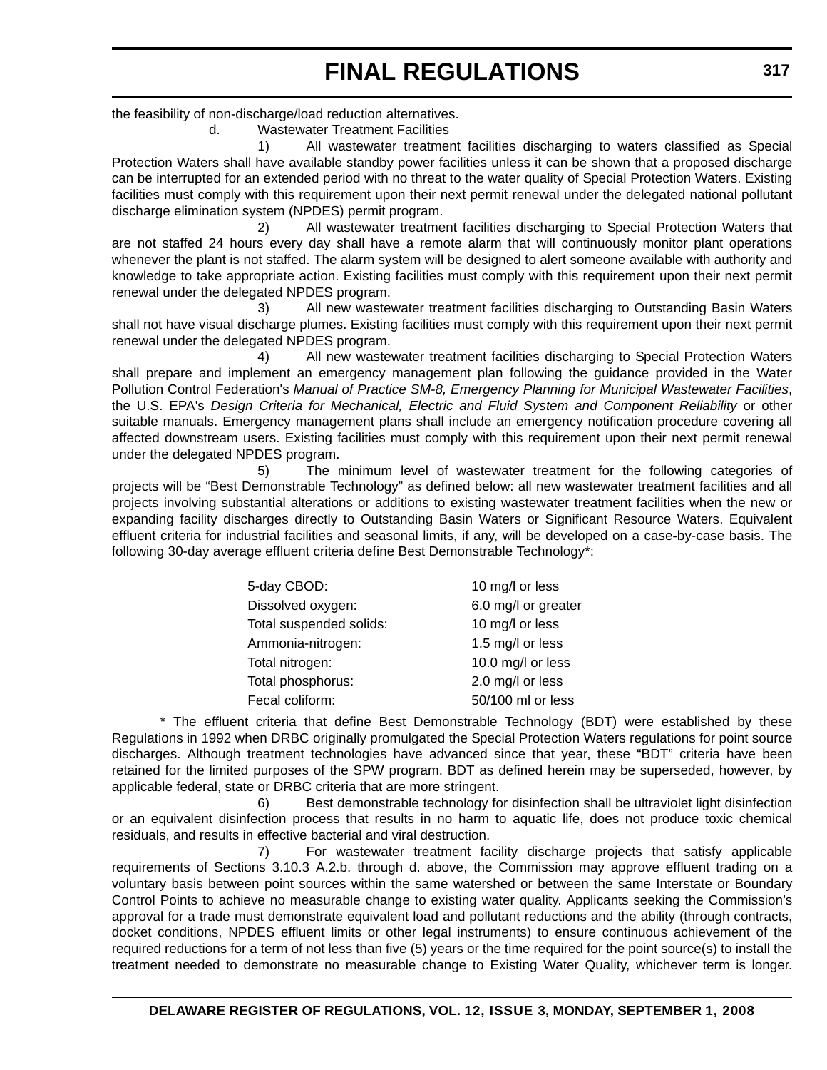the feasibility of non-discharge/load reduction alternatives.

d. Wastewater Treatment Facilities

1) All wastewater treatment facilities discharging to waters classified as Special Protection Waters shall have available standby power facilities unless it can be shown that a proposed discharge can be interrupted for an extended period with no threat to the water quality of Special Protection Waters. Existing facilities must comply with this requirement upon their next permit renewal under the delegated national pollutant discharge elimination system (NPDES) permit program.

2) All wastewater treatment facilities discharging to Special Protection Waters that are not staffed 24 hours every day shall have a remote alarm that will continuously monitor plant operations whenever the plant is not staffed. The alarm system will be designed to alert someone available with authority and knowledge to take appropriate action. Existing facilities must comply with this requirement upon their next permit renewal under the delegated NPDES program.

3) All new wastewater treatment facilities discharging to Outstanding Basin Waters shall not have visual discharge plumes. Existing facilities must comply with this requirement upon their next permit renewal under the delegated NPDES program.

4) All new wastewater treatment facilities discharging to Special Protection Waters shall prepare and implement an emergency management plan following the guidance provided in the Water Pollution Control Federation's *Manual of Practice SM-8, Emergency Planning for Municipal Wastewater Facilities*, the U.S. EPA's *Design Criteria for Mechanical, Electric and Fluid System and Component Reliability* or other suitable manuals. Emergency management plans shall include an emergency notification procedure covering all affected downstream users. Existing facilities must comply with this requirement upon their next permit renewal under the delegated NPDES program.

5) The minimum level of wastewater treatment for the following categories of projects will be “Best Demonstrable Technology” as defined below: all new wastewater treatment facilities and all projects involving substantial alterations or additions to existing wastewater treatment facilities when the new or expanding facility discharges directly to Outstanding Basin Waters or Significant Resource Waters. Equivalent effluent criteria for industrial facilities and seasonal limits, if any, will be developed on a case-by-case basis. The following 30-day average effluent criteria define Best Demonstrable Technology*:

| | |
|---|---|
| 5-day CBOD: | 10 mg/l or less |
| Dissolved oxygen: | 6.0 mg/l or greater |
| Total suspended solids: | 10 mg/l or less |
| Ammonia-nitrogen: | 1.5 mg/l or less |
| Total nitrogen: | 10.0 mg/l or less |
| Total phosphorus: | 2.0 mg/l or less |
| Fecal coliform: | 50/100 ml or less |

* The effluent criteria that define Best Demonstrable Technology (BDT) were established by these Regulations in 1992 when DRBC originally promulgated the Special Protection Waters regulations for point source discharges. Although treatment technologies have advanced since that year, these “BDT” criteria have been retained for the limited purposes of the SPW program. BDT as defined herein may be superseded, however, by applicable federal, state or DRBC criteria that are more stringent.

6) Best demonstrable technology for disinfection shall be ultraviolet light disinfection or an equivalent disinfection process that results in no harm to aquatic life, does not produce toxic chemical residuals, and results in effective bacterial and viral destruction.

7) For wastewater treatment facility discharge projects that satisfy applicable requirements of Sections 3.10.3 A.2.b. through d. above, the Commission may approve effluent trading on a voluntary basis between point sources within the same watershed or between the same Interstate or Boundary Control Points to achieve no measurable change to existing water quality. Applicants seeking the Commission’s approval for a trade must demonstrate equivalent load and pollutant reductions and the ability (through contracts, docket conditions, NPDES effluent limits or other legal instruments) to ensure continuous achievement of the required reductions for a term of not less than five (5) years or the time required for the point source(s) to install the treatment needed to demonstrate no measurable change to Existing Water Quality, whichever term is longer.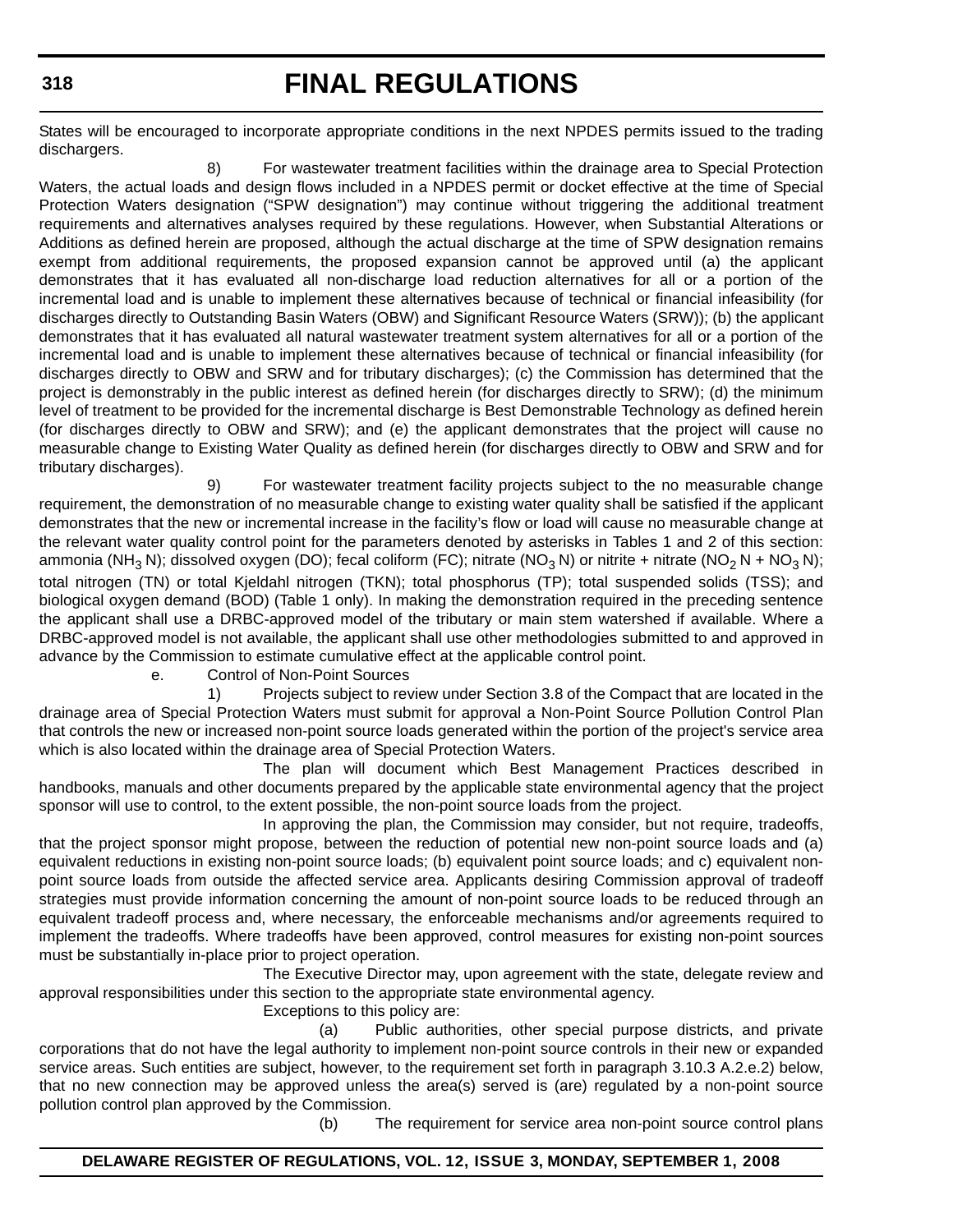States will be encouraged to incorporate appropriate conditions in the next NPDES permits issued to the trading dischargers.

8) For wastewater treatment facilities within the drainage area to Special Protection Waters, the actual loads and design flows included in a NPDES permit or docket effective at the time of Special Protection Waters designation ("SPW designation") may continue without triggering the additional treatment requirements and alternatives analyses required by these regulations. However, when Substantial Alterations or Additions as defined herein are proposed, although the actual discharge at the time of SPW designation remains exempt from additional requirements, the proposed expansion cannot be approved until (a) the applicant demonstrates that it has evaluated all non-discharge load reduction alternatives for all or a portion of the incremental load and is unable to implement these alternatives because of technical or financial infeasibility (for discharges directly to Outstanding Basin Waters (OBW) and Significant Resource Waters (SRW)); (b) the applicant demonstrates that it has evaluated all natural wastewater treatment system alternatives for all or a portion of the incremental load and is unable to implement these alternatives because of technical or financial infeasibility (for discharges directly to OBW and SRW and for tributary discharges); (c) the Commission has determined that the project is demonstrably in the public interest as defined herein (for discharges directly to SRW); (d) the minimum level of treatment to be provided for the incremental discharge is Best Demonstrable Technology as defined herein (for discharges directly to OBW and SRW); and (e) the applicant demonstrates that the project will cause no measurable change to Existing Water Quality as defined herein (for discharges directly to OBW and SRW and for tributary discharges).

9) For wastewater treatment facility projects subject to the no measurable change requirement, the demonstration of no measurable change to existing water quality shall be satisfied if the applicant demonstrates that the new or incremental increase in the facility's flow or load will cause no measurable change at the relevant water quality control point for the parameters denoted by asterisks in Tables 1 and 2 of this section: ammonia ($NH_3$ N); dissolved oxygen (DO); fecal coliform (FC); nitrate ($NO_3$ N) or nitrite + nitrate ($NO_2$ N + $NO_3$ N); total nitrogen (TN) or total Kjeldahl nitrogen (TKN); total phosphorus (TP); total suspended solids (TSS); and biological oxygen demand (BOD) (Table 1 only). In making the demonstration required in the preceding sentence the applicant shall use a DRBC-approved model of the tributary or main stem watershed if available. Where a DRBC-approved model is not available, the applicant shall use other methodologies submitted to and approved in advance by the Commission to estimate cumulative effect at the applicable control point.

e. Control of Non-Point Sources

1) Projects subject to review under Section 3.8 of the Compact that are located in the drainage area of Special Protection Waters must submit for approval a Non-Point Source Pollution Control Plan that controls the new or increased non-point source loads generated within the portion of the project's service area which is also located within the drainage area of Special Protection Waters.

The plan will document which Best Management Practices described in handbooks, manuals and other documents prepared by the applicable state environmental agency that the project sponsor will use to control, to the extent possible, the non-point source loads from the project.

In approving the plan, the Commission may consider, but not require, tradeoffs, that the project sponsor might propose, between the reduction of potential new non-point source loads and (a) equivalent reductions in existing non-point source loads; (b) equivalent point source loads; and c) equivalent non-point source loads from outside the affected service area. Applicants desiring Commission approval of tradeoff strategies must provide information concerning the amount of non-point source loads to be reduced through an equivalent tradeoff process and, where necessary, the enforceable mechanisms and/or agreements required to implement the tradeoffs. Where tradeoffs have been approved, control measures for existing non-point sources must be substantially in-place prior to project operation.

The Executive Director may, upon agreement with the state, delegate review and approval responsibilities under this section to the appropriate state environmental agency.

Exceptions to this policy are:

(a) Public authorities, other special purpose districts, and private corporations that do not have the legal authority to implement non-point source controls in their new or expanded service areas. Such entities are subject, however, to the requirement set forth in paragraph 3.10.3 A.2.e.2) below, that no new connection may be approved unless the area(s) served is (are) regulated by a non-point source pollution control plan approved by the Commission.

(b) The requirement for service area non-point source control plans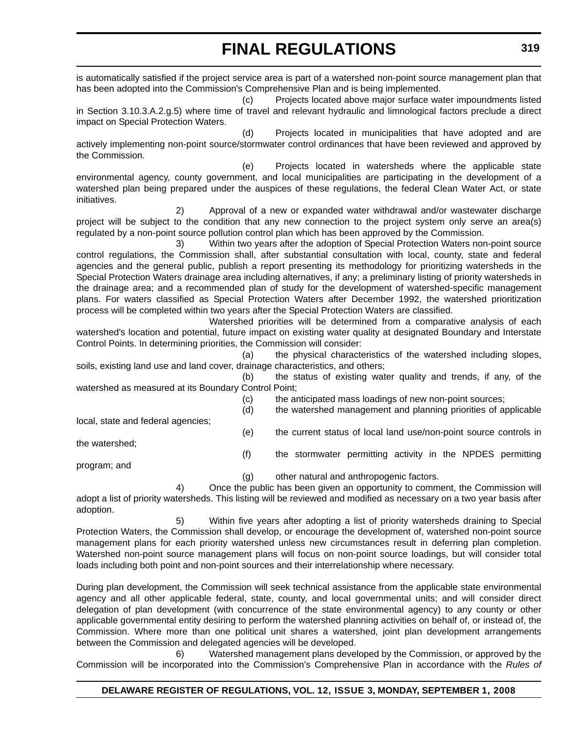is automatically satisfied if the project service area is part of a watershed non-point source management plan that has been adopted into the Commission's Comprehensive Plan and is being implemented.

(c) Projects located above major surface water impoundments listed in Section 3.10.3.A.2.g.5) where time of travel and relevant hydraulic and limnological factors preclude a direct impact on Special Protection Waters.

(d) Projects located in municipalities that have adopted and are actively implementing non-point source/stormwater control ordinances that have been reviewed and approved by the Commission.

(e) Projects located in watersheds where the applicable state environmental agency, county government, and local municipalities are participating in the development of a watershed plan being prepared under the auspices of these regulations, the federal Clean Water Act, or state initiatives.

2) Approval of a new or expanded water withdrawal and/or wastewater discharge project will be subject to the condition that any new connection to the project system only serve an area(s) regulated by a non-point source pollution control plan which has been approved by the Commission.

3) Within two years after the adoption of Special Protection Waters non-point source control regulations, the Commission shall, after substantial consultation with local, county, state and federal agencies and the general public, publish a report presenting its methodology for prioritizing watersheds in the Special Protection Waters drainage area including alternatives, if any; a preliminary listing of priority watersheds in the drainage area; and a recommended plan of study for the development of watershed-specific management plans. For waters classified as Special Protection Waters after December 1992, the watershed prioritization process will be completed within two years after the Special Protection Waters are classified.

Watershed priorities will be determined from a comparative analysis of each watershed's location and potential, future impact on existing water quality at designated Boundary and Interstate Control Points. In determining priorities, the Commission will consider:

(a) the physical characteristics of the watershed including slopes, soils, existing land use and land cover, drainage characteristics, and others;

(b) the status of existing water quality and trends, if any, of the watershed as measured at its Boundary Control Point;

(c) the anticipated mass loadings of new non-point sources;

(d) the watershed management and planning priorities of applicable local, state and federal agencies;

(e) the current status of local land use/non-point source controls in the watershed;

(f) the stormwater permitting activity in the NPDES permitting program; and

(g) other natural and anthropogenic factors.

4) Once the public has been given an opportunity to comment, the Commission will adopt a list of priority watersheds. This listing will be reviewed and modified as necessary on a two year basis after adoption.

5) Within five years after adopting a list of priority watersheds draining to Special Protection Waters, the Commission shall develop, or encourage the development of, watershed non-point source management plans for each priority watershed unless new circumstances result in deferring plan completion. Watershed non-point source management plans will focus on non-point source loadings, but will consider total loads including both point and non-point sources and their interrelationship where necessary.

During plan development, the Commission will seek technical assistance from the applicable state environmental agency and all other applicable federal, state, county, and local governmental units; and will consider direct delegation of plan development (with concurrence of the state environmental agency) to any county or other applicable governmental entity desiring to perform the watershed planning activities on behalf of, or instead of, the Commission. Where more than one political unit shares a watershed, joint plan development arrangements between the Commission and delegated agencies will be developed.

6) Watershed management plans developed by the Commission, or approved by the Commission will be incorporated into the Commission's Comprehensive Plan in accordance with the *Rules of*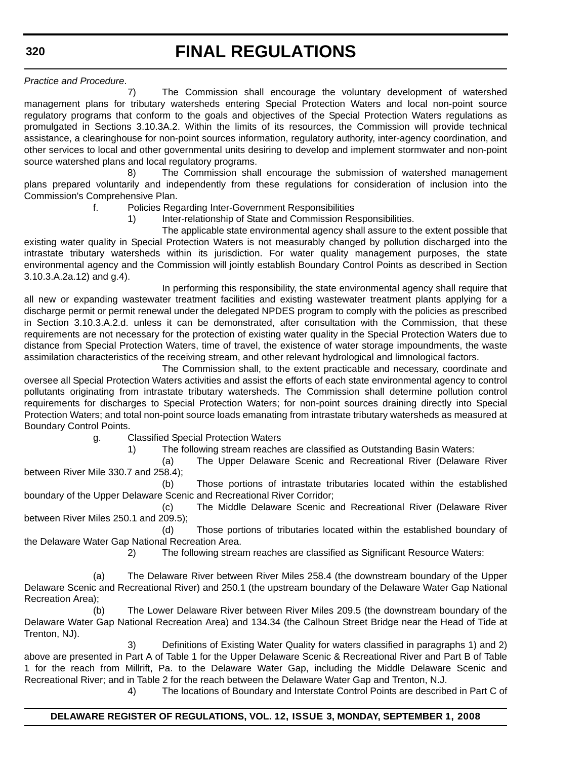*Practice and Procedure*.

7) The Commission shall encourage the voluntary development of watershed management plans for tributary watersheds entering Special Protection Waters and local non-point source regulatory programs that conform to the goals and objectives of the Special Protection Waters regulations as promulgated in Sections 3.10.3A.2. Within the limits of its resources, the Commission will provide technical assistance, a clearinghouse for non-point sources information, regulatory authority, inter-agency coordination, and other services to local and other governmental units desiring to develop and implement stormwater and non-point source watershed plans and local regulatory programs.

8) The Commission shall encourage the submission of watershed management plans prepared voluntarily and independently from these regulations for consideration of inclusion into the Commission's Comprehensive Plan.

f. Policies Regarding Inter-Government Responsibilities

1) Inter-relationship of State and Commission Responsibilities.

The applicable state environmental agency shall assure to the extent possible that existing water quality in Special Protection Waters is not measurably changed by pollution discharged into the intrastate tributary watersheds within its jurisdiction. For water quality management purposes, the state environmental agency and the Commission will jointly establish Boundary Control Points as described in Section 3.10.3.A.2a.12) and g.4).

In performing this responsibility, the state environmental agency shall require that all new or expanding wastewater treatment facilities and existing wastewater treatment plants applying for a discharge permit or permit renewal under the delegated NPDES program to comply with the policies as prescribed in Section 3.10.3.A.2.d. unless it can be demonstrated, after consultation with the Commission, that these requirements are not necessary for the protection of existing water quality in the Special Protection Waters due to distance from Special Protection Waters, time of travel, the existence of water storage impoundments, the waste assimilation characteristics of the receiving stream, and other relevant hydrological and limnological factors.

The Commission shall, to the extent practicable and necessary, coordinate and oversee all Special Protection Waters activities and assist the efforts of each state environmental agency to control pollutants originating from intrastate tributary watersheds. The Commission shall determine pollution control requirements for discharges to Special Protection Waters; for non-point sources draining directly into Special Protection Waters; and total non-point source loads emanating from intrastate tributary watersheds as measured at Boundary Control Points.

g. Classified Special Protection Waters

1) The following stream reaches are classified as Outstanding Basin Waters:

(a) The Upper Delaware Scenic and Recreational River (Delaware River between River Mile 330.7 and 258.4);

(b) Those portions of intrastate tributaries located within the established boundary of the Upper Delaware Scenic and Recreational River Corridor;

(c) The Middle Delaware Scenic and Recreational River (Delaware River between River Miles 250.1 and 209.5);

(d) Those portions of tributaries located within the established boundary of the Delaware Water Gap National Recreation Area.

2) The following stream reaches are classified as Significant Resource Waters:

(a) The Delaware River between River Miles 258.4 (the downstream boundary of the Upper Delaware Scenic and Recreational River) and 250.1 (the upstream boundary of the Delaware Water Gap National Recreation Area);

(b) The Lower Delaware River between River Miles 209.5 (the downstream boundary of the Delaware Water Gap National Recreation Area) and 134.34 (the Calhoun Street Bridge near the Head of Tide at Trenton, NJ).

3) Definitions of Existing Water Quality for waters classified in paragraphs 1) and 2) above are presented in Part A of Table 1 for the Upper Delaware Scenic & Recreational River and Part B of Table 1 for the reach from Millrift, Pa. to the Delaware Water Gap, including the Middle Delaware Scenic and Recreational River; and in Table 2 for the reach between the Delaware Water Gap and Trenton, N.J.

4) The locations of Boundary and Interstate Control Points are described in Part C of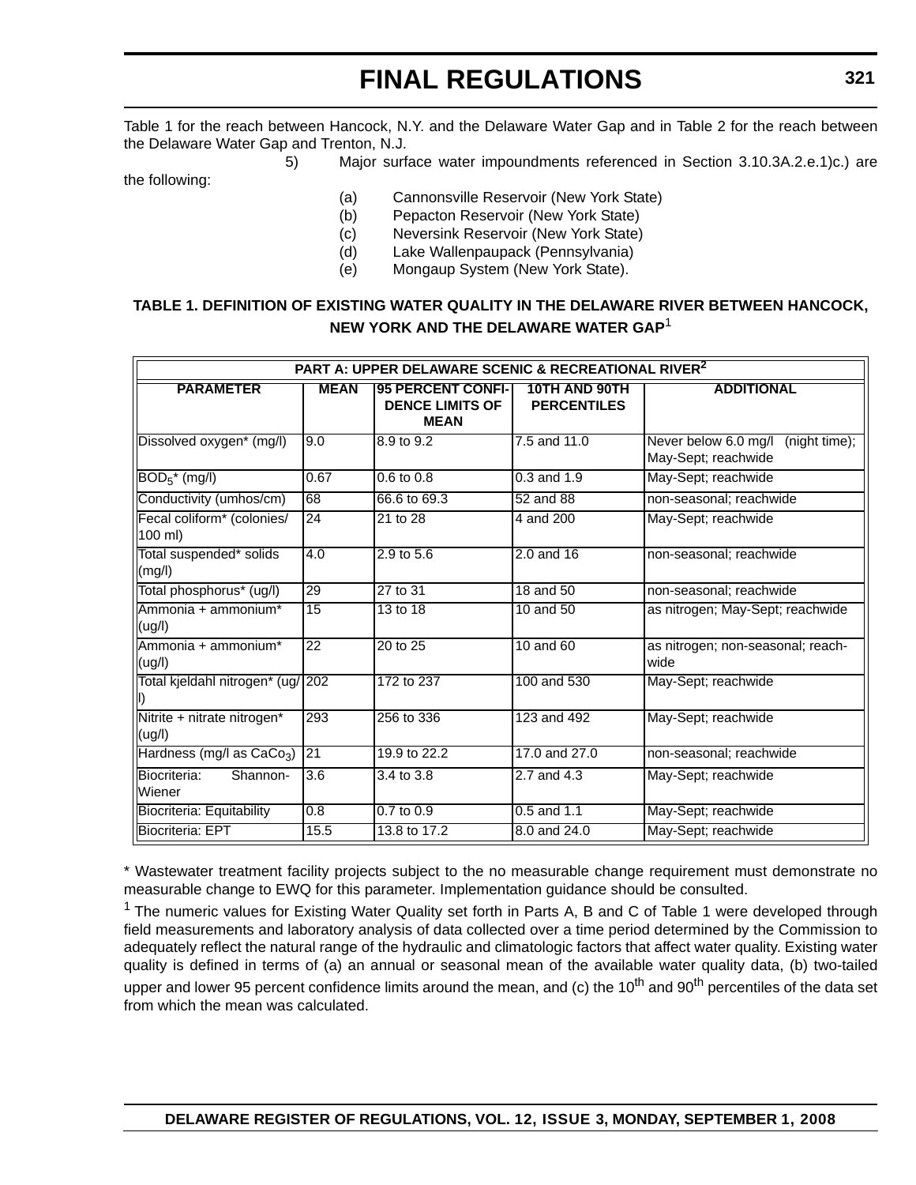Table 1 for the reach between Hancock, N.Y. and the Delaware Water Gap and in Table 2 for the reach between the Delaware Water Gap and Trenton, N.J.

5) Major surface water impoundments referenced in Section 3.10.3A.2.e.1)c.) are the following:

(a) Cannonsville Reservoir (New York State)
(b) Pepacton Reservoir (New York State)
(c) Neversink Reservoir (New York State)
(d) Lake Wallenpaupack (Pennsylvania)
(e) Mongaup System (New York State).

**TABLE 1. DEFINITION OF EXISTING WATER QUALITY IN THE DELAWARE RIVER BETWEEN HANCOCK, NEW YORK AND THE DELAWARE WATER GAP**[1]

| PART A: UPPER DELAWARE SCENIC & RECREATIONAL RIVER[2] | | | | |
|---|---|---|---|---|
| **PARAMETER** | **MEAN** | **95 PERCENT CONFIDENCE LIMITS OF MEAN** | **10TH AND 90TH PERCENTILES** | **ADDITIONAL** |
| Dissolved oxygen* (mg/l) | 9.0 | 8.9 to 9.2 | 7.5 and 11.0 | Never below 6.0 mg/l (night time); May-Sept; reachwide |
| $BOD_5$* (mg/l) | 0.67 | 0.6 to 0.8 | 0.3 and 1.9 | May-Sept; reachwide |
| Conductivity (umhos/cm) | 68 | 66.6 to 69.3 | 52 and 88 | non-seasonal; reachwide |
| Fecal coliform* (colonies/ 100 ml) | 24 | 21 to 28 | 4 and 200 | May-Sept; reachwide |
| Total suspended* solids (mg/l) | 4.0 | 2.9 to 5.6 | 2.0 and 16 | non-seasonal; reachwide |
| Total phosphorus* (ug/l) | 29 | 27 to 31 | 18 and 50 | non-seasonal; reachwide |
| Ammonia + ammonium* (ug/l) | 15 | 13 to 18 | 10 and 50 | as nitrogen; May-Sept; reachwide |
| Ammonia + ammonium* (ug/l) | 22 | 20 to 25 | 10 and 60 | as nitrogen; non-seasonal; reachwide |
| Total kjeldahl nitrogen* (ug/l) | 202 | 172 to 237 | 100 and 530 | May-Sept; reachwide |
| Nitrite + nitrate nitrogen* (ug/l) | 293 | 256 to 336 | 123 and 492 | May-Sept; reachwide |
| Hardness (mg/l as $CaCo_3$) | 21 | 19.9 to 22.2 | 17.0 and 27.0 | non-seasonal; reachwide |
| Biocriteria: Shannon-Wiener | 3.6 | 3.4 to 3.8 | 2.7 and 4.3 | May-Sept; reachwide |
| Biocriteria: Equitability | 0.8 | 0.7 to 0.9 | 0.5 and 1.1 | May-Sept; reachwide |
| Biocriteria: EPT | 15.5 | 13.8 to 17.2 | 8.0 and 24.0 | May-Sept; reachwide |

* Wastewater treatment facility projects subject to the no measurable change requirement must demonstrate no measurable change to EWQ for this parameter. Implementation guidance should be consulted.

[1] The numeric values for Existing Water Quality set forth in Parts A, B and C of Table 1 were developed through field measurements and laboratory analysis of data collected over a time period determined by the Commission to adequately reflect the natural range of the hydraulic and climatologic factors that affect water quality. Existing water quality is defined in terms of (a) an annual or seasonal mean of the available water quality data, (b) two-tailed upper and lower 95 percent confidence limits around the mean, and (c) the $10^{th}$ and $90^{th}$ percentiles of the data set from which the mean was calculated.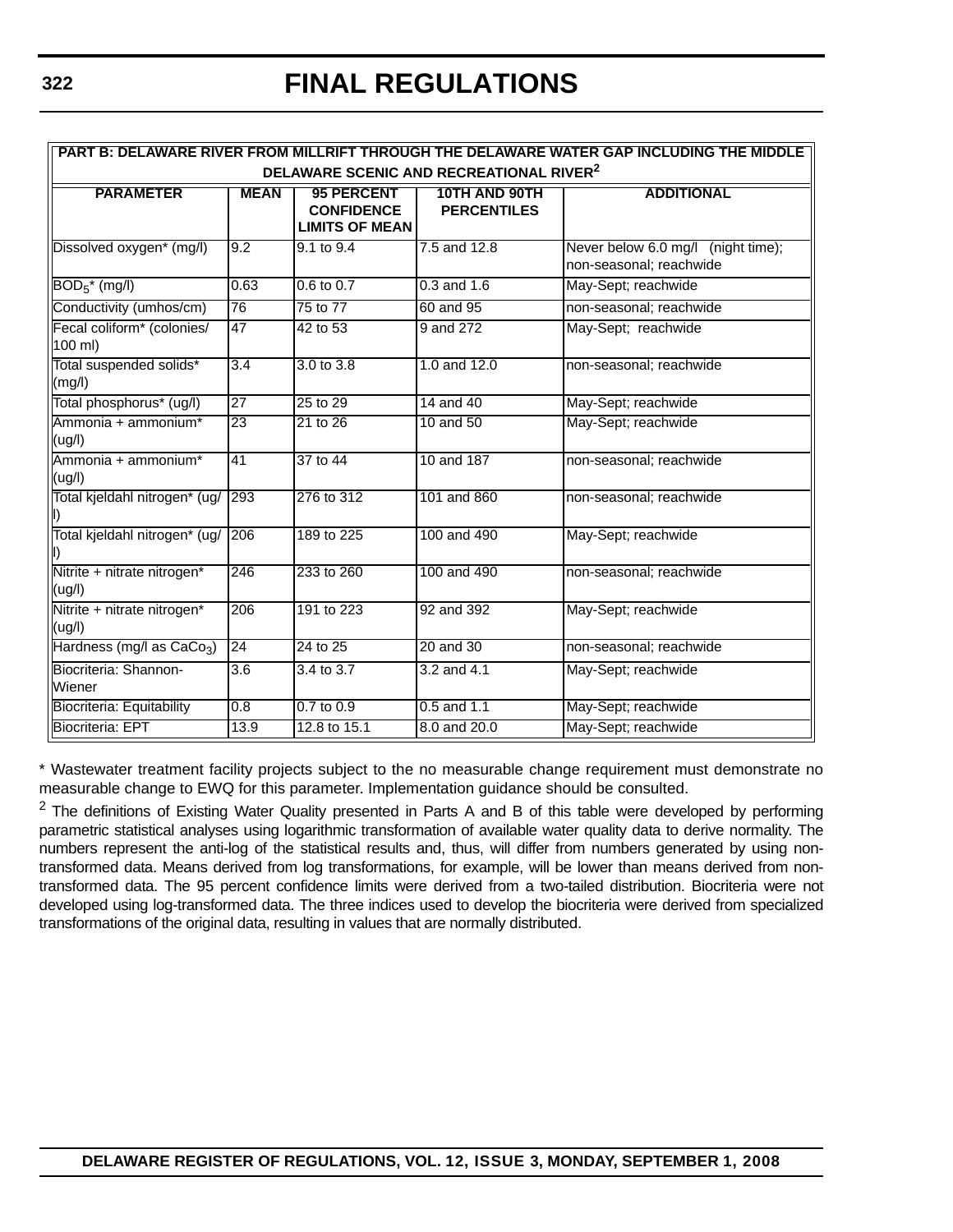| PART B: DELAWARE RIVER FROM MILLRIFT THROUGH THE DELAWARE WATER GAP INCLUDING THE MIDDLE DELAWARE SCENIC AND RECREATIONAL RIVER[2] | | | | |
|---|---|---|---|---|
| **PARAMETER** | **MEAN** | **95 PERCENT CONFIDENCE LIMITS OF MEAN** | **10TH AND 90TH PERCENTILES** | **ADDITIONAL** |
| Dissolved oxygen* (mg/l) | 9.2 | 9.1 to 9.4 | 7.5 and 12.8 | Never below 6.0 mg/l (night time); non-seasonal; reachwide |
| $BOD_5$* (mg/l) | 0.63 | 0.6 to 0.7 | 0.3 and 1.6 | May-Sept; reachwide |
| Conductivity (umhos/cm) | 76 | 75 to 77 | 60 and 95 | non-seasonal; reachwide |
| Fecal coliform* (colonies/ 100 ml) | 47 | 42 to 53 | 9 and 272 | May-Sept; reachwide |
| Total suspended solids* (mg/l) | 3.4 | 3.0 to 3.8 | 1.0 and 12.0 | non-seasonal; reachwide |
| Total phosphorus* (ug/l) | 27 | 25 to 29 | 14 and 40 | May-Sept; reachwide |
| Ammonia + ammonium* (ug/l) | 23 | 21 to 26 | 10 and 50 | May-Sept; reachwide |
| Ammonia + ammonium* (ug/l) | 41 | 37 to 44 | 10 and 187 | non-seasonal; reachwide |
| Total kjeldahl nitrogen* (ug/l) | 293 | 276 to 312 | 101 and 860 | non-seasonal; reachwide |
| Total kjeldahl nitrogen* (ug/l) | 206 | 189 to 225 | 100 and 490 | May-Sept; reachwide |
| Nitrite + nitrate nitrogen* (ug/l) | 246 | 233 to 260 | 100 and 490 | non-seasonal; reachwide |
| Nitrite + nitrate nitrogen* (ug/l) | 206 | 191 to 223 | 92 and 392 | May-Sept; reachwide |
| Hardness (mg/l as $CaCo_3$) | 24 | 24 to 25 | 20 and 30 | non-seasonal; reachwide |
| Biocriteria: Shannon-Wiener | 3.6 | 3.4 to 3.7 | 3.2 and 4.1 | May-Sept; reachwide |
| Biocriteria: Equitability | 0.8 | 0.7 to 0.9 | 0.5 and 1.1 | May-Sept; reachwide |
| Biocriteria: EPT | 13.9 | 12.8 to 15.1 | 8.0 and 20.0 | May-Sept; reachwide |

* Wastewater treatment facility projects subject to the no measurable change requirement must demonstrate no measurable change to EWQ for this parameter. Implementation guidance should be consulted.

[2] The definitions of Existing Water Quality presented in Parts A and B of this table were developed by performing parametric statistical analyses using logarithmic transformation of available water quality data to derive normality. The numbers represent the anti-log of the statistical results and, thus, will differ from numbers generated by using non-transformed data. Means derived from log transformations, for example, will be lower than means derived from non-transformed data. The 95 percent confidence limits were derived from a two-tailed distribution. Biocriteria were not developed using log-transformed data. The three indices used to develop the biocriteria were derived from specialized transformations of the original data, resulting in values that are normally distributed.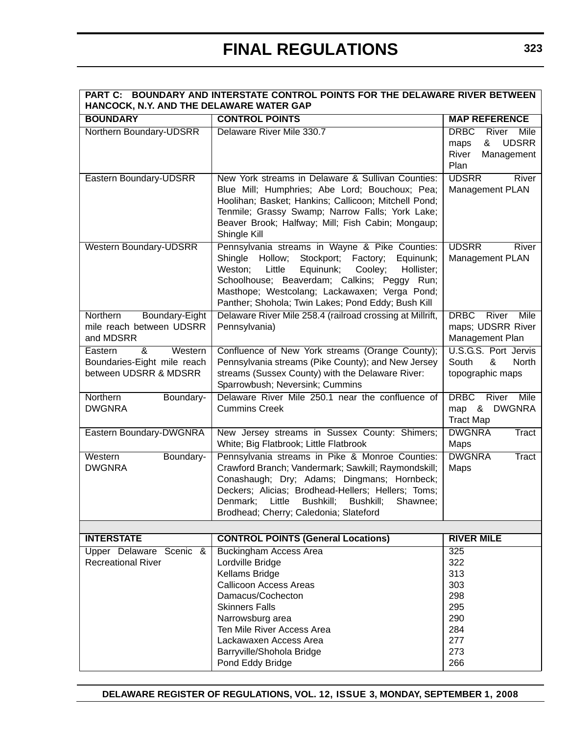| PART C: BOUNDARY AND INTERSTATE CONTROL POINTS FOR THE DELAWARE RIVER BETWEEN HANCOCK, N.Y. AND THE DELAWARE WATER GAP | | |
|---|---|---|
| **BOUNDARY** | **CONTROL POINTS** | **MAP REFERENCE** |
| Northern Boundary-UDSRR | Delaware River Mile 330.7 | DRBC River Mile maps & UDSRR River Management Plan |
| Eastern Boundary-UDSRR | New York streams in Delaware & Sullivan Counties: Blue Mill; Humphries; Abe Lord; Bouchoux; Pea; Hoolihan; Basket; Hankins; Callicoon; Mitchell Pond; Tenmile; Grassy Swamp; Narrow Falls; York Lake; Beaver Brook; Halfway; Mill; Fish Cabin; Mongaup; Shingle Kill | UDSRR River Management PLAN |
| Western Boundary-UDSRR | Pennsylvania streams in Wayne & Pike Counties: Shingle Hollow; Stockport; Factory; Equinunk; Weston; Little Equinunk; Cooley; Hollister; Schoolhouse; Beaverdam; Calkins; Peggy Run; Masthope; Westcolang; Lackawaxen; Verga Pond; Panther; Shohola; Twin Lakes; Pond Eddy; Bush Kill | UDSRR River Management PLAN |
| Northern Boundary-Eight mile reach between UDSRR and MDSRR | Delaware River Mile 258.4 (railroad crossing at Millrift, Pennsylvania) | DRBC River Mile maps; UDSRR River Management Plan |
| Eastern & Western Boundaries-Eight mile reach between UDSRR & MDSRR | Confluence of New York streams (Orange County); Pennsylvania streams (Pike County); and New Jersey streams (Sussex County) with the Delaware River: Sparrowbush; Neversink; Cummins | U.S.G.S. Port Jervis South & North topographic maps |
| Northern Boundary-DWGNRA | Delaware River Mile 250.1 near the confluence of Cummins Creek | DRBC River Mile map & DWGNRA Tract Map |
| Eastern Boundary-DWGNRA | New Jersey streams in Sussex County: Shimers; White; Big Flatbrook; Little Flatbrook | DWGNRA Tract Maps |
| Western Boundary-DWGNRA | Pennsylvania streams in Pike & Monroe Counties: Crawford Branch; Vandermark; Sawkill; Raymondskill; Conashaugh; Dry; Adams; Dingmans; Hornbeck; Deckers; Alicias; Brodhead-Hellers; Hellers; Toms; Denmark; Little Bushkill; Bushkill; Shawnee; Brodhead; Cherry; Caledonia; Slateford | DWGNRA Tract Maps |
| | | |
| **INTERSTATE** | **CONTROL POINTS (General Locations)** | **RIVER MILE** |
| Upper Delaware Scenic & Recreational River | Buckingham Access Area<br>Lordville Bridge<br>Kellams Bridge<br>Callicoon Access Areas<br>Damacus/Cochecton<br>Skinners Falls<br>Narrowsburg area<br>Ten Mile River Access Area<br>Lackawaxen Access Area<br>Barryville/Shohola Bridge<br>Pond Eddy Bridge | 325<br>322<br>313<br>303<br>298<br>295<br>290<br>284<br>277<br>273<br>266 |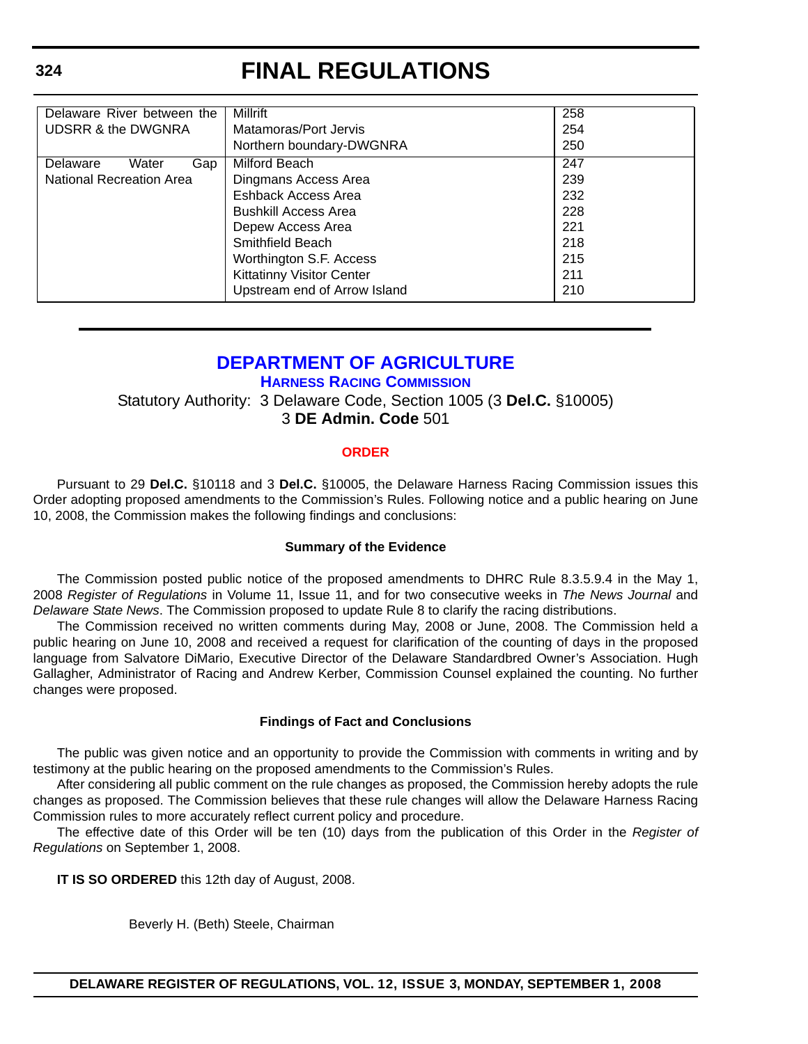| | | |
|---|---|---|
| Delaware River between the UDSRR & the DWGNRA | Millrift | 258 |
| | Matamoras/Port Jervis | 254 |
| | Northern boundary-DWGNRA | 250 |
| Delaware Water Gap National Recreation Area | Milford Beach | 247 |
| | Dingmans Access Area | 239 |
| | Eshback Access Area | 232 |
| | Bushkill Access Area | 228 |
| | Depew Access Area | 221 |
| | Smithfield Beach | 218 |
| | Worthington S.F. Access | 215 |
| | Kittatinny Visitor Center | 211 |
| | Upstream end of Arrow Island | 210 |

# DEPARTMENT OF AGRICULTURE

## HARNESS RACING COMMISSION

Statutory Authority: 3 Delaware Code, Section 1005 (3 **Del.C.** §10005)
3 **DE Admin. Code** 501

### ORDER

Pursuant to 29 **Del.C.** §10118 and 3 **Del.C.** §10005, the Delaware Harness Racing Commission issues this Order adopting proposed amendments to the Commission's Rules. Following notice and a public hearing on June 10, 2008, the Commission makes the following findings and conclusions:

**Summary of the Evidence**

The Commission posted public notice of the proposed amendments to DHRC Rule 8.3.5.9.4 in the May 1, 2008 *Register of Regulations* in Volume 11, Issue 11, and for two consecutive weeks in *The News Journal* and *Delaware State News*. The Commission proposed to update Rule 8 to clarify the racing distributions.

The Commission received no written comments during May, 2008 or June, 2008. The Commission held a public hearing on June 10, 2008 and received a request for clarification of the counting of days in the proposed language from Salvatore DiMario, Executive Director of the Delaware Standardbred Owner's Association. Hugh Gallagher, Administrator of Racing and Andrew Kerber, Commission Counsel explained the counting. No further changes were proposed.

**Findings of Fact and Conclusions**

The public was given notice and an opportunity to provide the Commission with comments in writing and by testimony at the public hearing on the proposed amendments to the Commission's Rules.

After considering all public comment on the rule changes as proposed, the Commission hereby adopts the rule changes as proposed. The Commission believes that these rule changes will allow the Delaware Harness Racing Commission rules to more accurately reflect current policy and procedure.

The effective date of this Order will be ten (10) days from the publication of this Order in the *Register of Regulations* on September 1, 2008.

**IT IS SO ORDERED** this 12th day of August, 2008.

Beverly H. (Beth) Steele, Chairman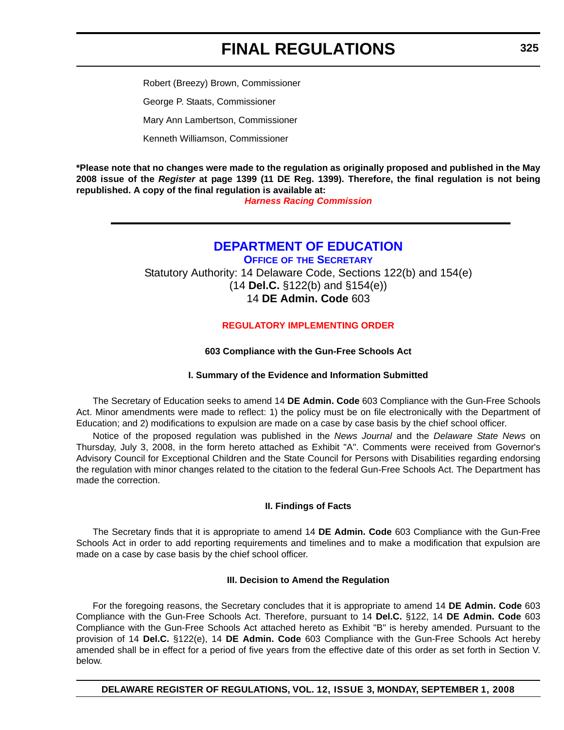Robert (Breezy) Brown, Commissioner

George P. Staats, Commissioner

Mary Ann Lambertson, Commissioner

Kenneth Williamson, Commissioner

**\*Please note that no changes were made to the regulation as originally proposed and published in the May 2008 issue of the *Register* at page 1399 (11 DE Reg. 1399). Therefore, the final regulation is not being republished. A copy of the final regulation is available at:**

***Harness Racing Commission***

---

## DEPARTMENT OF EDUCATION

### OFFICE OF THE SECRETARY

Statutory Authority: 14 Delaware Code, Sections 122(b) and 154(e)
(14 **Del.C.** §122(b) and §154(e))
14 **DE Admin. Code** 603

### REGULATORY IMPLEMENTING ORDER

**603 Compliance with the Gun-Free Schools Act**

**I. Summary of the Evidence and Information Submitted**

The Secretary of Education seeks to amend 14 **DE Admin. Code** 603 Compliance with the Gun-Free Schools Act. Minor amendments were made to reflect: 1) the policy must be on file electronically with the Department of Education; and 2) modifications to expulsion are made on a case by case basis by the chief school officer.

Notice of the proposed regulation was published in the *News Journal* and the *Delaware State News* on Thursday, July 3, 2008, in the form hereto attached as Exhibit "A". Comments were received from Governor's Advisory Council for Exceptional Children and the State Council for Persons with Disabilities regarding endorsing the regulation with minor changes related to the citation to the federal Gun-Free Schools Act. The Department has made the correction.

**II. Findings of Facts**

The Secretary finds that it is appropriate to amend 14 **DE Admin. Code** 603 Compliance with the Gun-Free Schools Act in order to add reporting requirements and timelines and to make a modification that expulsion are made on a case by case basis by the chief school officer.

**III. Decision to Amend the Regulation**

For the foregoing reasons, the Secretary concludes that it is appropriate to amend 14 **DE Admin. Code** 603 Compliance with the Gun-Free Schools Act. Therefore, pursuant to 14 **Del.C.** §122, 14 **DE Admin. Code** 603 Compliance with the Gun-Free Schools Act attached hereto as Exhibit "B" is hereby amended. Pursuant to the provision of 14 **Del.C.** §122(e), 14 **DE Admin. Code** 603 Compliance with the Gun-Free Schools Act hereby amended shall be in effect for a period of five years from the effective date of this order as set forth in Section V. below.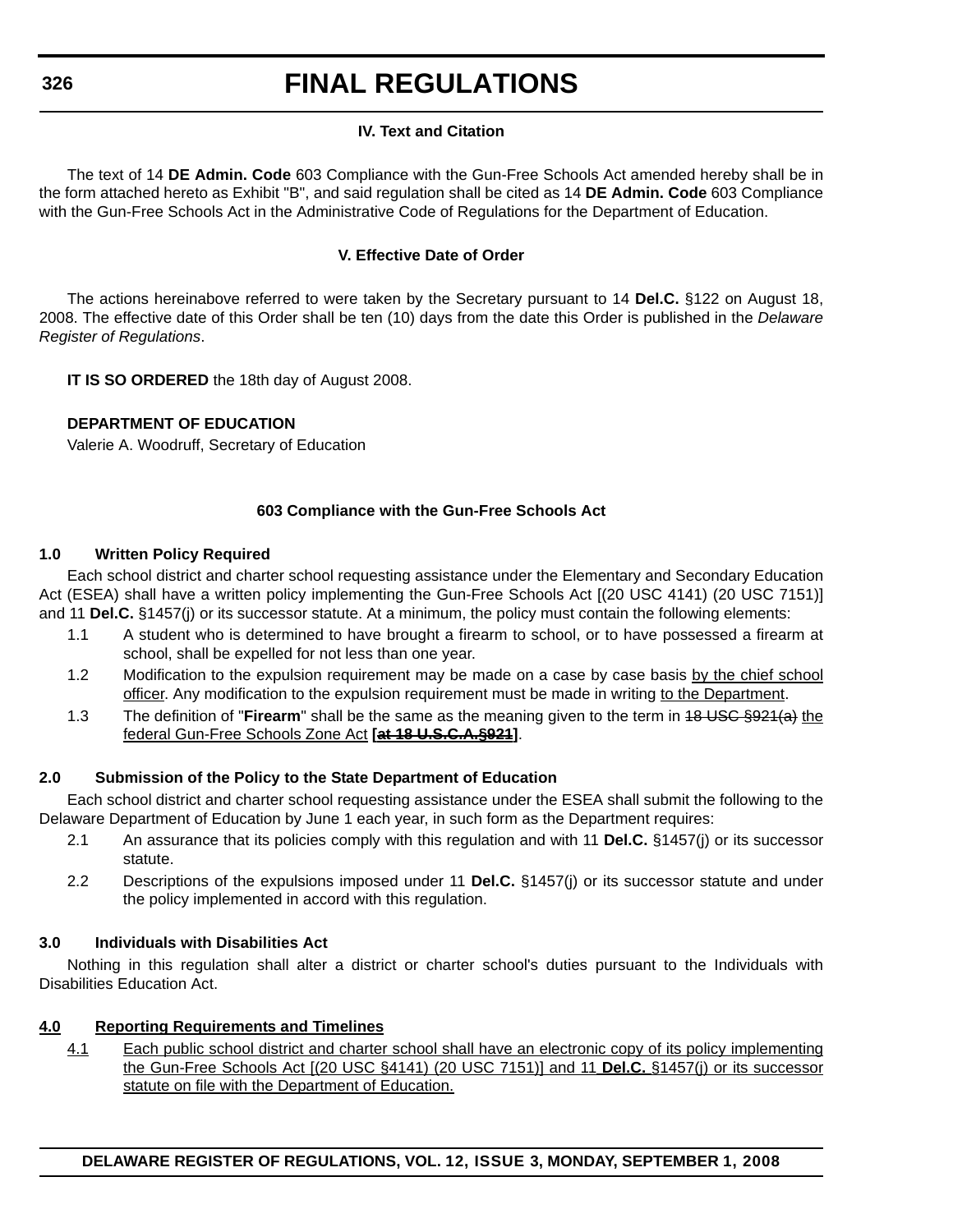### IV. Text and Citation

The text of 14 **DE Admin. Code** 603 Compliance with the Gun-Free Schools Act amended hereby shall be in the form attached hereto as Exhibit "B", and said regulation shall be cited as 14 **DE Admin. Code** 603 Compliance with the Gun-Free Schools Act in the Administrative Code of Regulations for the Department of Education.

### V. Effective Date of Order

The actions hereinabove referred to were taken by the Secretary pursuant to 14 **Del.C.** §122 on August 18, 2008. The effective date of this Order shall be ten (10) days from the date this Order is published in the *Delaware Register of Regulations*.

**IT IS SO ORDERED** the 18th day of August 2008.

**DEPARTMENT OF EDUCATION**
Valerie A. Woodruff, Secretary of Education

## 603 Compliance with the Gun-Free Schools Act

**1.0 Written Policy Required**

Each school district and charter school requesting assistance under the Elementary and Secondary Education Act (ESEA) shall have a written policy implementing the Gun-Free Schools Act [(20 USC 4141) (20 USC 7151)] and 11 **Del.C.** §1457(j) or its successor statute. At a minimum, the policy must contain the following elements:

1.1 A student who is determined to have brought a firearm to school, or to have possessed a firearm at school, shall be expelled for not less than one year.

1.2 Modification to the expulsion requirement may be made on a case by case basis <u>by the chief school officer</u>. Any modification to the expulsion requirement must be made in writing <u>to the Department</u>.

1.3 The definition of "**Firearm**" shall be the same as the meaning given to the term in ~~18 USC §921(a)~~ <u>the federal Gun-Free Schools Zone Act</u> **[~~at 18 U.S.C.A.§921~~]**.

**2.0 Submission of the Policy to the State Department of Education**

Each school district and charter school requesting assistance under the ESEA shall submit the following to the Delaware Department of Education by June 1 each year, in such form as the Department requires:

2.1 An assurance that its policies comply with this regulation and with 11 **Del.C.** §1457(j) or its successor statute.

2.2 Descriptions of the expulsions imposed under 11 **Del.C.** §1457(j) or its successor statute and under the policy implemented in accord with this regulation.

**3.0 Individuals with Disabilities Act**

Nothing in this regulation shall alter a district or charter school's duties pursuant to the Individuals with Disabilities Education Act.

<u>**4.0 Reporting Requirements and Timelines**</u>

<u>4.1 Each public school district and charter school shall have an electronic copy of its policy implementing the Gun-Free Schools Act [(20 USC §4141) (20 USC 7151)] and 11 **Del.C.** §1457(j) or its successor statute on file with the Department of Education.</u>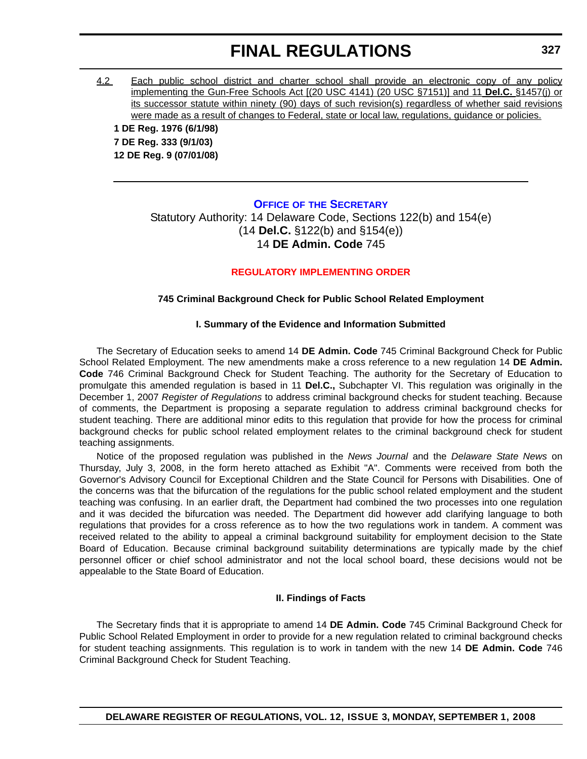4.2 Each public school district and charter school shall provide an electronic copy of any policy implementing the Gun-Free Schools Act [(20 USC 4141) (20 USC §7151)] and 11 **Del.C.** §1457(j) or its successor statute within ninety (90) days of such revision(s) regardless of whether said revisions were made as a result of changes to Federal, state or local law, regulations, guidance or policies.

**1 DE Reg. 1976 (6/1/98)**

**7 DE Reg. 333 (9/1/03)**

**12 DE Reg. 9 (07/01/08)**

---

## OFFICE OF THE SECRETARY

Statutory Authority: 14 Delaware Code, Sections 122(b) and 154(e) (14 **Del.C.** §122(b) and §154(e))
14 **DE Admin. Code** 745

### REGULATORY IMPLEMENTING ORDER

#### 745 Criminal Background Check for Public School Related Employment

#### I. Summary of the Evidence and Information Submitted

The Secretary of Education seeks to amend 14 **DE Admin. Code** 745 Criminal Background Check for Public School Related Employment. The new amendments make a cross reference to a new regulation 14 **DE Admin. Code** 746 Criminal Background Check for Student Teaching. The authority for the Secretary of Education to promulgate this amended regulation is based in 11 **Del.C.,** Subchapter VI. This regulation was originally in the December 1, 2007 *Register of Regulations* to address criminal background checks for student teaching. Because of comments, the Department is proposing a separate regulation to address criminal background checks for student teaching. There are additional minor edits to this regulation that provide for how the process for criminal background checks for public school related employment relates to the criminal background check for student teaching assignments.

Notice of the proposed regulation was published in the *News Journal* and the *Delaware State News* on Thursday, July 3, 2008, in the form hereto attached as Exhibit "A". Comments were received from both the Governor's Advisory Council for Exceptional Children and the State Council for Persons with Disabilities. One of the concerns was that the bifurcation of the regulations for the public school related employment and the student teaching was confusing. In an earlier draft, the Department had combined the two processes into one regulation and it was decided the bifurcation was needed. The Department did however add clarifying language to both regulations that provides for a cross reference as to how the two regulations work in tandem. A comment was received related to the ability to appeal a criminal background suitability for employment decision to the State Board of Education. Because criminal background suitability determinations are typically made by the chief personnel officer or chief school administrator and not the local school board, these decisions would not be appealable to the State Board of Education.

#### II. Findings of Facts

The Secretary finds that it is appropriate to amend 14 **DE Admin. Code** 745 Criminal Background Check for Public School Related Employment in order to provide for a new regulation related to criminal background checks for student teaching assignments. This regulation is to work in tandem with the new 14 **DE Admin. Code** 746 Criminal Background Check for Student Teaching.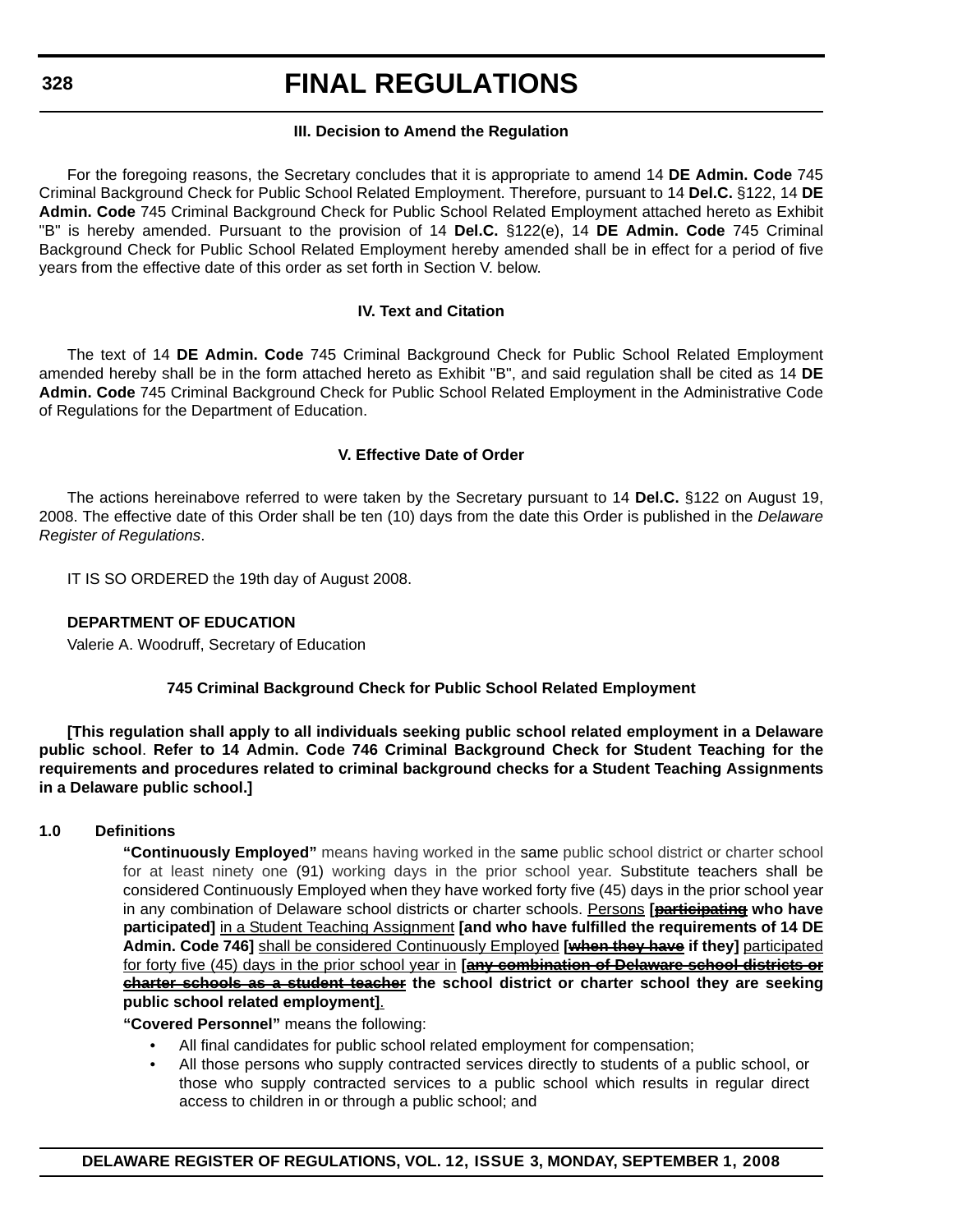### III. Decision to Amend the Regulation

For the foregoing reasons, the Secretary concludes that it is appropriate to amend 14 **DE Admin. Code** 745 Criminal Background Check for Public School Related Employment. Therefore, pursuant to 14 **Del.C.** §122, 14 **DE Admin. Code** 745 Criminal Background Check for Public School Related Employment attached hereto as Exhibit "B" is hereby amended. Pursuant to the provision of 14 **Del.C.** §122(e), 14 **DE Admin. Code** 745 Criminal Background Check for Public School Related Employment hereby amended shall be in effect for a period of five years from the effective date of this order as set forth in Section V. below.

### IV. Text and Citation

The text of 14 **DE Admin. Code** 745 Criminal Background Check for Public School Related Employment amended hereby shall be in the form attached hereto as Exhibit "B", and said regulation shall be cited as 14 **DE Admin. Code** 745 Criminal Background Check for Public School Related Employment in the Administrative Code of Regulations for the Department of Education.

### V. Effective Date of Order

The actions hereinabove referred to were taken by the Secretary pursuant to 14 **Del.C.** §122 on August 19, 2008. The effective date of this Order shall be ten (10) days from the date this Order is published in the *Delaware Register of Regulations*.

IT IS SO ORDERED the 19th day of August 2008.

**DEPARTMENT OF EDUCATION**
Valerie A. Woodruff, Secretary of Education

### 745 Criminal Background Check for Public School Related Employment

**[This regulation shall apply to all individuals seeking public school related employment in a Delaware public school**. **Refer to 14 Admin. Code 746 Criminal Background Check for Student Teaching for the requirements and procedures related to criminal background checks for a Student Teaching Assignments in a Delaware public school.]**

**1.0 Definitions**

**"Continuously Employed"** means having worked in the same public school district or charter school for at least ninety one (91) working days in the prior school year. Substitute teachers shall be considered Continuously Employed when they have worked forty five (45) days in the prior school year in any combination of Delaware school districts or charter schools. <u>Persons</u> **[~~participating~~ who have participated]** <u>in a Student Teaching Assignment</u> **[and who have fulfilled the requirements of 14 DE Admin. Code 746]** <u>shall be considered Continuously Employed</u> **[~~when they have~~ if they]** <u>participated for forty five (45) days in the prior school year in</u> **[~~any combination of Delaware school districts or charter schools as a student teacher~~ the school district or charter school they are seeking public school related employment]**<u>.</u>

**"Covered Personnel"** means the following:

- All final candidates for public school related employment for compensation;
- All those persons who supply contracted services directly to students of a public school, or those who supply contracted services to a public school which results in regular direct access to children in or through a public school; and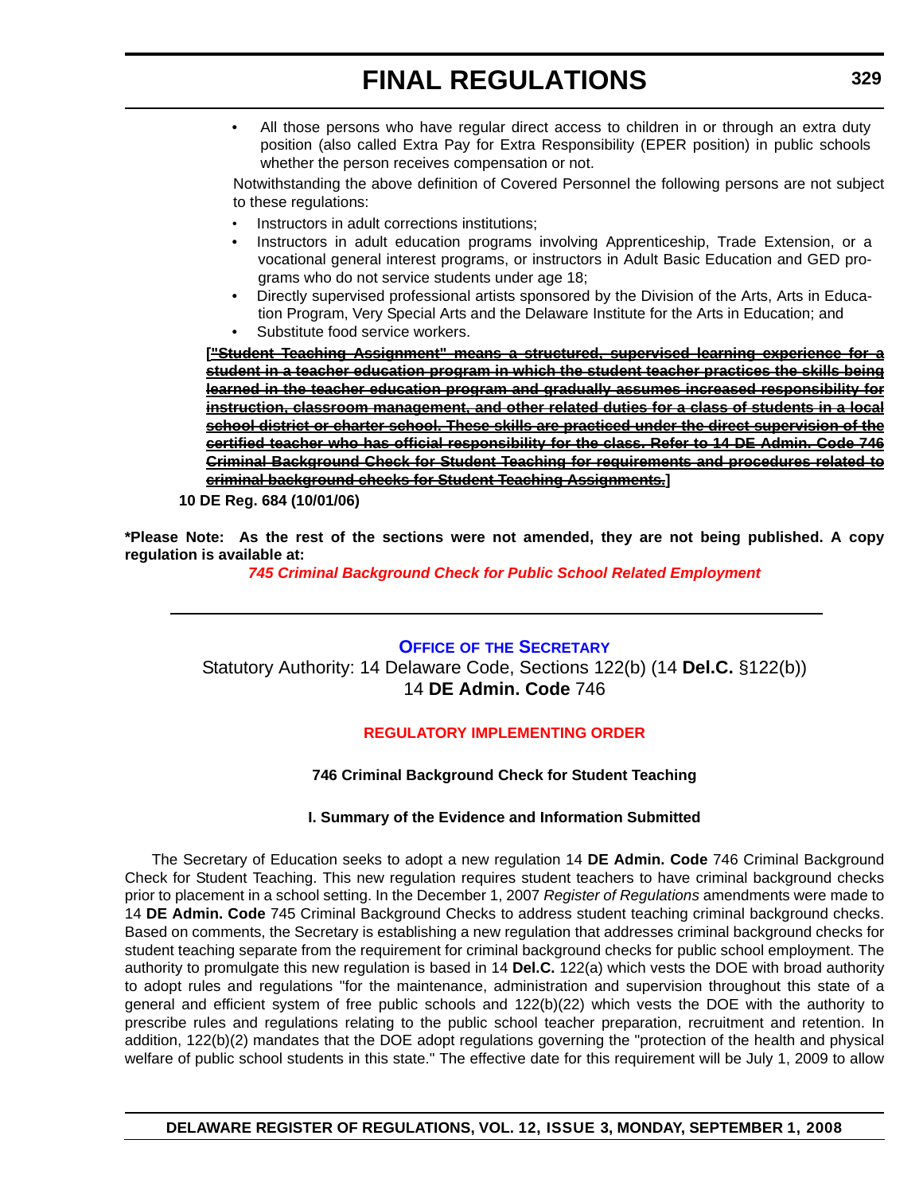- All those persons who have regular direct access to children in or through an extra duty position (also called Extra Pay for Extra Responsibility (EPER position) in public schools whether the person receives compensation or not.

Notwithstanding the above definition of Covered Personnel the following persons are not subject to these regulations:

- Instructors in adult corrections institutions;
- Instructors in adult education programs involving Apprenticeship, Trade Extension, or a vocational general interest programs, or instructors in Adult Basic Education and GED programs who do not service students under age 18;
- Directly supervised professional artists sponsored by the Division of the Arts, Arts in Education Program, Very Special Arts and the Delaware Institute for the Arts in Education; and
- Substitute food service workers.

**[~~"Student Teaching Assignment" means a structured, supervised learning experience for a student in a teacher education program in which the student teacher practices the skills being learned in the teacher education program and gradually assumes increased responsibility for instruction, classroom management, and other related duties for a class of students in a local school district or charter school. These skills are practiced under the direct supervision of the certified teacher who has official responsibility for the class. Refer to 14 DE Admin. Code 746 Criminal Background Check for Student Teaching for requirements and procedures related to criminal background checks for Student Teaching Assignments.~~]**

**10 DE Reg. 684 (10/01/06)**

**\*Please Note: As the rest of the sections were not amended, they are not being published. A copy regulation is available at:**

*745 Criminal Background Check for Public School Related Employment*

---

## Office of the Secretary

Statutory Authority: 14 Delaware Code, Sections 122(b) (14 **Del.C.** §122(b))
14 **DE Admin. Code** 746

### Regulatory Implementing Order

**746 Criminal Background Check for Student Teaching**

**I. Summary of the Evidence and Information Submitted**

The Secretary of Education seeks to adopt a new regulation 14 **DE Admin. Code** 746 Criminal Background Check for Student Teaching. This new regulation requires student teachers to have criminal background checks prior to placement in a school setting. In the December 1, 2007 *Register of Regulations* amendments were made to 14 **DE Admin. Code** 745 Criminal Background Checks to address student teaching criminal background checks. Based on comments, the Secretary is establishing a new regulation that addresses criminal background checks for student teaching separate from the requirement for criminal background checks for public school employment. The authority to promulgate this new regulation is based in 14 **Del.C.** 122(a) which vests the DOE with broad authority to adopt rules and regulations "for the maintenance, administration and supervision throughout this state of a general and efficient system of free public schools and 122(b)(22) which vests the DOE with the authority to prescribe rules and regulations relating to the public school teacher preparation, recruitment and retention. In addition, 122(b)(2) mandates that the DOE adopt regulations governing the "protection of the health and physical welfare of public school students in this state." The effective date for this requirement will be July 1, 2009 to allow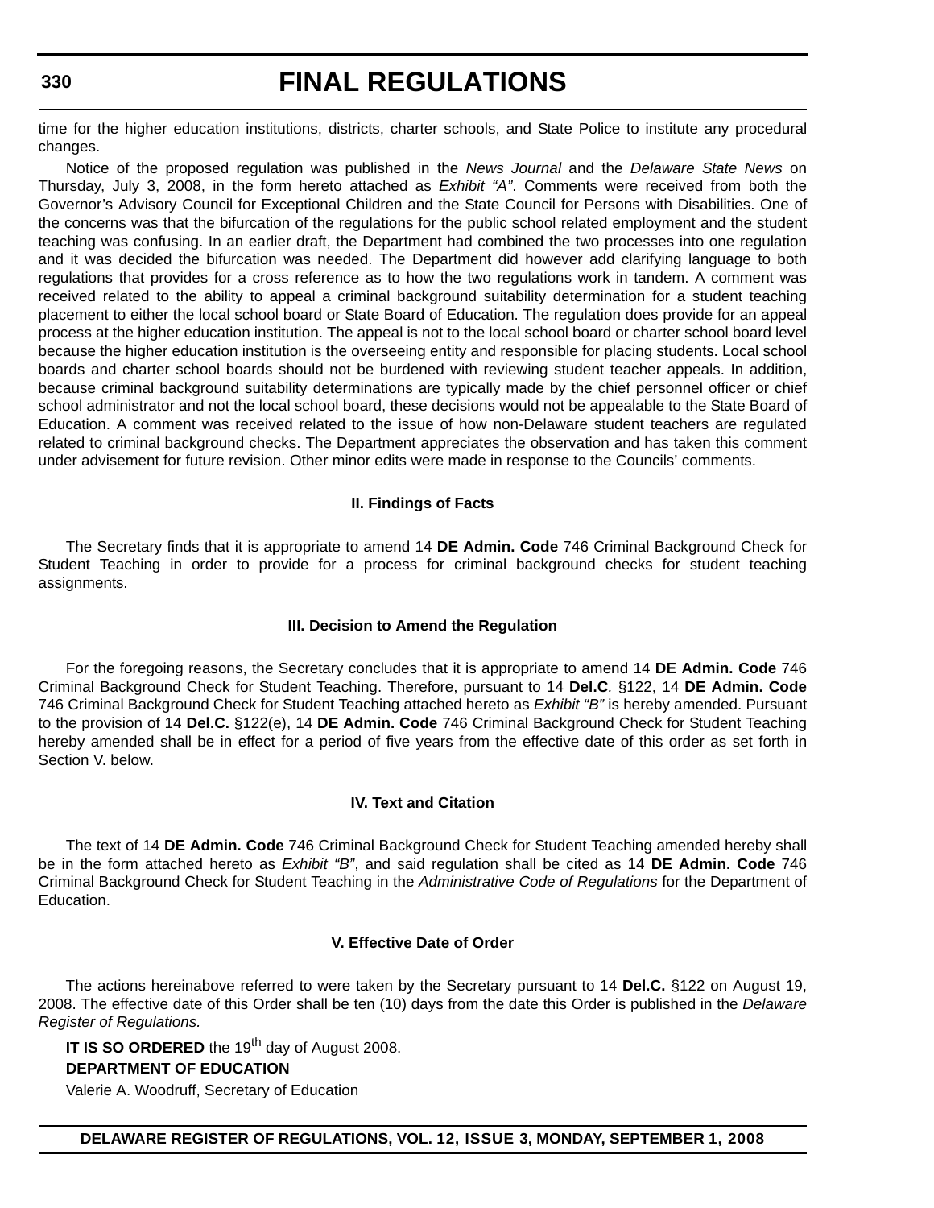time for the higher education institutions, districts, charter schools, and State Police to institute any procedural changes.

Notice of the proposed regulation was published in the *News Journal* and the *Delaware State News* on Thursday, July 3, 2008, in the form hereto attached as *Exhibit "A"*. Comments were received from both the Governor's Advisory Council for Exceptional Children and the State Council for Persons with Disabilities. One of the concerns was that the bifurcation of the regulations for the public school related employment and the student teaching was confusing. In an earlier draft, the Department had combined the two processes into one regulation and it was decided the bifurcation was needed. The Department did however add clarifying language to both regulations that provides for a cross reference as to how the two regulations work in tandem. A comment was received related to the ability to appeal a criminal background suitability determination for a student teaching placement to either the local school board or State Board of Education. The regulation does provide for an appeal process at the higher education institution. The appeal is not to the local school board or charter school board level because the higher education institution is the overseeing entity and responsible for placing students. Local school boards and charter school boards should not be burdened with reviewing student teacher appeals. In addition, because criminal background suitability determinations are typically made by the chief personnel officer or chief school administrator and not the local school board, these decisions would not be appealable to the State Board of Education. A comment was received related to the issue of how non-Delaware student teachers are regulated related to criminal background checks. The Department appreciates the observation and has taken this comment under advisement for future revision. Other minor edits were made in response to the Councils' comments.

### II. Findings of Facts

The Secretary finds that it is appropriate to amend 14 **DE Admin. Code** 746 Criminal Background Check for Student Teaching in order to provide for a process for criminal background checks for student teaching assignments.

### III. Decision to Amend the Regulation

For the foregoing reasons, the Secretary concludes that it is appropriate to amend 14 **DE Admin. Code** 746 Criminal Background Check for Student Teaching. Therefore, pursuant to 14 **Del.C**. §122, 14 **DE Admin. Code** 746 Criminal Background Check for Student Teaching attached hereto as *Exhibit "B"* is hereby amended. Pursuant to the provision of 14 **Del.C.** §122(e), 14 **DE Admin. Code** 746 Criminal Background Check for Student Teaching hereby amended shall be in effect for a period of five years from the effective date of this order as set forth in Section V. below.

### IV. Text and Citation

The text of 14 **DE Admin. Code** 746 Criminal Background Check for Student Teaching amended hereby shall be in the form attached hereto as *Exhibit "B"*, and said regulation shall be cited as 14 **DE Admin. Code** 746 Criminal Background Check for Student Teaching in the *Administrative Code of Regulations* for the Department of Education.

### V. Effective Date of Order

The actions hereinabove referred to were taken by the Secretary pursuant to 14 **Del.C.** §122 on August 19, 2008. The effective date of this Order shall be ten (10) days from the date this Order is published in the *Delaware Register of Regulations.*

**IT IS SO ORDERED** the 19th day of August 2008.

**DEPARTMENT OF EDUCATION**

Valerie A. Woodruff, Secretary of Education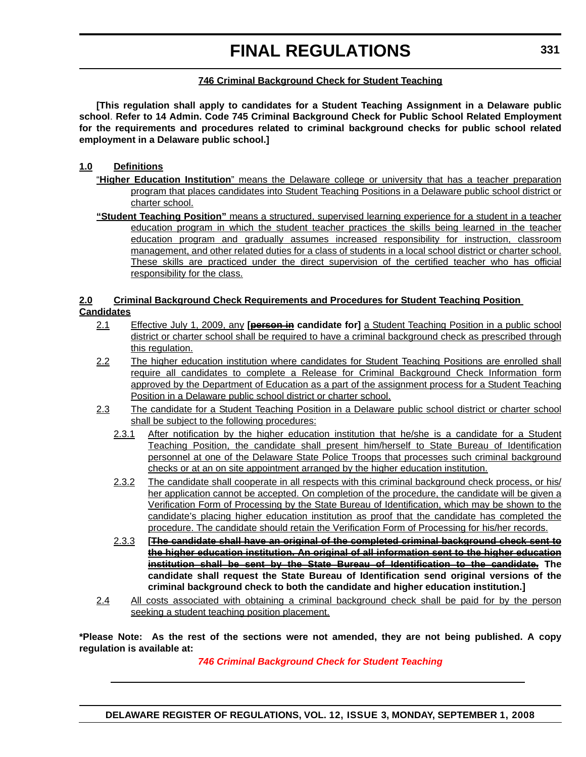### 746 Criminal Background Check for Student Teaching

**[This regulation shall apply to candidates for a Student Teaching Assignment in a Delaware public school. Refer to 14 Admin. Code 745 Criminal Background Check for Public School Related Employment for the requirements and procedures related to criminal background checks for public school related employment in a Delaware public school.]**

**1.0 Definitions**

"**Higher Education Institution**" means the Delaware college or university that has a teacher preparation program that places candidates into Student Teaching Positions in a Delaware public school district or charter school.

**"Student Teaching Position"** means a structured, supervised learning experience for a student in a teacher education program in which the student teacher practices the skills being learned in the teacher education program and gradually assumes increased responsibility for instruction, classroom management, and other related duties for a class of students in a local school district or charter school. These skills are practiced under the direct supervision of the certified teacher who has official responsibility for the class.

**2.0 Criminal Background Check Requirements and Procedures for Student Teaching Position Candidates**

2.1 Effective July 1, 2009, any **[~~person in~~ candidate for]** a Student Teaching Position in a public school district or charter school shall be required to have a criminal background check as prescribed through this regulation.

2.2 The higher education institution where candidates for Student Teaching Positions are enrolled shall require all candidates to complete a Release for Criminal Background Check Information form approved by the Department of Education as a part of the assignment process for a Student Teaching Position in a Delaware public school district or charter school.

2.3 The candidate for a Student Teaching Position in a Delaware public school district or charter school shall be subject to the following procedures:

2.3.1 After notification by the higher education institution that he/she is a candidate for a Student Teaching Position, the candidate shall present him/herself to State Bureau of Identification personnel at one of the Delaware State Police Troops that processes such criminal background checks or at an on site appointment arranged by the higher education institution.

2.3.2 The candidate shall cooperate in all respects with this criminal background check process, or his/her application cannot be accepted. On completion of the procedure, the candidate will be given a Verification Form of Processing by the State Bureau of Identification, which may be shown to the candidate's placing higher education institution as proof that the candidate has completed the procedure. The candidate should retain the Verification Form of Processing for his/her records.

2.3.3 **[~~The candidate shall have an original of the completed criminal background check sent to the higher education institution. An original of all information sent to the higher education institution shall be sent by the State Bureau of Identification to the candidate.~~ The candidate shall request the State Bureau of Identification send original versions of the criminal background check to both the candidate and higher education institution.]**

2.4 All costs associated with obtaining a criminal background check shall be paid for by the person seeking a student teaching position placement.

**\*Please Note: As the rest of the sections were not amended, they are not being published. A copy regulation is available at:**

***746 Criminal Background Check for Student Teaching***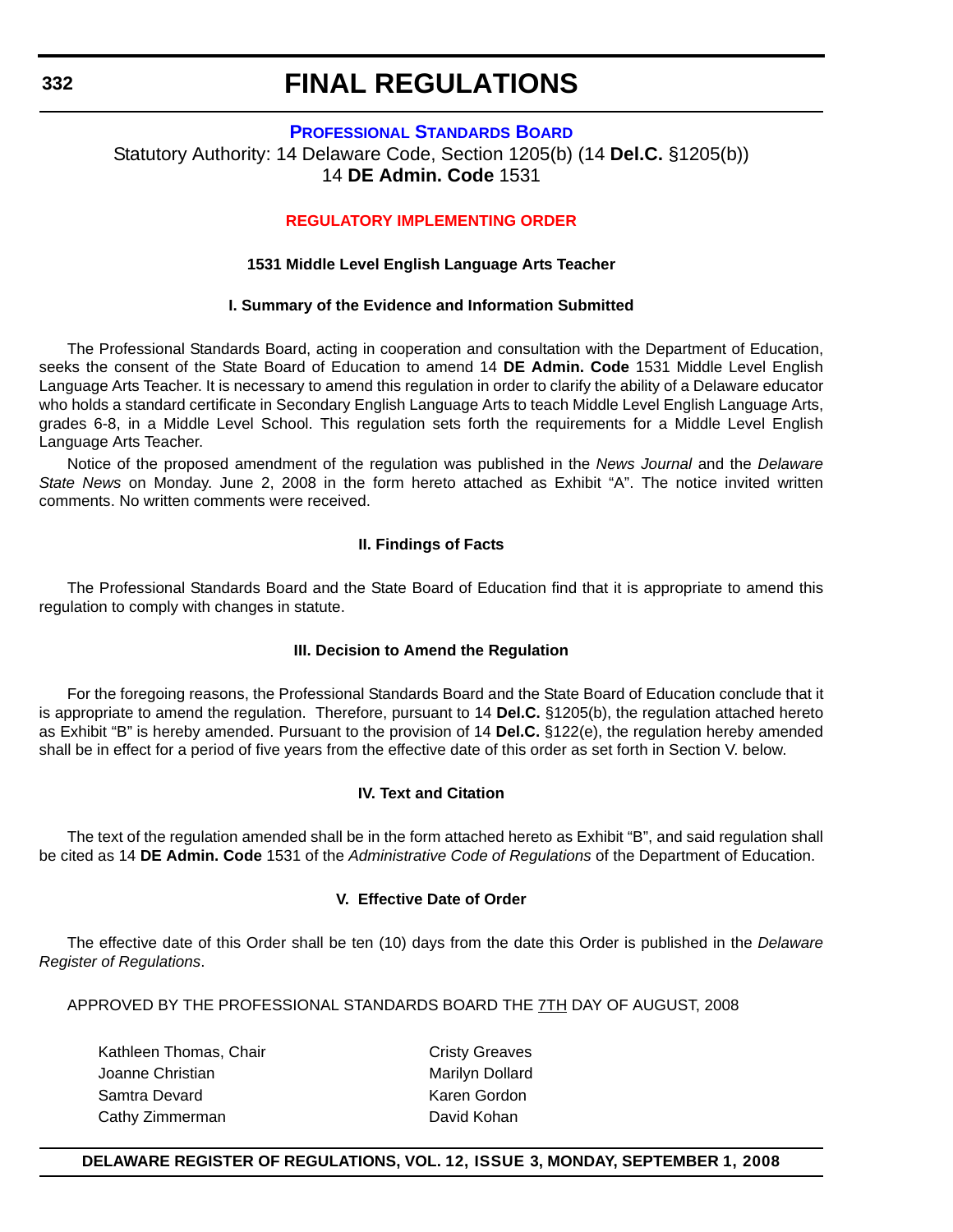## PROFESSIONAL STANDARDS BOARD

Statutory Authority: 14 Delaware Code, Section 1205(b) (14 **Del.C.** §1205(b))
14 **DE Admin. Code** 1531

### REGULATORY IMPLEMENTING ORDER

**1531 Middle Level English Language Arts Teacher**

**I. Summary of the Evidence and Information Submitted**

The Professional Standards Board, acting in cooperation and consultation with the Department of Education, seeks the consent of the State Board of Education to amend 14 **DE Admin. Code** 1531 Middle Level English Language Arts Teacher. It is necessary to amend this regulation in order to clarify the ability of a Delaware educator who holds a standard certificate in Secondary English Language Arts to teach Middle Level English Language Arts, grades 6-8, in a Middle Level School. This regulation sets forth the requirements for a Middle Level English Language Arts Teacher.

Notice of the proposed amendment of the regulation was published in the *News Journal* and the *Delaware State News* on Monday. June 2, 2008 in the form hereto attached as Exhibit "A". The notice invited written comments. No written comments were received.

**II. Findings of Facts**

The Professional Standards Board and the State Board of Education find that it is appropriate to amend this regulation to comply with changes in statute.

**III. Decision to Amend the Regulation**

For the foregoing reasons, the Professional Standards Board and the State Board of Education conclude that it is appropriate to amend the regulation. Therefore, pursuant to 14 **Del.C.** §1205(b), the regulation attached hereto as Exhibit "B" is hereby amended. Pursuant to the provision of 14 **Del.C.** §122(e), the regulation hereby amended shall be in effect for a period of five years from the effective date of this order as set forth in Section V. below.

**IV. Text and Citation**

The text of the regulation amended shall be in the form attached hereto as Exhibit "B", and said regulation shall be cited as 14 **DE Admin. Code** 1531 of the *Administrative Code of Regulations* of the Department of Education.

**V. Effective Date of Order**

The effective date of this Order shall be ten (10) days from the date this Order is published in the *Delaware Register of Regulations*.

APPROVED BY THE PROFESSIONAL STANDARDS BOARD THE 7TH DAY OF AUGUST, 2008

Kathleen Thomas, Chair
Joanne Christian
Samtra Devard
Cathy Zimmerman
Cristy Greaves
Marilyn Dollard
Karen Gordon
David Kohan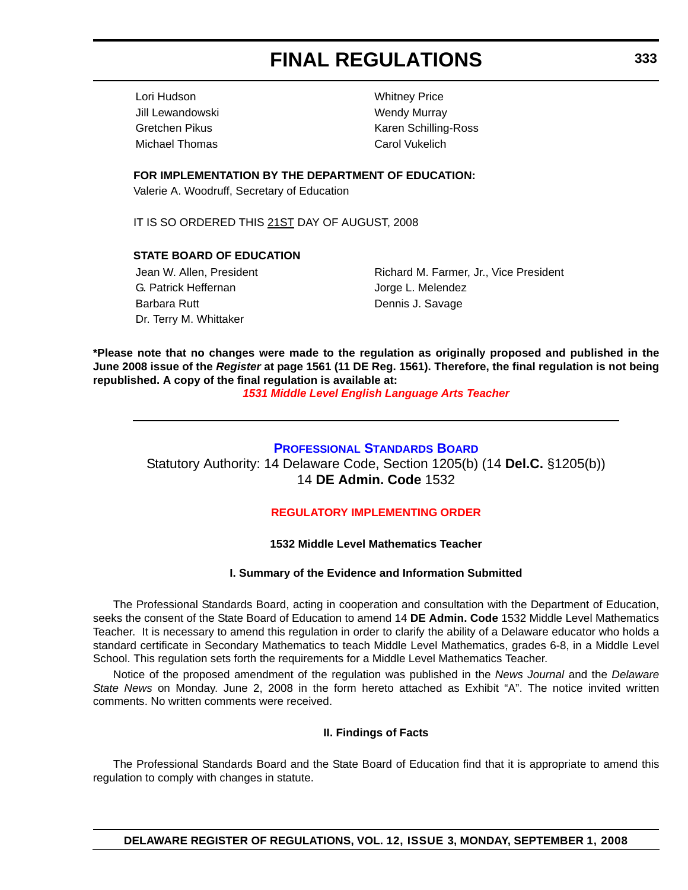Lori Hudson
Jill Lewandowski
Gretchen Pikus
Michael Thomas
Whitney Price
Wendy Murray
Karen Schilling-Ross
Carol Vukelich

**FOR IMPLEMENTATION BY THE DEPARTMENT OF EDUCATION:**
Valerie A. Woodruff, Secretary of Education

IT IS SO ORDERED THIS 21ST DAY OF AUGUST, 2008

**STATE BOARD OF EDUCATION**

Jean W. Allen, President
G. Patrick Heffernan
Barbara Rutt
Dr. Terry M. Whittaker
Richard M. Farmer, Jr., Vice President
Jorge L. Melendez
Dennis J. Savage

**\*Please note that no changes were made to the regulation as originally proposed and published in the June 2008 issue of the *Register* at page 1561 (11 DE Reg. 1561). Therefore, the final regulation is not being republished. A copy of the final regulation is available at:**

***1531 Middle Level English Language Arts Teacher***

---

## PROFESSIONAL STANDARDS BOARD

Statutory Authority: 14 Delaware Code, Section 1205(b) (14 **Del.C.** §1205(b))
14 **DE Admin. Code** 1532

### REGULATORY IMPLEMENTING ORDER

**1532 Middle Level Mathematics Teacher**

**I. Summary of the Evidence and Information Submitted**

The Professional Standards Board, acting in cooperation and consultation with the Department of Education, seeks the consent of the State Board of Education to amend 14 **DE Admin. Code** 1532 Middle Level Mathematics Teacher. It is necessary to amend this regulation in order to clarify the ability of a Delaware educator who holds a standard certificate in Secondary Mathematics to teach Middle Level Mathematics, grades 6-8, in a Middle Level School. This regulation sets forth the requirements for a Middle Level Mathematics Teacher.

Notice of the proposed amendment of the regulation was published in the *News Journal* and the *Delaware State News* on Monday. June 2, 2008 in the form hereto attached as Exhibit "A". The notice invited written comments. No written comments were received.

**II. Findings of Facts**

The Professional Standards Board and the State Board of Education find that it is appropriate to amend this regulation to comply with changes in statute.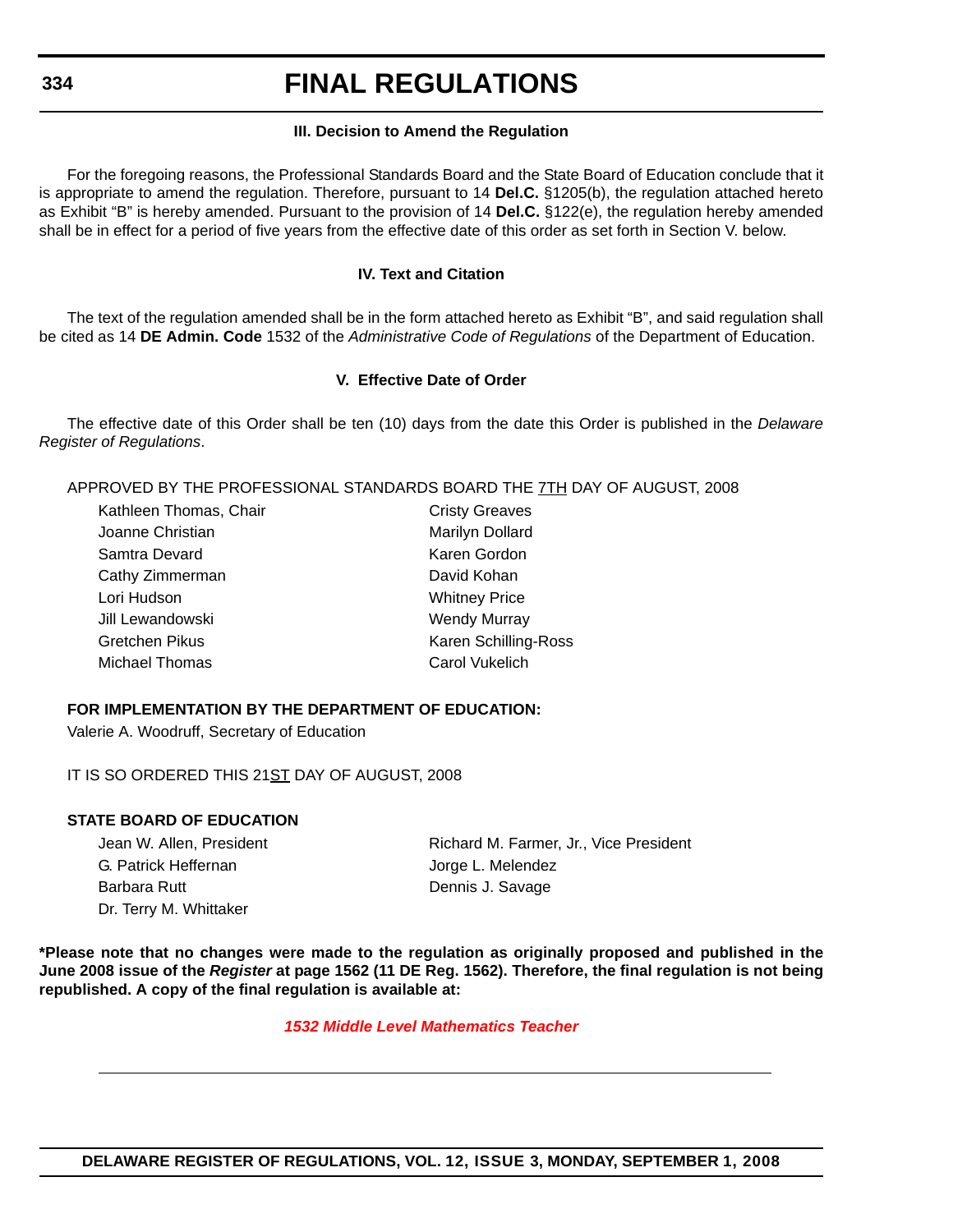### III. Decision to Amend the Regulation

For the foregoing reasons, the Professional Standards Board and the State Board of Education conclude that it is appropriate to amend the regulation. Therefore, pursuant to 14 **Del.C.** §1205(b), the regulation attached hereto as Exhibit "B" is hereby amended. Pursuant to the provision of 14 **Del.C.** §122(e), the regulation hereby amended shall be in effect for a period of five years from the effective date of this order as set forth in Section V. below.

### IV. Text and Citation

The text of the regulation amended shall be in the form attached hereto as Exhibit "B", and said regulation shall be cited as 14 **DE Admin. Code** 1532 of the *Administrative Code of Regulations* of the Department of Education.

### V. Effective Date of Order

The effective date of this Order shall be ten (10) days from the date this Order is published in the *Delaware Register of Regulations*.

APPROVED BY THE PROFESSIONAL STANDARDS BOARD THE 7TH DAY OF AUGUST, 2008

Kathleen Thomas, Chair
Joanne Christian
Samtra Devard
Cathy Zimmerman
Lori Hudson
Jill Lewandowski
Gretchen Pikus
Michael Thomas
Cristy Greaves
Marilyn Dollard
Karen Gordon
David Kohan
Whitney Price
Wendy Murray
Karen Schilling-Ross
Carol Vukelich

**FOR IMPLEMENTATION BY THE DEPARTMENT OF EDUCATION:**

Valerie A. Woodruff, Secretary of Education

IT IS SO ORDERED THIS 21ST DAY OF AUGUST, 2008

**STATE BOARD OF EDUCATION**

Jean W. Allen, President
Richard M. Farmer, Jr., Vice President
G. Patrick Heffernan
Jorge L. Melendez
Barbara Rutt
Dennis J. Savage
Dr. Terry M. Whittaker

**\*Please note that no changes were made to the regulation as originally proposed and published in the June 2008 issue of the *Register* at page 1562 (11 DE Reg. 1562). Therefore, the final regulation is not being republished. A copy of the final regulation is available at:**

***1532 Middle Level Mathematics Teacher***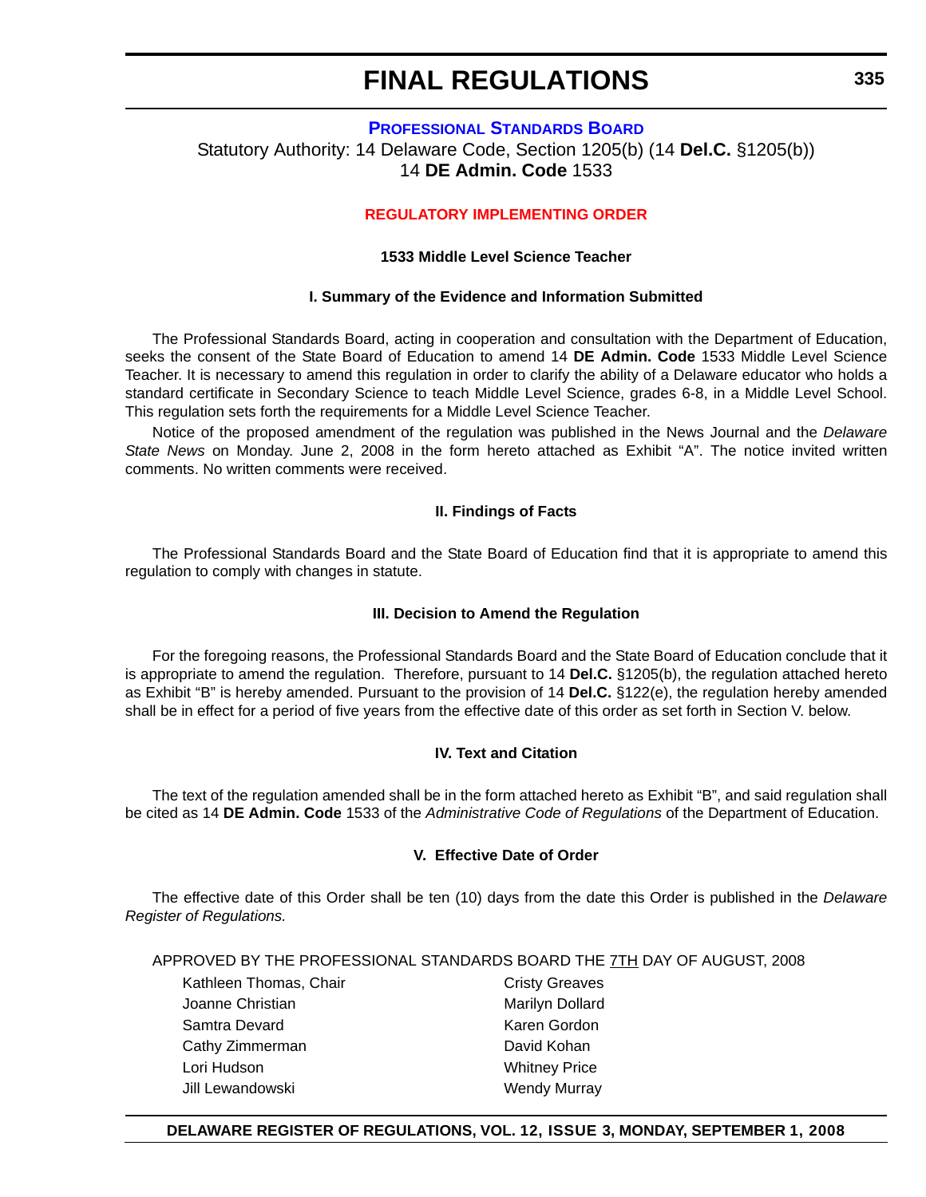# PROFESSIONAL STANDARDS BOARD

Statutory Authority: 14 Delaware Code, Section 1205(b) (14 **Del.C.** §1205(b))
14 **DE Admin. Code** 1533

## REGULATORY IMPLEMENTING ORDER

### 1533 Middle Level Science Teacher

### I. Summary of the Evidence and Information Submitted

The Professional Standards Board, acting in cooperation and consultation with the Department of Education, seeks the consent of the State Board of Education to amend 14 **DE Admin. Code** 1533 Middle Level Science Teacher. It is necessary to amend this regulation in order to clarify the ability of a Delaware educator who holds a standard certificate in Secondary Science to teach Middle Level Science, grades 6-8, in a Middle Level School. This regulation sets forth the requirements for a Middle Level Science Teacher.

Notice of the proposed amendment of the regulation was published in the News Journal and the *Delaware State News* on Monday. June 2, 2008 in the form hereto attached as Exhibit "A". The notice invited written comments. No written comments were received.

### II. Findings of Facts

The Professional Standards Board and the State Board of Education find that it is appropriate to amend this regulation to comply with changes in statute.

### III. Decision to Amend the Regulation

For the foregoing reasons, the Professional Standards Board and the State Board of Education conclude that it is appropriate to amend the regulation. Therefore, pursuant to 14 **Del.C.** §1205(b), the regulation attached hereto as Exhibit "B" is hereby amended. Pursuant to the provision of 14 **Del.C.** §122(e), the regulation hereby amended shall be in effect for a period of five years from the effective date of this order as set forth in Section V. below.

### IV. Text and Citation

The text of the regulation amended shall be in the form attached hereto as Exhibit "B", and said regulation shall be cited as 14 **DE Admin. Code** 1533 of the *Administrative Code of Regulations* of the Department of Education.

### V. Effective Date of Order

The effective date of this Order shall be ten (10) days from the date this Order is published in the *Delaware Register of Regulations.*

APPROVED BY THE PROFESSIONAL STANDARDS BOARD THE 7TH DAY OF AUGUST, 2008

Kathleen Thomas, Chair
Joanne Christian
Samtra Devard
Cathy Zimmerman
Lori Hudson
Jill Lewandowski
Cristy Greaves
Marilyn Dollard
Karen Gordon
David Kohan
Whitney Price
Wendy Murray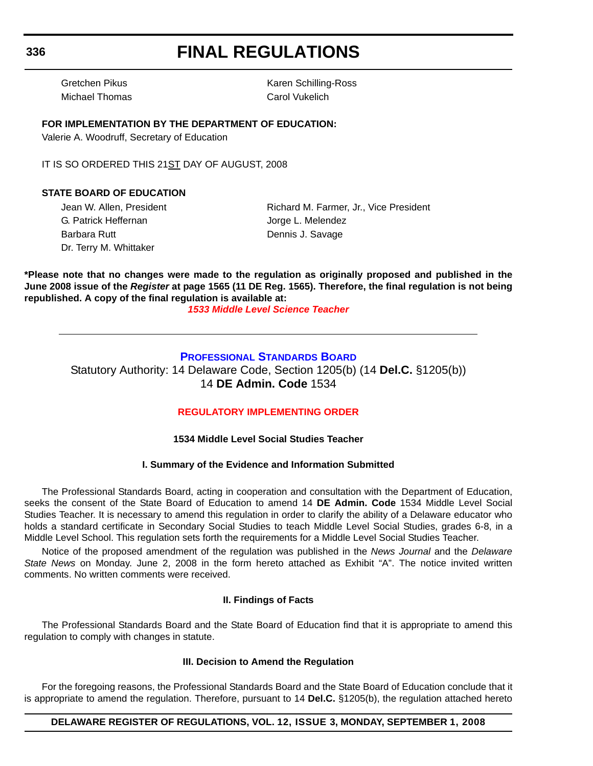Gretchen Pikus
Karen Schilling-Ross
Michael Thomas
Carol Vukelich

**FOR IMPLEMENTATION BY THE DEPARTMENT OF EDUCATION:**
Valerie A. Woodruff, Secretary of Education

IT IS SO ORDERED THIS 21ST DAY OF AUGUST, 2008

**STATE BOARD OF EDUCATION**

Jean W. Allen, President
Richard M. Farmer, Jr., Vice President
G. Patrick Heffernan
Jorge L. Melendez
Barbara Rutt
Dennis J. Savage
Dr. Terry M. Whittaker

***Please note that no changes were made to the regulation as originally proposed and published in the June 2008 issue of the *Register* at page 1565 (11 DE Reg. 1565). Therefore, the final regulation is not being republished. A copy of the final regulation is available at:**

***1533 Middle Level Science Teacher***

---

## Professional Standards Board

Statutory Authority: 14 Delaware Code, Section 1205(b) (14 **Del.C.** §1205(b))
14 **DE Admin. Code** 1534

### REGULATORY IMPLEMENTING ORDER

#### 1534 Middle Level Social Studies Teacher

#### I. Summary of the Evidence and Information Submitted

The Professional Standards Board, acting in cooperation and consultation with the Department of Education, seeks the consent of the State Board of Education to amend 14 **DE Admin. Code** 1534 Middle Level Social Studies Teacher. It is necessary to amend this regulation in order to clarify the ability of a Delaware educator who holds a standard certificate in Secondary Social Studies to teach Middle Level Social Studies, grades 6-8, in a Middle Level School. This regulation sets forth the requirements for a Middle Level Social Studies Teacher.

Notice of the proposed amendment of the regulation was published in the *News Journal* and the *Delaware State News* on Monday. June 2, 2008 in the form hereto attached as Exhibit "A". The notice invited written comments. No written comments were received.

#### II. Findings of Facts

The Professional Standards Board and the State Board of Education find that it is appropriate to amend this regulation to comply with changes in statute.

#### III. Decision to Amend the Regulation

For the foregoing reasons, the Professional Standards Board and the State Board of Education conclude that it is appropriate to amend the regulation. Therefore, pursuant to 14 **Del.C.** §1205(b), the regulation attached hereto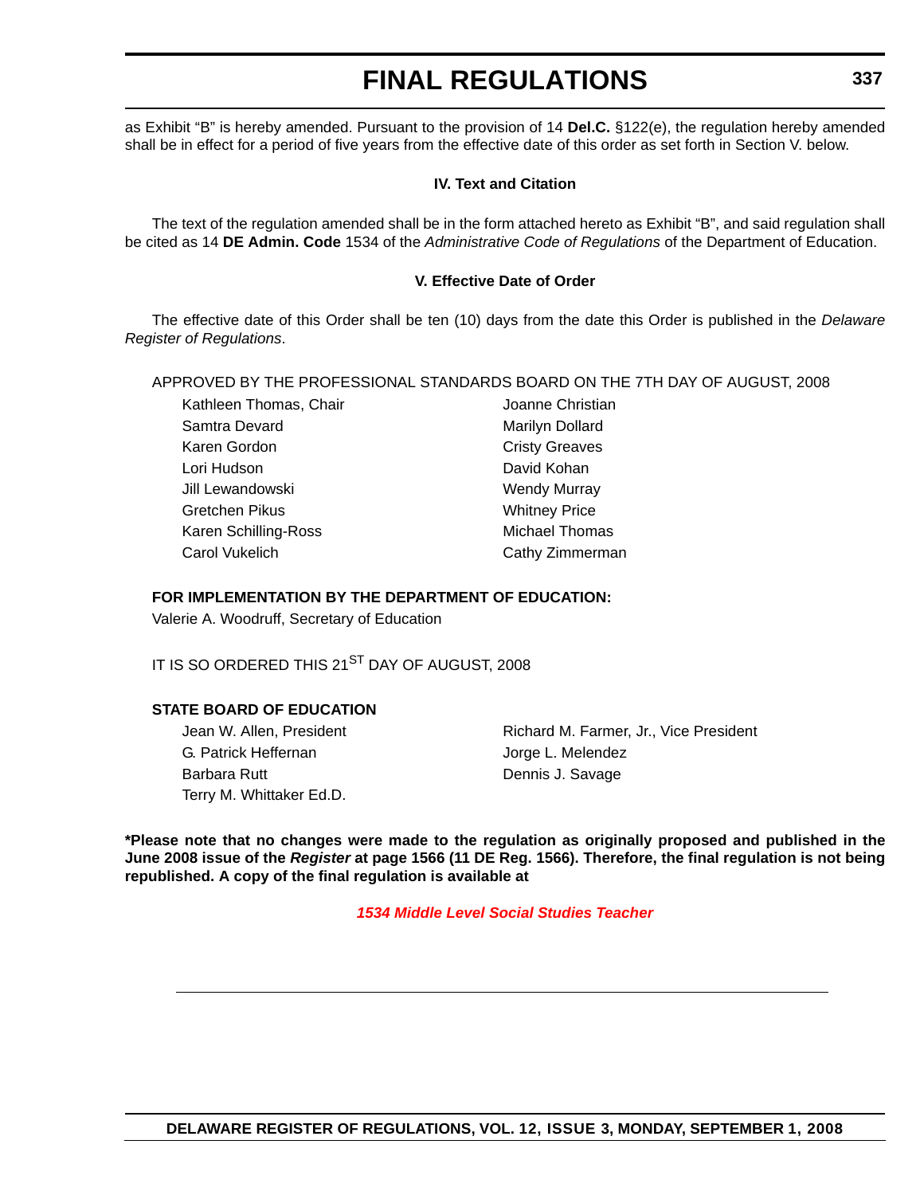as Exhibit “B” is hereby amended. Pursuant to the provision of 14 **Del.C.** §122(e), the regulation hereby amended shall be in effect for a period of five years from the effective date of this order as set forth in Section V. below.

### IV. Text and Citation

The text of the regulation amended shall be in the form attached hereto as Exhibit “B”, and said regulation shall be cited as 14 **DE Admin. Code** 1534 of the *Administrative Code of Regulations* of the Department of Education.

### V. Effective Date of Order

The effective date of this Order shall be ten (10) days from the date this Order is published in the *Delaware Register of Regulations*.

APPROVED BY THE PROFESSIONAL STANDARDS BOARD ON THE 7TH DAY OF AUGUST, 2008

Kathleen Thomas, Chair
Joanne Christian
Samtra Devard
Marilyn Dollard
Karen Gordon
Cristy Greaves
Lori Hudson
David Kohan
Jill Lewandowski
Wendy Murray
Gretchen Pikus
Whitney Price
Karen Schilling-Ross
Michael Thomas
Carol Vukelich
Cathy Zimmerman

**FOR IMPLEMENTATION BY THE DEPARTMENT OF EDUCATION:**
Valerie A. Woodruff, Secretary of Education

IT IS SO ORDERED THIS 21ST DAY OF AUGUST, 2008

**STATE BOARD OF EDUCATION**

Jean W. Allen, President
Richard M. Farmer, Jr., Vice President
G. Patrick Heffernan
Jorge L. Melendez
Barbara Rutt
Dennis J. Savage
Terry M. Whittaker Ed.D.

**\*Please note that no changes were made to the regulation as originally proposed and published in the June 2008 issue of the *Register* at page 1566 (11 DE Reg. 1566). Therefore, the final regulation is not being republished. A copy of the final regulation is available at**

***1534 Middle Level Social Studies Teacher***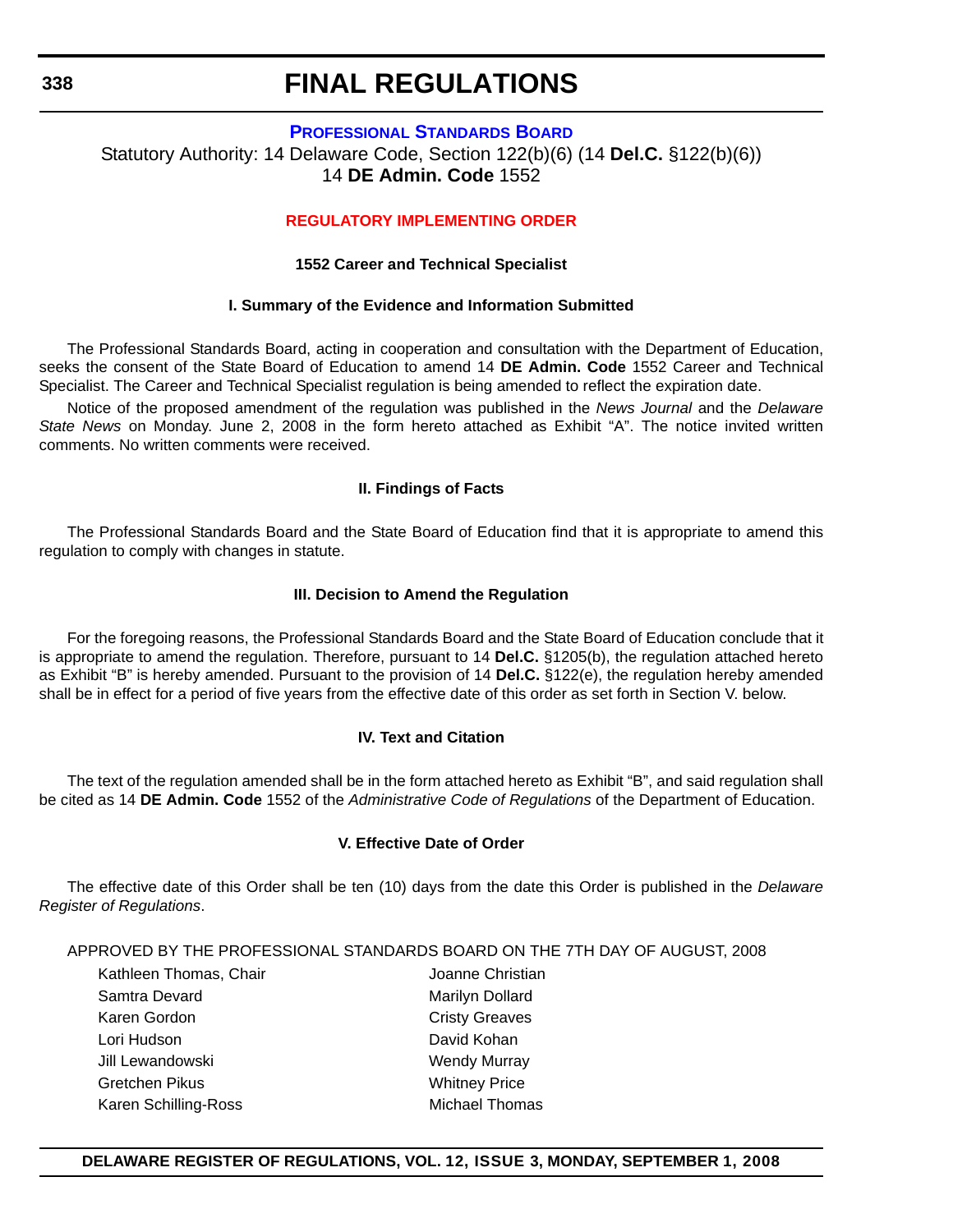# FINAL REGULATIONS

## PROFESSIONAL STANDARDS BOARD

Statutory Authority: 14 Delaware Code, Section 122(b)(6) (14 **Del.C.** §122(b)(6))
14 **DE Admin. Code** 1552

### REGULATORY IMPLEMENTING ORDER

**1552 Career and Technical Specialist**

**I. Summary of the Evidence and Information Submitted**

The Professional Standards Board, acting in cooperation and consultation with the Department of Education, seeks the consent of the State Board of Education to amend 14 **DE Admin. Code** 1552 Career and Technical Specialist. The Career and Technical Specialist regulation is being amended to reflect the expiration date.

Notice of the proposed amendment of the regulation was published in the *News Journal* and the *Delaware State News* on Monday. June 2, 2008 in the form hereto attached as Exhibit "A". The notice invited written comments. No written comments were received.

**II. Findings of Facts**

The Professional Standards Board and the State Board of Education find that it is appropriate to amend this regulation to comply with changes in statute.

**III. Decision to Amend the Regulation**

For the foregoing reasons, the Professional Standards Board and the State Board of Education conclude that it is appropriate to amend the regulation. Therefore, pursuant to 14 **Del.C.** §1205(b), the regulation attached hereto as Exhibit "B" is hereby amended. Pursuant to the provision of 14 **Del.C.** §122(e), the regulation hereby amended shall be in effect for a period of five years from the effective date of this order as set forth in Section V. below.

**IV. Text and Citation**

The text of the regulation amended shall be in the form attached hereto as Exhibit "B", and said regulation shall be cited as 14 **DE Admin. Code** 1552 of the *Administrative Code of Regulations* of the Department of Education.

**V. Effective Date of Order**

The effective date of this Order shall be ten (10) days from the date this Order is published in the *Delaware Register of Regulations*.

APPROVED BY THE PROFESSIONAL STANDARDS BOARD ON THE 7TH DAY OF AUGUST, 2008

Kathleen Thomas, Chair
Samtra Devard
Karen Gordon
Lori Hudson
Jill Lewandowski
Gretchen Pikus
Karen Schilling-Ross
Joanne Christian
Marilyn Dollard
Cristy Greaves
David Kohan
Wendy Murray
Whitney Price
Michael Thomas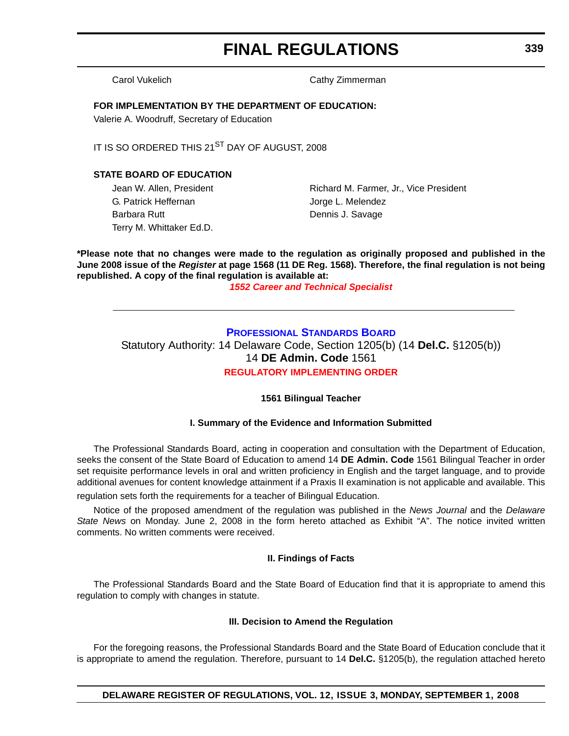Carol Vukelich　　　　　　　　　　Cathy Zimmerman

**FOR IMPLEMENTATION BY THE DEPARTMENT OF EDUCATION:**

Valerie A. Woodruff, Secretary of Education

IT IS SO ORDERED THIS 21ST DAY OF AUGUST, 2008

**STATE BOARD OF EDUCATION**

Jean W. Allen, President　　　　　　　　Richard M. Farmer, Jr., Vice President
G. Patrick Heffernan　　　　　　　　　Jorge L. Melendez
Barbara Rutt　　　　　　　　　　　　Dennis J. Savage
Terry M. Whittaker Ed.D.

**\*Please note that no changes were made to the regulation as originally proposed and published in the June 2008 issue of the *Register* at page 1568 (11 DE Reg. 1568). Therefore, the final regulation is not being republished. A copy of the final regulation is available at:**

***1552 Career and Technical Specialist***

---

## Professional Standards Board

Statutory Authority: 14 Delaware Code, Section 1205(b) (14 **Del.C.** §1205(b))
14 **DE Admin. Code** 1561

**REGULATORY IMPLEMENTING ORDER**

### 1561 Bilingual Teacher

#### I. Summary of the Evidence and Information Submitted

The Professional Standards Board, acting in cooperation and consultation with the Department of Education, seeks the consent of the State Board of Education to amend 14 **DE Admin. Code** 1561 Bilingual Teacher in order set requisite performance levels in oral and written proficiency in English and the target language, and to provide additional avenues for content knowledge attainment if a Praxis II examination is not applicable and available. This regulation sets forth the requirements for a teacher of Bilingual Education.

Notice of the proposed amendment of the regulation was published in the *News Journal* and the *Delaware State News* on Monday. June 2, 2008 in the form hereto attached as Exhibit "A". The notice invited written comments. No written comments were received.

#### II. Findings of Facts

The Professional Standards Board and the State Board of Education find that it is appropriate to amend this regulation to comply with changes in statute.

#### III. Decision to Amend the Regulation

For the foregoing reasons, the Professional Standards Board and the State Board of Education conclude that it is appropriate to amend the regulation. Therefore, pursuant to 14 **Del.C.** §1205(b), the regulation attached hereto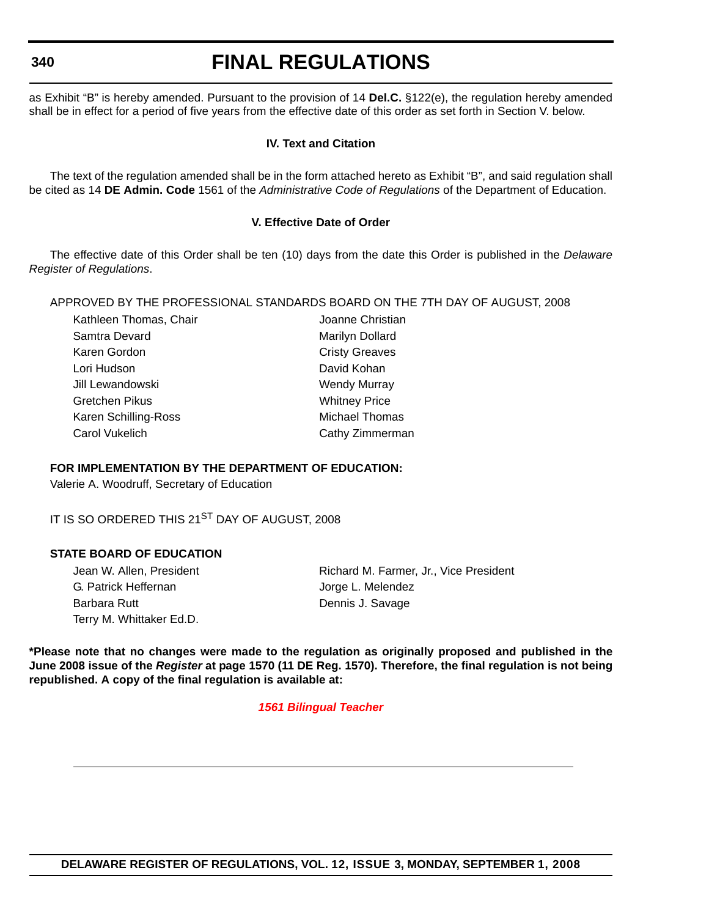as Exhibit "B" is hereby amended. Pursuant to the provision of 14 **Del.C.** §122(e), the regulation hereby amended shall be in effect for a period of five years from the effective date of this order as set forth in Section V. below.

**IV. Text and Citation**

The text of the regulation amended shall be in the form attached hereto as Exhibit "B", and said regulation shall be cited as 14 **DE Admin. Code** 1561 of the *Administrative Code of Regulations* of the Department of Education.

**V. Effective Date of Order**

The effective date of this Order shall be ten (10) days from the date this Order is published in the *Delaware Register of Regulations*.

APPROVED BY THE PROFESSIONAL STANDARDS BOARD ON THE 7TH DAY OF AUGUST, 2008

Kathleen Thomas, Chair
Joanne Christian
Samtra Devard
Marilyn Dollard
Karen Gordon
Cristy Greaves
Lori Hudson
David Kohan
Jill Lewandowski
Wendy Murray
Gretchen Pikus
Whitney Price
Karen Schilling-Ross
Michael Thomas
Carol Vukelich
Cathy Zimmerman

**FOR IMPLEMENTATION BY THE DEPARTMENT OF EDUCATION:**
Valerie A. Woodruff, Secretary of Education

IT IS SO ORDERED THIS 21ST DAY OF AUGUST, 2008

**STATE BOARD OF EDUCATION**

Jean W. Allen, President
Richard M. Farmer, Jr., Vice President
G. Patrick Heffernan
Jorge L. Melendez
Barbara Rutt
Dennis J. Savage
Terry M. Whittaker Ed.D.

**\*Please note that no changes were made to the regulation as originally proposed and published in the June 2008 issue of the *Register* at page 1570 (11 DE Reg. 1570). Therefore, the final regulation is not being republished. A copy of the final regulation is available at:**

***1561 Bilingual Teacher***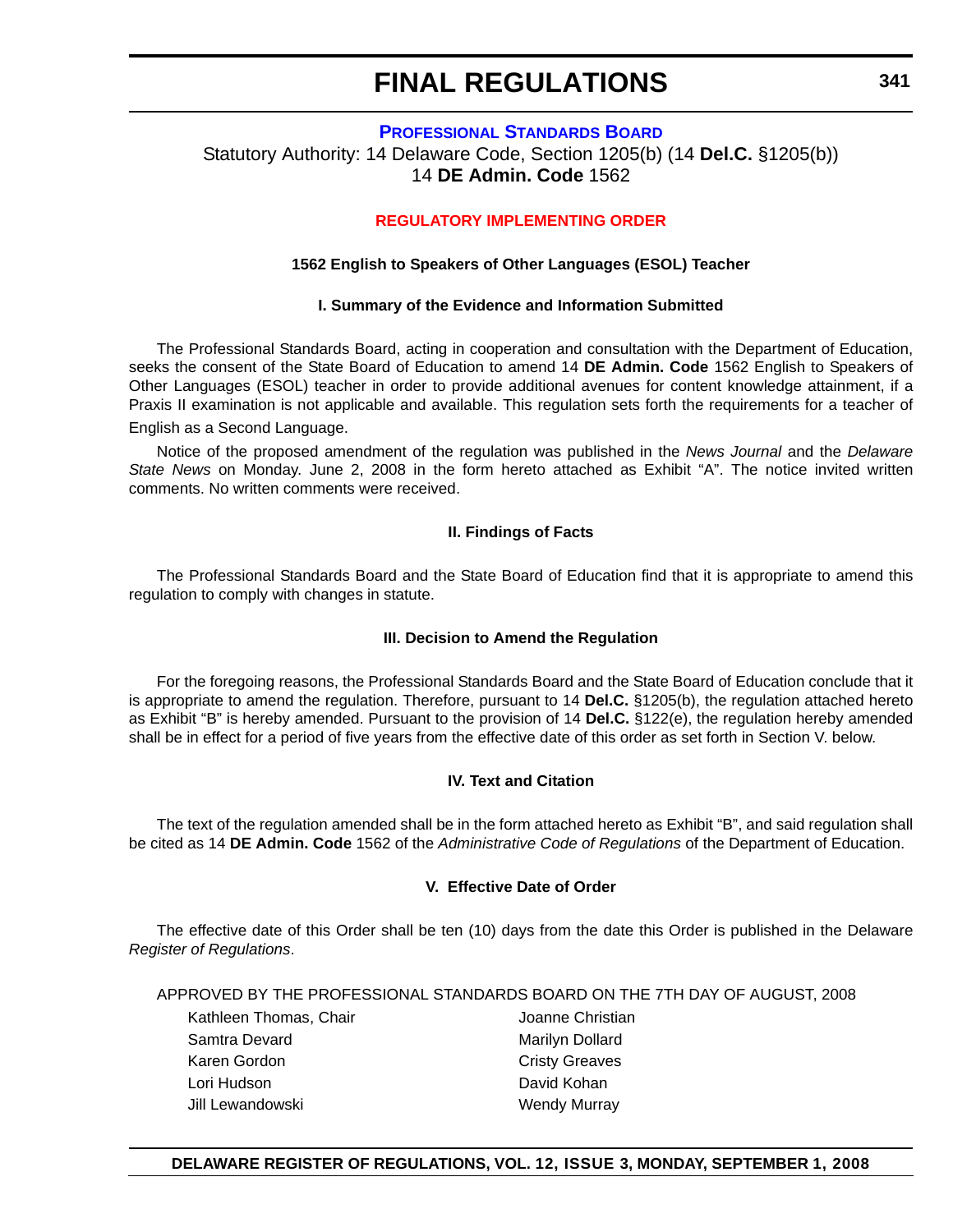# FINAL REGULATIONS

## PROFESSIONAL STANDARDS BOARD

Statutory Authority: 14 Delaware Code, Section 1205(b) (14 **Del.C.** §1205(b))
14 **DE Admin. Code** 1562

### REGULATORY IMPLEMENTING ORDER

**1562 English to Speakers of Other Languages (ESOL) Teacher**

**I. Summary of the Evidence and Information Submitted**

The Professional Standards Board, acting in cooperation and consultation with the Department of Education, seeks the consent of the State Board of Education to amend 14 **DE Admin. Code** 1562 English to Speakers of Other Languages (ESOL) teacher in order to provide additional avenues for content knowledge attainment, if a Praxis II examination is not applicable and available. This regulation sets forth the requirements for a teacher of English as a Second Language.

Notice of the proposed amendment of the regulation was published in the *News Journal* and the *Delaware State News* on Monday. June 2, 2008 in the form hereto attached as Exhibit "A". The notice invited written comments. No written comments were received.

**II. Findings of Facts**

The Professional Standards Board and the State Board of Education find that it is appropriate to amend this regulation to comply with changes in statute.

**III. Decision to Amend the Regulation**

For the foregoing reasons, the Professional Standards Board and the State Board of Education conclude that it is appropriate to amend the regulation. Therefore, pursuant to 14 **Del.C.** §1205(b), the regulation attached hereto as Exhibit "B" is hereby amended. Pursuant to the provision of 14 **Del.C.** §122(e), the regulation hereby amended shall be in effect for a period of five years from the effective date of this order as set forth in Section V. below.

**IV. Text and Citation**

The text of the regulation amended shall be in the form attached hereto as Exhibit "B", and said regulation shall be cited as 14 **DE Admin. Code** 1562 of the *Administrative Code of Regulations* of the Department of Education.

**V. Effective Date of Order**

The effective date of this Order shall be ten (10) days from the date this Order is published in the Delaware *Register of Regulations*.

APPROVED BY THE PROFESSIONAL STANDARDS BOARD ON THE 7TH DAY OF AUGUST, 2008

Kathleen Thomas, Chair
Samtra Devard
Karen Gordon
Lori Hudson
Jill Lewandowski
Joanne Christian
Marilyn Dollard
Cristy Greaves
David Kohan
Wendy Murray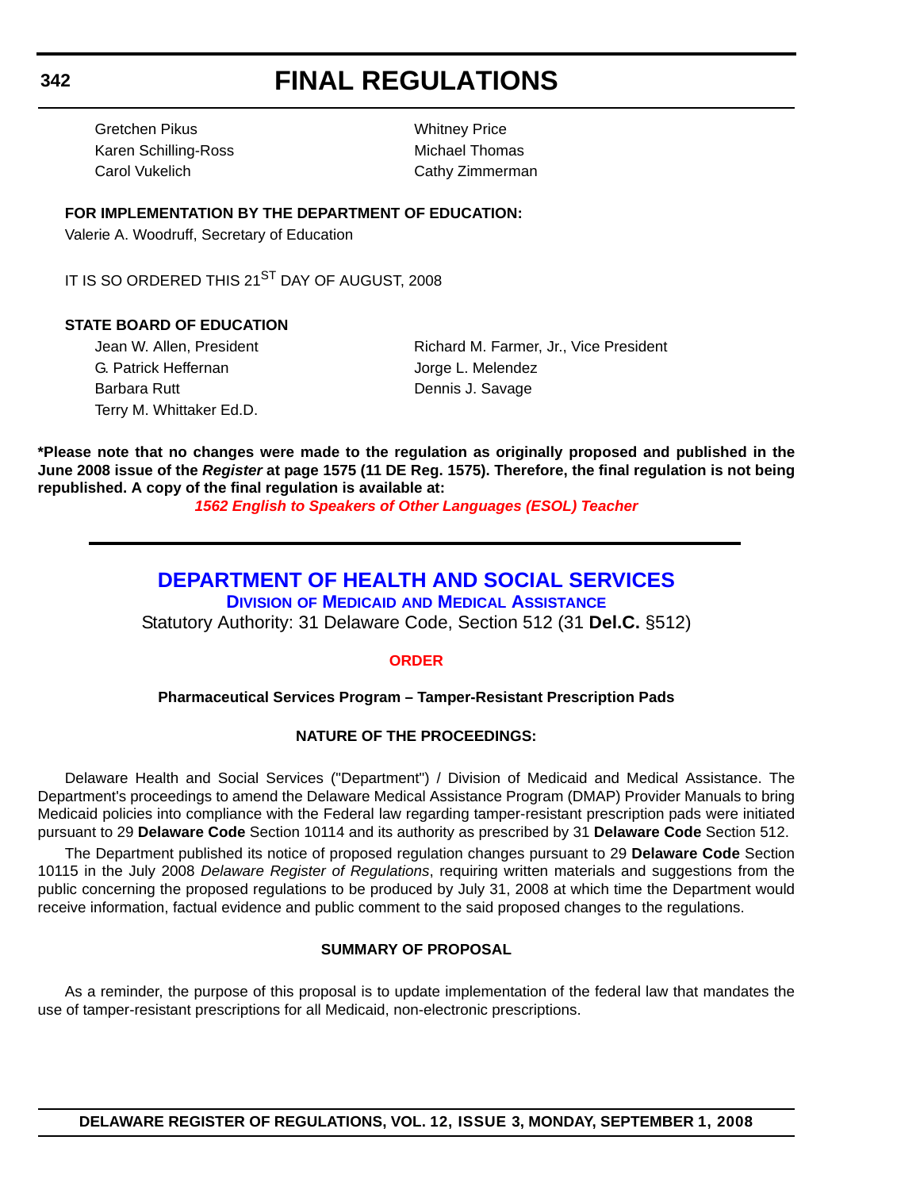Gretchen Pikus
Karen Schilling-Ross
Carol Vukelich
Whitney Price
Michael Thomas
Cathy Zimmerman

**FOR IMPLEMENTATION BY THE DEPARTMENT OF EDUCATION:**

Valerie A. Woodruff, Secretary of Education

IT IS SO ORDERED THIS 21ST DAY OF AUGUST, 2008

**STATE BOARD OF EDUCATION**

Jean W. Allen, President
Richard M. Farmer, Jr., Vice President
G. Patrick Heffernan
Jorge L. Melendez
Barbara Rutt
Dennis J. Savage
Terry M. Whittaker Ed.D.

**\*Please note that no changes were made to the regulation as originally proposed and published in the June 2008 issue of the *Register* at page 1575 (11 DE Reg. 1575). Therefore, the final regulation is not being republished. A copy of the final regulation is available at:**

***1562 English to Speakers of Other Languages (ESOL) Teacher***

---

# DEPARTMENT OF HEALTH AND SOCIAL SERVICES

## DIVISION OF MEDICAID AND MEDICAL ASSISTANCE

Statutory Authority: 31 Delaware Code, Section 512 (31 **Del.C.** §512)

### ORDER

**Pharmaceutical Services Program – Tamper-Resistant Prescription Pads**

**NATURE OF THE PROCEEDINGS:**

Delaware Health and Social Services ("Department") / Division of Medicaid and Medical Assistance. The Department's proceedings to amend the Delaware Medical Assistance Program (DMAP) Provider Manuals to bring Medicaid policies into compliance with the Federal law regarding tamper-resistant prescription pads were initiated pursuant to 29 **Delaware Code** Section 10114 and its authority as prescribed by 31 **Delaware Code** Section 512.

The Department published its notice of proposed regulation changes pursuant to 29 **Delaware Code** Section 10115 in the July 2008 *Delaware Register of Regulations*, requiring written materials and suggestions from the public concerning the proposed regulations to be produced by July 31, 2008 at which time the Department would receive information, factual evidence and public comment to the said proposed changes to the regulations.

**SUMMARY OF PROPOSAL**

As a reminder, the purpose of this proposal is to update implementation of the federal law that mandates the use of tamper-resistant prescriptions for all Medicaid, non-electronic prescriptions.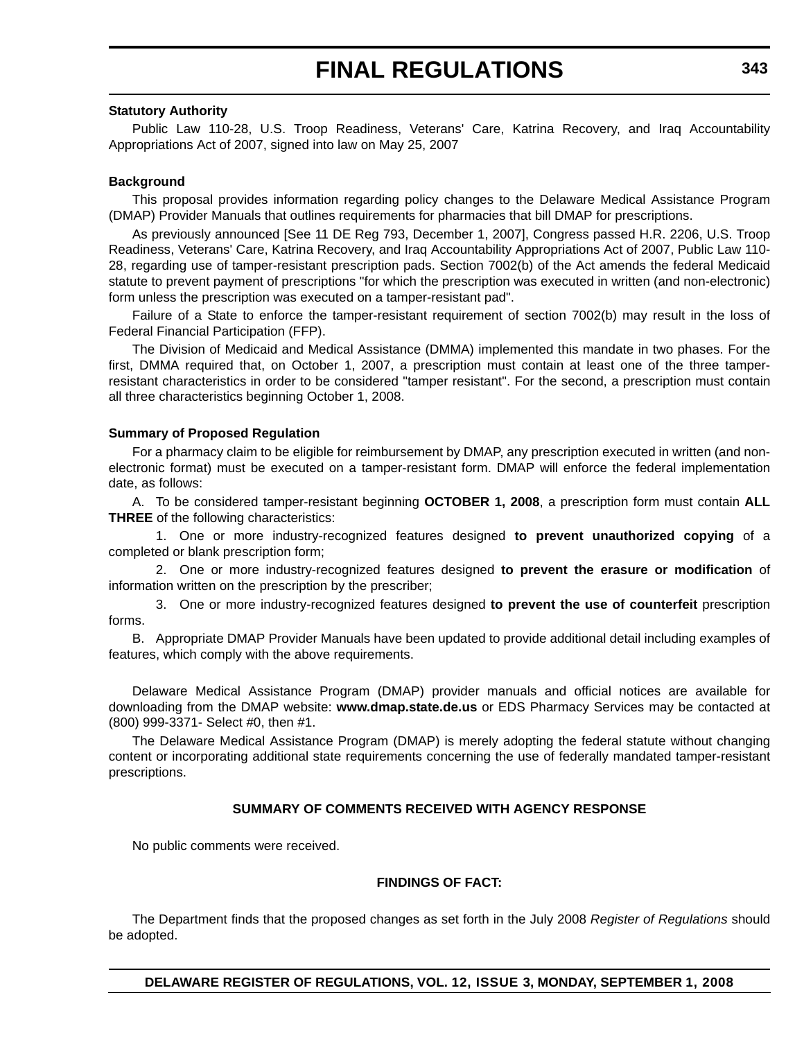**Statutory Authority**

Public Law 110-28, U.S. Troop Readiness, Veterans' Care, Katrina Recovery, and Iraq Accountability Appropriations Act of 2007, signed into law on May 25, 2007

**Background**

This proposal provides information regarding policy changes to the Delaware Medical Assistance Program (DMAP) Provider Manuals that outlines requirements for pharmacies that bill DMAP for prescriptions.

As previously announced [See 11 DE Reg 793, December 1, 2007], Congress passed H.R. 2206, U.S. Troop Readiness, Veterans' Care, Katrina Recovery, and Iraq Accountability Appropriations Act of 2007, Public Law 110-28, regarding use of tamper-resistant prescription pads. Section 7002(b) of the Act amends the federal Medicaid statute to prevent payment of prescriptions "for which the prescription was executed in written (and non-electronic) form unless the prescription was executed on a tamper-resistant pad".

Failure of a State to enforce the tamper-resistant requirement of section 7002(b) may result in the loss of Federal Financial Participation (FFP).

The Division of Medicaid and Medical Assistance (DMMA) implemented this mandate in two phases. For the first, DMMA required that, on October 1, 2007, a prescription must contain at least one of the three tamper-resistant characteristics in order to be considered "tamper resistant". For the second, a prescription must contain all three characteristics beginning October 1, 2008.

**Summary of Proposed Regulation**

For a pharmacy claim to be eligible for reimbursement by DMAP, any prescription executed in written (and non-electronic format) must be executed on a tamper-resistant form. DMAP will enforce the federal implementation date, as follows:

A. To be considered tamper-resistant beginning **OCTOBER 1, 2008**, a prescription form must contain **ALL THREE** of the following characteristics:

1. One or more industry-recognized features designed **to prevent unauthorized copying** of a completed or blank prescription form;

2. One or more industry-recognized features designed **to prevent the erasure or modification** of information written on the prescription by the prescriber;

3. One or more industry-recognized features designed **to prevent the use of counterfeit** prescription forms.

B. Appropriate DMAP Provider Manuals have been updated to provide additional detail including examples of features, which comply with the above requirements.

Delaware Medical Assistance Program (DMAP) provider manuals and official notices are available for downloading from the DMAP website: **www.dmap.state.de.us** or EDS Pharmacy Services may be contacted at (800) 999-3371- Select #0, then #1.

The Delaware Medical Assistance Program (DMAP) is merely adopting the federal statute without changing content or incorporating additional state requirements concerning the use of federally mandated tamper-resistant prescriptions.

**SUMMARY OF COMMENTS RECEIVED WITH AGENCY RESPONSE**

No public comments were received.

**FINDINGS OF FACT:**

The Department finds that the proposed changes as set forth in the July 2008 *Register of Regulations* should be adopted.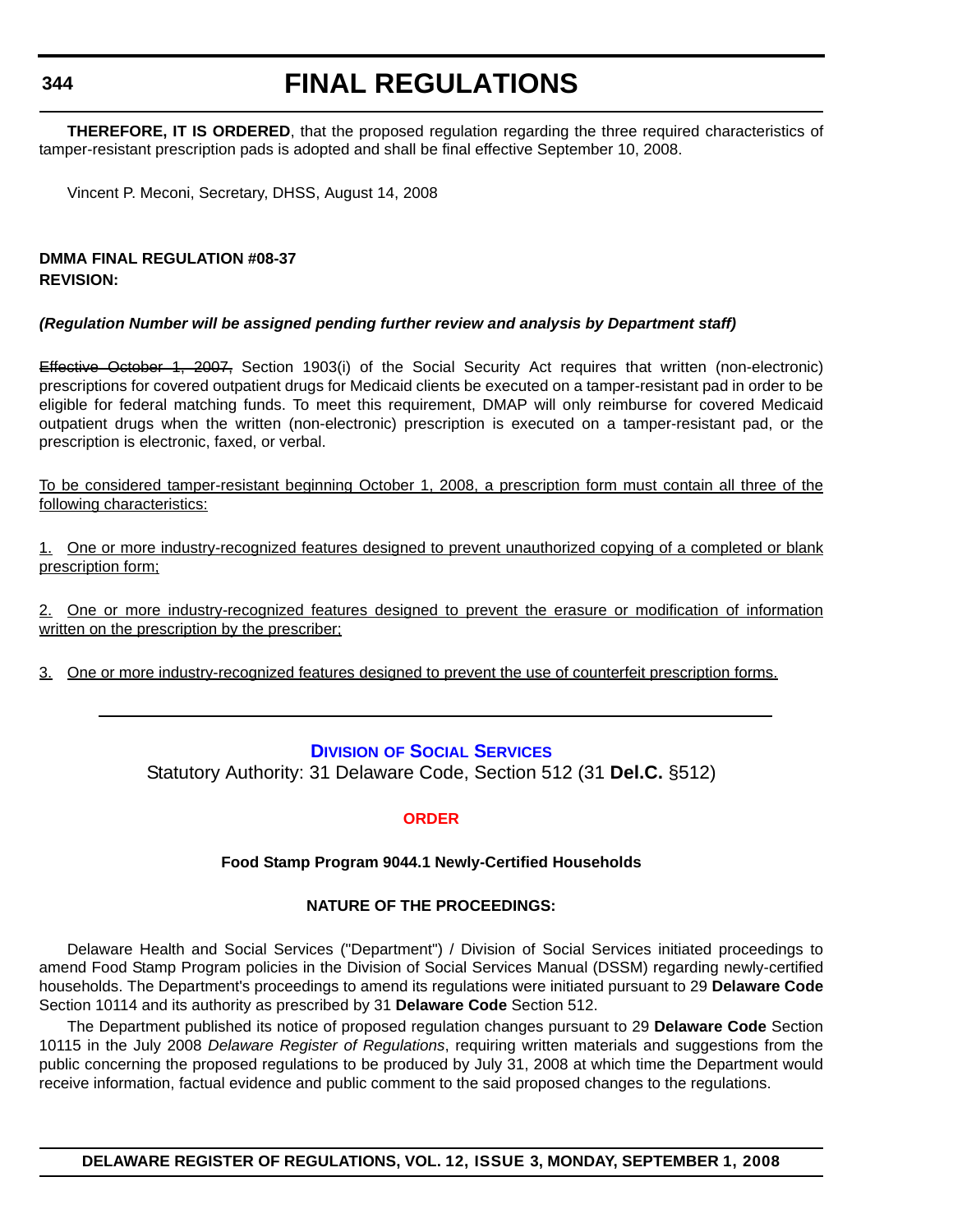**THEREFORE, IT IS ORDERED**, that the proposed regulation regarding the three required characteristics of tamper-resistant prescription pads is adopted and shall be final effective September 10, 2008.

Vincent P. Meconi, Secretary, DHSS, August 14, 2008

**DMMA FINAL REGULATION #08-37**
**REVISION:**

***(Regulation Number will be assigned pending further review and analysis by Department staff)***

~~Effective October 1, 2007,~~ Section 1903(i) of the Social Security Act requires that written (non-electronic) prescriptions for covered outpatient drugs for Medicaid clients be executed on a tamper-resistant pad in order to be eligible for federal matching funds. To meet this requirement, DMAP will only reimburse for covered Medicaid outpatient drugs when the written (non-electronic) prescription is executed on a tamper-resistant pad, or the prescription is electronic, faxed, or verbal.

<u>To be considered tamper-resistant beginning October 1, 2008, a prescription form must contain all three of the following characteristics:</u>

<u>1. One or more industry-recognized features designed to prevent unauthorized copying of a completed or blank prescription form;</u>

<u>2. One or more industry-recognized features designed to prevent the erasure or modification of information written on the prescription by the prescriber;</u>

<u>3. One or more industry-recognized features designed to prevent the use of counterfeit prescription forms.</u>

---

## Division of Social Services

Statutory Authority: 31 Delaware Code, Section 512 (31 **Del.C.** §512)

### ORDER

**Food Stamp Program 9044.1 Newly-Certified Households**

**NATURE OF THE PROCEEDINGS:**

Delaware Health and Social Services ("Department") / Division of Social Services initiated proceedings to amend Food Stamp Program policies in the Division of Social Services Manual (DSSM) regarding newly-certified households. The Department's proceedings to amend its regulations were initiated pursuant to 29 **Delaware Code** Section 10114 and its authority as prescribed by 31 **Delaware Code** Section 512.

The Department published its notice of proposed regulation changes pursuant to 29 **Delaware Code** Section 10115 in the July 2008 *Delaware Register of Regulations*, requiring written materials and suggestions from the public concerning the proposed regulations to be produced by July 31, 2008 at which time the Department would receive information, factual evidence and public comment to the said proposed changes to the regulations.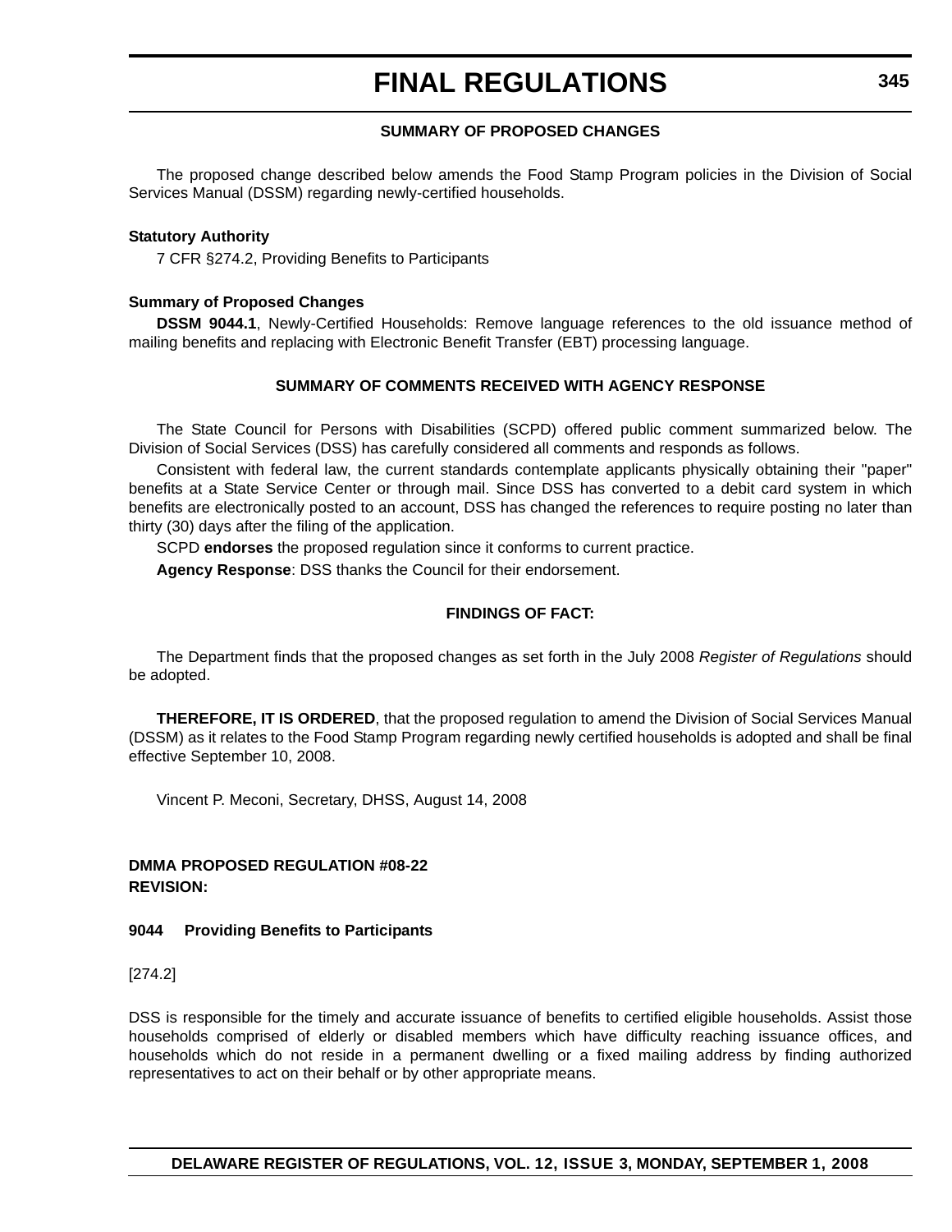### SUMMARY OF PROPOSED CHANGES

The proposed change described below amends the Food Stamp Program policies in the Division of Social Services Manual (DSSM) regarding newly-certified households.

**Statutory Authority**

7 CFR §274.2, Providing Benefits to Participants

**Summary of Proposed Changes**

**DSSM 9044.1**, Newly-Certified Households: Remove language references to the old issuance method of mailing benefits and replacing with Electronic Benefit Transfer (EBT) processing language.

### SUMMARY OF COMMENTS RECEIVED WITH AGENCY RESPONSE

The State Council for Persons with Disabilities (SCPD) offered public comment summarized below. The Division of Social Services (DSS) has carefully considered all comments and responds as follows.

Consistent with federal law, the current standards contemplate applicants physically obtaining their "paper" benefits at a State Service Center or through mail. Since DSS has converted to a debit card system in which benefits are electronically posted to an account, DSS has changed the references to require posting no later than thirty (30) days after the filing of the application.

SCPD **endorses** the proposed regulation since it conforms to current practice.

**Agency Response**: DSS thanks the Council for their endorsement.

### FINDINGS OF FACT:

The Department finds that the proposed changes as set forth in the July 2008 *Register of Regulations* should be adopted.

**THEREFORE, IT IS ORDERED**, that the proposed regulation to amend the Division of Social Services Manual (DSSM) as it relates to the Food Stamp Program regarding newly certified households is adopted and shall be final effective September 10, 2008.

Vincent P. Meconi, Secretary, DHSS, August 14, 2008

**DMMA PROPOSED REGULATION #08-22**
**REVISION:**

**9044 Providing Benefits to Participants**

[274.2]

DSS is responsible for the timely and accurate issuance of benefits to certified eligible households. Assist those households comprised of elderly or disabled members which have difficulty reaching issuance offices, and households which do not reside in a permanent dwelling or a fixed mailing address by finding authorized representatives to act on their behalf or by other appropriate means.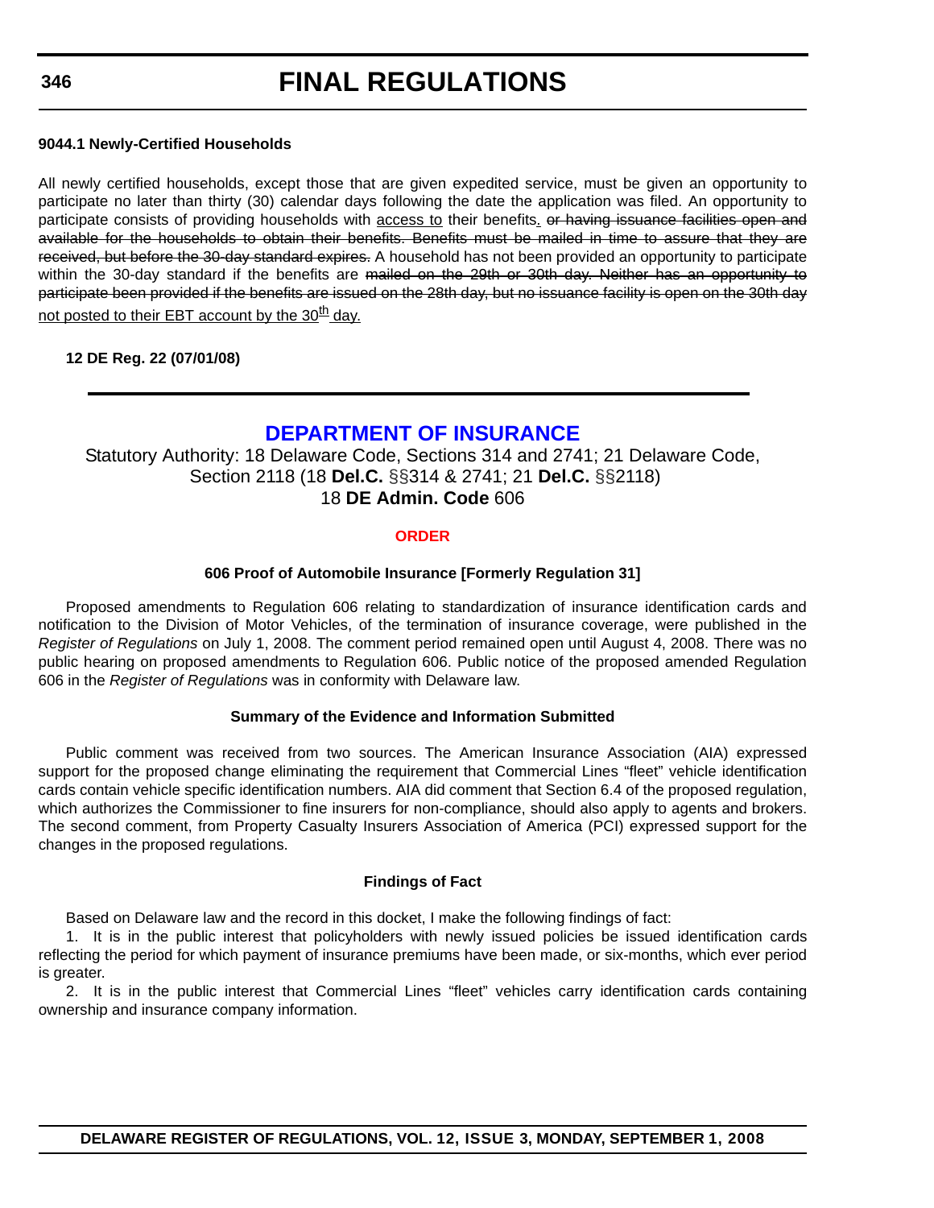**9044.1 Newly-Certified Households**

All newly certified households, except those that are given expedited service, must be given an opportunity to participate no later than thirty (30) calendar days following the date the application was filed. An opportunity to participate consists of providing households with <u>access to</u> their benefits<u>.</u> ~~or having issuance facilities open and available for the households to obtain their benefits. Benefits must be mailed in time to assure that they are received, but before the 30-day standard expires.~~ A household has not been provided an opportunity to participate within the 30-day standard if the benefits are ~~mailed on the 29th or 30th day. Neither has an opportunity to participate been provided if the benefits are issued on the 28th day, but no issuance facility is open on the 30th day~~ <u>not posted to their EBT account by the 30th day.</u>

**12 DE Reg. 22 (07/01/08)**

---

## DEPARTMENT OF INSURANCE

Statutory Authority: 18 Delaware Code, Sections 314 and 2741; 21 Delaware Code, Section 2118 (18 **Del.C.** §§314 & 2741; 21 **Del.C.** §§2118)
18 **DE Admin. Code** 606

### ORDER

#### 606 Proof of Automobile Insurance [Formerly Regulation 31]

Proposed amendments to Regulation 606 relating to standardization of insurance identification cards and notification to the Division of Motor Vehicles, of the termination of insurance coverage, were published in the *Register of Regulations* on July 1, 2008. The comment period remained open until August 4, 2008. There was no public hearing on proposed amendments to Regulation 606. Public notice of the proposed amended Regulation 606 in the *Register of Regulations* was in conformity with Delaware law.

#### Summary of the Evidence and Information Submitted

Public comment was received from two sources. The American Insurance Association (AIA) expressed support for the proposed change eliminating the requirement that Commercial Lines "fleet" vehicle identification cards contain vehicle specific identification numbers. AIA did comment that Section 6.4 of the proposed regulation, which authorizes the Commissioner to fine insurers for non-compliance, should also apply to agents and brokers. The second comment, from Property Casualty Insurers Association of America (PCI) expressed support for the changes in the proposed regulations.

#### Findings of Fact

Based on Delaware law and the record in this docket, I make the following findings of fact:

1. It is in the public interest that policyholders with newly issued policies be issued identification cards reflecting the period for which payment of insurance premiums have been made, or six-months, which ever period is greater.

2. It is in the public interest that Commercial Lines "fleet" vehicles carry identification cards containing ownership and insurance company information.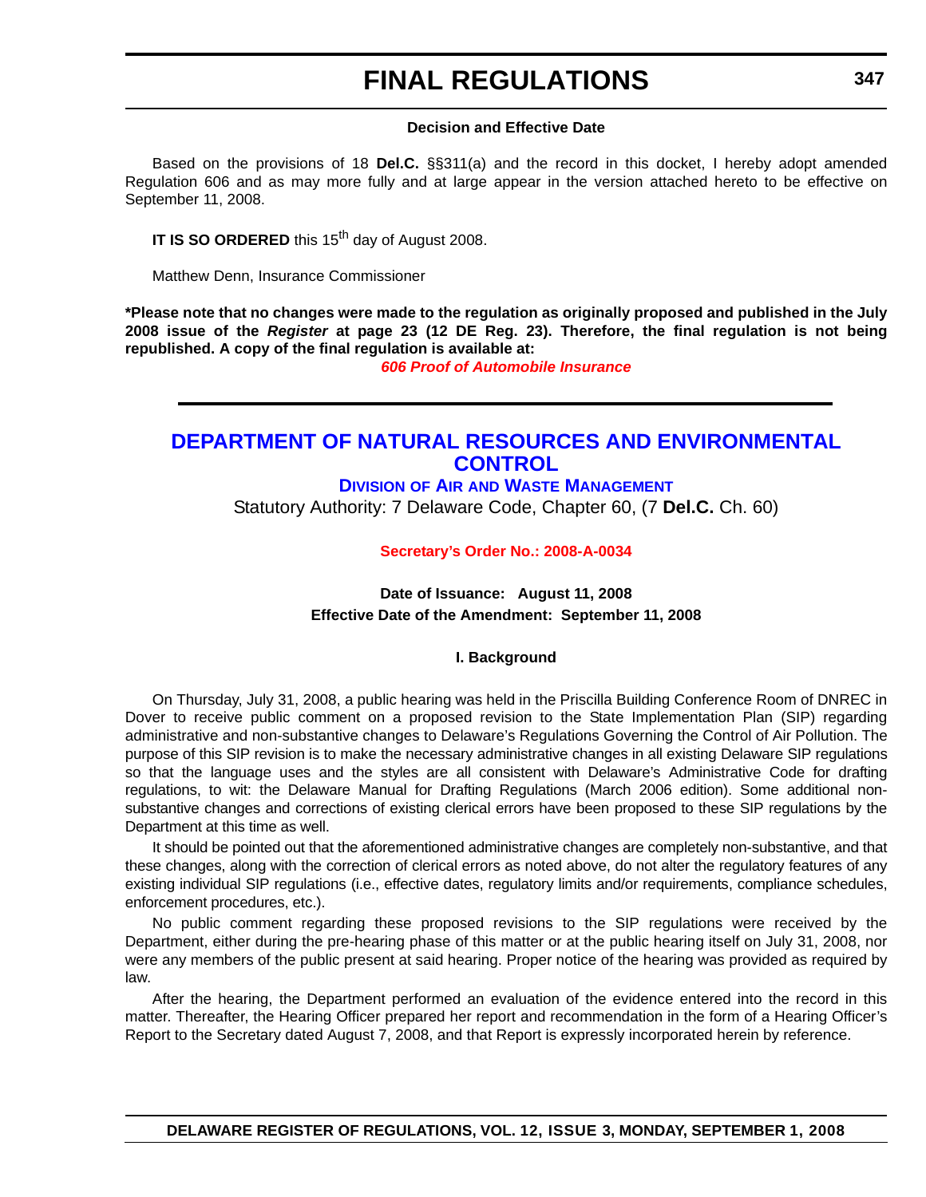**Decision and Effective Date**

Based on the provisions of 18 **Del.C.** §§311(a) and the record in this docket, I hereby adopt amended Regulation 606 and as may more fully and at large appear in the version attached hereto to be effective on September 11, 2008.

**IT IS SO ORDERED** this 15th day of August 2008.

Matthew Denn, Insurance Commissioner

***Please note that no changes were made to the regulation as originally proposed and published in the July 2008 issue of the *Register* at page 23 (12 DE Reg. 23). Therefore, the final regulation is not being republished. A copy of the final regulation is available at:**

***606 Proof of Automobile Insurance***

---

# DEPARTMENT OF NATURAL RESOURCES AND ENVIRONMENTAL CONTROL

## DIVISION OF AIR AND WASTE MANAGEMENT

Statutory Authority: 7 Delaware Code, Chapter 60, (7 **Del.C.** Ch. 60)

**Secretary's Order No.: 2008-A-0034**

**Date of Issuance: August 11, 2008**

**Effective Date of the Amendment: September 11, 2008**

### I. Background

On Thursday, July 31, 2008, a public hearing was held in the Priscilla Building Conference Room of DNREC in Dover to receive public comment on a proposed revision to the State Implementation Plan (SIP) regarding administrative and non-substantive changes to Delaware's Regulations Governing the Control of Air Pollution. The purpose of this SIP revision is to make the necessary administrative changes in all existing Delaware SIP regulations so that the language uses and the styles are all consistent with Delaware's Administrative Code for drafting regulations, to wit: the Delaware Manual for Drafting Regulations (March 2006 edition). Some additional non-substantive changes and corrections of existing clerical errors have been proposed to these SIP regulations by the Department at this time as well.

It should be pointed out that the aforementioned administrative changes are completely non-substantive, and that these changes, along with the correction of clerical errors as noted above, do not alter the regulatory features of any existing individual SIP regulations (i.e., effective dates, regulatory limits and/or requirements, compliance schedules, enforcement procedures, etc.).

No public comment regarding these proposed revisions to the SIP regulations were received by the Department, either during the pre-hearing phase of this matter or at the public hearing itself on July 31, 2008, nor were any members of the public present at said hearing. Proper notice of the hearing was provided as required by law.

After the hearing, the Department performed an evaluation of the evidence entered into the record in this matter. Thereafter, the Hearing Officer prepared her report and recommendation in the form of a Hearing Officer's Report to the Secretary dated August 7, 2008, and that Report is expressly incorporated herein by reference.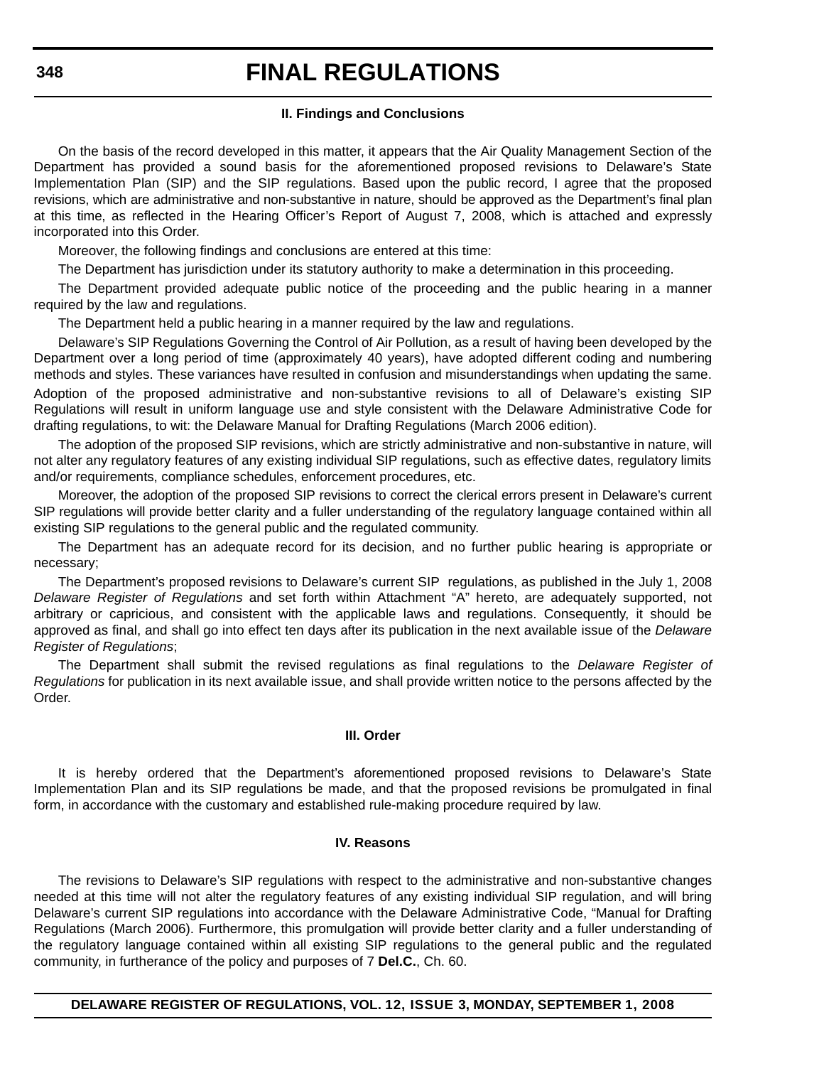### II. Findings and Conclusions

On the basis of the record developed in this matter, it appears that the Air Quality Management Section of the Department has provided a sound basis for the aforementioned proposed revisions to Delaware's State Implementation Plan (SIP) and the SIP regulations. Based upon the public record, I agree that the proposed revisions, which are administrative and non-substantive in nature, should be approved as the Department's final plan at this time, as reflected in the Hearing Officer's Report of August 7, 2008, which is attached and expressly incorporated into this Order.

Moreover, the following findings and conclusions are entered at this time:

The Department has jurisdiction under its statutory authority to make a determination in this proceeding.

The Department provided adequate public notice of the proceeding and the public hearing in a manner required by the law and regulations.

The Department held a public hearing in a manner required by the law and regulations.

Delaware's SIP Regulations Governing the Control of Air Pollution, as a result of having been developed by the Department over a long period of time (approximately 40 years), have adopted different coding and numbering methods and styles. These variances have resulted in confusion and misunderstandings when updating the same. Adoption of the proposed administrative and non-substantive revisions to all of Delaware's existing SIP Regulations will result in uniform language use and style consistent with the Delaware Administrative Code for drafting regulations, to wit: the Delaware Manual for Drafting Regulations (March 2006 edition).

The adoption of the proposed SIP revisions, which are strictly administrative and non-substantive in nature, will not alter any regulatory features of any existing individual SIP regulations, such as effective dates, regulatory limits and/or requirements, compliance schedules, enforcement procedures, etc.

Moreover, the adoption of the proposed SIP revisions to correct the clerical errors present in Delaware's current SIP regulations will provide better clarity and a fuller understanding of the regulatory language contained within all existing SIP regulations to the general public and the regulated community.

The Department has an adequate record for its decision, and no further public hearing is appropriate or necessary;

The Department's proposed revisions to Delaware's current SIP regulations, as published in the July 1, 2008 *Delaware Register of Regulations* and set forth within Attachment "A" hereto, are adequately supported, not arbitrary or capricious, and consistent with the applicable laws and regulations. Consequently, it should be approved as final, and shall go into effect ten days after its publication in the next available issue of the *Delaware Register of Regulations*;

The Department shall submit the revised regulations as final regulations to the *Delaware Register of Regulations* for publication in its next available issue, and shall provide written notice to the persons affected by the Order.

### III. Order

It is hereby ordered that the Department's aforementioned proposed revisions to Delaware's State Implementation Plan and its SIP regulations be made, and that the proposed revisions be promulgated in final form, in accordance with the customary and established rule-making procedure required by law.

### IV. Reasons

The revisions to Delaware's SIP regulations with respect to the administrative and non-substantive changes needed at this time will not alter the regulatory features of any existing individual SIP regulation, and will bring Delaware's current SIP regulations into accordance with the Delaware Administrative Code, "Manual for Drafting Regulations (March 2006). Furthermore, this promulgation will provide better clarity and a fuller understanding of the regulatory language contained within all existing SIP regulations to the general public and the regulated community, in furtherance of the policy and purposes of 7 **Del.C.**, Ch. 60.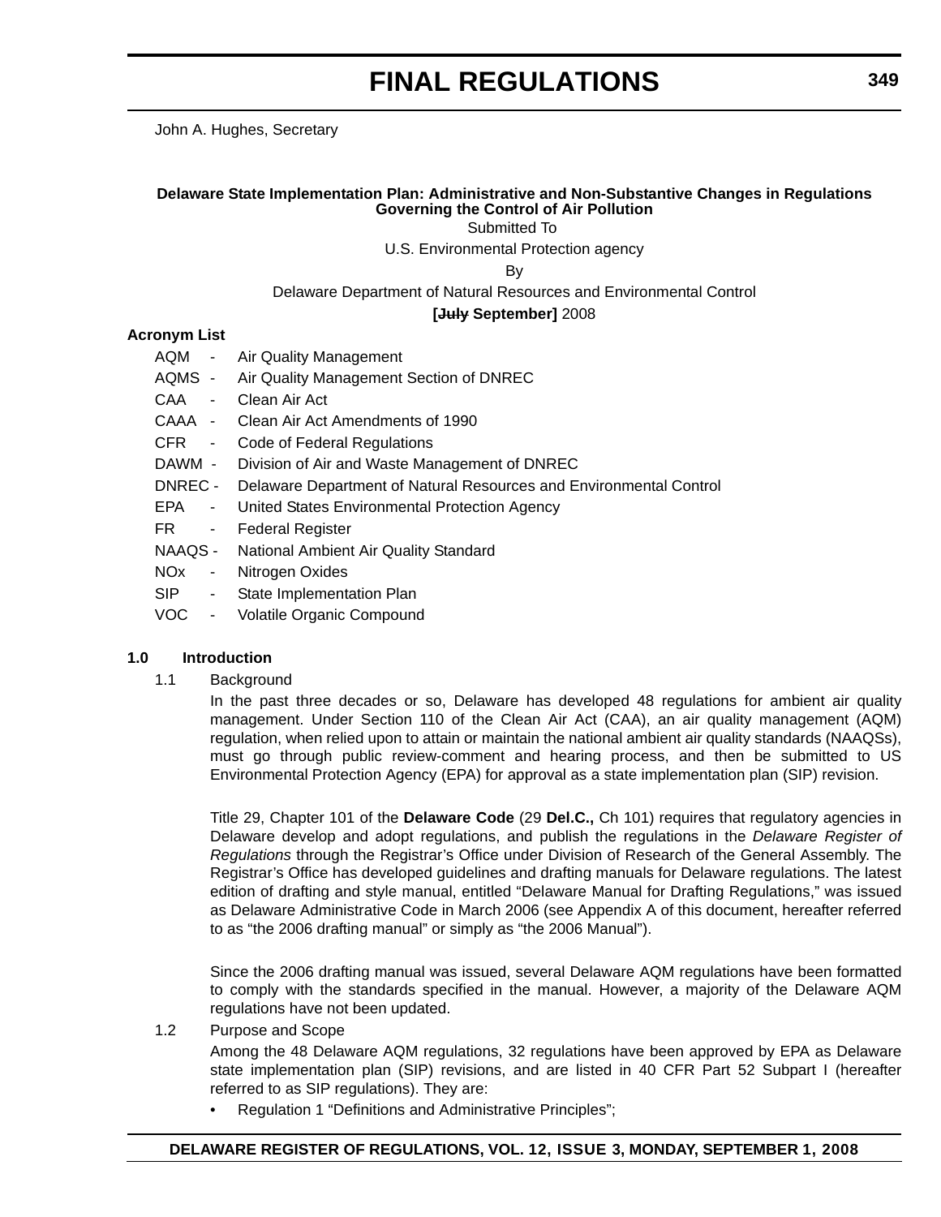John A. Hughes, Secretary

**Delaware State Implementation Plan: Administrative and Non-Substantive Changes in Regulations Governing the Control of Air Pollution**

Submitted To

U.S. Environmental Protection agency

By

Delaware Department of Natural Resources and Environmental Control

**[~~July~~ September]** 2008

**Acronym List**

- AQM - Air Quality Management
- AQMS - Air Quality Management Section of DNREC
- CAA - Clean Air Act
- CAAA - Clean Air Act Amendments of 1990
- CFR - Code of Federal Regulations
- DAWM - Division of Air and Waste Management of DNREC
- DNREC - Delaware Department of Natural Resources and Environmental Control
- EPA - United States Environmental Protection Agency
- FR - Federal Register
- NAAQS - National Ambient Air Quality Standard
- NOx - Nitrogen Oxides
- SIP - State Implementation Plan
- VOC - Volatile Organic Compound

**1.0 Introduction**

1.1 Background

In the past three decades or so, Delaware has developed 48 regulations for ambient air quality management. Under Section 110 of the Clean Air Act (CAA), an air quality management (AQM) regulation, when relied upon to attain or maintain the national ambient air quality standards (NAAQSs), must go through public review-comment and hearing process, and then be submitted to US Environmental Protection Agency (EPA) for approval as a state implementation plan (SIP) revision.

Title 29, Chapter 101 of the **Delaware Code** (29 **Del.C.,** Ch 101) requires that regulatory agencies in Delaware develop and adopt regulations, and publish the regulations in the *Delaware Register of Regulations* through the Registrar's Office under Division of Research of the General Assembly. The Registrar's Office has developed guidelines and drafting manuals for Delaware regulations. The latest edition of drafting and style manual, entitled "Delaware Manual for Drafting Regulations," was issued as Delaware Administrative Code in March 2006 (see Appendix A of this document, hereafter referred to as "the 2006 drafting manual" or simply as "the 2006 Manual").

Since the 2006 drafting manual was issued, several Delaware AQM regulations have been formatted to comply with the standards specified in the manual. However, a majority of the Delaware AQM regulations have not been updated.

1.2 Purpose and Scope

Among the 48 Delaware AQM regulations, 32 regulations have been approved by EPA as Delaware state implementation plan (SIP) revisions, and are listed in 40 CFR Part 52 Subpart I (hereafter referred to as SIP regulations). They are:

- Regulation 1 "Definitions and Administrative Principles";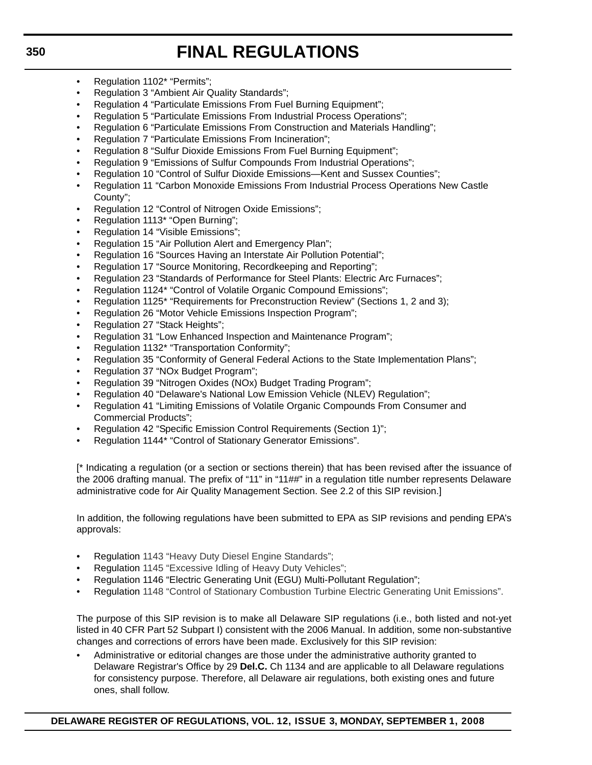- Regulation 1102* “Permits”;
- Regulation 3 “Ambient Air Quality Standards”;
- Regulation 4 “Particulate Emissions From Fuel Burning Equipment”;
- Regulation 5 “Particulate Emissions From Industrial Process Operations”;
- Regulation 6 “Particulate Emissions From Construction and Materials Handling”;
- Regulation 7 “Particulate Emissions From Incineration”;
- Regulation 8 “Sulfur Dioxide Emissions From Fuel Burning Equipment”;
- Regulation 9 “Emissions of Sulfur Compounds From Industrial Operations”;
- Regulation 10 “Control of Sulfur Dioxide Emissions—Kent and Sussex Counties”;
- Regulation 11 “Carbon Monoxide Emissions From Industrial Process Operations New Castle County”;
- Regulation 12 “Control of Nitrogen Oxide Emissions”;
- Regulation 1113* “Open Burning”;
- Regulation 14 “Visible Emissions”;
- Regulation 15 “Air Pollution Alert and Emergency Plan”;
- Regulation 16 “Sources Having an Interstate Air Pollution Potential”;
- Regulation 17 “Source Monitoring, Recordkeeping and Reporting”;
- Regulation 23 “Standards of Performance for Steel Plants: Electric Arc Furnaces”;
- Regulation 1124* “Control of Volatile Organic Compound Emissions”;
- Regulation 1125* “Requirements for Preconstruction Review” (Sections 1, 2 and 3);
- Regulation 26 “Motor Vehicle Emissions Inspection Program”;
- Regulation 27 “Stack Heights”;
- Regulation 31 “Low Enhanced Inspection and Maintenance Program”;
- Regulation 1132* “Transportation Conformity”;
- Regulation 35 “Conformity of General Federal Actions to the State Implementation Plans”;
- Regulation 37 “NOx Budget Program”;
- Regulation 39 “Nitrogen Oxides (NOx) Budget Trading Program”;
- Regulation 40 “Delaware's National Low Emission Vehicle (NLEV) Regulation”;
- Regulation 41 “Limiting Emissions of Volatile Organic Compounds From Consumer and Commercial Products”;
- Regulation 42 “Specific Emission Control Requirements (Section 1)”;
- Regulation 1144* “Control of Stationary Generator Emissions”.

[* Indicating a regulation (or a section or sections therein) that has been revised after the issuance of the 2006 drafting manual. The prefix of “11” in “11##” in a regulation title number represents Delaware administrative code for Air Quality Management Section. See 2.2 of this SIP revision.]

In addition, the following regulations have been submitted to EPA as SIP revisions and pending EPA's approvals:

- Regulation 1143 “Heavy Duty Diesel Engine Standards”;
- Regulation 1145 “Excessive Idling of Heavy Duty Vehicles”;
- Regulation 1146 “Electric Generating Unit (EGU) Multi-Pollutant Regulation”;
- Regulation 1148 “Control of Stationary Combustion Turbine Electric Generating Unit Emissions”.

The purpose of this SIP revision is to make all Delaware SIP regulations (i.e., both listed and not-yet listed in 40 CFR Part 52 Subpart I) consistent with the 2006 Manual. In addition, some non-substantive changes and corrections of errors have been made. Exclusively for this SIP revision:

- Administrative or editorial changes are those under the administrative authority granted to Delaware Registrar's Office by 29 **Del.C.** Ch 1134 and are applicable to all Delaware regulations for consistency purpose. Therefore, all Delaware air regulations, both existing ones and future ones, shall follow.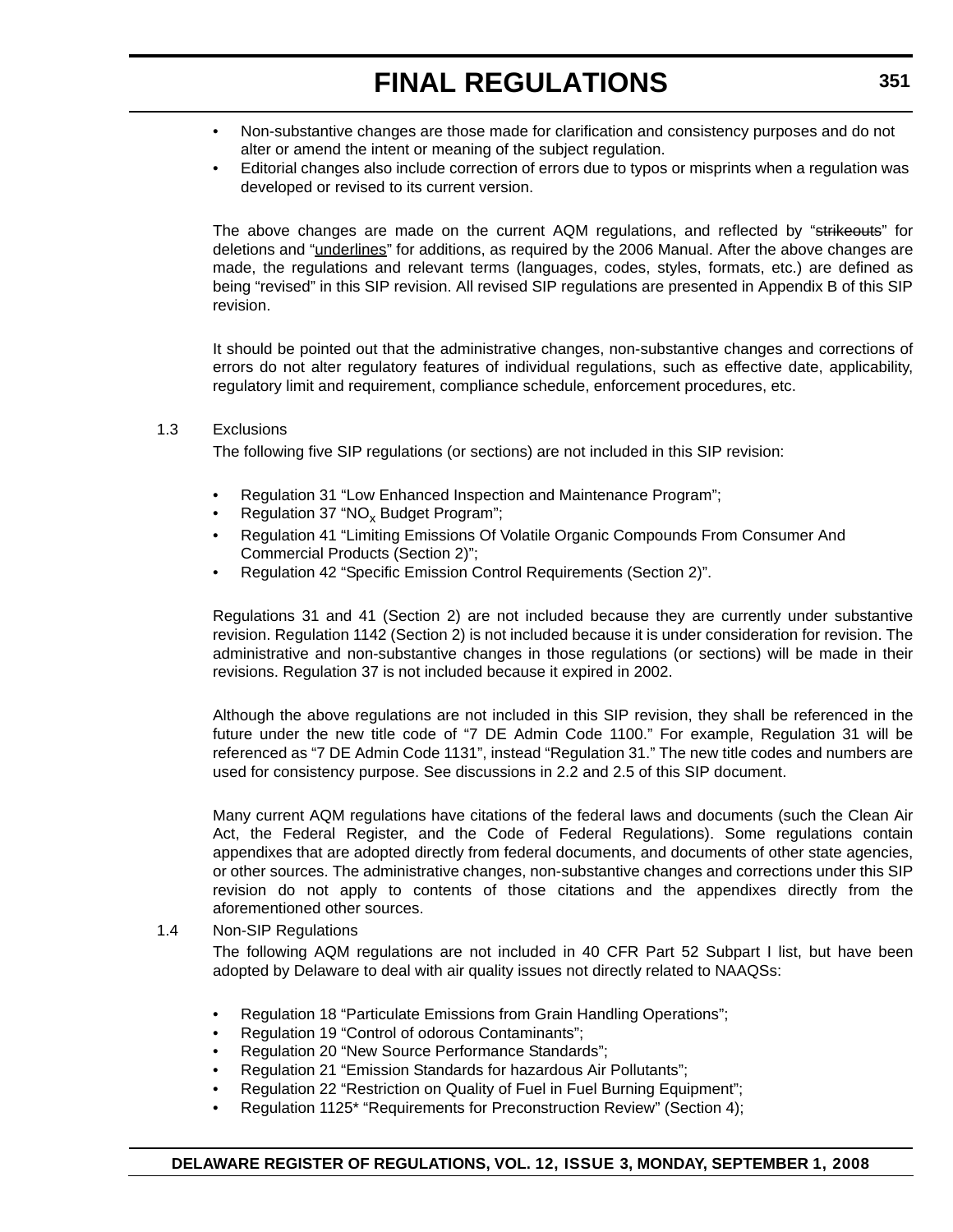- Non-substantive changes are those made for clarification and consistency purposes and do not alter or amend the intent or meaning of the subject regulation.
- Editorial changes also include correction of errors due to typos or misprints when a regulation was developed or revised to its current version.

The above changes are made on the current AQM regulations, and reflected by "~~strikeouts~~" for deletions and "<u>underlines</u>" for additions, as required by the 2006 Manual. After the above changes are made, the regulations and relevant terms (languages, codes, styles, formats, etc.) are defined as being "revised" in this SIP revision. All revised SIP regulations are presented in Appendix B of this SIP revision.

It should be pointed out that the administrative changes, non-substantive changes and corrections of errors do not alter regulatory features of individual regulations, such as effective date, applicability, regulatory limit and requirement, compliance schedule, enforcement procedures, etc.

1.3 Exclusions

The following five SIP regulations (or sections) are not included in this SIP revision:

- Regulation 31 "Low Enhanced Inspection and Maintenance Program";
- Regulation 37 "$NO_x$ Budget Program";
- Regulation 41 "Limiting Emissions Of Volatile Organic Compounds From Consumer And Commercial Products (Section 2)";
- Regulation 42 "Specific Emission Control Requirements (Section 2)".

Regulations 31 and 41 (Section 2) are not included because they are currently under substantive revision. Regulation 1142 (Section 2) is not included because it is under consideration for revision. The administrative and non-substantive changes in those regulations (or sections) will be made in their revisions. Regulation 37 is not included because it expired in 2002.

Although the above regulations are not included in this SIP revision, they shall be referenced in the future under the new title code of "7 DE Admin Code 1100." For example, Regulation 31 will be referenced as "7 DE Admin Code 1131", instead "Regulation 31." The new title codes and numbers are used for consistency purpose. See discussions in 2.2 and 2.5 of this SIP document.

Many current AQM regulations have citations of the federal laws and documents (such the Clean Air Act, the Federal Register, and the Code of Federal Regulations). Some regulations contain appendixes that are adopted directly from federal documents, and documents of other state agencies, or other sources. The administrative changes, non-substantive changes and corrections under this SIP revision do not apply to contents of those citations and the appendixes directly from the aforementioned other sources.

1.4 Non-SIP Regulations

The following AQM regulations are not included in 40 CFR Part 52 Subpart I list, but have been adopted by Delaware to deal with air quality issues not directly related to NAAQSs:

- Regulation 18 "Particulate Emissions from Grain Handling Operations";
- Regulation 19 "Control of odorous Contaminants";
- Regulation 20 "New Source Performance Standards";
- Regulation 21 "Emission Standards for hazardous Air Pollutants";
- Regulation 22 "Restriction on Quality of Fuel in Fuel Burning Equipment";
- Regulation 1125* "Requirements for Preconstruction Review" (Section 4);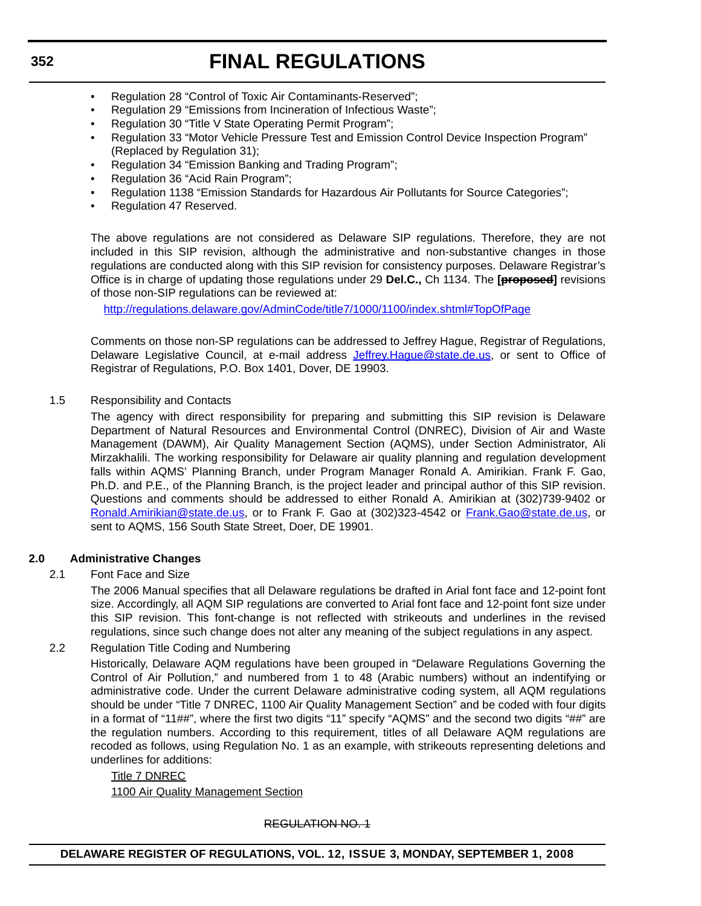- Regulation 28 “Control of Toxic Air Contaminants-Reserved”;
- Regulation 29 “Emissions from Incineration of Infectious Waste”;
- Regulation 30 “Title V State Operating Permit Program”;
- Regulation 33 “Motor Vehicle Pressure Test and Emission Control Device Inspection Program” (Replaced by Regulation 31);
- Regulation 34 “Emission Banking and Trading Program”;
- Regulation 36 “Acid Rain Program”;
- Regulation 1138 “Emission Standards for Hazardous Air Pollutants for Source Categories”;
- Regulation 47 Reserved.

The above regulations are not considered as Delaware SIP regulations. Therefore, they are not included in this SIP revision, although the administrative and non-substantive changes in those regulations are conducted along with this SIP revision for consistency purposes. Delaware Registrar’s Office is in charge of updating those regulations under 29 **Del.C.,** Ch 1134. The **[~~proposed~~]** revisions of those non-SIP regulations can be reviewed at:

http://regulations.delaware.gov/AdminCode/title7/1000/1100/index.shtml#TopOfPage

Comments on those non-SP regulations can be addressed to Jeffrey Hague, Registrar of Regulations, Delaware Legislative Council, at e-mail address Jeffrey.Hague@state.de.us, or sent to Office of Registrar of Regulations, P.O. Box 1401, Dover, DE 19903.

1.5 Responsibility and Contacts

The agency with direct responsibility for preparing and submitting this SIP revision is Delaware Department of Natural Resources and Environmental Control (DNREC), Division of Air and Waste Management (DAWM), Air Quality Management Section (AQMS), under Section Administrator, Ali Mirzakhalili. The working responsibility for Delaware air quality planning and regulation development falls within AQMS’ Planning Branch, under Program Manager Ronald A. Amirikian. Frank F. Gao, Ph.D. and P.E., of the Planning Branch, is the project leader and principal author of this SIP revision. Questions and comments should be addressed to either Ronald A. Amirikian at (302)739-9402 or Ronald.Amirikian@state.de.us, or to Frank F. Gao at (302)323-4542 or Frank.Gao@state.de.us, or sent to AQMS, 156 South State Street, Doer, DE 19901.

**2.0 Administrative Changes**

2.1 Font Face and Size

The 2006 Manual specifies that all Delaware regulations be drafted in Arial font face and 12-point font size. Accordingly, all AQM SIP regulations are converted to Arial font face and 12-point font size under this SIP revision. This font-change is not reflected with strikeouts and underlines in the revised regulations, since such change does not alter any meaning of the subject regulations in any aspect.

2.2 Regulation Title Coding and Numbering

Historically, Delaware AQM regulations have been grouped in “Delaware Regulations Governing the Control of Air Pollution,” and numbered from 1 to 48 (Arabic numbers) without an indentifying or administrative code. Under the current Delaware administrative coding system, all AQM regulations should be under “Title 7 DNREC, 1100 Air Quality Management Section” and be coded with four digits in a format of “11##”, where the first two digits “11” specify “AQMS” and the second two digits “##” are the regulation numbers. According to this requirement, titles of all Delaware AQM regulations are recoded as follows, using Regulation No. 1 as an example, with strikeouts representing deletions and underlines for additions:

<u>Title 7 DNREC</u>

<u>1100 Air Quality Management Section</u>

~~REGULATION NO. 1~~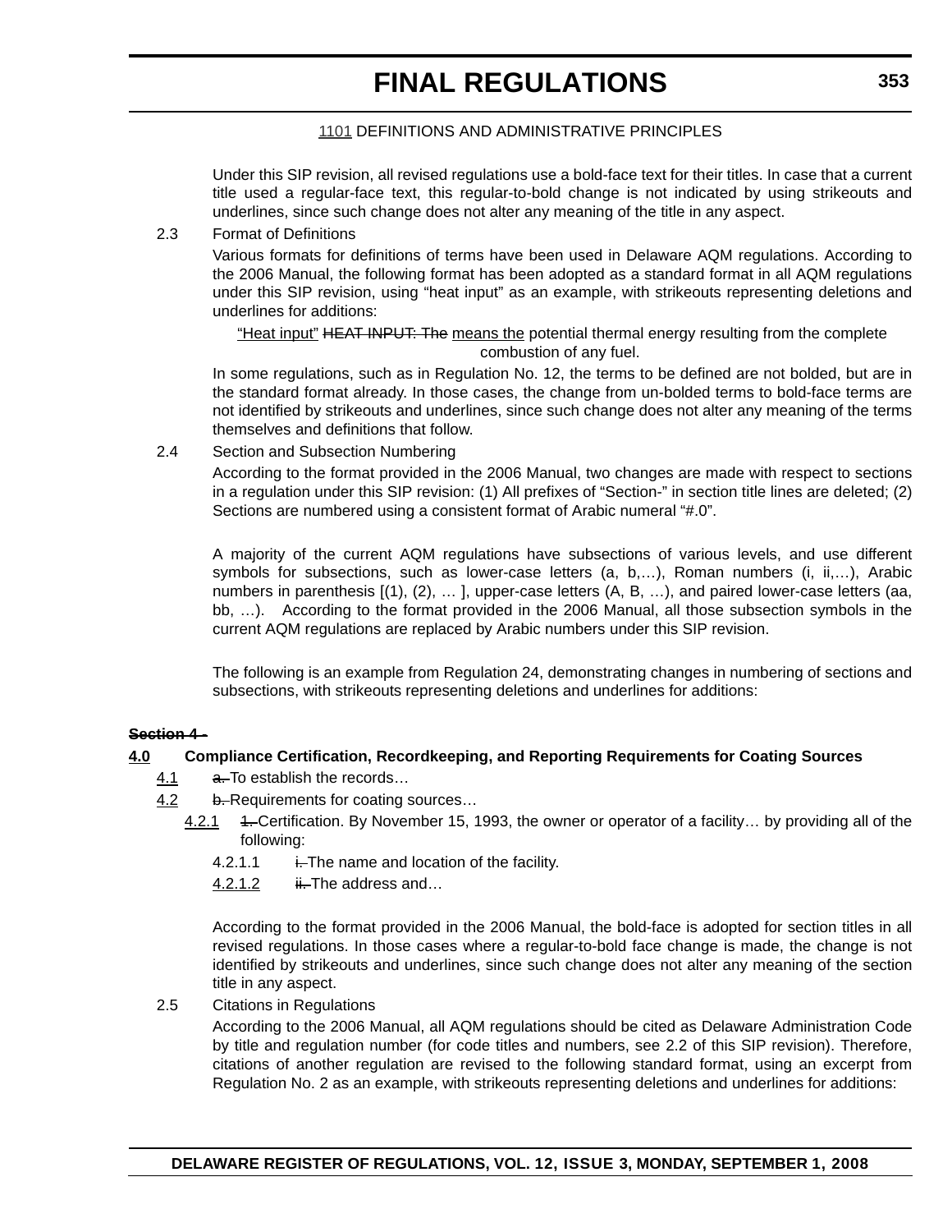1101 DEFINITIONS AND ADMINISTRATIVE PRINCIPLES

Under this SIP revision, all revised regulations use a bold-face text for their titles. In case that a current title used a regular-face text, this regular-to-bold change is not indicated by using strikeouts and underlines, since such change does not alter any meaning of the title in any aspect.

2.3 Format of Definitions

Various formats for definitions of terms have been used in Delaware AQM regulations. According to the 2006 Manual, the following format has been adopted as a standard format in all AQM regulations under this SIP revision, using "heat input" as an example, with strikeouts representing deletions and underlines for additions:

<u>"Heat input"</u> ~~HEAT INPUT: The~~ <u>means the</u> potential thermal energy resulting from the complete combustion of any fuel.

In some regulations, such as in Regulation No. 12, the terms to be defined are not bolded, but are in the standard format already. In those cases, the change from un-bolded terms to bold-face terms are not identified by strikeouts and underlines, since such change does not alter any meaning of the terms themselves and definitions that follow.

2.4 Section and Subsection Numbering

According to the format provided in the 2006 Manual, two changes are made with respect to sections in a regulation under this SIP revision: (1) All prefixes of "Section-" in section title lines are deleted; (2) Sections are numbered using a consistent format of Arabic numeral "#.0".

A majority of the current AQM regulations have subsections of various levels, and use different symbols for subsections, such as lower-case letters (a, b,…), Roman numbers (i, ii,…), Arabic numbers in parenthesis [(1), (2), … ], upper-case letters (A, B, …), and paired lower-case letters (aa, bb, …). According to the format provided in the 2006 Manual, all those subsection symbols in the current AQM regulations are replaced by Arabic numbers under this SIP revision.

The following is an example from Regulation 24, demonstrating changes in numbering of sections and subsections, with strikeouts representing deletions and underlines for additions:

**~~Section 4 -~~**

**<u>4.0</u> Compliance Certification, Recordkeeping, and Reporting Requirements for Coating Sources**

<u>4.1</u> ~~a.~~ To establish the records…

<u>4.2</u> ~~b.~~ Requirements for coating sources…

<u>4.2.1</u> ~~1.~~ Certification. By November 15, 1993, the owner or operator of a facility… by providing all of the following:

4.2.1.1 ~~i.~~ The name and location of the facility.

<u>4.2.1.2</u> ~~ii.~~ The address and…

According to the format provided in the 2006 Manual, the bold-face is adopted for section titles in all revised regulations. In those cases where a regular-to-bold face change is made, the change is not identified by strikeouts and underlines, since such change does not alter any meaning of the section title in any aspect.

2.5 Citations in Regulations

According to the 2006 Manual, all AQM regulations should be cited as Delaware Administration Code by title and regulation number (for code titles and numbers, see 2.2 of this SIP revision). Therefore, citations of another regulation are revised to the following standard format, using an excerpt from Regulation No. 2 as an example, with strikeouts representing deletions and underlines for additions: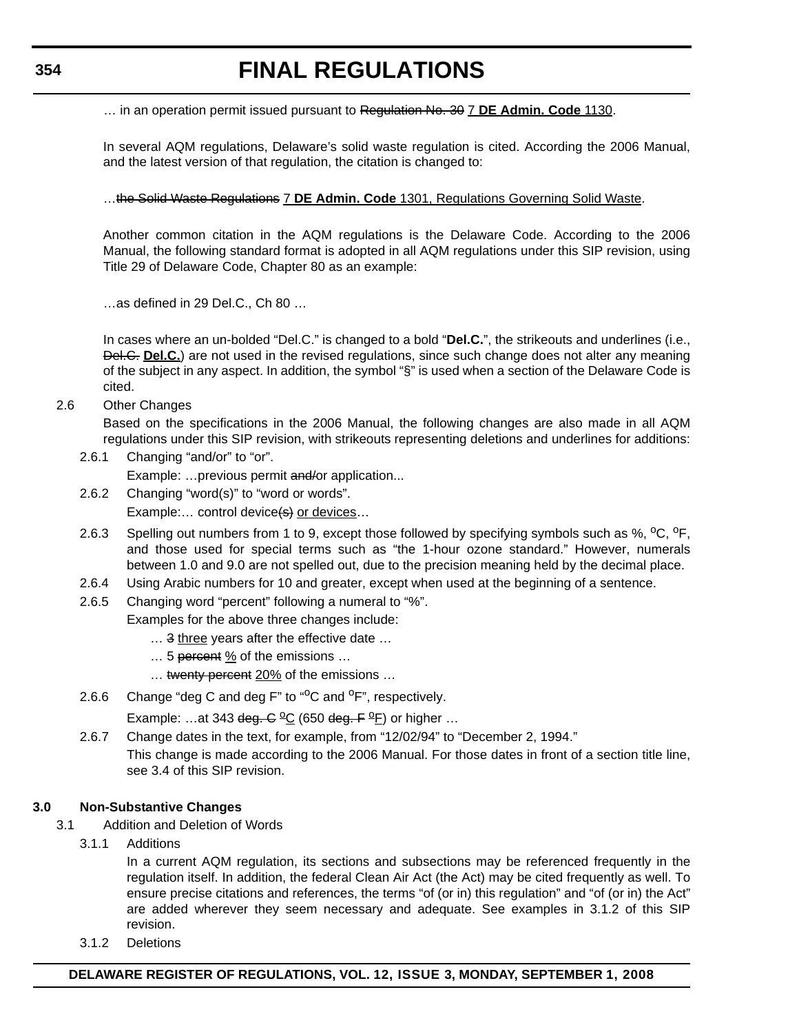… in an operation permit issued pursuant to ~~Regulation No. 30~~ <u>7 **DE Admin. Code** 1130</u>.

In several AQM regulations, Delaware's solid waste regulation is cited. According the 2006 Manual, and the latest version of that regulation, the citation is changed to:

…~~the Solid Waste Regulations~~ <u>7 **DE Admin. Code** 1301, Regulations Governing Solid Waste</u>.

Another common citation in the AQM regulations is the Delaware Code. According to the 2006 Manual, the following standard format is adopted in all AQM regulations under this SIP revision, using Title 29 of Delaware Code, Chapter 80 as an example:

…as defined in 29 Del.C., Ch 80 …

In cases where an un-bolded "Del.C." is changed to a bold "**Del.C.**", the strikeouts and underlines (i.e., ~~Del.C.~~ <u>**Del.C.**</u>) are not used in the revised regulations, since such change does not alter any meaning of the subject in any aspect. In addition, the symbol "§" is used when a section of the Delaware Code is cited.

2.6 Other Changes

Based on the specifications in the 2006 Manual, the following changes are also made in all AQM regulations under this SIP revision, with strikeouts representing deletions and underlines for additions:

2.6.1 Changing "and/or" to "or".

Example: …previous permit ~~and/~~or application...

2.6.2 Changing "word(s)" to "word or words".

Example:… control device~~(s)~~ <u>or devices</u>…

2.6.3 Spelling out numbers from 1 to 9, except those followed by specifying symbols such as %, $^{o}$C, $^{o}$F, and those used for special terms such as "the 1-hour ozone standard." However, numerals between 1.0 and 9.0 are not spelled out, due to the precision meaning held by the decimal place.

2.6.4 Using Arabic numbers for 10 and greater, except when used at the beginning of a sentence.

2.6.5 Changing word "percent" following a numeral to "%".

Examples for the above three changes include:

… ~~3~~ <u>three</u> years after the effective date …

… 5 ~~percent~~ <u>%</u> of the emissions …

… ~~twenty percent~~ <u>20%</u> of the emissions …

2.6.6 Change "deg C and deg F" to "$^{o}$C and $^{o}$F", respectively.

Example: …at 343 ~~deg. C~~ <u>$^{o}$C</u> (650 ~~deg. F~~ <u>$^{o}$F</u>) or higher …

2.6.7 Change dates in the text, for example, from "12/02/94" to "December 2, 1994."

This change is made according to the 2006 Manual. For those dates in front of a section title line, see 3.4 of this SIP revision.

**3.0 Non-Substantive Changes**

3.1 Addition and Deletion of Words

3.1.1 Additions

In a current AQM regulation, its sections and subsections may be referenced frequently in the regulation itself. In addition, the federal Clean Air Act (the Act) may be cited frequently as well. To ensure precise citations and references, the terms "of (or in) this regulation" and "of (or in) the Act" are added wherever they seem necessary and adequate. See examples in 3.1.2 of this SIP revision.

3.1.2 Deletions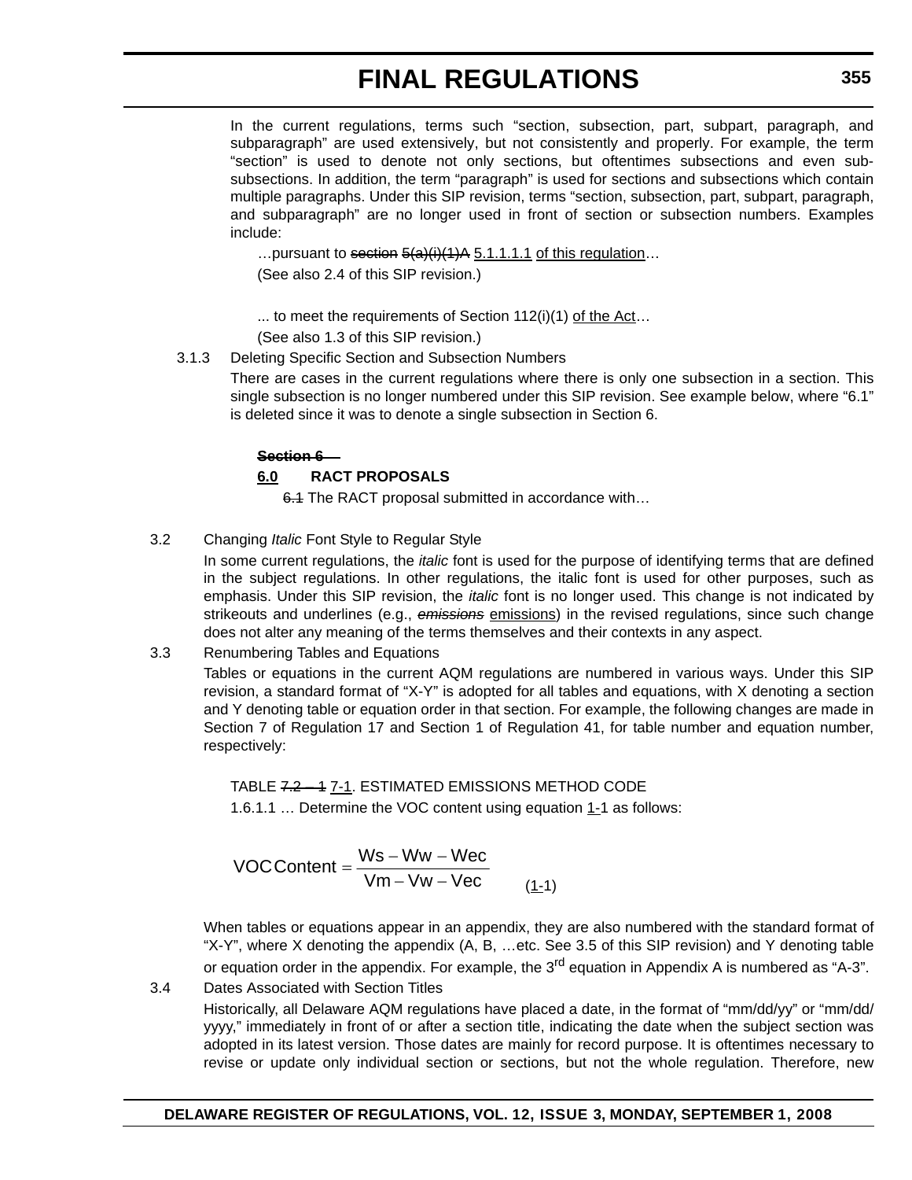In the current regulations, terms such "section, subsection, part, subpart, paragraph, and subparagraph" are used extensively, but not consistently and properly. For example, the term "section" is used to denote not only sections, but oftentimes subsections and even sub-subsections. In addition, the term "paragraph" is used for sections and subsections which contain multiple paragraphs. Under this SIP revision, terms "section, subsection, part, subpart, paragraph, and subparagraph" are no longer used in front of section or subsection numbers. Examples include:

…pursuant to ~~section~~ ~~5(a)(i)(1)A~~ 5.1.1.1.1 of this regulation…

(See also 2.4 of this SIP revision.)

... to meet the requirements of Section 112(i)(1) of the Act…

(See also 1.3 of this SIP revision.)

3.1.3 Deleting Specific Section and Subsection Numbers

There are cases in the current regulations where there is only one subsection in a section. This single subsection is no longer numbered under this SIP revision. See example below, where "6.1" is deleted since it was to denote a single subsection in Section 6.

~~**Section 6**~~

**6.0 RACT PROPOSALS**

~~6.1~~ The RACT proposal submitted in accordance with…

3.2 Changing *Italic* Font Style to Regular Style

In some current regulations, the *italic* font is used for the purpose of identifying terms that are defined in the subject regulations. In other regulations, the italic font is used for other purposes, such as emphasis. Under this SIP revision, the *italic* font is no longer used. This change is not indicated by strikeouts and underlines (e.g., ~~*emissions*~~ emissions) in the revised regulations, since such change does not alter any meaning of the terms themselves and their contexts in any aspect.

3.3 Renumbering Tables and Equations

Tables or equations in the current AQM regulations are numbered in various ways. Under this SIP revision, a standard format of "X-Y" is adopted for all tables and equations, with X denoting a section and Y denoting table or equation order in that section. For example, the following changes are made in Section 7 of Regulation 17 and Section 1 of Regulation 41, for table number and equation number, respectively:

TABLE ~~7.2 – 1~~ 7-1. ESTIMATED EMISSIONS METHOD CODE

1.6.1.1 … Determine the VOC content using equation 1-1 as follows:

$$\text{VOC Content} = \frac{Ws - Ww - Wec}{Vm - Vw - Vec} \qquad (1\text{-}1)$$

When tables or equations appear in an appendix, they are also numbered with the standard format of "X-Y", where X denoting the appendix (A, B, …etc. See 3.5 of this SIP revision) and Y denoting table or equation order in the appendix. For example, the 3rd equation in Appendix A is numbered as "A-3".

3.4 Dates Associated with Section Titles

Historically, all Delaware AQM regulations have placed a date, in the format of "mm/dd/yy" or "mm/dd/yyyy," immediately in front of or after a section title, indicating the date when the subject section was adopted in its latest version. Those dates are mainly for record purpose. It is oftentimes necessary to revise or update only individual section or sections, but not the whole regulation. Therefore, new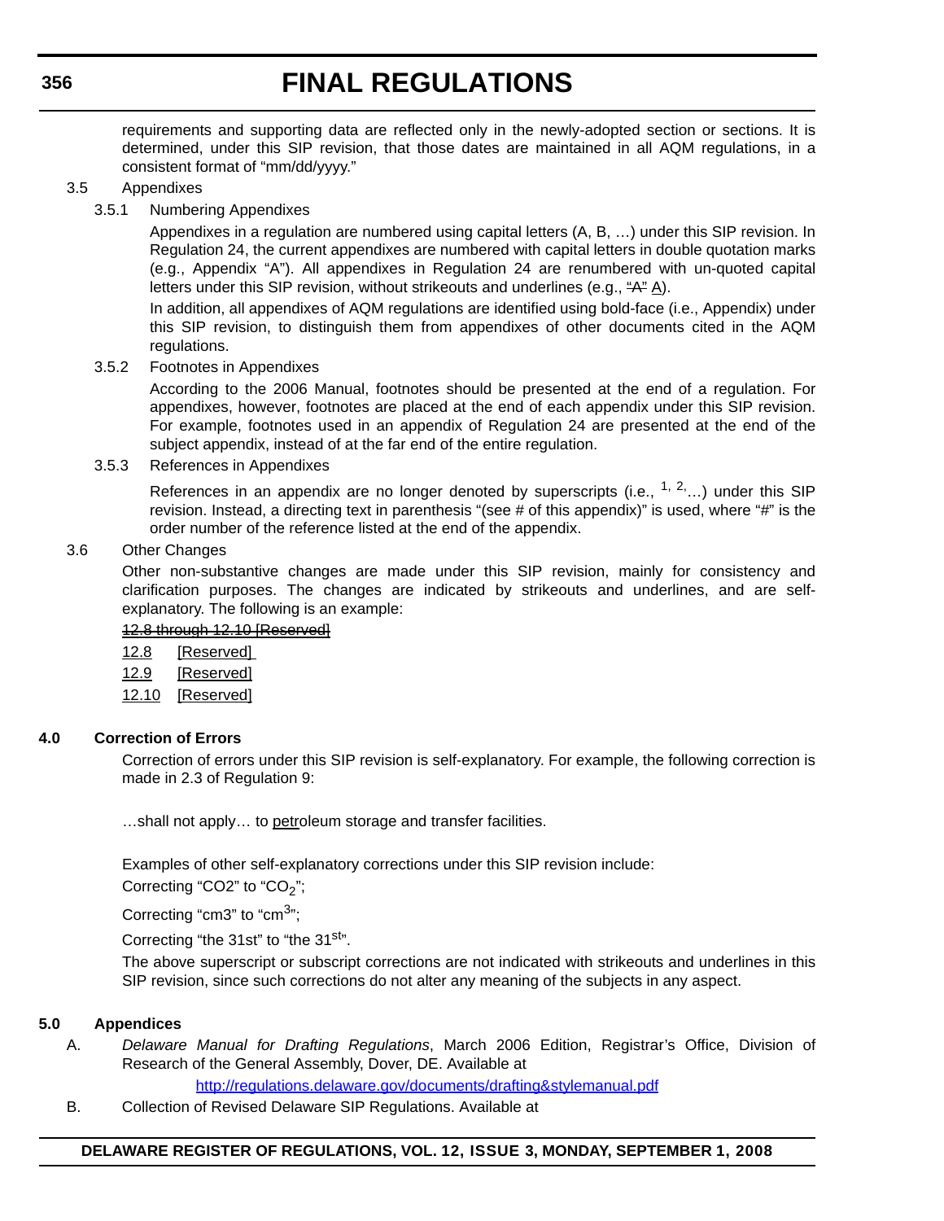requirements and supporting data are reflected only in the newly-adopted section or sections. It is determined, under this SIP revision, that those dates are maintained in all AQM regulations, in a consistent format of "mm/dd/yyyy."

3.5 Appendixes

3.5.1 Numbering Appendixes

Appendixes in a regulation are numbered using capital letters (A, B, …) under this SIP revision. In Regulation 24, the current appendixes are numbered with capital letters in double quotation marks (e.g., Appendix "A"). All appendixes in Regulation 24 are renumbered with un-quoted capital letters under this SIP revision, without strikeouts and underlines (e.g., ~~"A"~~ <u>A</u>).

In addition, all appendixes of AQM regulations are identified using bold-face (i.e., **Appendix**) under this SIP revision, to distinguish them from appendixes of other documents cited in the AQM regulations.

3.5.2 Footnotes in Appendixes

According to the 2006 Manual, footnotes should be presented at the end of a regulation. For appendixes, however, footnotes are placed at the end of each appendix under this SIP revision. For example, footnotes used in an appendix of Regulation 24 are presented at the end of the subject appendix, instead of at the far end of the entire regulation.

3.5.3 References in Appendixes

References in an appendix are no longer denoted by superscripts (i.e., $^{1,\ 2}$,…) under this SIP revision. Instead, a directing text in parenthesis "(see # of this appendix)" is used, where "#" is the order number of the reference listed at the end of the appendix.

3.6 Other Changes

Other non-substantive changes are made under this SIP revision, mainly for consistency and clarification purposes. The changes are indicated by strikeouts and underlines, and are self-explanatory. The following is an example:

~~12.8 through 12.10 [Reserved]~~

<u>12.8 [Reserved]</u>

<u>12.9 [Reserved]</u>

<u>12.10 [Reserved]</u>

**4.0 Correction of Errors**

Correction of errors under this SIP revision is self-explanatory. For example, the following correction is made in 2.3 of Regulation 9:

…shall not apply… to <u>petr</u>oleum storage and transfer facilities.

Examples of other self-explanatory corrections under this SIP revision include:

Correcting "CO2" to "$CO_2$";

Correcting "cm3" to "$cm^3$";

Correcting "the 31st" to "the $31^{st}$".

The above superscript or subscript corrections are not indicated with strikeouts and underlines in this SIP revision, since such corrections do not alter any meaning of the subjects in any aspect.

**5.0 Appendices**

A. *Delaware Manual for Drafting Regulations*, March 2006 Edition, Registrar's Office, Division of Research of the General Assembly, Dover, DE. Available at

http://regulations.delaware.gov/documents/drafting&stylemanual.pdf

B. Collection of Revised Delaware SIP Regulations. Available at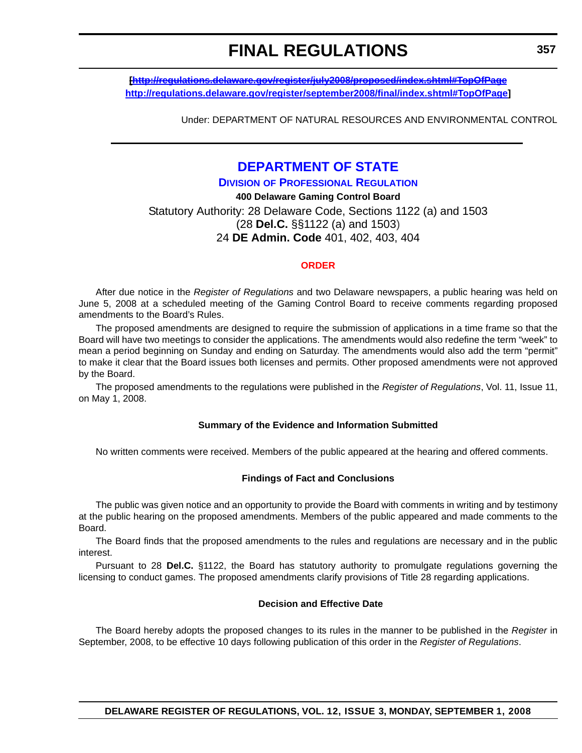[~~http://regulations.delaware.gov/register/july2008/proposed/index.shtml#TopOfPage~~ http://regulations.delaware.gov/register/september2008/final/index.shtml#TopOfPage]

Under: DEPARTMENT OF NATURAL RESOURCES AND ENVIRONMENTAL CONTROL

# DEPARTMENT OF STATE

## DIVISION OF PROFESSIONAL REGULATION

**400 Delaware Gaming Control Board**

Statutory Authority: 28 Delaware Code, Sections 1122 (a) and 1503
(28 **Del.C.** §§1122 (a) and 1503)
24 **DE Admin. Code** 401, 402, 403, 404

### ORDER

After due notice in the *Register of Regulations* and two Delaware newspapers, a public hearing was held on June 5, 2008 at a scheduled meeting of the Gaming Control Board to receive comments regarding proposed amendments to the Board's Rules.

The proposed amendments are designed to require the submission of applications in a time frame so that the Board will have two meetings to consider the applications. The amendments would also redefine the term "week" to mean a period beginning on Sunday and ending on Saturday. The amendments would also add the term "permit" to make it clear that the Board issues both licenses and permits. Other proposed amendments were not approved by the Board.

The proposed amendments to the regulations were published in the *Register of Regulations*, Vol. 11, Issue 11, on May 1, 2008.

#### Summary of the Evidence and Information Submitted

No written comments were received. Members of the public appeared at the hearing and offered comments.

#### Findings of Fact and Conclusions

The public was given notice and an opportunity to provide the Board with comments in writing and by testimony at the public hearing on the proposed amendments. Members of the public appeared and made comments to the Board.

The Board finds that the proposed amendments to the rules and regulations are necessary and in the public interest.

Pursuant to 28 **Del.C.** §1122, the Board has statutory authority to promulgate regulations governing the licensing to conduct games. The proposed amendments clarify provisions of Title 28 regarding applications.

#### Decision and Effective Date

The Board hereby adopts the proposed changes to its rules in the manner to be published in the *Register* in September, 2008, to be effective 10 days following publication of this order in the *Register of Regulations*.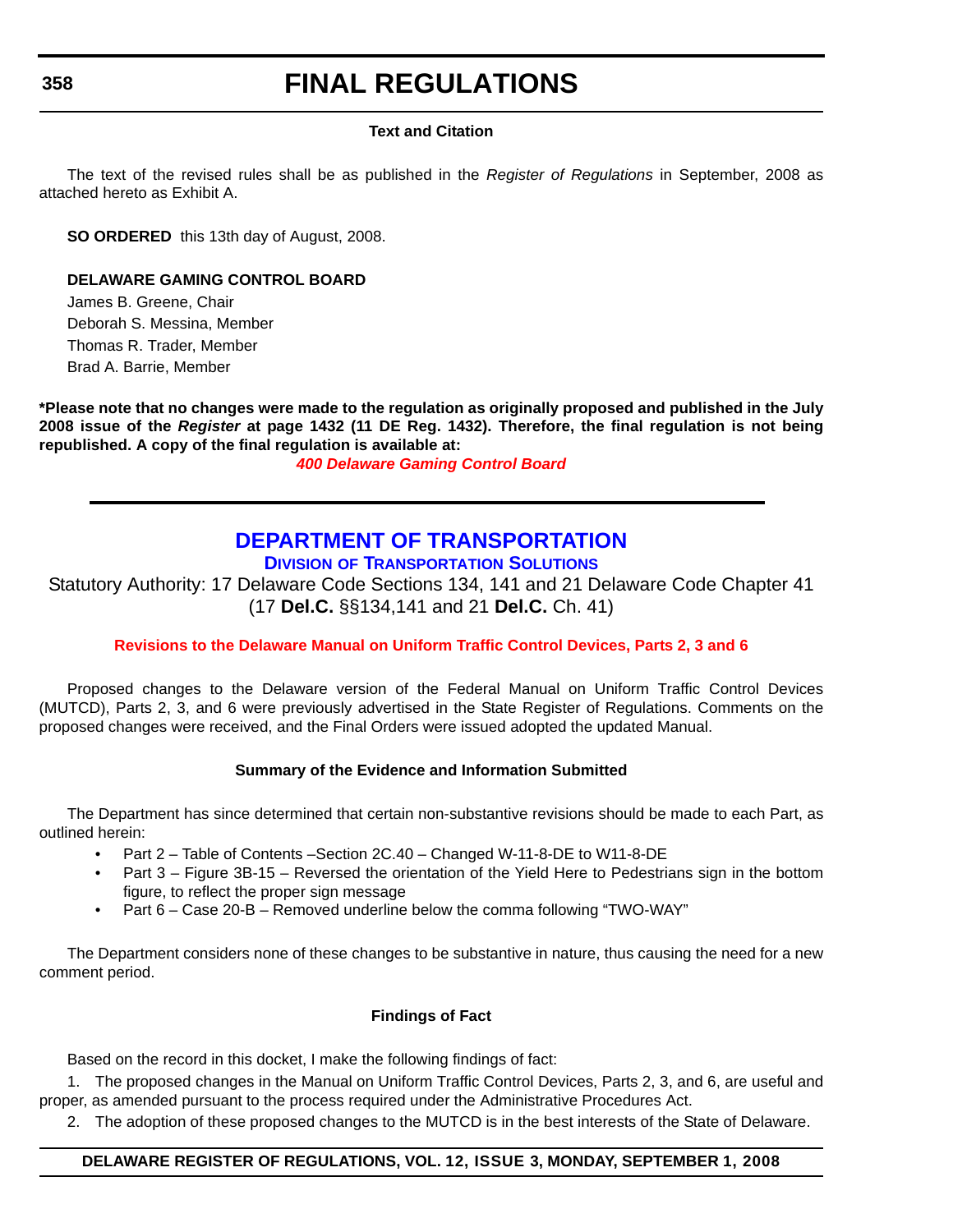**Text and Citation**

The text of the revised rules shall be as published in the *Register of Regulations* in September, 2008 as attached hereto as Exhibit A.

**SO ORDERED** this 13th day of August, 2008.

**DELAWARE GAMING CONTROL BOARD**

James B. Greene, Chair
Deborah S. Messina, Member
Thomas R. Trader, Member
Brad A. Barrie, Member

**\*Please note that no changes were made to the regulation as originally proposed and published in the July 2008 issue of the *Register* at page 1432 (11 DE Reg. 1432). Therefore, the final regulation is not being republished. A copy of the final regulation is available at:**

***400 Delaware Gaming Control Board***

---

# DEPARTMENT OF TRANSPORTATION

## DIVISION OF TRANSPORTATION SOLUTIONS

Statutory Authority: 17 Delaware Code Sections 134, 141 and 21 Delaware Code Chapter 41 (17 **Del.C.** §§134,141 and 21 **Del.C.** Ch. 41)

### Revisions to the Delaware Manual on Uniform Traffic Control Devices, Parts 2, 3 and 6

Proposed changes to the Delaware version of the Federal Manual on Uniform Traffic Control Devices (MUTCD), Parts 2, 3, and 6 were previously advertised in the State Register of Regulations. Comments on the proposed changes were received, and the Final Orders were issued adopted the updated Manual.

**Summary of the Evidence and Information Submitted**

The Department has since determined that certain non-substantive revisions should be made to each Part, as outlined herein:

- Part 2 – Table of Contents –Section 2C.40 – Changed W-11-8-DE to W11-8-DE
- Part 3 – Figure 3B-15 – Reversed the orientation of the Yield Here to Pedestrians sign in the bottom figure, to reflect the proper sign message
- Part 6 – Case 20-B – Removed underline below the comma following "TWO-WAY"

The Department considers none of these changes to be substantive in nature, thus causing the need for a new comment period.

**Findings of Fact**

Based on the record in this docket, I make the following findings of fact:

1. The proposed changes in the Manual on Uniform Traffic Control Devices, Parts 2, 3, and 6, are useful and proper, as amended pursuant to the process required under the Administrative Procedures Act.

2. The adoption of these proposed changes to the MUTCD is in the best interests of the State of Delaware.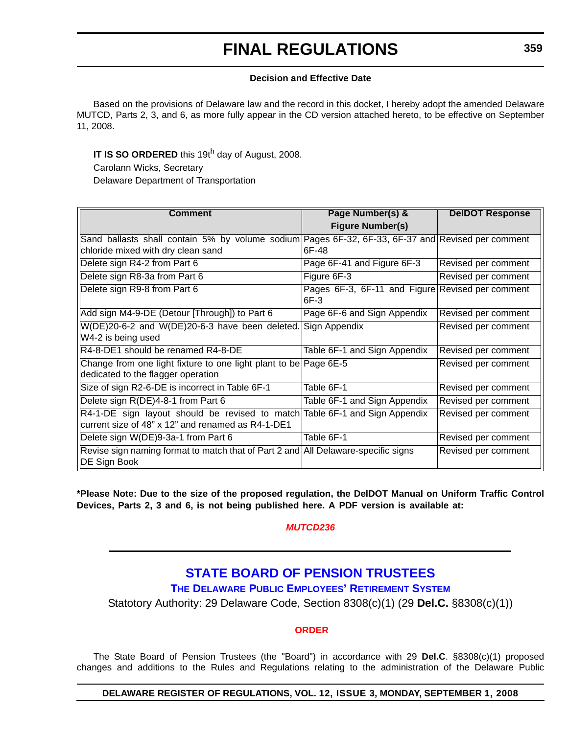### Decision and Effective Date

Based on the provisions of Delaware law and the record in this docket, I hereby adopt the amended Delaware MUTCD, Parts 2, 3, and 6, as more fully appear in the CD version attached hereto, to be effective on September 11, 2008.

**IT IS SO ORDERED** this 19t[h] day of August, 2008.

Carolann Wicks, Secretary

Delaware Department of Transportation

| Comment | Page Number(s) & Figure Number(s) | DelDOT Response |
|---|---|---|
| Sand ballasts shall contain 5% by volume sodium chloride mixed with dry clean sand | Pages 6F-32, 6F-33, 6F-37 and 6F-48 | Revised per comment |
| Delete sign R4-2 from Part 6 | Page 6F-41 and Figure 6F-3 | Revised per comment |
| Delete sign R8-3a from Part 6 | Figure 6F-3 | Revised per comment |
| Delete sign R9-8 from Part 6 | Pages 6F-3, 6F-11 and Figure 6F-3 | Revised per comment |
| Add sign M4-9-DE (Detour [Through]) to Part 6 | Page 6F-6 and Sign Appendix | Revised per comment |
| W(DE)20-6-2 and W(DE)20-6-3 have been deleted. W4-2 is being used | Sign Appendix | Revised per comment |
| R4-8-DE1 should be renamed R4-8-DE | Table 6F-1 and Sign Appendix | Revised per comment |
| Change from one light fixture to one light plant to be dedicated to the flagger operation | Page 6E-5 | Revised per comment |
| Size of sign R2-6-DE is incorrect in Table 6F-1 | Table 6F-1 | Revised per comment |
| Delete sign R(DE)4-8-1 from Part 6 | Table 6F-1 and Sign Appendix | Revised per comment |
| R4-1-DE sign layout should be revised to match current size of 48" x 12" and renamed as R4-1-DE1 | Table 6F-1 and Sign Appendix | Revised per comment |
| Delete sign W(DE)9-3a-1 from Part 6 | Table 6F-1 | Revised per comment |
| Revise sign naming format to match that of Part 2 and DE Sign Book | All Delaware-specific signs | Revised per comment |

**\*Please Note: Due to the size of the proposed regulation, the DelDOT Manual on Uniform Traffic Control Devices, Parts 2, 3 and 6, is not being published here. A PDF version is available at:**

***MUTCD236***

## STATE BOARD OF PENSION TRUSTEES

### THE DELAWARE PUBLIC EMPLOYEES' RETIREMENT SYSTEM

Statotory Authority: 29 Delaware Code, Section 8308(c)(1) (29 **Del.C.** §8308(c)(1))

### ORDER

The State Board of Pension Trustees (the "Board") in accordance with 29 **Del.C**. §8308(c)(1) proposed changes and additions to the Rules and Regulations relating to the administration of the Delaware Public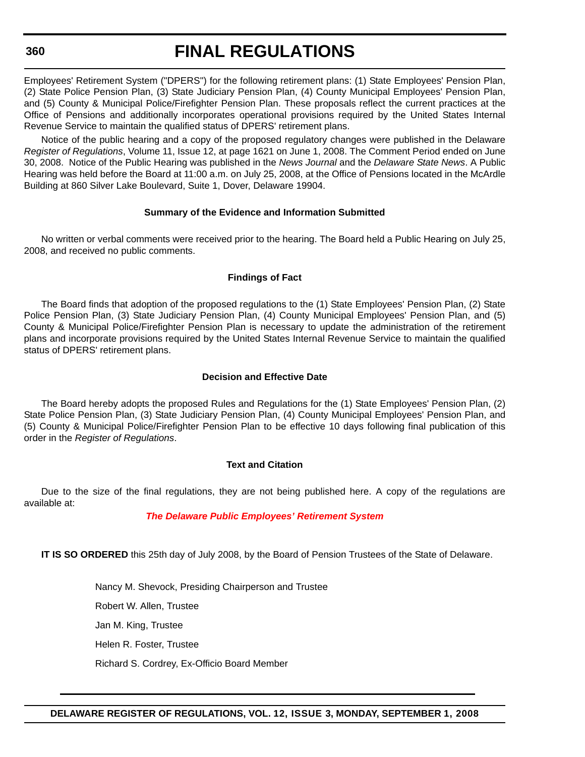Employees' Retirement System ("DPERS") for the following retirement plans: (1) State Employees' Pension Plan, (2) State Police Pension Plan, (3) State Judiciary Pension Plan, (4) County Municipal Employees' Pension Plan, and (5) County & Municipal Police/Firefighter Pension Plan. These proposals reflect the current practices at the Office of Pensions and additionally incorporates operational provisions required by the United States Internal Revenue Service to maintain the qualified status of DPERS' retirement plans.

Notice of the public hearing and a copy of the proposed regulatory changes were published in the Delaware *Register of Regulations*, Volume 11, Issue 12, at page 1621 on June 1, 2008. The Comment Period ended on June 30, 2008. Notice of the Public Hearing was published in the *News Journal* and the *Delaware State News*. A Public Hearing was held before the Board at 11:00 a.m. on July 25, 2008, at the Office of Pensions located in the McArdle Building at 860 Silver Lake Boulevard, Suite 1, Dover, Delaware 19904.

**Summary of the Evidence and Information Submitted**

No written or verbal comments were received prior to the hearing. The Board held a Public Hearing on July 25, 2008, and received no public comments.

**Findings of Fact**

The Board finds that adoption of the proposed regulations to the (1) State Employees' Pension Plan, (2) State Police Pension Plan, (3) State Judiciary Pension Plan, (4) County Municipal Employees' Pension Plan, and (5) County & Municipal Police/Firefighter Pension Plan is necessary to update the administration of the retirement plans and incorporate provisions required by the United States Internal Revenue Service to maintain the qualified status of DPERS' retirement plans.

**Decision and Effective Date**

The Board hereby adopts the proposed Rules and Regulations for the (1) State Employees' Pension Plan, (2) State Police Pension Plan, (3) State Judiciary Pension Plan, (4) County Municipal Employees' Pension Plan, and (5) County & Municipal Police/Firefighter Pension Plan to be effective 10 days following final publication of this order in the *Register of Regulations*.

**Text and Citation**

Due to the size of the final regulations, they are not being published here. A copy of the regulations are available at:

***The Delaware Public Employees' Retirement System***

**IT IS SO ORDERED** this 25th day of July 2008, by the Board of Pension Trustees of the State of Delaware.

Nancy M. Shevock, Presiding Chairperson and Trustee

Robert W. Allen, Trustee

Jan M. King, Trustee

Helen R. Foster, Trustee

Richard S. Cordrey, Ex-Officio Board Member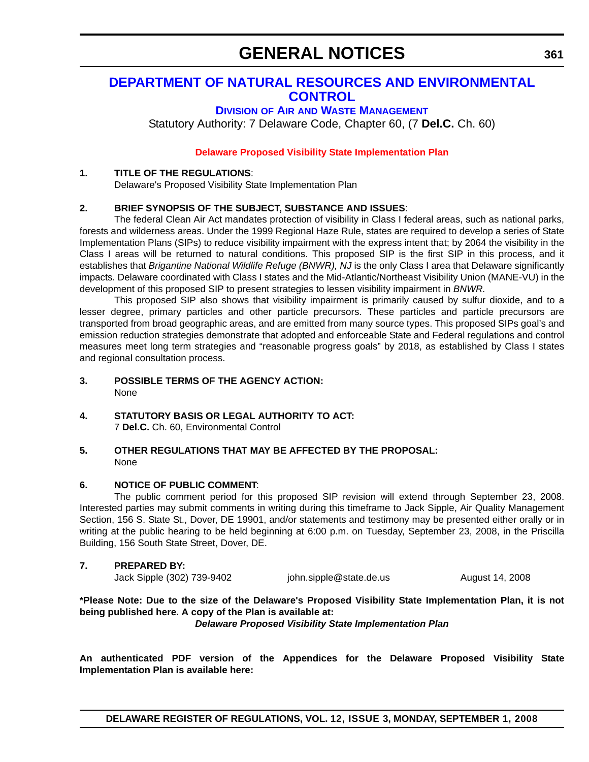# GENERAL NOTICES

## DEPARTMENT OF NATURAL RESOURCES AND ENVIRONMENTAL CONTROL

### DIVISION OF AIR AND WASTE MANAGEMENT

Statutory Authority: 7 Delaware Code, Chapter 60, (7 **Del.C.** Ch. 60)

**Delaware Proposed Visibility State Implementation Plan**

**1. TITLE OF THE REGULATIONS**:

Delaware's Proposed Visibility State Implementation Plan

**2. BRIEF SYNOPSIS OF THE SUBJECT, SUBSTANCE AND ISSUES**:

The federal Clean Air Act mandates protection of visibility in Class I federal areas, such as national parks, forests and wilderness areas. Under the 1999 Regional Haze Rule, states are required to develop a series of State Implementation Plans (SIPs) to reduce visibility impairment with the express intent that; by 2064 the visibility in the Class I areas will be returned to natural conditions. This proposed SIP is the first SIP in this process, and it establishes that *Brigantine National Wildlife Refuge (BNWR), NJ* is the only Class I area that Delaware significantly impacts*.* Delaware coordinated with Class I states and the Mid-Atlantic/Northeast Visibility Union (MANE-VU) in the development of this proposed SIP to present strategies to lessen visibility impairment in *BNWR.*

This proposed SIP also shows that visibility impairment is primarily caused by sulfur dioxide, and to a lesser degree, primary particles and other particle precursors. These particles and particle precursors are transported from broad geographic areas, and are emitted from many source types. This proposed SIPs goal's and emission reduction strategies demonstrate that adopted and enforceable State and Federal regulations and control measures meet long term strategies and "reasonable progress goals" by 2018, as established by Class I states and regional consultation process.

**3. POSSIBLE TERMS OF THE AGENCY ACTION:**

None

**4. STATUTORY BASIS OR LEGAL AUTHORITY TO ACT:**

7 **Del.C.** Ch. 60, Environmental Control

**5. OTHER REGULATIONS THAT MAY BE AFFECTED BY THE PROPOSAL:**

None

**6. NOTICE OF PUBLIC COMMENT**:

The public comment period for this proposed SIP revision will extend through September 23, 2008. Interested parties may submit comments in writing during this timeframe to Jack Sipple, Air Quality Management Section, 156 S. State St., Dover, DE 19901, and/or statements and testimony may be presented either orally or in writing at the public hearing to be held beginning at 6:00 p.m. on Tuesday, September 23, 2008, in the Priscilla Building, 156 South State Street, Dover, DE.

**7. PREPARED BY:**

Jack Sipple (302) 739-9402 john.sipple@state.de.us August 14, 2008

**\*Please Note: Due to the size of the Delaware's Proposed Visibility State Implementation Plan, it is not being published here. A copy of the Plan is available at:**

***Delaware Proposed Visibility State Implementation Plan***

**An authenticated PDF version of the Appendices for the Delaware Proposed Visibility State Implementation Plan is available here:**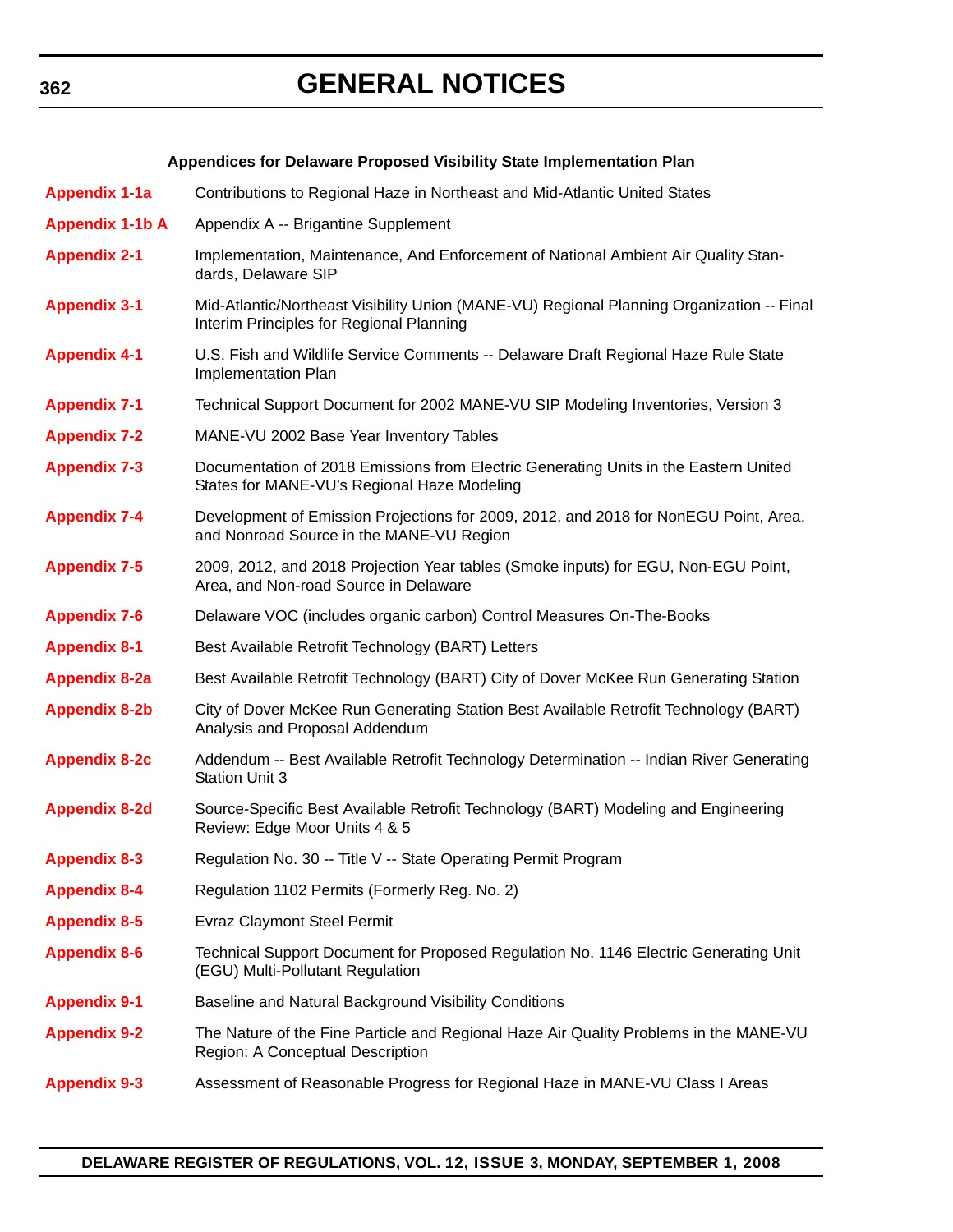**Appendices for Delaware Proposed Visibility State Implementation Plan**

| | |
|---|---|
| **Appendix 1-1a** | Contributions to Regional Haze in Northeast and Mid-Atlantic United States |
| **Appendix 1-1b A** | Appendix A -- Brigantine Supplement |
| **Appendix 2-1** | Implementation, Maintenance, And Enforcement of National Ambient Air Quality Standards, Delaware SIP |
| **Appendix 3-1** | Mid-Atlantic/Northeast Visibility Union (MANE-VU) Regional Planning Organization -- Final Interim Principles for Regional Planning |
| **Appendix 4-1** | U.S. Fish and Wildlife Service Comments -- Delaware Draft Regional Haze Rule State Implementation Plan |
| **Appendix 7-1** | Technical Support Document for 2002 MANE-VU SIP Modeling Inventories, Version 3 |
| **Appendix 7-2** | MANE-VU 2002 Base Year Inventory Tables |
| **Appendix 7-3** | Documentation of 2018 Emissions from Electric Generating Units in the Eastern United States for MANE-VU's Regional Haze Modeling |
| **Appendix 7-4** | Development of Emission Projections for 2009, 2012, and 2018 for NonEGU Point, Area, and Nonroad Source in the MANE-VU Region |
| **Appendix 7-5** | 2009, 2012, and 2018 Projection Year tables (Smoke inputs) for EGU, Non-EGU Point, Area, and Non-road Source in Delaware |
| **Appendix 7-6** | Delaware VOC (includes organic carbon) Control Measures On-The-Books |
| **Appendix 8-1** | Best Available Retrofit Technology (BART) Letters |
| **Appendix 8-2a** | Best Available Retrofit Technology (BART) City of Dover McKee Run Generating Station |
| **Appendix 8-2b** | City of Dover McKee Run Generating Station Best Available Retrofit Technology (BART) Analysis and Proposal Addendum |
| **Appendix 8-2c** | Addendum -- Best Available Retrofit Technology Determination -- Indian River Generating Station Unit 3 |
| **Appendix 8-2d** | Source-Specific Best Available Retrofit Technology (BART) Modeling and Engineering Review: Edge Moor Units 4 & 5 |
| **Appendix 8-3** | Regulation No. 30 -- Title V -- State Operating Permit Program |
| **Appendix 8-4** | Regulation 1102 Permits (Formerly Reg. No. 2) |
| **Appendix 8-5** | Evraz Claymont Steel Permit |
| **Appendix 8-6** | Technical Support Document for Proposed Regulation No. 1146 Electric Generating Unit (EGU) Multi-Pollutant Regulation |
| **Appendix 9-1** | Baseline and Natural Background Visibility Conditions |
| **Appendix 9-2** | The Nature of the Fine Particle and Regional Haze Air Quality Problems in the MANE-VU Region: A Conceptual Description |
| **Appendix 9-3** | Assessment of Reasonable Progress for Regional Haze in MANE-VU Class I Areas |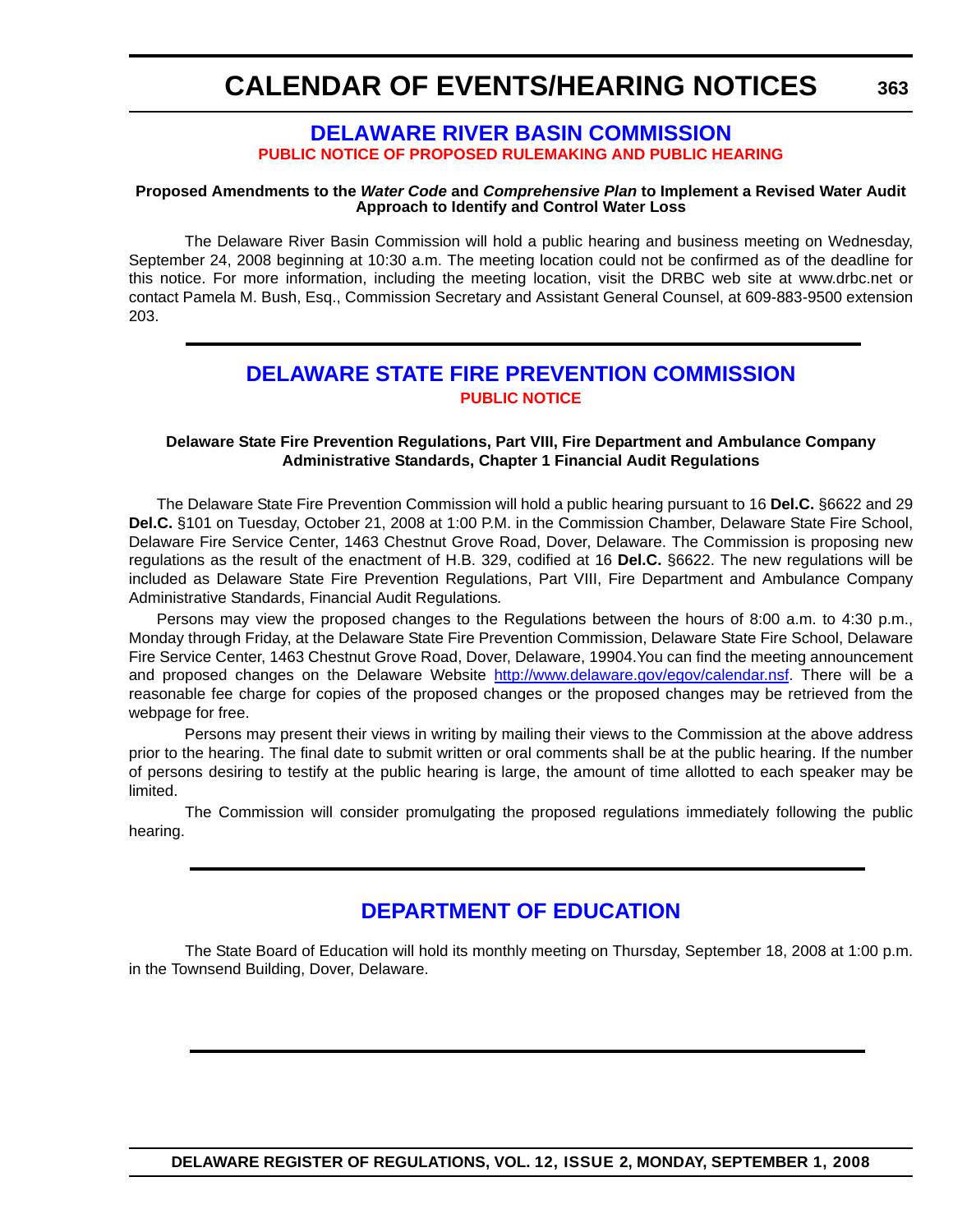# CALENDAR OF EVENTS/HEARING NOTICES

## DELAWARE RIVER BASIN COMMISSION

**PUBLIC NOTICE OF PROPOSED RULEMAKING AND PUBLIC HEARING**

**Proposed Amendments to the *Water Code* and *Comprehensive Plan* to Implement a Revised Water Audit Approach to Identify and Control Water Loss**

The Delaware River Basin Commission will hold a public hearing and business meeting on Wednesday, September 24, 2008 beginning at 10:30 a.m. The meeting location could not be confirmed as of the deadline for this notice. For more information, including the meeting location, visit the DRBC web site at www.drbc.net or contact Pamela M. Bush, Esq., Commission Secretary and Assistant General Counsel, at 609-883-9500 extension 203.

## DELAWARE STATE FIRE PREVENTION COMMISSION

**PUBLIC NOTICE**

**Delaware State Fire Prevention Regulations, Part VIII, Fire Department and Ambulance Company Administrative Standards, Chapter 1 Financial Audit Regulations**

The Delaware State Fire Prevention Commission will hold a public hearing pursuant to 16 **Del.C.** §6622 and 29 **Del.C.** §101 on Tuesday, October 21, 2008 at 1:00 P.M. in the Commission Chamber, Delaware State Fire School, Delaware Fire Service Center, 1463 Chestnut Grove Road, Dover, Delaware. The Commission is proposing new regulations as the result of the enactment of H.B. 329, codified at 16 **Del.C.** §6622. The new regulations will be included as Delaware State Fire Prevention Regulations, Part VIII, Fire Department and Ambulance Company Administrative Standards, Financial Audit Regulations*.*

Persons may view the proposed changes to the Regulations between the hours of 8:00 a.m. to 4:30 p.m., Monday through Friday, at the Delaware State Fire Prevention Commission, Delaware State Fire School, Delaware Fire Service Center, 1463 Chestnut Grove Road, Dover, Delaware, 19904.You can find the meeting announcement and proposed changes on the Delaware Website http://www.delaware.gov/egov/calendar.nsf. There will be a reasonable fee charge for copies of the proposed changes or the proposed changes may be retrieved from the webpage for free.

Persons may present their views in writing by mailing their views to the Commission at the above address prior to the hearing. The final date to submit written or oral comments shall be at the public hearing. If the number of persons desiring to testify at the public hearing is large, the amount of time allotted to each speaker may be limited.

The Commission will consider promulgating the proposed regulations immediately following the public hearing.

## DEPARTMENT OF EDUCATION

The State Board of Education will hold its monthly meeting on Thursday, September 18, 2008 at 1:00 p.m. in the Townsend Building, Dover, Delaware.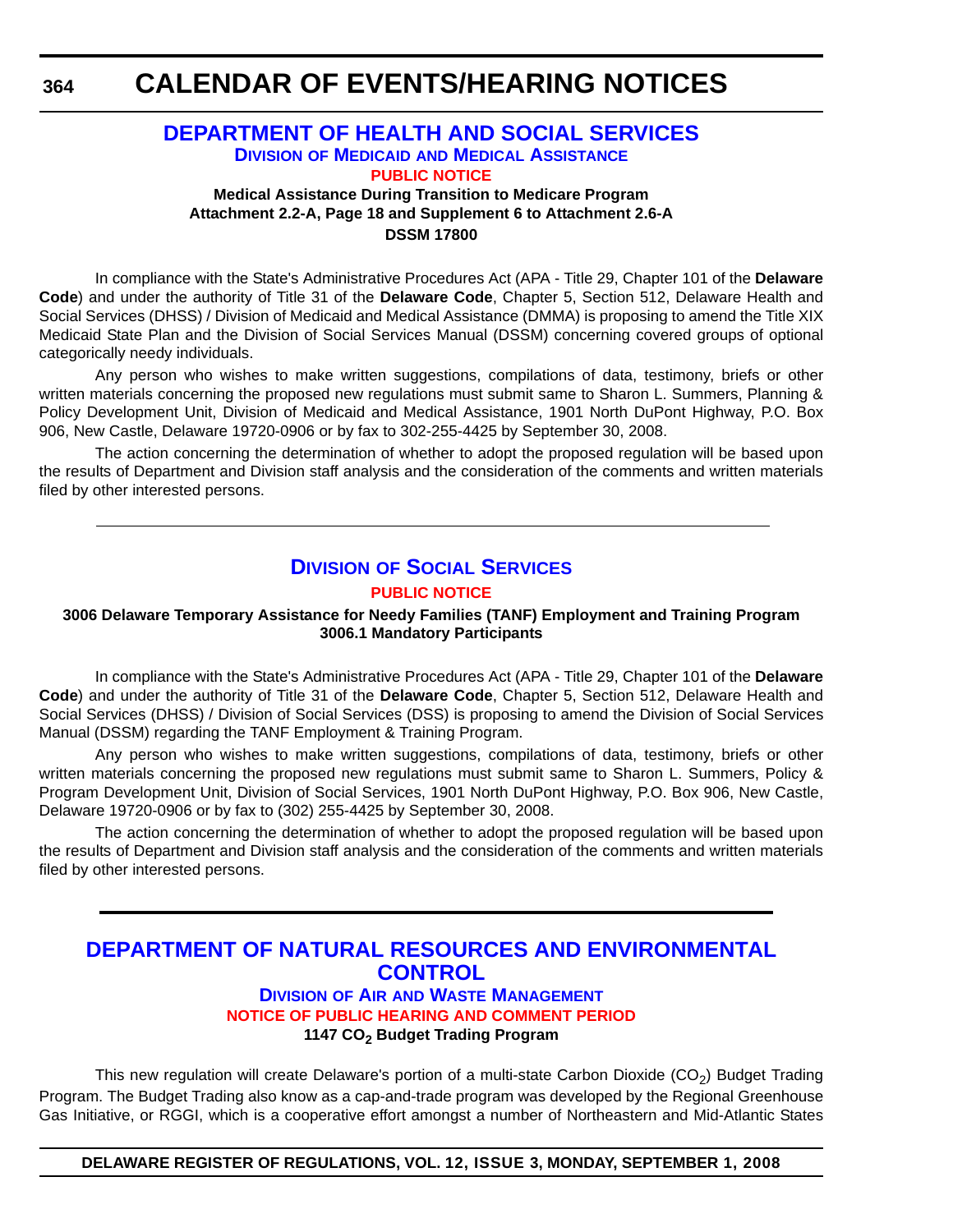# DEPARTMENT OF HEALTH AND SOCIAL SERVICES

## Division of Medicaid and Medical Assistance

### PUBLIC NOTICE

**Medical Assistance During Transition to Medicare Program**
**Attachment 2.2-A, Page 18 and Supplement 6 to Attachment 2.6-A**
**DSSM 17800**

In compliance with the State's Administrative Procedures Act (APA - Title 29, Chapter 101 of the **Delaware Code**) and under the authority of Title 31 of the **Delaware Code**, Chapter 5, Section 512, Delaware Health and Social Services (DHSS) / Division of Medicaid and Medical Assistance (DMMA) is proposing to amend the Title XIX Medicaid State Plan and the Division of Social Services Manual (DSSM) concerning covered groups of optional categorically needy individuals.

Any person who wishes to make written suggestions, compilations of data, testimony, briefs or other written materials concerning the proposed new regulations must submit same to Sharon L. Summers, Planning & Policy Development Unit, Division of Medicaid and Medical Assistance, 1901 North DuPont Highway, P.O. Box 906, New Castle, Delaware 19720-0906 or by fax to 302-255-4425 by September 30, 2008.

The action concerning the determination of whether to adopt the proposed regulation will be based upon the results of Department and Division staff analysis and the consideration of the comments and written materials filed by other interested persons.

---

## Division of Social Services

### PUBLIC NOTICE

**3006 Delaware Temporary Assistance for Needy Families (TANF) Employment and Training Program**
**3006.1 Mandatory Participants**

In compliance with the State's Administrative Procedures Act (APA - Title 29, Chapter 101 of the **Delaware Code**) and under the authority of Title 31 of the **Delaware Code**, Chapter 5, Section 512, Delaware Health and Social Services (DHSS) / Division of Social Services (DSS) is proposing to amend the Division of Social Services Manual (DSSM) regarding the TANF Employment & Training Program.

Any person who wishes to make written suggestions, compilations of data, testimony, briefs or other written materials concerning the proposed new regulations must submit same to Sharon L. Summers, Policy & Program Development Unit, Division of Social Services, 1901 North DuPont Highway, P.O. Box 906, New Castle, Delaware 19720-0906 or by fax to (302) 255-4425 by September 30, 2008.

The action concerning the determination of whether to adopt the proposed regulation will be based upon the results of Department and Division staff analysis and the consideration of the comments and written materials filed by other interested persons.

---

# DEPARTMENT OF NATURAL RESOURCES AND ENVIRONMENTAL CONTROL

## Division of Air and Waste Management

### NOTICE OF PUBLIC HEARING AND COMMENT PERIOD

**1147 $CO_2$ Budget Trading Program**

This new regulation will create Delaware's portion of a multi-state Carbon Dioxide ($CO_2$) Budget Trading Program. The Budget Trading also know as a cap-and-trade program was developed by the Regional Greenhouse Gas Initiative, or RGGI, which is a cooperative effort amongst a number of Northeastern and Mid-Atlantic States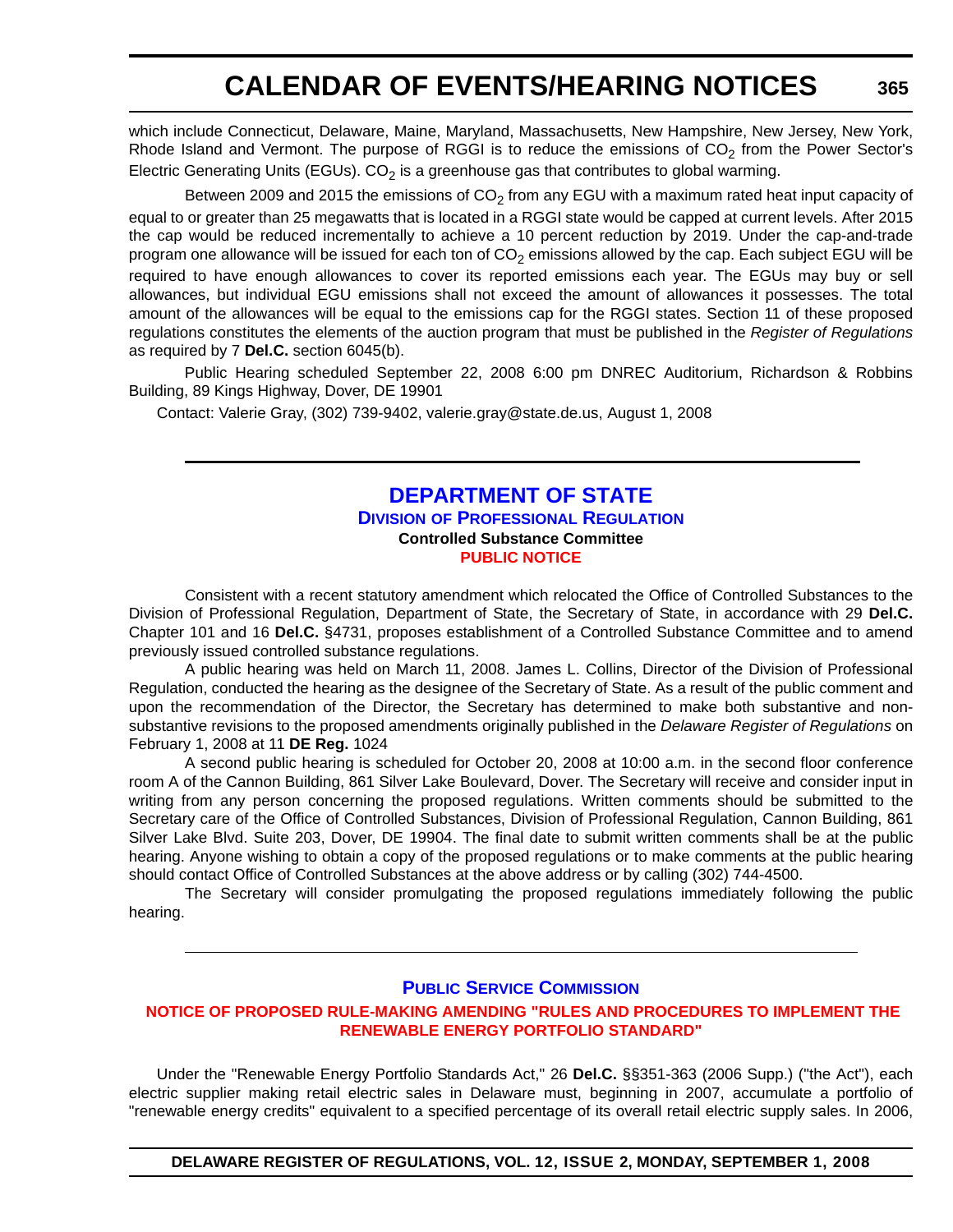which include Connecticut, Delaware, Maine, Maryland, Massachusetts, New Hampshire, New Jersey, New York, Rhode Island and Vermont. The purpose of RGGI is to reduce the emissions of $CO_2$ from the Power Sector's Electric Generating Units (EGUs). $CO_2$ is a greenhouse gas that contributes to global warming.

Between 2009 and 2015 the emissions of $CO_2$ from any EGU with a maximum rated heat input capacity of equal to or greater than 25 megawatts that is located in a RGGI state would be capped at current levels. After 2015 the cap would be reduced incrementally to achieve a 10 percent reduction by 2019. Under the cap-and-trade program one allowance will be issued for each ton of $CO_2$ emissions allowed by the cap. Each subject EGU will be required to have enough allowances to cover its reported emissions each year. The EGUs may buy or sell allowances, but individual EGU emissions shall not exceed the amount of allowances it possesses. The total amount of the allowances will be equal to the emissions cap for the RGGI states. Section 11 of these proposed regulations constitutes the elements of the auction program that must be published in the *Register of Regulations* as required by 7 **Del.C.** section 6045(b).

Public Hearing scheduled September 22, 2008 6:00 pm DNREC Auditorium, Richardson & Robbins Building, 89 Kings Highway, Dover, DE 19901

Contact: Valerie Gray, (302) 739-9402, valerie.gray@state.de.us, August 1, 2008

---

## DEPARTMENT OF STATE

### Division of Professional Regulation

**Controlled Substance Committee**

**PUBLIC NOTICE**

Consistent with a recent statutory amendment which relocated the Office of Controlled Substances to the Division of Professional Regulation, Department of State, the Secretary of State, in accordance with 29 **Del.C.** Chapter 101 and 16 **Del.C.** §4731, proposes establishment of a Controlled Substance Committee and to amend previously issued controlled substance regulations.

A public hearing was held on March 11, 2008. James L. Collins, Director of the Division of Professional Regulation, conducted the hearing as the designee of the Secretary of State. As a result of the public comment and upon the recommendation of the Director, the Secretary has determined to make both substantive and non-substantive revisions to the proposed amendments originally published in the *Delaware Register of Regulations* on February 1, 2008 at 11 **DE Reg.** 1024

A second public hearing is scheduled for October 20, 2008 at 10:00 a.m. in the second floor conference room A of the Cannon Building, 861 Silver Lake Boulevard, Dover. The Secretary will receive and consider input in writing from any person concerning the proposed regulations. Written comments should be submitted to the Secretary care of the Office of Controlled Substances, Division of Professional Regulation, Cannon Building, 861 Silver Lake Blvd. Suite 203, Dover, DE 19904. The final date to submit written comments shall be at the public hearing. Anyone wishing to obtain a copy of the proposed regulations or to make comments at the public hearing should contact Office of Controlled Substances at the above address or by calling (302) 744-4500.

The Secretary will consider promulgating the proposed regulations immediately following the public hearing.

---

## Public Service Commission

### NOTICE OF PROPOSED RULE-MAKING AMENDING "RULES AND PROCEDURES TO IMPLEMENT THE RENEWABLE ENERGY PORTFOLIO STANDARD"

Under the "Renewable Energy Portfolio Standards Act," 26 **Del.C.** §§351-363 (2006 Supp.) ("the Act"), each electric supplier making retail electric sales in Delaware must, beginning in 2007, accumulate a portfolio of "renewable energy credits" equivalent to a specified percentage of its overall retail electric supply sales. In 2006,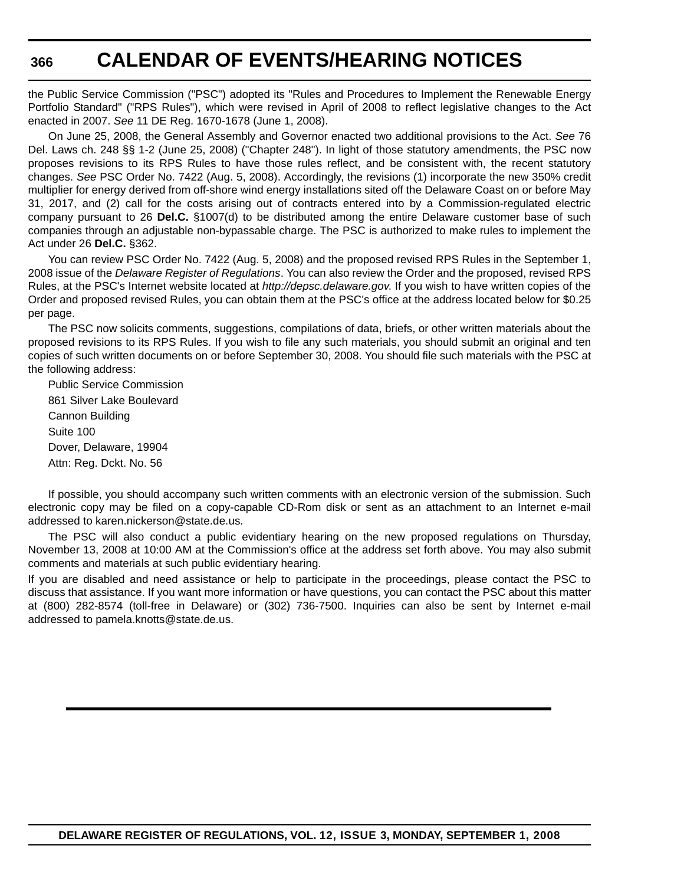the Public Service Commission ("PSC") adopted its "Rules and Procedures to Implement the Renewable Energy Portfolio Standard" ("RPS Rules"), which were revised in April of 2008 to reflect legislative changes to the Act enacted in 2007. *See* 11 DE Reg. 1670-1678 (June 1, 2008).

On June 25, 2008, the General Assembly and Governor enacted two additional provisions to the Act. *See* 76 Del. Laws ch. 248 §§ 1-2 (June 25, 2008) ("Chapter 248"). In light of those statutory amendments, the PSC now proposes revisions to its RPS Rules to have those rules reflect, and be consistent with, the recent statutory changes. *See* PSC Order No. 7422 (Aug. 5, 2008). Accordingly, the revisions (1) incorporate the new 350% credit multiplier for energy derived from off-shore wind energy installations sited off the Delaware Coast on or before May 31, 2017, and (2) call for the costs arising out of contracts entered into by a Commission-regulated electric company pursuant to 26 **Del.C.** §1007(d) to be distributed among the entire Delaware customer base of such companies through an adjustable non-bypassable charge. The PSC is authorized to make rules to implement the Act under 26 **Del.C.** §362.

You can review PSC Order No. 7422 (Aug. 5, 2008) and the proposed revised RPS Rules in the September 1, 2008 issue of the *Delaware Register of Regulations*. You can also review the Order and the proposed, revised RPS Rules, at the PSC's Internet website located at *http://depsc.delaware.gov.* If you wish to have written copies of the Order and proposed revised Rules, you can obtain them at the PSC's office at the address located below for $0.25 per page.

The PSC now solicits comments, suggestions, compilations of data, briefs, or other written materials about the proposed revisions to its RPS Rules. If you wish to file any such materials, you should submit an original and ten copies of such written documents on or before September 30, 2008. You should file such materials with the PSC at the following address:

Public Service Commission  
861 Silver Lake Boulevard  
Cannon Building  
Suite 100  
Dover, Delaware, 19904  
Attn: Reg. Dckt. No. 56

If possible, you should accompany such written comments with an electronic version of the submission. Such electronic copy may be filed on a copy-capable CD-Rom disk or sent as an attachment to an Internet e-mail addressed to karen.nickerson@state.de.us.

The PSC will also conduct a public evidentiary hearing on the new proposed regulations on Thursday, November 13, 2008 at 10:00 AM at the Commission's office at the address set forth above. You may also submit comments and materials at such public evidentiary hearing.

If you are disabled and need assistance or help to participate in the proceedings, please contact the PSC to discuss that assistance. If you want more information or have questions, you can contact the PSC about this matter at (800) 282-8574 (toll-free in Delaware) or (302) 736-7500. Inquiries can also be sent by Internet e-mail addressed to pamela.knotts@state.de.us.